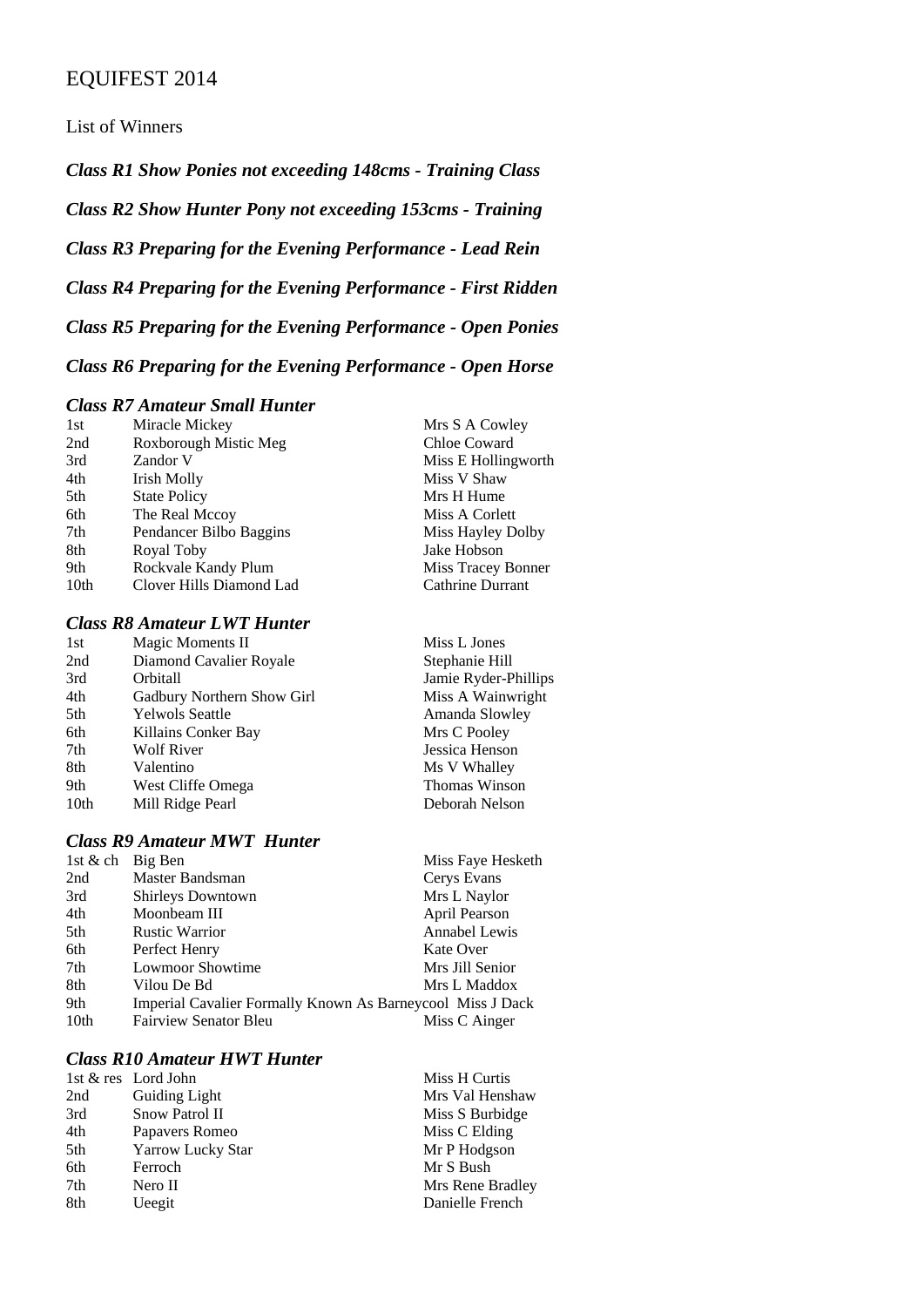EQUIFEST 2014

List of Winners

***Class R1 Show Ponies not exceeding 148cms - Training Class***

***Class R2 Show Hunter Pony not exceeding 153cms - Training***

***Class R3 Preparing for the Evening Performance - Lead Rein***

***Class R4 Preparing for the Evening Performance - First Ridden***

***Class R5 Preparing for the Evening Performance - Open Ponies***

***Class R6 Preparing for the Evening Performance - Open Horse***

***Class R7 Amateur Small Hunter***

| | | |
|---|---|---|
| 1st | Miracle Mickey | Mrs S A Cowley |
| 2nd | Roxborough Mistic Meg | Chloe Coward |
| 3rd | Zandor V | Miss E Hollingworth |
| 4th | Irish Molly | Miss V Shaw |
| 5th | State Policy | Mrs H Hume |
| 6th | The Real Mccoy | Miss A Corlett |
| 7th | Pendancer Bilbo Baggins | Miss Hayley Dolby |
| 8th | Royal Toby | Jake Hobson |
| 9th | Rockvale Kandy Plum | Miss Tracey Bonner |
| 10th | Clover Hills Diamond Lad | Cathrine Durrant |

***Class R8 Amateur LWT Hunter***

| | | |
|---|---|---|
| 1st | Magic Moments II | Miss L Jones |
| 2nd | Diamond Cavalier Royale | Stephanie Hill |
| 3rd | Orbitall | Jamie Ryder-Phillips |
| 4th | Gadbury Northern Show Girl | Miss A Wainwright |
| 5th | Yelwols Seattle | Amanda Slowley |
| 6th | Killains Conker Bay | Mrs C Pooley |
| 7th | Wolf River | Jessica Henson |
| 8th | Valentino | Ms V Whalley |
| 9th | West Cliffe Omega | Thomas Winson |
| 10th | Mill Ridge Pearl | Deborah Nelson |

***Class R9 Amateur MWT Hunter***

| | | |
|---|---|---|
| 1st & ch | Big Ben | Miss Faye Hesketh |
| 2nd | Master Bandsman | Cerys Evans |
| 3rd | Shirleys Downtown | Mrs L Naylor |
| 4th | Moonbeam III | April Pearson |
| 5th | Rustic Warrior | Annabel Lewis |
| 6th | Perfect Henry | Kate Over |
| 7th | Lowmoor Showtime | Mrs Jill Senior |
| 8th | Vilou De Bd | Mrs L Maddox |
| 9th | Imperial Cavalier Formally Known As Barneycool | Miss J Dack |
| 10th | Fairview Senator Bleu | Miss C Ainger |

***Class R10 Amateur HWT Hunter***

| | | |
|---|---|---|
| 1st & res | Lord John | Miss H Curtis |
| 2nd | Guiding Light | Mrs Val Henshaw |
| 3rd | Snow Patrol II | Miss S Burbidge |
| 4th | Papavers Romeo | Miss C Elding |
| 5th | Yarrow Lucky Star | Mr P Hodgson |
| 6th | Ferroch | Mr S Bush |
| 7th | Nero II | Mrs Rene Bradley |
| 8th | Ueegit | Danielle French |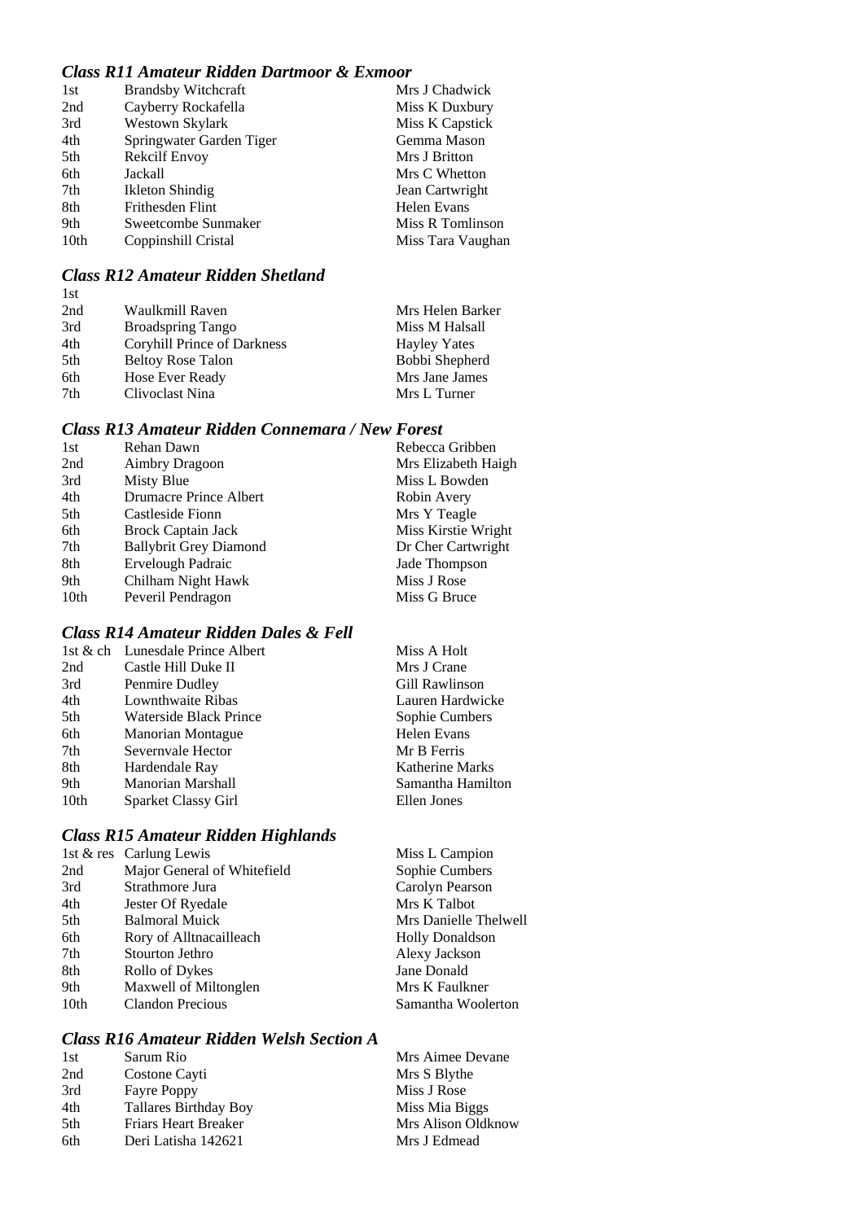### *Class R11 Amateur Ridden Dartmoor & Exmoor*

| | | |
|---|---|---|
| 1st | Brandsby Witchcraft | Mrs J Chadwick |
| 2nd | Cayberry Rockafella | Miss K Duxbury |
| 3rd | Westown Skylark | Miss K Capstick |
| 4th | Springwater Garden Tiger | Gemma Mason |
| 5th | Rekcilf Envoy | Mrs J Britton |
| 6th | Jackall | Mrs C Whetton |
| 7th | Ikleton Shindig | Jean Cartwright |
| 8th | Frithesden Flint | Helen Evans |
| 9th | Sweetcombe Sunmaker | Miss R Tomlinson |
| 10th | Coppinshill Cristal | Miss Tara Vaughan |

### *Class R12 Amateur Ridden Shetland*

| | | |
|---|---|---|
| 1st | | |
| 2nd | Waulkmill Raven | Mrs Helen Barker |
| 3rd | Broadspring Tango | Miss M Halsall |
| 4th | Coryhill Prince of Darkness | Hayley Yates |
| 5th | Beltoy Rose Talon | Bobbi Shepherd |
| 6th | Hose Ever Ready | Mrs Jane James |
| 7th | Clivoclast Nina | Mrs L Turner |

### *Class R13 Amateur Ridden Connemara / New Forest*

| | | |
|---|---|---|
| 1st | Rehan Dawn | Rebecca Gribben |
| 2nd | Aimbry Dragoon | Mrs Elizabeth Haigh |
| 3rd | Misty Blue | Miss L Bowden |
| 4th | Drumacre Prince Albert | Robin Avery |
| 5th | Castleside Fionn | Mrs Y Teagle |
| 6th | Brock Captain Jack | Miss Kirstie Wright |
| 7th | Ballybrit Grey Diamond | Dr Cher Cartwright |
| 8th | Ervelough Padraic | Jade Thompson |
| 9th | Chilham Night Hawk | Miss J Rose |
| 10th | Peveril Pendragon | Miss G Bruce |

### *Class R14 Amateur Ridden Dales & Fell*

| | | |
|---|---|---|
| 1st & ch | Lunesdale Prince Albert | Miss A Holt |
| 2nd | Castle Hill Duke II | Mrs J Crane |
| 3rd | Penmire Dudley | Gill Rawlinson |
| 4th | Lownthwaite Ribas | Lauren Hardwicke |
| 5th | Waterside Black Prince | Sophie Cumbers |
| 6th | Manorian Montague | Helen Evans |
| 7th | Severnvale Hector | Mr B Ferris |
| 8th | Hardendale Ray | Katherine Marks |
| 9th | Manorian Marshall | Samantha Hamilton |
| 10th | Sparket Classy Girl | Ellen Jones |

### *Class R15 Amateur Ridden Highlands*

| | | |
|---|---|---|
| 1st & res | Carlung Lewis | Miss L Campion |
| 2nd | Major General of Whitefield | Sophie Cumbers |
| 3rd | Strathmore Jura | Carolyn Pearson |
| 4th | Jester Of Ryedale | Mrs K Talbot |
| 5th | Balmoral Muick | Mrs Danielle Thelwell |
| 6th | Rory of Alltnacailleach | Holly Donaldson |
| 7th | Stourton Jethro | Alexy Jackson |
| 8th | Rollo of Dykes | Jane Donald |
| 9th | Maxwell of Miltonglen | Mrs K Faulkner |
| 10th | Clandon Precious | Samantha Woolerton |

### *Class R16 Amateur Ridden Welsh Section A*

| | | |
|---|---|---|
| 1st | Sarum Rio | Mrs Aimee Devane |
| 2nd | Costone Cayti | Mrs S Blythe |
| 3rd | Fayre Poppy | Miss J Rose |
| 4th | Tallares Birthday Boy | Miss Mia Biggs |
| 5th | Friars Heart Breaker | Mrs Alison Oldknow |
| 6th | Deri Latisha 142621 | Mrs J Edmead |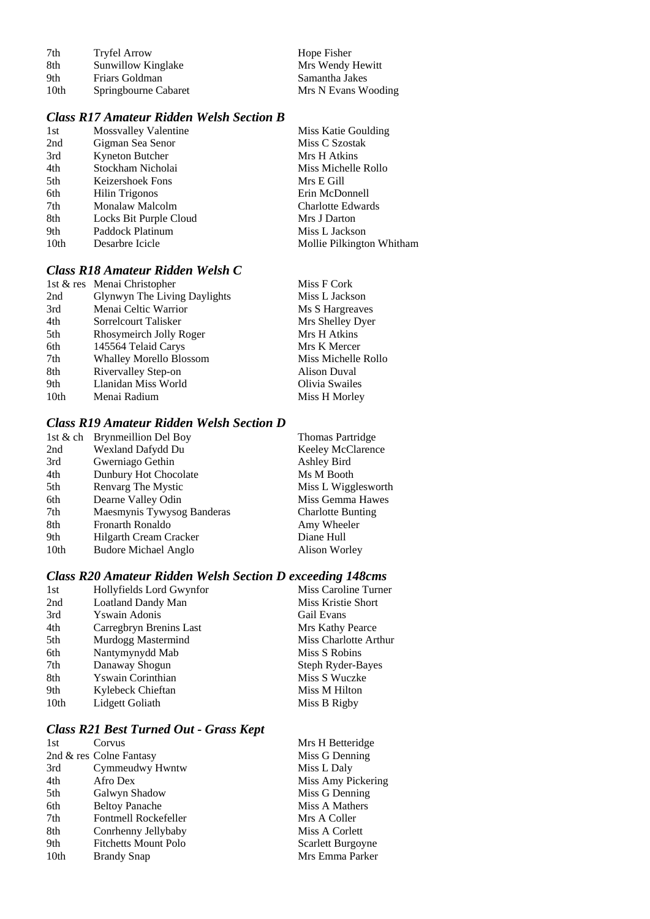| | | |
|---|---|---|
| 7th | Tryfel Arrow | Hope Fisher |
| 8th | Sunwillow Kinglake | Mrs Wendy Hewitt |
| 9th | Friars Goldman | Samantha Jakes |
| 10th | Springbourne Cabaret | Mrs N Evans Wooding |

### *Class R17 Amateur Ridden Welsh Section B*

| | | |
|---|---|---|
| 1st | Mossvalley Valentine | Miss Katie Goulding |
| 2nd | Gigman Sea Senor | Miss C Szostak |
| 3rd | Kyneton Butcher | Mrs H Atkins |
| 4th | Stockham Nicholai | Miss Michelle Rollo |
| 5th | Keizershoek Fons | Mrs E Gill |
| 6th | Hilin Trigonos | Erin McDonnell |
| 7th | Monalaw Malcolm | Charlotte Edwards |
| 8th | Locks Bit Purple Cloud | Mrs J Darton |
| 9th | Paddock Platinum | Miss L Jackson |
| 10th | Desarbre Icicle | Mollie Pilkington Whitham |

### *Class R18 Amateur Ridden Welsh C*

| | | |
|---|---|---|
| 1st & res | Menai Christopher | Miss F Cork |
| 2nd | Glynwyn The Living Daylights | Miss L Jackson |
| 3rd | Menai Celtic Warrior | Ms S Hargreaves |
| 4th | Sorrelcourt Talisker | Mrs Shelley Dyer |
| 5th | Rhosymeirch Jolly Roger | Mrs H Atkins |
| 6th | 145564 Telaid Carys | Mrs K Mercer |
| 7th | Whalley Morello Blossom | Miss Michelle Rollo |
| 8th | Rivervalley Step-on | Alison Duval |
| 9th | Llanidan Miss World | Olivia Swailes |
| 10th | Menai Radium | Miss H Morley |

### *Class R19 Amateur Ridden Welsh Section D*

| | | |
|---|---|---|
| 1st & ch | Brynmeillion Del Boy | Thomas Partridge |
| 2nd | Wexland Dafydd Du | Keeley McClarence |
| 3rd | Gwerniago Gethin | Ashley Bird |
| 4th | Dunbury Hot Chocolate | Ms M Booth |
| 5th | Renvarg The Mystic | Miss L Wigglesworth |
| 6th | Dearne Valley Odin | Miss Gemma Hawes |
| 7th | Maesmynis Tywysog Banderas | Charlotte Bunting |
| 8th | Fronarth Ronaldo | Amy Wheeler |
| 9th | Hilgarth Cream Cracker | Diane Hull |
| 10th | Budore Michael Anglo | Alison Worley |

### *Class R20 Amateur Ridden Welsh Section D exceeding 148cms*

| | | |
|---|---|---|
| 1st | Hollyfields Lord Gwynfor | Miss Caroline Turner |
| 2nd | Loatland Dandy Man | Miss Kristie Short |
| 3rd | Yswain Adonis | Gail Evans |
| 4th | Carregbryn Brenins Last | Mrs Kathy Pearce |
| 5th | Murdogg Mastermind | Miss Charlotte Arthur |
| 6th | Nantymynydd Mab | Miss S Robins |
| 7th | Danaway Shogun | Steph Ryder-Bayes |
| 8th | Yswain Corinthian | Miss S Wuczke |
| 9th | Kylebeck Chieftan | Miss M Hilton |
| 10th | Lidgett Goliath | Miss B Rigby |

### *Class R21 Best Turned Out - Grass Kept*

| | | |
|---|---|---|
| 1st | Corvus | Mrs H Betteridge |
| 2nd & res | Colne Fantasy | Miss G Denning |
| 3rd | Cymmeudwy Hwntw | Miss L Daly |
| 4th | Afro Dex | Miss Amy Pickering |
| 5th | Galwyn Shadow | Miss G Denning |
| 6th | Beltoy Panache | Miss A Mathers |
| 7th | Fontmell Rockefeller | Mrs A Coller |
| 8th | Conrhenny Jellybaby | Miss A Corlett |
| 9th | Fitchetts Mount Polo | Scarlett Burgoyne |
| 10th | Brandy Snap | Mrs Emma Parker |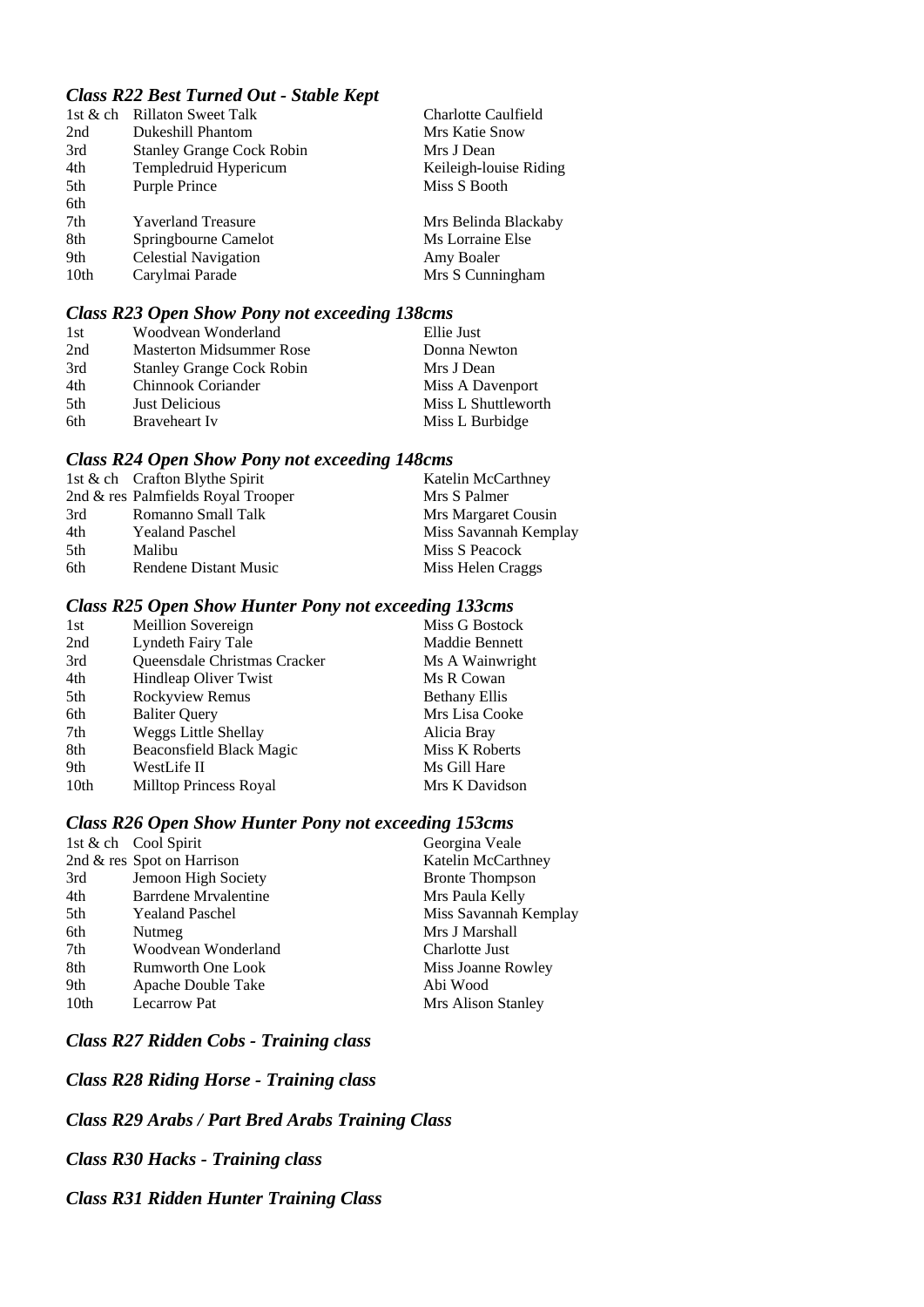### *Class R22 Best Turned Out - Stable Kept*

| | | |
|---|---|---|
| 1st & ch | Rillaton Sweet Talk | Charlotte Caulfield |
| 2nd | Dukeshill Phantom | Mrs Katie Snow |
| 3rd | Stanley Grange Cock Robin | Mrs J Dean |
| 4th | Templedruid Hypericum | Keileigh-louise Riding |
| 5th | Purple Prince | Miss S Booth |
| 6th | | |
| 7th | Yaverland Treasure | Mrs Belinda Blackaby |
| 8th | Springbourne Camelot | Ms Lorraine Else |
| 9th | Celestial Navigation | Amy Boaler |
| 10th | Carylmai Parade | Mrs S Cunningham |

### *Class R23 Open Show Pony not exceeding 138cms*

| | | |
|---|---|---|
| 1st | Woodvean Wonderland | Ellie Just |
| 2nd | Masterton Midsummer Rose | Donna Newton |
| 3rd | Stanley Grange Cock Robin | Mrs J Dean |
| 4th | Chinnook Coriander | Miss A Davenport |
| 5th | Just Delicious | Miss L Shuttleworth |
| 6th | Braveheart Iv | Miss L Burbidge |

### *Class R24 Open Show Pony not exceeding 148cms*

| | | |
|---|---|---|
| 1st & ch | Crafton Blythe Spirit | Katelin McCarthney |
| 2nd & res | Palmfields Royal Trooper | Mrs S Palmer |
| 3rd | Romanno Small Talk | Mrs Margaret Cousin |
| 4th | Yealand Paschel | Miss Savannah Kemplay |
| 5th | Malibu | Miss S Peacock |
| 6th | Rendene Distant Music | Miss Helen Craggs |

### *Class R25 Open Show Hunter Pony not exceeding 133cms*

| | | |
|---|---|---|
| 1st | Meillion Sovereign | Miss G Bostock |
| 2nd | Lyndeth Fairy Tale | Maddie Bennett |
| 3rd | Queensdale Christmas Cracker | Ms A Wainwright |
| 4th | Hindleap Oliver Twist | Ms R Cowan |
| 5th | Rockyview Remus | Bethany Ellis |
| 6th | Baliter Query | Mrs Lisa Cooke |
| 7th | Weggs Little Shellay | Alicia Bray |
| 8th | Beaconsfield Black Magic | Miss K Roberts |
| 9th | WestLife II | Ms Gill Hare |
| 10th | Milltop Princess Royal | Mrs K Davidson |

### *Class R26 Open Show Hunter Pony not exceeding 153cms*

| | | |
|---|---|---|
| 1st & ch | Cool Spirit | Georgina Veale |
| 2nd & res | Spot on Harrison | Katelin McCarthney |
| 3rd | Jemoon High Society | Bronte Thompson |
| 4th | Barrdene Mrvalentine | Mrs Paula Kelly |
| 5th | Yealand Paschel | Miss Savannah Kemplay |
| 6th | Nutmeg | Mrs J Marshall |
| 7th | Woodvean Wonderland | Charlotte Just |
| 8th | Rumworth One Look | Miss Joanne Rowley |
| 9th | Apache Double Take | Abi Wood |
| 10th | Lecarrow Pat | Mrs Alison Stanley |

### *Class R27 Ridden Cobs - Training class*

### *Class R28 Riding Horse - Training class*

### *Class R29 Arabs / Part Bred Arabs Training Class*

### *Class R30 Hacks - Training class*

### *Class R31 Ridden Hunter Training Class*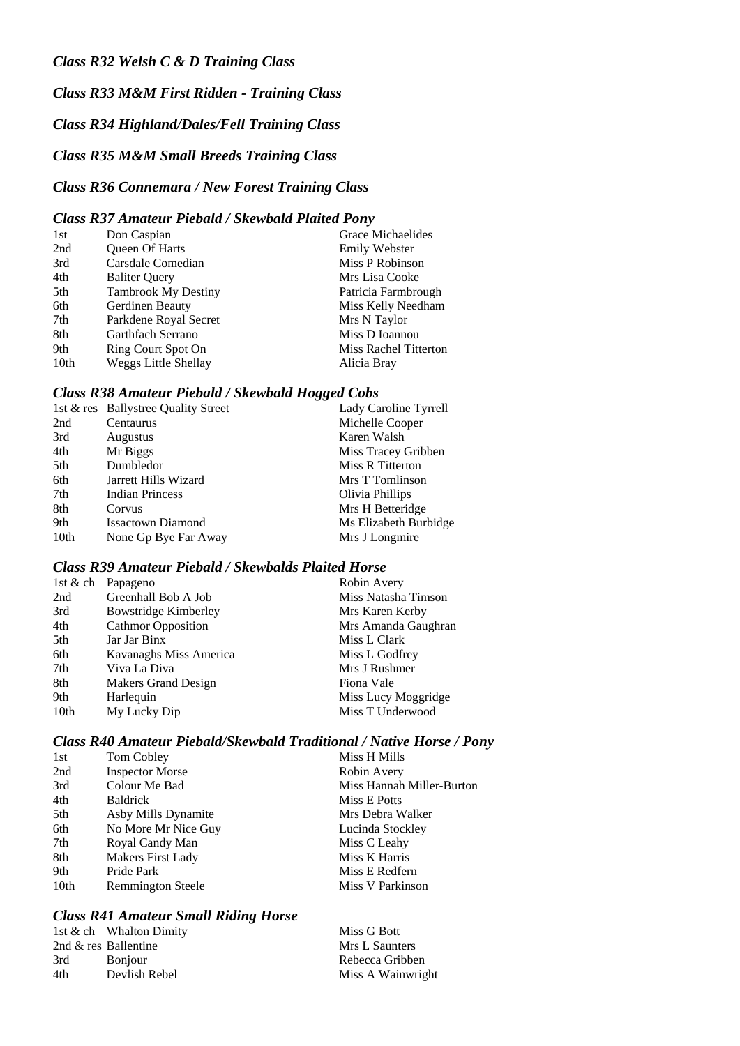### *Class R32 Welsh C & D Training Class*

### *Class R33 M&M First Ridden - Training Class*

### *Class R34 Highland/Dales/Fell Training Class*

### *Class R35 M&M Small Breeds Training Class*

### *Class R36 Connemara / New Forest Training Class*

### *Class R37 Amateur Piebald / Skewbald Plaited Pony*

| | | |
|---|---|---|
| 1st | Don Caspian | Grace Michaelides |
| 2nd | Queen Of Harts | Emily Webster |
| 3rd | Carsdale Comedian | Miss P Robinson |
| 4th | Baliter Query | Mrs Lisa Cooke |
| 5th | Tambrook My Destiny | Patricia Farmbrough |
| 6th | Gerdinen Beauty | Miss Kelly Needham |
| 7th | Parkdene Royal Secret | Mrs N Taylor |
| 8th | Garthfach Serrano | Miss D Ioannou |
| 9th | Ring Court Spot On | Miss Rachel Titterton |
| 10th | Weggs Little Shellay | Alicia Bray |

### *Class R38 Amateur Piebald / Skewbald Hogged Cobs*

| | | |
|---|---|---|
| 1st & res | Ballystree Quality Street | Lady Caroline Tyrrell |
| 2nd | Centaurus | Michelle Cooper |
| 3rd | Augustus | Karen Walsh |
| 4th | Mr Biggs | Miss Tracey Gribben |
| 5th | Dumbledor | Miss R Titterton |
| 6th | Jarrett Hills Wizard | Mrs T Tomlinson |
| 7th | Indian Princess | Olivia Phillips |
| 8th | Corvus | Mrs H Betteridge |
| 9th | Issactown Diamond | Ms Elizabeth Burbidge |
| 10th | None Gp Bye Far Away | Mrs J Longmire |

### *Class R39 Amateur Piebald / Skewbalds Plaited Horse*

| | | |
|---|---|---|
| 1st & ch | Papageno | Robin Avery |
| 2nd | Greenhall Bob A Job | Miss Natasha Timson |
| 3rd | Bowstridge Kimberley | Mrs Karen Kerby |
| 4th | Cathmor Opposition | Mrs Amanda Gaughran |
| 5th | Jar Jar Binx | Miss L Clark |
| 6th | Kavanaghs Miss America | Miss L Godfrey |
| 7th | Viva La Diva | Mrs J Rushmer |
| 8th | Makers Grand Design | Fiona Vale |
| 9th | Harlequin | Miss Lucy Moggridge |
| 10th | My Lucky Dip | Miss T Underwood |

### *Class R40 Amateur Piebald/Skewbald Traditional / Native Horse / Pony*

| | | |
|---|---|---|
| 1st | Tom Cobley | Miss H Mills |
| 2nd | Inspector Morse | Robin Avery |
| 3rd | Colour Me Bad | Miss Hannah Miller-Burton |
| 4th | Baldrick | Miss E Potts |
| 5th | Asby Mills Dynamite | Mrs Debra Walker |
| 6th | No More Mr Nice Guy | Lucinda Stockley |
| 7th | Royal Candy Man | Miss C Leahy |
| 8th | Makers First Lady | Miss K Harris |
| 9th | Pride Park | Miss E Redfern |
| 10th | Remmington Steele | Miss V Parkinson |

### *Class R41 Amateur Small Riding Horse*

| | | |
|---|---|---|
| 1st & ch | Whalton Dimity | Miss G Bott |
| 2nd & res | Ballentine | Mrs L Saunters |
| 3rd | Bonjour | Rebecca Gribben |
| 4th | Devlish Rebel | Miss A Wainwright |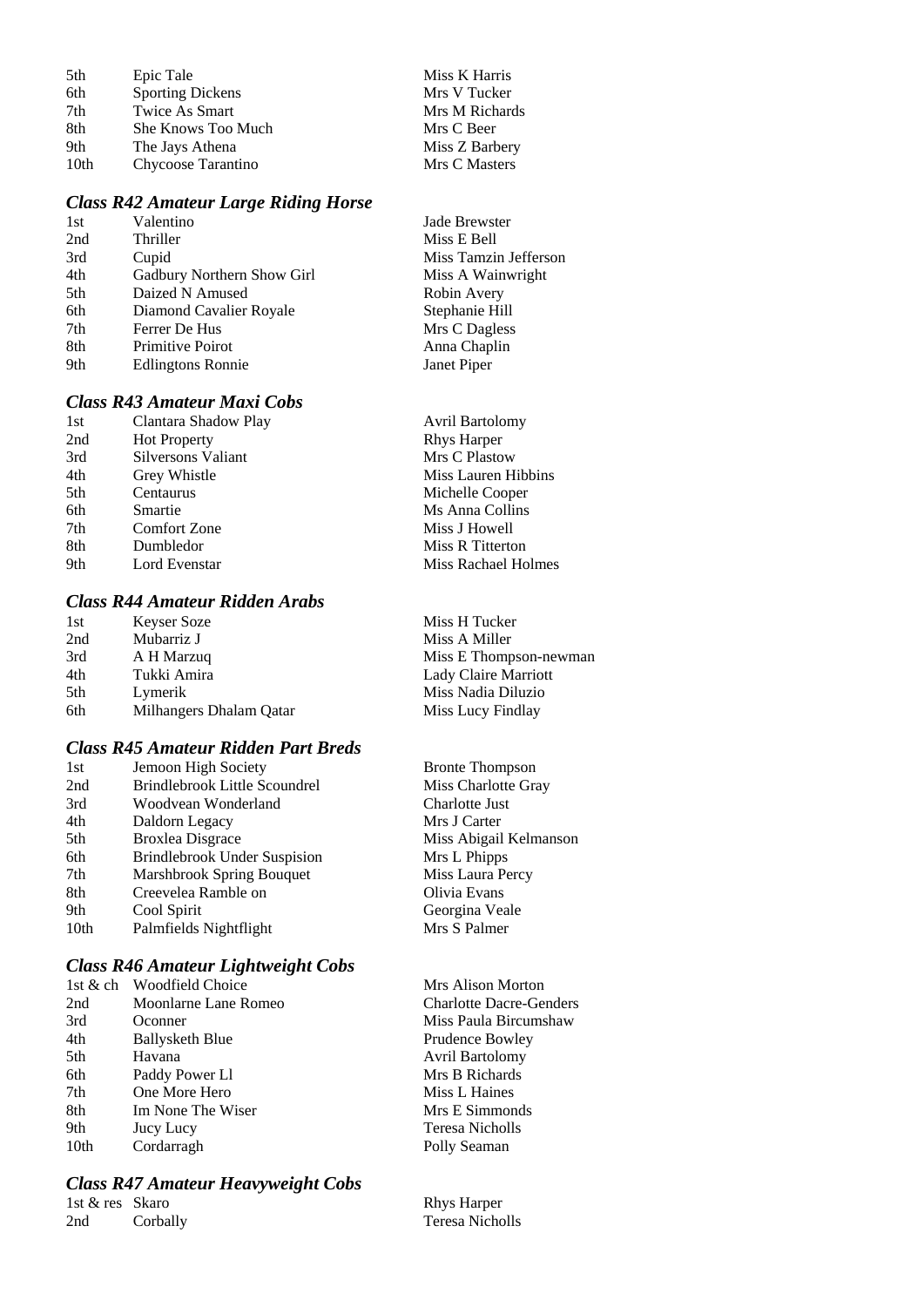| | | |
|---|---|---|
| 5th | Epic Tale | Miss K Harris |
| 6th | Sporting Dickens | Mrs V Tucker |
| 7th | Twice As Smart | Mrs M Richards |
| 8th | She Knows Too Much | Mrs C Beer |
| 9th | The Jays Athena | Miss Z Barbery |
| 10th | Chycoose Tarantino | Mrs C Masters |

### *Class R42 Amateur Large Riding Horse*

| | | |
|---|---|---|
| 1st | Valentino | Jade Brewster |
| 2nd | Thriller | Miss E Bell |
| 3rd | Cupid | Miss Tamzin Jefferson |
| 4th | Gadbury Northern Show Girl | Miss A Wainwright |
| 5th | Daized N Amused | Robin Avery |
| 6th | Diamond Cavalier Royale | Stephanie Hill |
| 7th | Ferrer De Hus | Mrs C Dagless |
| 8th | Primitive Poirot | Anna Chaplin |
| 9th | Edlingtons Ronnie | Janet Piper |

### *Class R43 Amateur Maxi Cobs*

| | | |
|---|---|---|
| 1st | Clantara Shadow Play | Avril Bartolomy |
| 2nd | Hot Property | Rhys Harper |
| 3rd | Silversons Valiant | Mrs C Plastow |
| 4th | Grey Whistle | Miss Lauren Hibbins |
| 5th | Centaurus | Michelle Cooper |
| 6th | Smartie | Ms Anna Collins |
| 7th | Comfort Zone | Miss J Howell |
| 8th | Dumbledor | Miss R Titterton |
| 9th | Lord Evenstar | Miss Rachael Holmes |

### *Class R44 Amateur Ridden Arabs*

| | | |
|---|---|---|
| 1st | Keyser Soze | Miss H Tucker |
| 2nd | Mubarriz J | Miss A Miller |
| 3rd | A H Marzuq | Miss E Thompson-newman |
| 4th | Tukki Amira | Lady Claire Marriott |
| 5th | Lymerik | Miss Nadia Diluzio |
| 6th | Milhangers Dhalam Qatar | Miss Lucy Findlay |

### *Class R45 Amateur Ridden Part Breds*

| | | |
|---|---|---|
| 1st | Jemoon High Society | Bronte Thompson |
| 2nd | Brindlebrook Little Scoundrel | Miss Charlotte Gray |
| 3rd | Woodvean Wonderland | Charlotte Just |
| 4th | Daldorn Legacy | Mrs J Carter |
| 5th | Broxlea Disgrace | Miss Abigail Kelmanson |
| 6th | Brindlebrook Under Suspision | Mrs L Phipps |
| 7th | Marshbrook Spring Bouquet | Miss Laura Percy |
| 8th | Creevelea Ramble on | Olivia Evans |
| 9th | Cool Spirit | Georgina Veale |
| 10th | Palmfields Nightflight | Mrs S Palmer |

### *Class R46 Amateur Lightweight Cobs*

| | | |
|---|---|---|
| 1st & ch | Woodfield Choice | Mrs Alison Morton |
| 2nd | Moonlarne Lane Romeo | Charlotte Dacre-Genders |
| 3rd | Oconner | Miss Paula Bircumshaw |
| 4th | Ballysketh Blue | Prudence Bowley |
| 5th | Havana | Avril Bartolomy |
| 6th | Paddy Power Ll | Mrs B Richards |
| 7th | One More Hero | Miss L Haines |
| 8th | Im None The Wiser | Mrs E Simmonds |
| 9th | Jucy Lucy | Teresa Nicholls |
| 10th | Cordarragh | Polly Seaman |

### *Class R47 Amateur Heavyweight Cobs*

| | | |
|---|---|---|
| 1st & res | Skaro | Rhys Harper |
| 2nd | Corbally | Teresa Nicholls |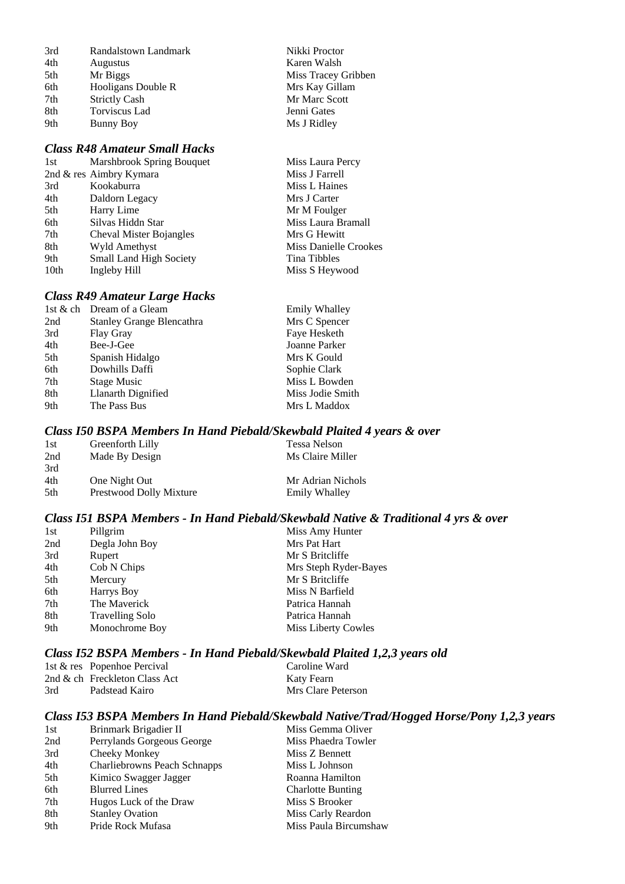| | | |
|---|---|---|
| 3rd | Randalstown Landmark | Nikki Proctor |
| 4th | Augustus | Karen Walsh |
| 5th | Mr Biggs | Miss Tracey Gribben |
| 6th | Hooligans Double R | Mrs Kay Gillam |
| 7th | Strictly Cash | Mr Marc Scott |
| 8th | Torviscus Lad | Jenni Gates |
| 9th | Bunny Boy | Ms J Ridley |

### *Class R48 Amateur Small Hacks*

| | | |
|---|---|---|
| 1st | Marshbrook Spring Bouquet | Miss Laura Percy |
| 2nd & res | Aimbry Kymara | Miss J Farrell |
| 3rd | Kookaburra | Miss L Haines |
| 4th | Daldorn Legacy | Mrs J Carter |
| 5th | Harry Lime | Mr M Foulger |
| 6th | Silvas Hiddn Star | Miss Laura Bramall |
| 7th | Cheval Mister Bojangles | Mrs G Hewitt |
| 8th | Wyld Amethyst | Miss Danielle Crookes |
| 9th | Small Land High Society | Tina Tibbles |
| 10th | Ingleby Hill | Miss S Heywood |

### *Class R49 Amateur Large Hacks*

| | | |
|---|---|---|
| 1st & ch | Dream of a Gleam | Emily Whalley |
| 2nd | Stanley Grange Blencathra | Mrs C Spencer |
| 3rd | Flay Gray | Faye Hesketh |
| 4th | Bee-J-Gee | Joanne Parker |
| 5th | Spanish Hidalgo | Mrs K Gould |
| 6th | Dowhills Daffi | Sophie Clark |
| 7th | Stage Music | Miss L Bowden |
| 8th | Llanarth Dignified | Miss Jodie Smith |
| 9th | The Pass Bus | Mrs L Maddox |

### *Class I50 BSPA Members In Hand Piebald/Skewbald Plaited 4 years & over*

| | | |
|---|---|---|
| 1st | Greenforth Lilly | Tessa Nelson |
| 2nd | Made By Design | Ms Claire Miller |
| 3rd | | |
| 4th | One Night Out | Mr Adrian Nichols |
| 5th | Prestwood Dolly Mixture | Emily Whalley |

### *Class I51 BSPA Members - In Hand Piebald/Skewbald Native & Traditional 4 yrs & over*

| | | |
|---|---|---|
| 1st | Pillgrim | Miss Amy Hunter |
| 2nd | Degla John Boy | Mrs Pat Hart |
| 3rd | Rupert | Mr S Britcliffe |
| 4th | Cob N Chips | Mrs Steph Ryder-Bayes |
| 5th | Mercury | Mr S Britcliffe |
| 6th | Harrys Boy | Miss N Barfield |
| 7th | The Maverick | Patrica Hannah |
| 8th | Travelling Solo | Patrica Hannah |
| 9th | Monochrome Boy | Miss Liberty Cowles |

### *Class I52 BSPA Members - In Hand Piebald/Skewbald Plaited 1,2,3 years old*

| | | |
|---|---|---|
| 1st & res | Popenhoe Percival | Caroline Ward |
| 2nd & ch | Freckleton Class Act | Katy Fearn |
| 3rd | Padstead Kairo | Mrs Clare Peterson |

### *Class I53 BSPA Members In Hand Piebald/Skewbald Native/Trad/Hogged Horse/Pony 1,2,3 years*

| | | |
|---|---|---|
| 1st | Brinmark Brigadier II | Miss Gemma Oliver |
| 2nd | Perrylands Gorgeous George | Miss Phaedra Towler |
| 3rd | Cheeky Monkey | Miss Z Bennett |
| 4th | Charliebrowns Peach Schnapps | Miss L Johnson |
| 5th | Kimico Swagger Jagger | Roanna Hamilton |
| 6th | Blurred Lines | Charlotte Bunting |
| 7th | Hugos Luck of the Draw | Miss S Brooker |
| 8th | Stanley Ovation | Miss Carly Reardon |
| 9th | Pride Rock Mufasa | Miss Paula Bircumshaw |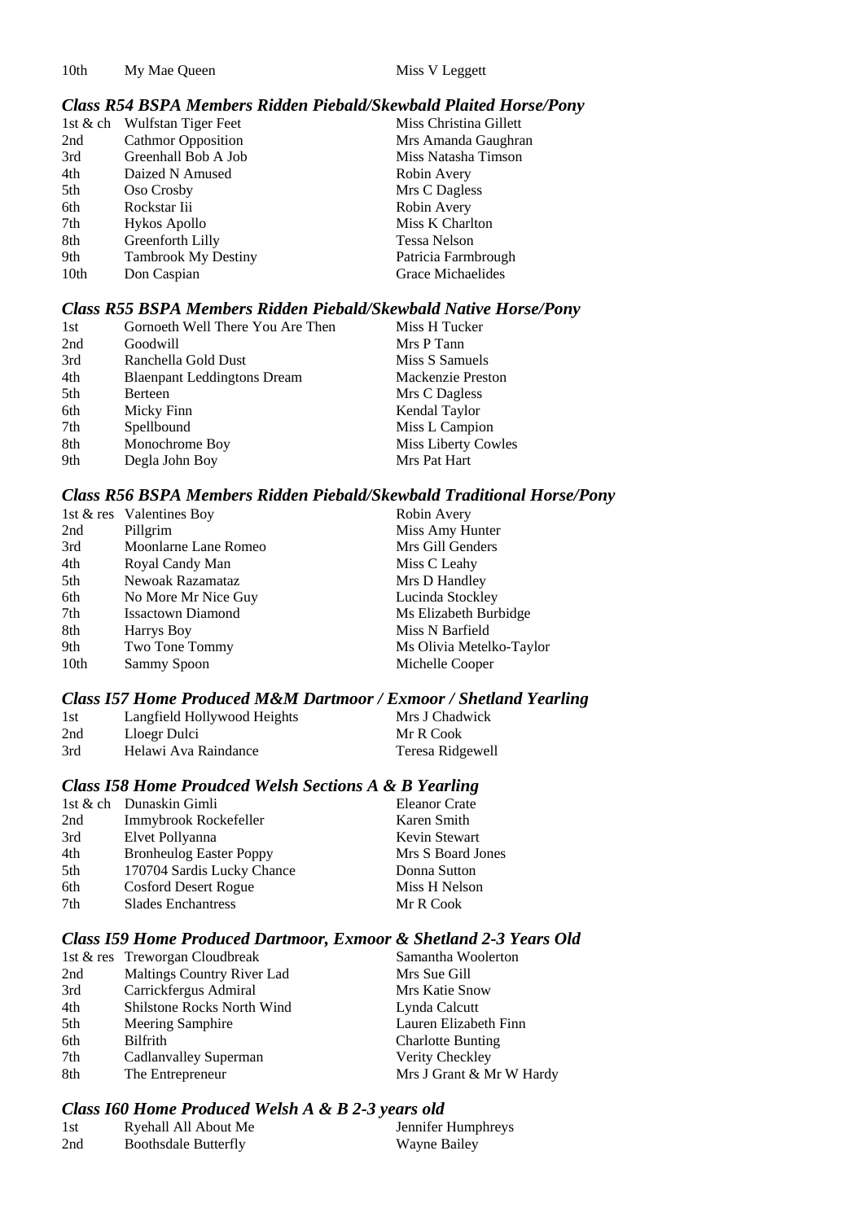| | | |
|---|---|---|
| 10th | My Mae Queen | Miss V Leggett |

### *Class R54 BSPA Members Ridden Piebald/Skewbald Plaited Horse/Pony*

| | | |
|---|---|---|
| 1st & ch | Wulfstan Tiger Feet | Miss Christina Gillett |
| 2nd | Cathmor Opposition | Mrs Amanda Gaughran |
| 3rd | Greenhall Bob A Job | Miss Natasha Timson |
| 4th | Daized N Amused | Robin Avery |
| 5th | Oso Crosby | Mrs C Dagless |
| 6th | Rockstar Iii | Robin Avery |
| 7th | Hykos Apollo | Miss K Charlton |
| 8th | Greenforth Lilly | Tessa Nelson |
| 9th | Tambrook My Destiny | Patricia Farmbrough |
| 10th | Don Caspian | Grace Michaelides |

### *Class R55 BSPA Members Ridden Piebald/Skewbald Native Horse/Pony*

| | | |
|---|---|---|
| 1st | Gornoeth Well There You Are Then | Miss H Tucker |
| 2nd | Goodwill | Mrs P Tann |
| 3rd | Ranchella Gold Dust | Miss S Samuels |
| 4th | Blaenpant Leddingtons Dream | Mackenzie Preston |
| 5th | Berteen | Mrs C Dagless |
| 6th | Micky Finn | Kendal Taylor |
| 7th | Spellbound | Miss L Campion |
| 8th | Monochrome Boy | Miss Liberty Cowles |
| 9th | Degla John Boy | Mrs Pat Hart |

### *Class R56 BSPA Members Ridden Piebald/Skewbald Traditional Horse/Pony*

| | | |
|---|---|---|
| 1st & res | Valentines Boy | Robin Avery |
| 2nd | Pillgrim | Miss Amy Hunter |
| 3rd | Moonlarne Lane Romeo | Mrs Gill Genders |
| 4th | Royal Candy Man | Miss C Leahy |
| 5th | Newoak Razamataz | Mrs D Handley |
| 6th | No More Mr Nice Guy | Lucinda Stockley |
| 7th | Issactown Diamond | Ms Elizabeth Burbidge |
| 8th | Harrys Boy | Miss N Barfield |
| 9th | Two Tone Tommy | Ms Olivia Metelko-Taylor |
| 10th | Sammy Spoon | Michelle Cooper |

### *Class I57 Home Produced M&M Dartmoor / Exmoor / Shetland Yearling*

| | | |
|---|---|---|
| 1st | Langfield Hollywood Heights | Mrs J Chadwick |
| 2nd | Lloegr Dulci | Mr R Cook |
| 3rd | Helawi Ava Raindance | Teresa Ridgewell |

### *Class I58 Home Proudced Welsh Sections A & B Yearling*

| | | |
|---|---|---|
| 1st & ch | Dunaskin Gimli | Eleanor Crate |
| 2nd | Immybrook Rockefeller | Karen Smith |
| 3rd | Elvet Pollyanna | Kevin Stewart |
| 4th | Bronheulog Easter Poppy | Mrs S Board Jones |
| 5th | 170704 Sardis Lucky Chance | Donna Sutton |
| 6th | Cosford Desert Rogue | Miss H Nelson |
| 7th | Slades Enchantress | Mr R Cook |

### *Class I59 Home Produced Dartmoor, Exmoor & Shetland 2-3 Years Old*

| | | |
|---|---|---|
| 1st & res | Treworgan Cloudbreak | Samantha Woolerton |
| 2nd | Maltings Country River Lad | Mrs Sue Gill |
| 3rd | Carrickfergus Admiral | Mrs Katie Snow |
| 4th | Shilstone Rocks North Wind | Lynda Calcutt |
| 5th | Meering Samphire | Lauren Elizabeth Finn |
| 6th | Bilfrith | Charlotte Bunting |
| 7th | Cadlanvalley Superman | Verity Checkley |
| 8th | The Entrepreneur | Mrs J Grant & Mr W Hardy |

### *Class I60 Home Produced Welsh A & B 2-3 years old*

| | | |
|---|---|---|
| 1st | Ryehall All About Me | Jennifer Humphreys |
| 2nd | Boothsdale Butterfly | Wayne Bailey |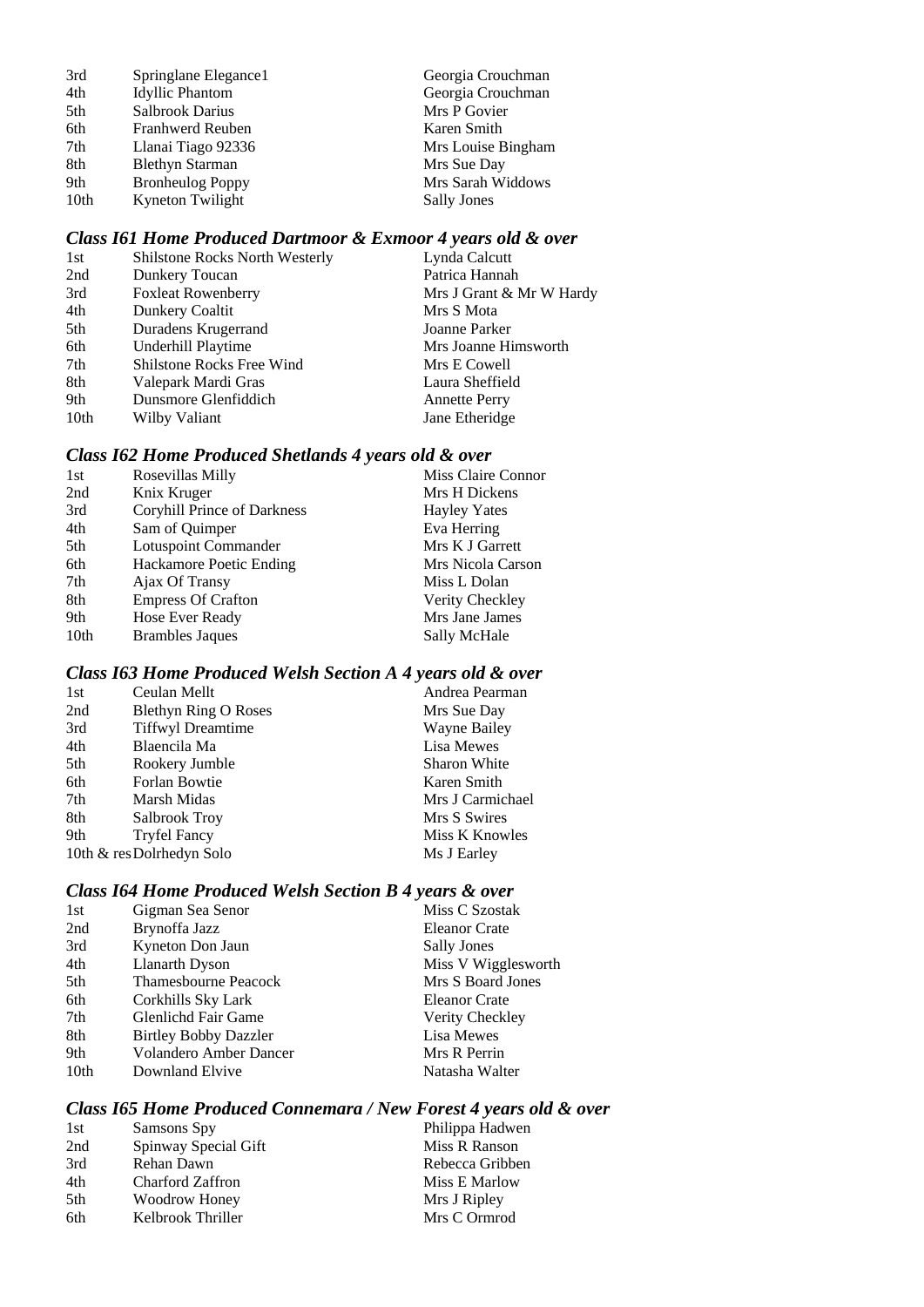| | | |
|---|---|---|
| 3rd | Springlane Elegance1 | Georgia Crouchman |
| 4th | Idyllic Phantom | Georgia Crouchman |
| 5th | Salbrook Darius | Mrs P Govier |
| 6th | Franhwerd Reuben | Karen Smith |
| 7th | Llanai Tiago 92336 | Mrs Louise Bingham |
| 8th | Blethyn Starman | Mrs Sue Day |
| 9th | Bronheulog Poppy | Mrs Sarah Widdows |
| 10th | Kyneton Twilight | Sally Jones |

### *Class I61 Home Produced Dartmoor & Exmoor 4 years old & over*

| | | |
|---|---|---|
| 1st | Shilstone Rocks North Westerly | Lynda Calcutt |
| 2nd | Dunkery Toucan | Patrica Hannah |
| 3rd | Foxleat Rowenberry | Mrs J Grant & Mr W Hardy |
| 4th | Dunkery Coaltit | Mrs S Mota |
| 5th | Duradens Krugerrand | Joanne Parker |
| 6th | Underhill Playtime | Mrs Joanne Himsworth |
| 7th | Shilstone Rocks Free Wind | Mrs E Cowell |
| 8th | Valepark Mardi Gras | Laura Sheffield |
| 9th | Dunsmore Glenfiddich | Annette Perry |
| 10th | Wilby Valiant | Jane Etheridge |

### *Class I62 Home Produced Shetlands 4 years old & over*

| | | |
|---|---|---|
| 1st | Rosevillas Milly | Miss Claire Connor |
| 2nd | Knix Kruger | Mrs H Dickens |
| 3rd | Coryhill Prince of Darkness | Hayley Yates |
| 4th | Sam of Quimper | Eva Herring |
| 5th | Lotuspoint Commander | Mrs K J Garrett |
| 6th | Hackamore Poetic Ending | Mrs Nicola Carson |
| 7th | Ajax Of Transy | Miss L Dolan |
| 8th | Empress Of Crafton | Verity Checkley |
| 9th | Hose Ever Ready | Mrs Jane James |
| 10th | Brambles Jaques | Sally McHale |

### *Class I63 Home Produced Welsh Section A 4 years old & over*

| | | |
|---|---|---|
| 1st | Ceulan Mellt | Andrea Pearman |
| 2nd | Blethyn Ring O Roses | Mrs Sue Day |
| 3rd | Tiffwyl Dreamtime | Wayne Bailey |
| 4th | Blaencila Ma | Lisa Mewes |
| 5th | Rookery Jumble | Sharon White |
| 6th | Forlan Bowtie | Karen Smith |
| 7th | Marsh Midas | Mrs J Carmichael |
| 8th | Salbrook Troy | Mrs S Swires |
| 9th | Tryfel Fancy | Miss K Knowles |
| 10th & res | Dolrhedyn Solo | Ms J Earley |

### *Class I64 Home Produced Welsh Section B 4 years & over*

| | | |
|---|---|---|
| 1st | Gigman Sea Senor | Miss C Szostak |
| 2nd | Brynoffa Jazz | Eleanor Crate |
| 3rd | Kyneton Don Jaun | Sally Jones |
| 4th | Llanarth Dyson | Miss V Wigglesworth |
| 5th | Thamesbourne Peacock | Mrs S Board Jones |
| 6th | Corkhills Sky Lark | Eleanor Crate |
| 7th | Glenlichd Fair Game | Verity Checkley |
| 8th | Birtley Bobby Dazzler | Lisa Mewes |
| 9th | Volandero Amber Dancer | Mrs R Perrin |
| 10th | Downland Elvive | Natasha Walter |

### *Class I65 Home Produced Connemara / New Forest 4 years old & over*

| | | |
|---|---|---|
| 1st | Samsons Spy | Philippa Hadwen |
| 2nd | Spinway Special Gift | Miss R Ranson |
| 3rd | Rehan Dawn | Rebecca Gribben |
| 4th | Charford Zaffron | Miss E Marlow |
| 5th | Woodrow Honey | Mrs J Ripley |
| 6th | Kelbrook Thriller | Mrs C Ormrod |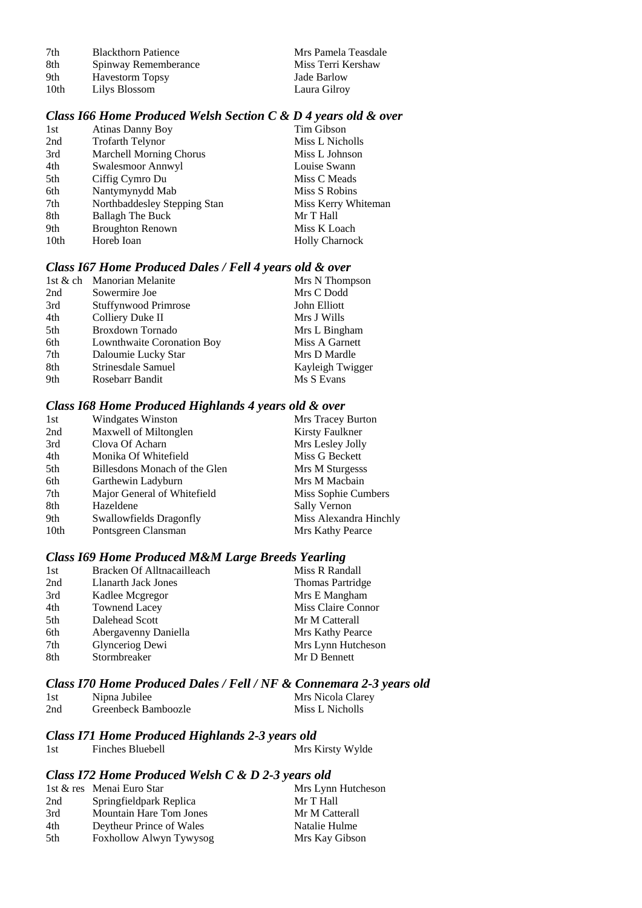| | | |
|---|---|---|
| 7th | Blackthorn Patience | Mrs Pamela Teasdale |
| 8th | Spinway Rememberance | Miss Terri Kershaw |
| 9th | Havestorm Topsy | Jade Barlow |
| 10th | Lilys Blossom | Laura Gilroy |

### *Class I66 Home Produced Welsh Section C & D 4 years old & over*

| | | |
|---|---|---|
| 1st | Atinas Danny Boy | Tim Gibson |
| 2nd | Trofarth Telynor | Miss L Nicholls |
| 3rd | Marchell Morning Chorus | Miss L Johnson |
| 4th | Swalesmoor Annwyl | Louise Swann |
| 5th | Ciffig Cymro Du | Miss C Meads |
| 6th | Nantymynydd Mab | Miss S Robins |
| 7th | Northbaddesley Stepping Stan | Miss Kerry Whiteman |
| 8th | Ballagh The Buck | Mr T Hall |
| 9th | Broughton Renown | Miss K Loach |
| 10th | Horeb Ioan | Holly Charnock |

### *Class I67 Home Produced Dales / Fell 4 years old & over*

| | | |
|---|---|---|
| 1st & ch | Manorian Melanite | Mrs N Thompson |
| 2nd | Sowermire Joe | Mrs C Dodd |
| 3rd | Stuffynwood Primrose | John Elliott |
| 4th | Colliery Duke II | Mrs J Wills |
| 5th | Broxdown Tornado | Mrs L Bingham |
| 6th | Lownthwaite Coronation Boy | Miss A Garnett |
| 7th | Daloumie Lucky Star | Mrs D Mardle |
| 8th | Strinesdale Samuel | Kayleigh Twigger |
| 9th | Rosebarr Bandit | Ms S Evans |

### *Class I68 Home Produced Highlands 4 years old & over*

| | | |
|---|---|---|
| 1st | Windgates Winston | Mrs Tracey Burton |
| 2nd | Maxwell of Miltonglen | Kirsty Faulkner |
| 3rd | Clova Of Acharn | Mrs Lesley Jolly |
| 4th | Monika Of Whitefield | Miss G Beckett |
| 5th | Billesdons Monach of the Glen | Mrs M Sturgesss |
| 6th | Garthewin Ladyburn | Mrs M Macbain |
| 7th | Major General of Whitefield | Miss Sophie Cumbers |
| 8th | Hazeldene | Sally Vernon |
| 9th | Swallowfields Dragonfly | Miss Alexandra Hinchly |
| 10th | Pontsgreen Clansman | Mrs Kathy Pearce |

### *Class I69 Home Produced M&M Large Breeds Yearling*

| | | |
|---|---|---|
| 1st | Bracken Of Alltnacailleach | Miss R Randall |
| 2nd | Llanarth Jack Jones | Thomas Partridge |
| 3rd | Kadlee Mcgregor | Mrs E Mangham |
| 4th | Townend Lacey | Miss Claire Connor |
| 5th | Dalehead Scott | Mr M Catterall |
| 6th | Abergavenny Daniella | Mrs Kathy Pearce |
| 7th | Glynceriog Dewi | Mrs Lynn Hutcheson |
| 8th | Stormbreaker | Mr D Bennett |

### *Class I70 Home Produced Dales / Fell / NF & Connemara 2-3 years old*

| | | |
|---|---|---|
| 1st | Nipna Jubilee | Mrs Nicola Clarey |
| 2nd | Greenbeck Bamboozle | Miss L Nicholls |

### *Class I71 Home Produced Highlands 2-3 years old*

| | | |
|---|---|---|
| 1st | Finches Bluebell | Mrs Kirsty Wylde |

### *Class I72 Home Produced Welsh C & D 2-3 years old*

| | | |
|---|---|---|
| 1st & res | Menai Euro Star | Mrs Lynn Hutcheson |
| 2nd | Springfieldpark Replica | Mr T Hall |
| 3rd | Mountain Hare Tom Jones | Mr M Catterall |
| 4th | Deytheur Prince of Wales | Natalie Hulme |
| 5th | Foxhollow Alwyn Tywysog | Mrs Kay Gibson |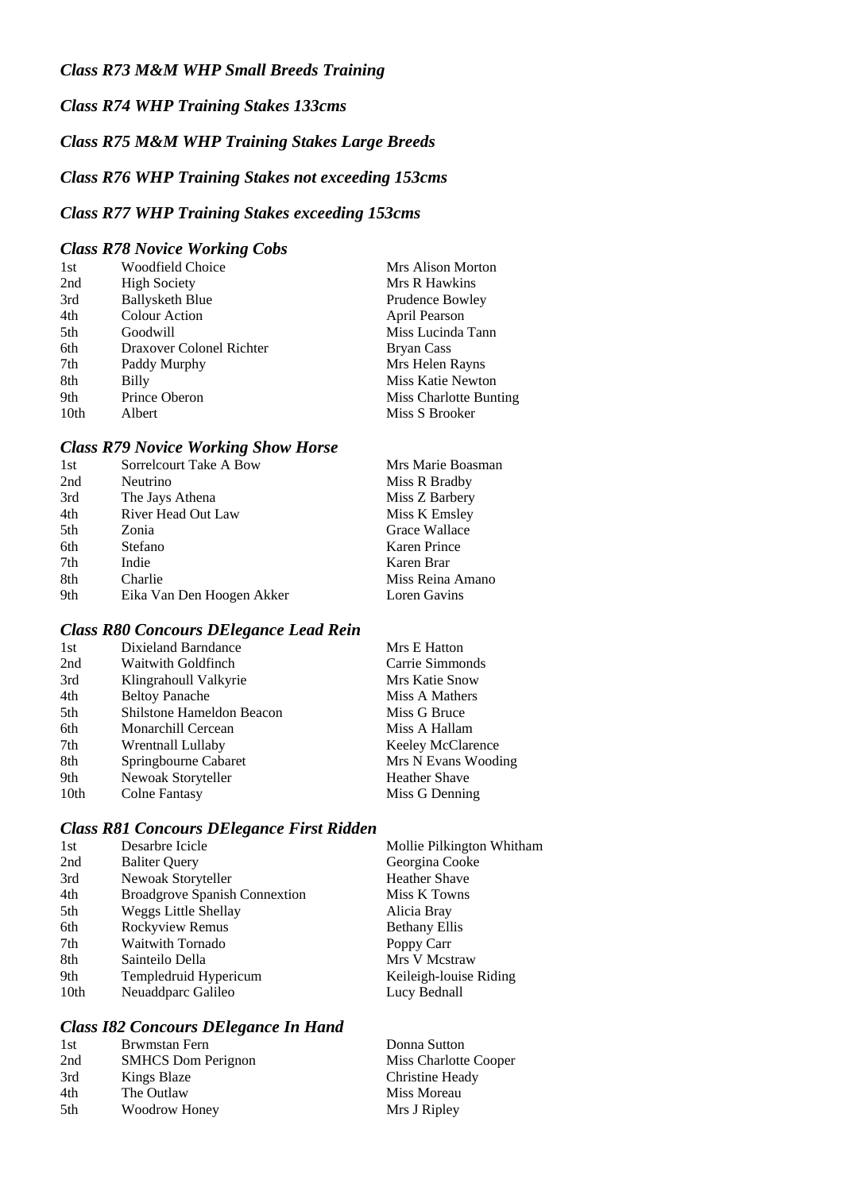### *Class R73 M&M WHP Small Breeds Training*

### *Class R74 WHP Training Stakes 133cms*

### *Class R75 M&M WHP Training Stakes Large Breeds*

### *Class R76 WHP Training Stakes not exceeding 153cms*

### *Class R77 WHP Training Stakes exceeding 153cms*

### *Class R78 Novice Working Cobs*

| | | |
|---|---|---|
| 1st | Woodfield Choice | Mrs Alison Morton |
| 2nd | High Society | Mrs R Hawkins |
| 3rd | Ballysketh Blue | Prudence Bowley |
| 4th | Colour Action | April Pearson |
| 5th | Goodwill | Miss Lucinda Tann |
| 6th | Draxover Colonel Richter | Bryan Cass |
| 7th | Paddy Murphy | Mrs Helen Rayns |
| 8th | Billy | Miss Katie Newton |
| 9th | Prince Oberon | Miss Charlotte Bunting |
| 10th | Albert | Miss S Brooker |

### *Class R79 Novice Working Show Horse*

| | | |
|---|---|---|
| 1st | Sorrelcourt Take A Bow | Mrs Marie Boasman |
| 2nd | Neutrino | Miss R Bradby |
| 3rd | The Jays Athena | Miss Z Barbery |
| 4th | River Head Out Law | Miss K Emsley |
| 5th | Zonia | Grace Wallace |
| 6th | Stefano | Karen Prince |
| 7th | Indie | Karen Brar |
| 8th | Charlie | Miss Reina Amano |
| 9th | Eika Van Den Hoogen Akker | Loren Gavins |

### *Class R80 Concours DElegance Lead Rein*

| | | |
|---|---|---|
| 1st | Dixieland Barndance | Mrs E Hatton |
| 2nd | Waitwith Goldfinch | Carrie Simmonds |
| 3rd | Klingrahoull Valkyrie | Mrs Katie Snow |
| 4th | Beltoy Panache | Miss A Mathers |
| 5th | Shilstone Hameldon Beacon | Miss G Bruce |
| 6th | Monarchill Cercean | Miss A Hallam |
| 7th | Wrentnall Lullaby | Keeley McClarence |
| 8th | Springbourne Cabaret | Mrs N Evans Wooding |
| 9th | Newoak Storyteller | Heather Shave |
| 10th | Colne Fantasy | Miss G Denning |

### *Class R81 Concours DElegance First Ridden*

| | | |
|---|---|---|
| 1st | Desarbre Icicle | Mollie Pilkington Whitham |
| 2nd | Baliter Query | Georgina Cooke |
| 3rd | Newoak Storyteller | Heather Shave |
| 4th | Broadgrove Spanish Connextion | Miss K Towns |
| 5th | Weggs Little Shellay | Alicia Bray |
| 6th | Rockyview Remus | Bethany Ellis |
| 7th | Waitwith Tornado | Poppy Carr |
| 8th | Sainteilo Della | Mrs V Mcstraw |
| 9th | Templedruid Hypericum | Keileigh-louise Riding |
| 10th | Neuaddparc Galileo | Lucy Bednall |

### *Class I82 Concours DElegance In Hand*

| | | |
|---|---|---|
| 1st | Brwmstan Fern | Donna Sutton |
| 2nd | SMHCS Dom Perignon | Miss Charlotte Cooper |
| 3rd | Kings Blaze | Christine Heady |
| 4th | The Outlaw | Miss Moreau |
| 5th | Woodrow Honey | Mrs J Ripley |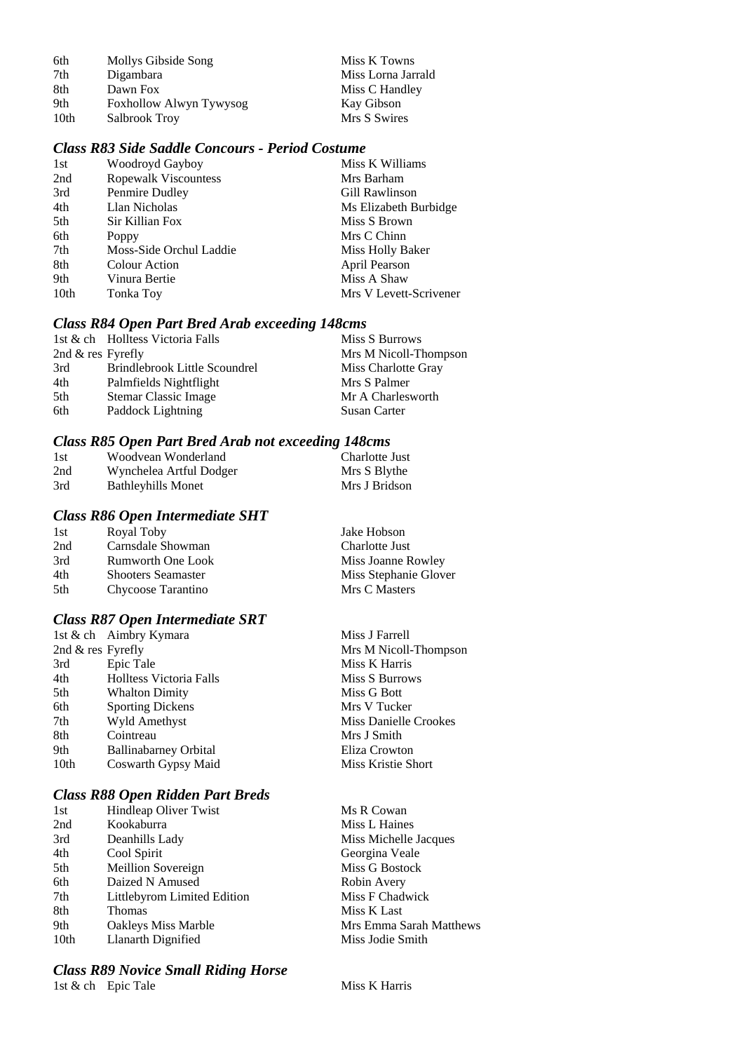| | | |
|---|---|---|
| 6th | Mollys Gibside Song | Miss K Towns |
| 7th | Digambara | Miss Lorna Jarrald |
| 8th | Dawn Fox | Miss C Handley |
| 9th | Foxhollow Alwyn Tywysog | Kay Gibson |
| 10th | Salbrook Troy | Mrs S Swires |

### *Class R83 Side Saddle Concours - Period Costume*

| | | |
|---|---|---|
| 1st | Woodroyd Gayboy | Miss K Williams |
| 2nd | Ropewalk Viscountess | Mrs Barham |
| 3rd | Penmire Dudley | Gill Rawlinson |
| 4th | Llan Nicholas | Ms Elizabeth Burbidge |
| 5th | Sir Killian Fox | Miss S Brown |
| 6th | Poppy | Mrs C Chinn |
| 7th | Moss-Side Orchul Laddie | Miss Holly Baker |
| 8th | Colour Action | April Pearson |
| 9th | Vinura Bertie | Miss A Shaw |
| 10th | Tonka Toy | Mrs V Levett-Scrivener |

### *Class R84 Open Part Bred Arab exceeding 148cms*

| | | |
|---|---|---|
| 1st & ch | Holltess Victoria Falls | Miss S Burrows |
| 2nd & res | Fyrefly | Mrs M Nicoll-Thompson |
| 3rd | Brindlebrook Little Scoundrel | Miss Charlotte Gray |
| 4th | Palmfields Nightflight | Mrs S Palmer |
| 5th | Stemar Classic Image | Mr A Charlesworth |
| 6th | Paddock Lightning | Susan Carter |

### *Class R85 Open Part Bred Arab not exceeding 148cms*

| | | |
|---|---|---|
| 1st | Woodvean Wonderland | Charlotte Just |
| 2nd | Wynchelea Artful Dodger | Mrs S Blythe |
| 3rd | Bathleyhills Monet | Mrs J Bridson |

### *Class R86 Open Intermediate SHT*

| | | |
|---|---|---|
| 1st | Royal Toby | Jake Hobson |
| 2nd | Carnsdale Showman | Charlotte Just |
| 3rd | Rumworth One Look | Miss Joanne Rowley |
| 4th | Shooters Seamaster | Miss Stephanie Glover |
| 5th | Chycoose Tarantino | Mrs C Masters |

### *Class R87 Open Intermediate SRT*

| | | |
|---|---|---|
| 1st & ch | Aimbry Kymara | Miss J Farrell |
| 2nd & res | Fyrefly | Mrs M Nicoll-Thompson |
| 3rd | Epic Tale | Miss K Harris |
| 4th | Holltess Victoria Falls | Miss S Burrows |
| 5th | Whalton Dimity | Miss G Bott |
| 6th | Sporting Dickens | Mrs V Tucker |
| 7th | Wyld Amethyst | Miss Danielle Crookes |
| 8th | Cointreau | Mrs J Smith |
| 9th | Ballinabarney Orbital | Eliza Crowton |
| 10th | Coswarth Gypsy Maid | Miss Kristie Short |

### *Class R88 Open Ridden Part Breds*

| | | |
|---|---|---|
| 1st | Hindleap Oliver Twist | Ms R Cowan |
| 2nd | Kookaburra | Miss L Haines |
| 3rd | Deanhills Lady | Miss Michelle Jacques |
| 4th | Cool Spirit | Georgina Veale |
| 5th | Meillion Sovereign | Miss G Bostock |
| 6th | Daized N Amused | Robin Avery |
| 7th | Littlebyrom Limited Edition | Miss F Chadwick |
| 8th | Thomas | Miss K Last |
| 9th | Oakleys Miss Marble | Mrs Emma Sarah Matthews |
| 10th | Llanarth Dignified | Miss Jodie Smith |

### *Class R89 Novice Small Riding Horse*

| | | |
|---|---|---|
| 1st & ch | Epic Tale | Miss K Harris |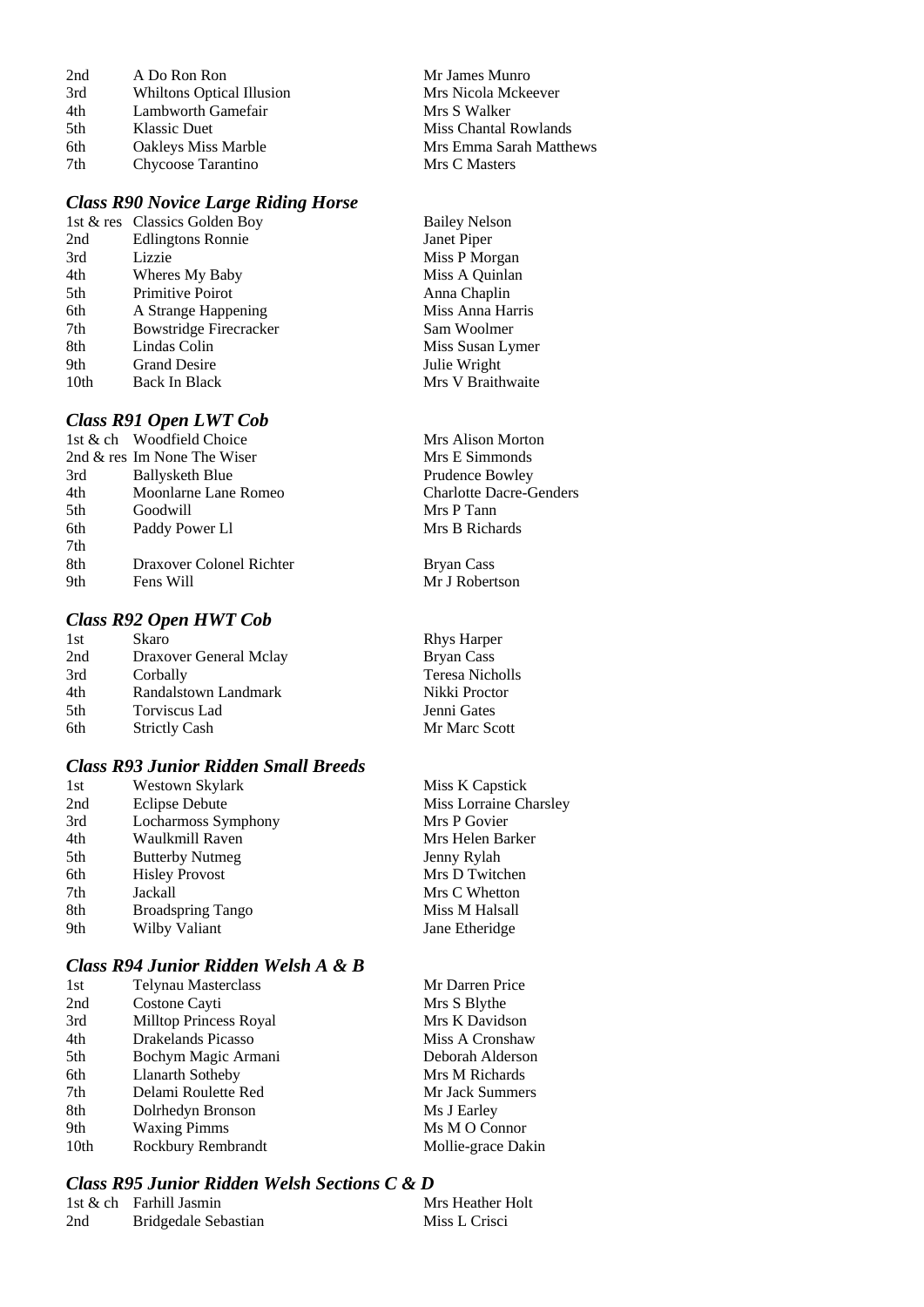| | | |
|---|---|---|
| 2nd | A Do Ron Ron | Mr James Munro |
| 3rd | Whiltons Optical Illusion | Mrs Nicola Mckeever |
| 4th | Lambworth Gamefair | Mrs S Walker |
| 5th | Klassic Duet | Miss Chantal Rowlands |
| 6th | Oakleys Miss Marble | Mrs Emma Sarah Matthews |
| 7th | Chycoose Tarantino | Mrs C Masters |

### *Class R90 Novice Large Riding Horse*

| | | |
|---|---|---|
| 1st & res | Classics Golden Boy | Bailey Nelson |
| 2nd | Edlingtons Ronnie | Janet Piper |
| 3rd | Lizzie | Miss P Morgan |
| 4th | Wheres My Baby | Miss A Quinlan |
| 5th | Primitive Poirot | Anna Chaplin |
| 6th | A Strange Happening | Miss Anna Harris |
| 7th | Bowstridge Firecracker | Sam Woolmer |
| 8th | Lindas Colin | Miss Susan Lymer |
| 9th | Grand Desire | Julie Wright |
| 10th | Back In Black | Mrs V Braithwaite |

### *Class R91 Open LWT Cob*

| | | |
|---|---|---|
| 1st & ch | Woodfield Choice | Mrs Alison Morton |
| 2nd & res | Im None The Wiser | Mrs E Simmonds |
| 3rd | Ballysketh Blue | Prudence Bowley |
| 4th | Moonlarne Lane Romeo | Charlotte Dacre-Genders |
| 5th | Goodwill | Mrs P Tann |
| 6th | Paddy Power Ll | Mrs B Richards |
| 7th | | |
| 8th | Draxover Colonel Richter | Bryan Cass |
| 9th | Fens Will | Mr J Robertson |

### *Class R92 Open HWT Cob*

| | | |
|---|---|---|
| 1st | Skaro | Rhys Harper |
| 2nd | Draxover General Mclay | Bryan Cass |
| 3rd | Corbally | Teresa Nicholls |
| 4th | Randalstown Landmark | Nikki Proctor |
| 5th | Torviscus Lad | Jenni Gates |
| 6th | Strictly Cash | Mr Marc Scott |

### *Class R93 Junior Ridden Small Breeds*

| | | |
|---|---|---|
| 1st | Westown Skylark | Miss K Capstick |
| 2nd | Eclipse Debute | Miss Lorraine Charsley |
| 3rd | Locharmoss Symphony | Mrs P Govier |
| 4th | Waulkmill Raven | Mrs Helen Barker |
| 5th | Butterby Nutmeg | Jenny Rylah |
| 6th | Hisley Provost | Mrs D Twitchen |
| 7th | Jackall | Mrs C Whetton |
| 8th | Broadspring Tango | Miss M Halsall |
| 9th | Wilby Valiant | Jane Etheridge |

### *Class R94 Junior Ridden Welsh A & B*

| | | |
|---|---|---|
| 1st | Telynau Masterclass | Mr Darren Price |
| 2nd | Costone Cayti | Mrs S Blythe |
| 3rd | Milltop Princess Royal | Mrs K Davidson |
| 4th | Drakelands Picasso | Miss A Cronshaw |
| 5th | Bochym Magic Armani | Deborah Alderson |
| 6th | Llanarth Sotheby | Mrs M Richards |
| 7th | Delami Roulette Red | Mr Jack Summers |
| 8th | Dolrhedyn Bronson | Ms J Earley |
| 9th | Waxing Pimms | Ms M O Connor |
| 10th | Rockbury Rembrandt | Mollie-grace Dakin |

### *Class R95 Junior Ridden Welsh Sections C & D*

| | | |
|---|---|---|
| 1st & ch | Farhill Jasmin | Mrs Heather Holt |
| 2nd | Bridgedale Sebastian | Miss L Crisci |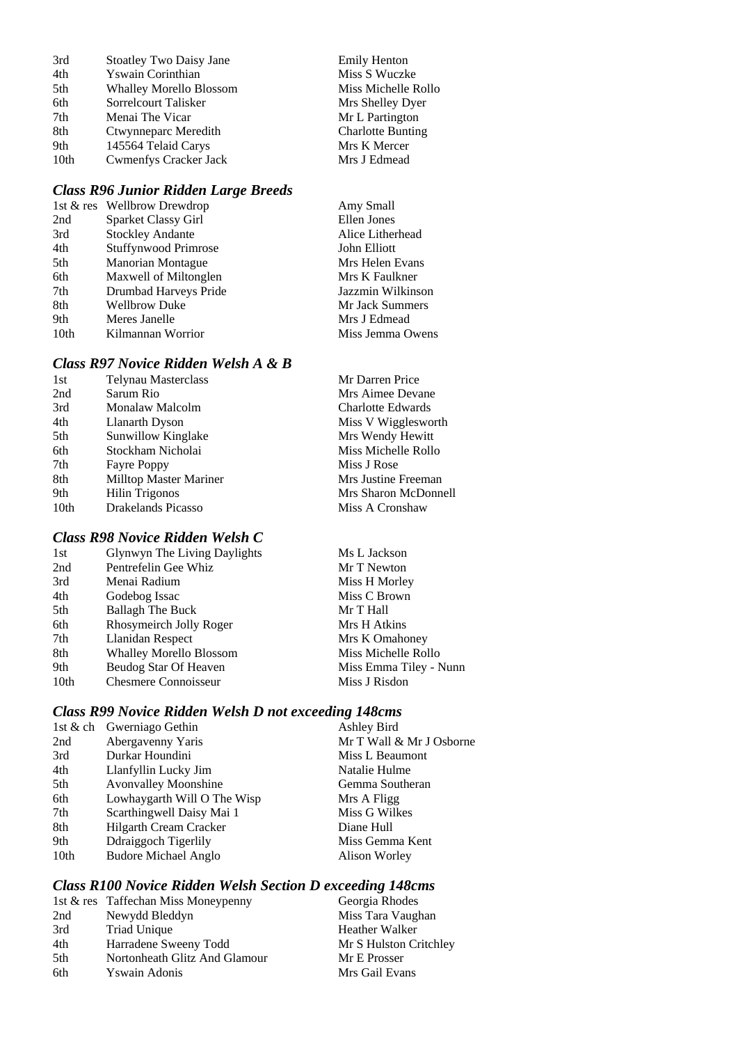| | | |
|---|---|---|
| 3rd | Stoatley Two Daisy Jane | Emily Henton |
| 4th | Yswain Corinthian | Miss S Wuczke |
| 5th | Whalley Morello Blossom | Miss Michelle Rollo |
| 6th | Sorrelcourt Talisker | Mrs Shelley Dyer |
| 7th | Menai The Vicar | Mr L Partington |
| 8th | Ctwynneparc Meredith | Charlotte Bunting |
| 9th | 145564 Telaid Carys | Mrs K Mercer |
| 10th | Cwmenfys Cracker Jack | Mrs J Edmead |

### *Class R96 Junior Ridden Large Breeds*

| | | |
|---|---|---|
| 1st & res | Wellbrow Drewdrop | Amy Small |
| 2nd | Sparket Classy Girl | Ellen Jones |
| 3rd | Stockley Andante | Alice Litherhead |
| 4th | Stuffynwood Primrose | John Elliott |
| 5th | Manorian Montague | Mrs Helen Evans |
| 6th | Maxwell of Miltonglen | Mrs K Faulkner |
| 7th | Drumbad Harveys Pride | Jazzmin Wilkinson |
| 8th | Wellbrow Duke | Mr Jack Summers |
| 9th | Meres Janelle | Mrs J Edmead |
| 10th | Kilmannan Worrior | Miss Jemma Owens |

### *Class R97 Novice Ridden Welsh A & B*

| | | |
|---|---|---|
| 1st | Telynau Masterclass | Mr Darren Price |
| 2nd | Sarum Rio | Mrs Aimee Devane |
| 3rd | Monalaw Malcolm | Charlotte Edwards |
| 4th | Llanarth Dyson | Miss V Wigglesworth |
| 5th | Sunwillow Kinglake | Mrs Wendy Hewitt |
| 6th | Stockham Nicholai | Miss Michelle Rollo |
| 7th | Fayre Poppy | Miss J Rose |
| 8th | Milltop Master Mariner | Mrs Justine Freeman |
| 9th | Hilin Trigonos | Mrs Sharon McDonnell |
| 10th | Drakelands Picasso | Miss A Cronshaw |

### *Class R98 Novice Ridden Welsh C*

| | | |
|---|---|---|
| 1st | Glynwyn The Living Daylights | Ms L Jackson |
| 2nd | Pentrefelin Gee Whiz | Mr T Newton |
| 3rd | Menai Radium | Miss H Morley |
| 4th | Godebog Issac | Miss C Brown |
| 5th | Ballagh The Buck | Mr T Hall |
| 6th | Rhosymeirch Jolly Roger | Mrs H Atkins |
| 7th | Llanidan Respect | Mrs K Omahoney |
| 8th | Whalley Morello Blossom | Miss Michelle Rollo |
| 9th | Beudog Star Of Heaven | Miss Emma Tiley - Nunn |
| 10th | Chesmere Connoisseur | Miss J Risdon |

### *Class R99 Novice Ridden Welsh D not exceeding 148cms*

| | | |
|---|---|---|
| 1st & ch | Gwerniago Gethin | Ashley Bird |
| 2nd | Abergavenny Yaris | Mr T Wall & Mr J Osborne |
| 3rd | Durkar Houndini | Miss L Beaumont |
| 4th | Llanfyllin Lucky Jim | Natalie Hulme |
| 5th | Avonvalley Moonshine | Gemma Southeran |
| 6th | Lowhaygarth Will O The Wisp | Mrs A Fligg |
| 7th | Scarthingwell Daisy Mai 1 | Miss G Wilkes |
| 8th | Hilgarth Cream Cracker | Diane Hull |
| 9th | Ddraiggoch Tigerlily | Miss Gemma Kent |
| 10th | Budore Michael Anglo | Alison Worley |

### *Class R100 Novice Ridden Welsh Section D exceeding 148cms*

| | | |
|---|---|---|
| 1st & res | Taffechan Miss Moneypenny | Georgia Rhodes |
| 2nd | Newydd Bleddyn | Miss Tara Vaughan |
| 3rd | Triad Unique | Heather Walker |
| 4th | Harradene Sweeny Todd | Mr S Hulston Critchley |
| 5th | Nortonheath Glitz And Glamour | Mr E Prosser |
| 6th | Yswain Adonis | Mrs Gail Evans |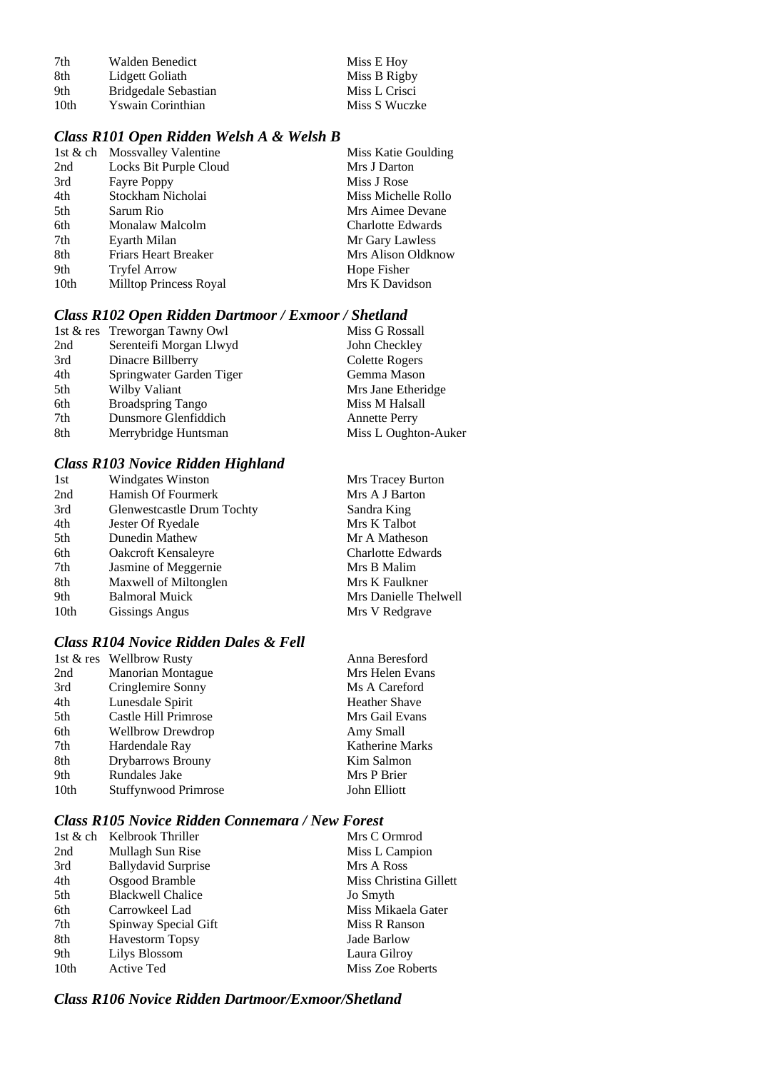| | | |
|---|---|---|
| 7th | Walden Benedict | Miss E Hoy |
| 8th | Lidgett Goliath | Miss B Rigby |
| 9th | Bridgedale Sebastian | Miss L Crisci |
| 10th | Yswain Corinthian | Miss S Wuczke |

### *Class R101 Open Ridden Welsh A & Welsh B*

| | | |
|---|---|---|
| 1st & ch | Mossvalley Valentine | Miss Katie Goulding |
| 2nd | Locks Bit Purple Cloud | Mrs J Darton |
| 3rd | Fayre Poppy | Miss J Rose |
| 4th | Stockham Nicholai | Miss Michelle Rollo |
| 5th | Sarum Rio | Mrs Aimee Devane |
| 6th | Monalaw Malcolm | Charlotte Edwards |
| 7th | Eyarth Milan | Mr Gary Lawless |
| 8th | Friars Heart Breaker | Mrs Alison Oldknow |
| 9th | Tryfel Arrow | Hope Fisher |
| 10th | Milltop Princess Royal | Mrs K Davidson |

### *Class R102 Open Ridden Dartmoor / Exmoor / Shetland*

| | | |
|---|---|---|
| 1st & res | Treworgan Tawny Owl | Miss G Rossall |
| 2nd | Serenteifi Morgan Llwyd | John Checkley |
| 3rd | Dinacre Billberry | Colette Rogers |
| 4th | Springwater Garden Tiger | Gemma Mason |
| 5th | Wilby Valiant | Mrs Jane Etheridge |
| 6th | Broadspring Tango | Miss M Halsall |
| 7th | Dunsmore Glenfiddich | Annette Perry |
| 8th | Merrybridge Huntsman | Miss L Oughton-Auker |

### *Class R103 Novice Ridden Highland*

| | | |
|---|---|---|
| 1st | Windgates Winston | Mrs Tracey Burton |
| 2nd | Hamish Of Fourmerk | Mrs A J Barton |
| 3rd | Glenwestcastle Drum Tochty | Sandra King |
| 4th | Jester Of Ryedale | Mrs K Talbot |
| 5th | Dunedin Mathew | Mr A Matheson |
| 6th | Oakcroft Kensaleyre | Charlotte Edwards |
| 7th | Jasmine of Meggernie | Mrs B Malim |
| 8th | Maxwell of Miltonglen | Mrs K Faulkner |
| 9th | Balmoral Muick | Mrs Danielle Thelwell |
| 10th | Gissings Angus | Mrs V Redgrave |

### *Class R104 Novice Ridden Dales & Fell*

| | | |
|---|---|---|
| 1st & res | Wellbrow Rusty | Anna Beresford |
| 2nd | Manorian Montague | Mrs Helen Evans |
| 3rd | Cringlemire Sonny | Ms A Careford |
| 4th | Lunesdale Spirit | Heather Shave |
| 5th | Castle Hill Primrose | Mrs Gail Evans |
| 6th | Wellbrow Drewdrop | Amy Small |
| 7th | Hardendale Ray | Katherine Marks |
| 8th | Drybarrows Brouny | Kim Salmon |
| 9th | Rundales Jake | Mrs P Brier |
| 10th | Stuffynwood Primrose | John Elliott |

### *Class R105 Novice Ridden Connemara / New Forest*

| | | |
|---|---|---|
| 1st & ch | Kelbrook Thriller | Mrs C Ormrod |
| 2nd | Mullagh Sun Rise | Miss L Campion |
| 3rd | Ballydavid Surprise | Mrs A Ross |
| 4th | Osgood Bramble | Miss Christina Gillett |
| 5th | Blackwell Chalice | Jo Smyth |
| 6th | Carrowkeel Lad | Miss Mikaela Gater |
| 7th | Spinway Special Gift | Miss R Ranson |
| 8th | Havestorm Topsy | Jade Barlow |
| 9th | Lilys Blossom | Laura Gilroy |
| 10th | Active Ted | Miss Zoe Roberts |

### *Class R106 Novice Ridden Dartmoor/Exmoor/Shetland*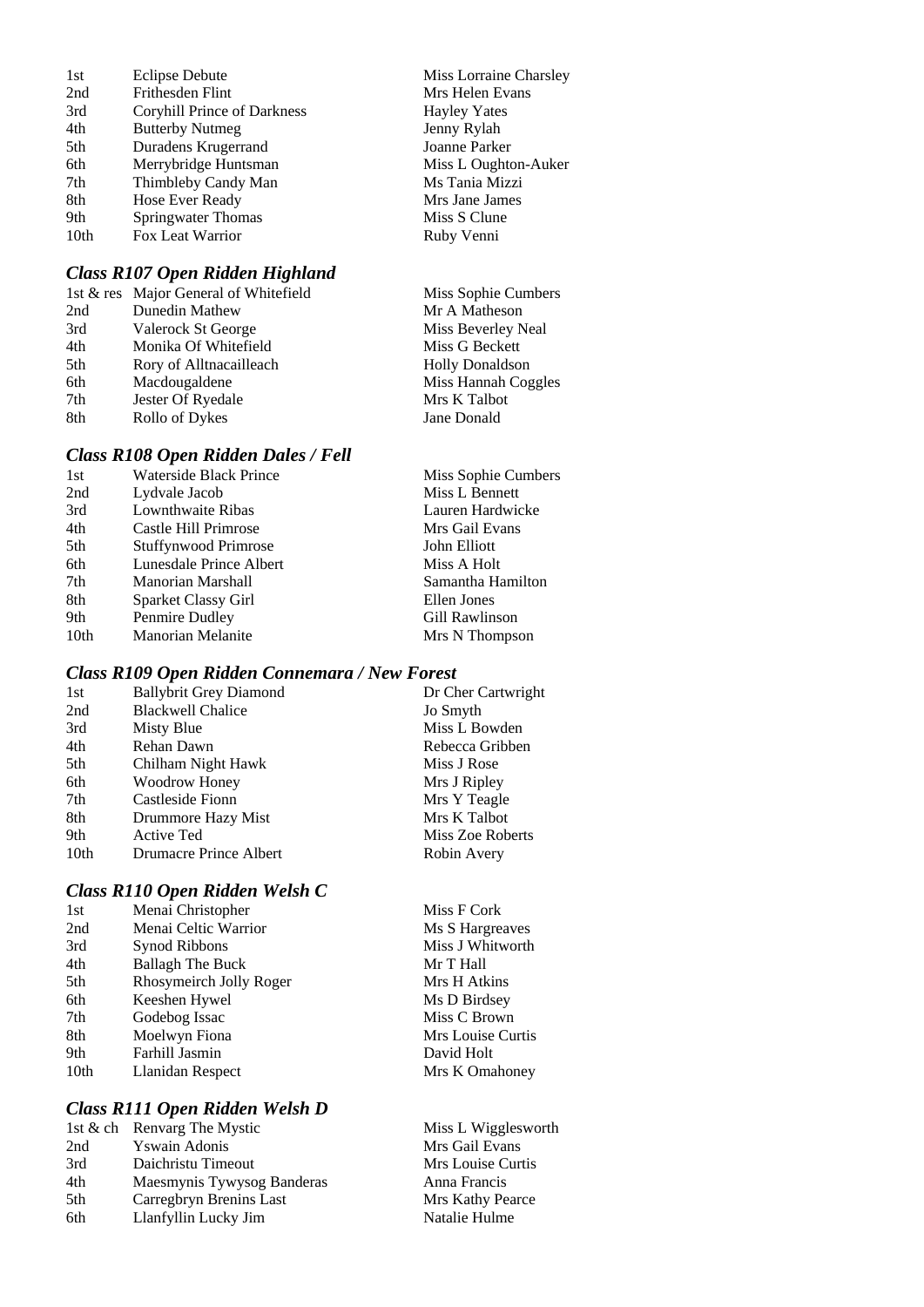| | | |
|---|---|---|
| 1st | Eclipse Debute | Miss Lorraine Charsley |
| 2nd | Frithesden Flint | Mrs Helen Evans |
| 3rd | Coryhill Prince of Darkness | Hayley Yates |
| 4th | Butterby Nutmeg | Jenny Rylah |
| 5th | Duradens Krugerrand | Joanne Parker |
| 6th | Merrybridge Huntsman | Miss L Oughton-Auker |
| 7th | Thimbleby Candy Man | Ms Tania Mizzi |
| 8th | Hose Ever Ready | Mrs Jane James |
| 9th | Springwater Thomas | Miss S Clune |
| 10th | Fox Leat Warrior | Ruby Venni |

### *Class R107 Open Ridden Highland*

| | | |
|---|---|---|
| 1st & res | Major General of Whitefield | Miss Sophie Cumbers |
| 2nd | Dunedin Mathew | Mr A Matheson |
| 3rd | Valerock St George | Miss Beverley Neal |
| 4th | Monika Of Whitefield | Miss G Beckett |
| 5th | Rory of Alltnacailleach | Holly Donaldson |
| 6th | Macdougaldene | Miss Hannah Coggles |
| 7th | Jester Of Ryedale | Mrs K Talbot |
| 8th | Rollo of Dykes | Jane Donald |

### *Class R108 Open Ridden Dales / Fell*

| | | |
|---|---|---|
| 1st | Waterside Black Prince | Miss Sophie Cumbers |
| 2nd | Lydvale Jacob | Miss L Bennett |
| 3rd | Lownthwaite Ribas | Lauren Hardwicke |
| 4th | Castle Hill Primrose | Mrs Gail Evans |
| 5th | Stuffynwood Primrose | John Elliott |
| 6th | Lunesdale Prince Albert | Miss A Holt |
| 7th | Manorian Marshall | Samantha Hamilton |
| 8th | Sparket Classy Girl | Ellen Jones |
| 9th | Penmire Dudley | Gill Rawlinson |
| 10th | Manorian Melanite | Mrs N Thompson |

### *Class R109 Open Ridden Connemara / New Forest*

| | | |
|---|---|---|
| 1st | Ballybrit Grey Diamond | Dr Cher Cartwright |
| 2nd | Blackwell Chalice | Jo Smyth |
| 3rd | Misty Blue | Miss L Bowden |
| 4th | Rehan Dawn | Rebecca Gribben |
| 5th | Chilham Night Hawk | Miss J Rose |
| 6th | Woodrow Honey | Mrs J Ripley |
| 7th | Castleside Fionn | Mrs Y Teagle |
| 8th | Drummore Hazy Mist | Mrs K Talbot |
| 9th | Active Ted | Miss Zoe Roberts |
| 10th | Drumacre Prince Albert | Robin Avery |

### *Class R110 Open Ridden Welsh C*

| | | |
|---|---|---|
| 1st | Menai Christopher | Miss F Cork |
| 2nd | Menai Celtic Warrior | Ms S Hargreaves |
| 3rd | Synod Ribbons | Miss J Whitworth |
| 4th | Ballagh The Buck | Mr T Hall |
| 5th | Rhosymeirch Jolly Roger | Mrs H Atkins |
| 6th | Keeshen Hywel | Ms D Birdsey |
| 7th | Godebog Issac | Miss C Brown |
| 8th | Moelwyn Fiona | Mrs Louise Curtis |
| 9th | Farhill Jasmin | David Holt |
| 10th | Llanidan Respect | Mrs K Omahoney |

### *Class R111 Open Ridden Welsh D*

| | | |
|---|---|---|
| 1st & ch | Renvarg The Mystic | Miss L Wigglesworth |
| 2nd | Yswain Adonis | Mrs Gail Evans |
| 3rd | Daichristu Timeout | Mrs Louise Curtis |
| 4th | Maesmynis Tywysog Banderas | Anna Francis |
| 5th | Carregbryn Brenins Last | Mrs Kathy Pearce |
| 6th | Llanfyllin Lucky Jim | Natalie Hulme |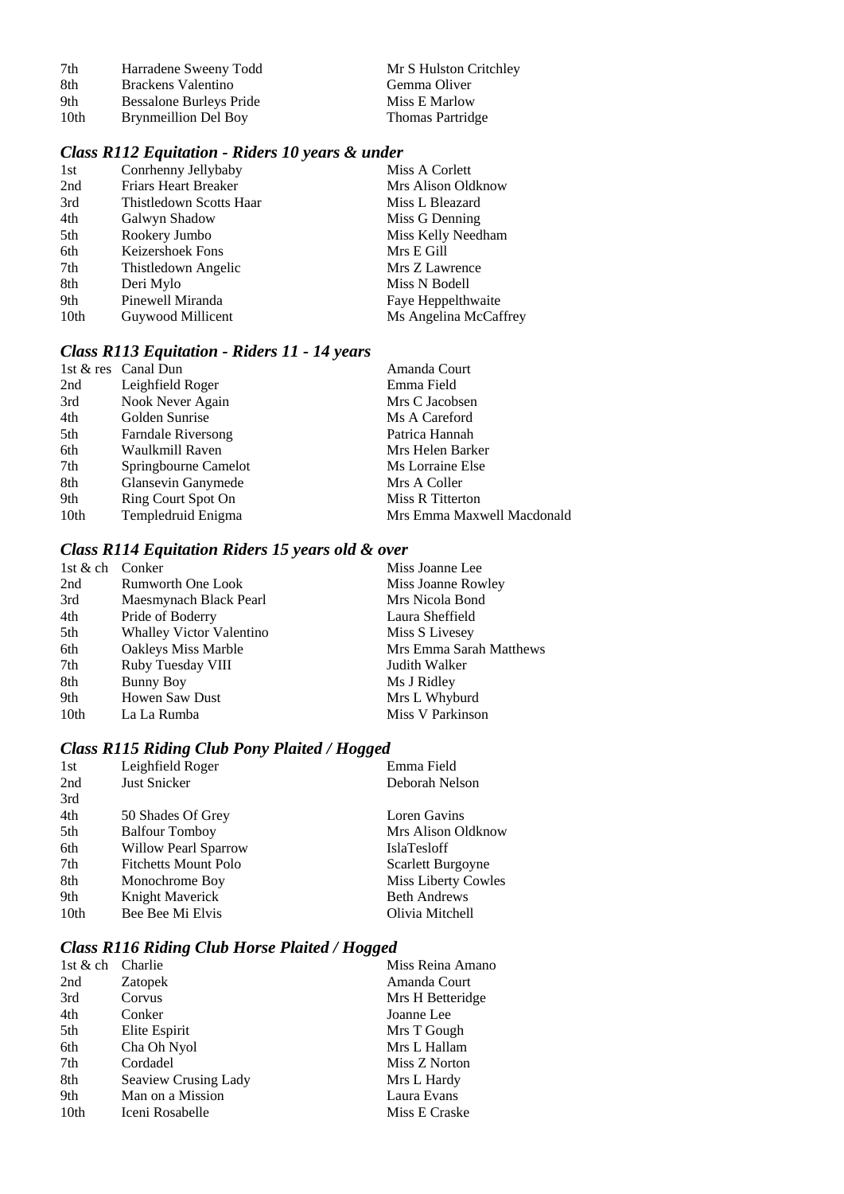| | | |
|---|---|---|
| 7th | Harradene Sweeny Todd | Mr S Hulston Critchley |
| 8th | Brackens Valentino | Gemma Oliver |
| 9th | Bessalone Burleys Pride | Miss E Marlow |
| 10th | Brynmeillion Del Boy | Thomas Partridge |

### *Class R112 Equitation - Riders 10 years & under*

| | | |
|---|---|---|
| 1st | Conrhenny Jellybaby | Miss A Corlett |
| 2nd | Friars Heart Breaker | Mrs Alison Oldknow |
| 3rd | Thistledown Scotts Haar | Miss L Bleazard |
| 4th | Galwyn Shadow | Miss G Denning |
| 5th | Rookery Jumbo | Miss Kelly Needham |
| 6th | Keizershoek Fons | Mrs E Gill |
| 7th | Thistledown Angelic | Mrs Z Lawrence |
| 8th | Deri Mylo | Miss N Bodell |
| 9th | Pinewell Miranda | Faye Heppelthwaite |
| 10th | Guywood Millicent | Ms Angelina McCaffrey |

### *Class R113 Equitation - Riders 11 - 14 years*

| | | |
|---|---|---|
| 1st & res | Canal Dun | Amanda Court |
| 2nd | Leighfield Roger | Emma Field |
| 3rd | Nook Never Again | Mrs C Jacobsen |
| 4th | Golden Sunrise | Ms A Careford |
| 5th | Farndale Riversong | Patrica Hannah |
| 6th | Waulkmill Raven | Mrs Helen Barker |
| 7th | Springbourne Camelot | Ms Lorraine Else |
| 8th | Glansevin Ganymede | Mrs A Coller |
| 9th | Ring Court Spot On | Miss R Titterton |
| 10th | Templedruid Enigma | Mrs Emma Maxwell Macdonald |

### *Class R114 Equitation Riders 15 years old & over*

| | | |
|---|---|---|
| 1st & ch | Conker | Miss Joanne Lee |
| 2nd | Rumworth One Look | Miss Joanne Rowley |
| 3rd | Maesmynach Black Pearl | Mrs Nicola Bond |
| 4th | Pride of Boderry | Laura Sheffield |
| 5th | Whalley Victor Valentino | Miss S Livesey |
| 6th | Oakleys Miss Marble | Mrs Emma Sarah Matthews |
| 7th | Ruby Tuesday VIII | Judith Walker |
| 8th | Bunny Boy | Ms J Ridley |
| 9th | Howen Saw Dust | Mrs L Whyburd |
| 10th | La La Rumba | Miss V Parkinson |

### *Class R115 Riding Club Pony Plaited / Hogged*

| | | |
|---|---|---|
| 1st | Leighfield Roger | Emma Field |
| 2nd | Just Snicker | Deborah Nelson |
| 3rd | | |
| 4th | 50 Shades Of Grey | Loren Gavins |
| 5th | Balfour Tomboy | Mrs Alison Oldknow |
| 6th | Willow Pearl Sparrow | IslaTesloff |
| 7th | Fitchetts Mount Polo | Scarlett Burgoyne |
| 8th | Monochrome Boy | Miss Liberty Cowles |
| 9th | Knight Maverick | Beth Andrews |
| 10th | Bee Bee Mi Elvis | Olivia Mitchell |

### *Class R116 Riding Club Horse Plaited / Hogged*

| | | |
|---|---|---|
| 1st & ch | Charlie | Miss Reina Amano |
| 2nd | Zatopek | Amanda Court |
| 3rd | Corvus | Mrs H Betteridge |
| 4th | Conker | Joanne Lee |
| 5th | Elite Espirit | Mrs T Gough |
| 6th | Cha Oh Nyol | Mrs L Hallam |
| 7th | Cordadel | Miss Z Norton |
| 8th | Seaview Crusing Lady | Mrs L Hardy |
| 9th | Man on a Mission | Laura Evans |
| 10th | Iceni Rosabelle | Miss E Craske |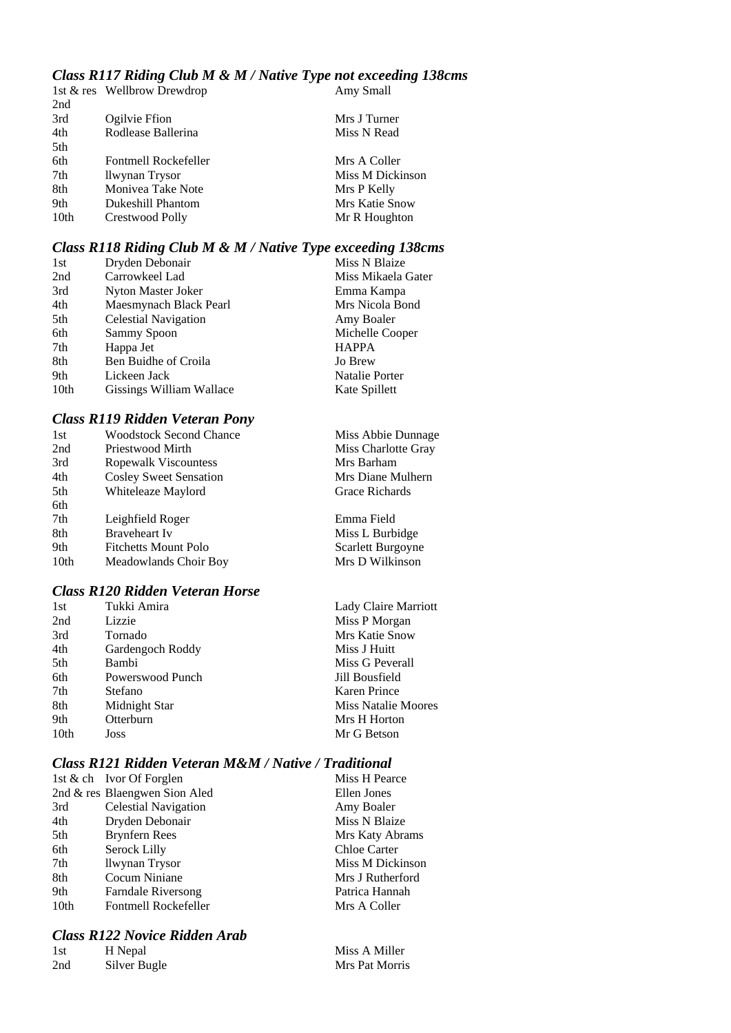### *Class R117 Riding Club M & M / Native Type not exceeding 138cms*

| | | |
|---|---|---|
| 1st & res | Wellbrow Drewdrop | Amy Small |
| 2nd | | |
| 3rd | Ogilvie Ffion | Mrs J Turner |
| 4th | Rodlease Ballerina | Miss N Read |
| 5th | | |
| 6th | Fontmell Rockefeller | Mrs A Coller |
| 7th | llwynan Trysor | Miss M Dickinson |
| 8th | Monivea Take Note | Mrs P Kelly |
| 9th | Dukeshill Phantom | Mrs Katie Snow |
| 10th | Crestwood Polly | Mr R Houghton |

### *Class R118 Riding Club M & M / Native Type exceeding 138cms*

| | | |
|---|---|---|
| 1st | Dryden Debonair | Miss N Blaize |
| 2nd | Carrowkeel Lad | Miss Mikaela Gater |
| 3rd | Nyton Master Joker | Emma Kampa |
| 4th | Maesmynach Black Pearl | Mrs Nicola Bond |
| 5th | Celestial Navigation | Amy Boaler |
| 6th | Sammy Spoon | Michelle Cooper |
| 7th | Happa Jet | HAPPA |
| 8th | Ben Buidhe of Croila | Jo Brew |
| 9th | Lickeen Jack | Natalie Porter |
| 10th | Gissings William Wallace | Kate Spillett |

### *Class R119 Ridden Veteran Pony*

| | | |
|---|---|---|
| 1st | Woodstock Second Chance | Miss Abbie Dunnage |
| 2nd | Priestwood Mirth | Miss Charlotte Gray |
| 3rd | Ropewalk Viscountess | Mrs Barham |
| 4th | Cosley Sweet Sensation | Mrs Diane Mulhern |
| 5th | Whiteleaze Maylord | Grace Richards |
| 6th | | |
| 7th | Leighfield Roger | Emma Field |
| 8th | Braveheart Iv | Miss L Burbidge |
| 9th | Fitchetts Mount Polo | Scarlett Burgoyne |
| 10th | Meadowlands Choir Boy | Mrs D Wilkinson |

### *Class R120 Ridden Veteran Horse*

| | | |
|---|---|---|
| 1st | Tukki Amira | Lady Claire Marriott |
| 2nd | Lizzie | Miss P Morgan |
| 3rd | Tornado | Mrs Katie Snow |
| 4th | Gardengoch Roddy | Miss J Huitt |
| 5th | Bambi | Miss G Peverall |
| 6th | Powerswood Punch | Jill Bousfield |
| 7th | Stefano | Karen Prince |
| 8th | Midnight Star | Miss Natalie Moores |
| 9th | Otterburn | Mrs H Horton |
| 10th | Joss | Mr G Betson |

### *Class R121 Ridden Veteran M&M / Native / Traditional*

| | | |
|---|---|---|
| 1st & ch | Ivor Of Forglen | Miss H Pearce |
| 2nd & res | Blaengwen Sion Aled | Ellen Jones |
| 3rd | Celestial Navigation | Amy Boaler |
| 4th | Dryden Debonair | Miss N Blaize |
| 5th | Brynfern Rees | Mrs Katy Abrams |
| 6th | Serock Lilly | Chloe Carter |
| 7th | llwynan Trysor | Miss M Dickinson |
| 8th | Cocum Niniane | Mrs J Rutherford |
| 9th | Farndale Riversong | Patrica Hannah |
| 10th | Fontmell Rockefeller | Mrs A Coller |

### *Class R122 Novice Ridden Arab*

| | | |
|---|---|---|
| 1st | H Nepal | Miss A Miller |
| 2nd | Silver Bugle | Mrs Pat Morris |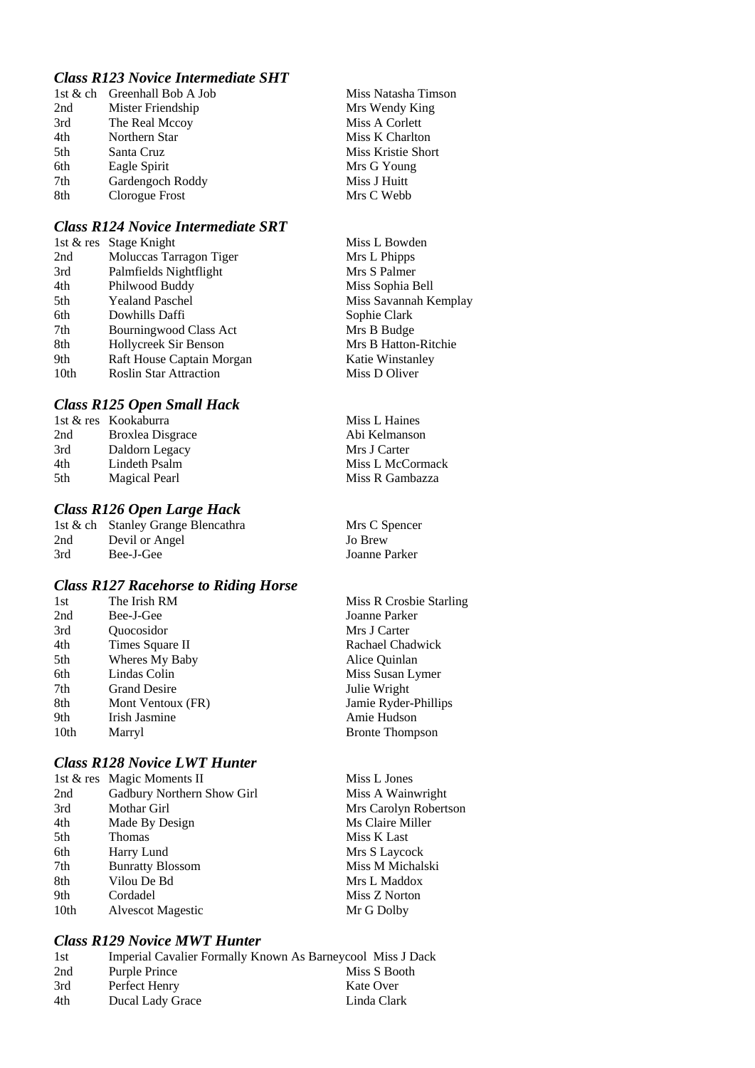### *Class R123 Novice Intermediate SHT*

| | | |
|---|---|---|
| 1st & ch | Greenhall Bob A Job | Miss Natasha Timson |
| 2nd | Mister Friendship | Mrs Wendy King |
| 3rd | The Real Mccoy | Miss A Corlett |
| 4th | Northern Star | Miss K Charlton |
| 5th | Santa Cruz | Miss Kristie Short |
| 6th | Eagle Spirit | Mrs G Young |
| 7th | Gardengoch Roddy | Miss J Huitt |
| 8th | Clorogue Frost | Mrs C Webb |

### *Class R124 Novice Intermediate SRT*

| | | |
|---|---|---|
| 1st & res | Stage Knight | Miss L Bowden |
| 2nd | Moluccas Tarragon Tiger | Mrs L Phipps |
| 3rd | Palmfields Nightflight | Mrs S Palmer |
| 4th | Philwood Buddy | Miss Sophia Bell |
| 5th | Yealand Paschel | Miss Savannah Kemplay |
| 6th | Dowhills Daffi | Sophie Clark |
| 7th | Bourningwood Class Act | Mrs B Budge |
| 8th | Hollycreek Sir Benson | Mrs B Hatton-Ritchie |
| 9th | Raft House Captain Morgan | Katie Winstanley |
| 10th | Roslin Star Attraction | Miss D Oliver |

### *Class R125 Open Small Hack*

| | | |
|---|---|---|
| 1st & res | Kookaburra | Miss L Haines |
| 2nd | Broxlea Disgrace | Abi Kelmanson |
| 3rd | Daldorn Legacy | Mrs J Carter |
| 4th | Lindeth Psalm | Miss L McCormack |
| 5th | Magical Pearl | Miss R Gambazza |

### *Class R126 Open Large Hack*

| | | |
|---|---|---|
| 1st & ch | Stanley Grange Blencathra | Mrs C Spencer |
| 2nd | Devil or Angel | Jo Brew |
| 3rd | Bee-J-Gee | Joanne Parker |

### *Class R127 Racehorse to Riding Horse*

| | | |
|---|---|---|
| 1st | The Irish RM | Miss R Crosbie Starling |
| 2nd | Bee-J-Gee | Joanne Parker |
| 3rd | Quocosidor | Mrs J Carter |
| 4th | Times Square II | Rachael Chadwick |
| 5th | Wheres My Baby | Alice Quinlan |
| 6th | Lindas Colin | Miss Susan Lymer |
| 7th | Grand Desire | Julie Wright |
| 8th | Mont Ventoux (FR) | Jamie Ryder-Phillips |
| 9th | Irish Jasmine | Amie Hudson |
| 10th | Marryl | Bronte Thompson |

### *Class R128 Novice LWT Hunter*

| | | |
|---|---|---|
| 1st & res | Magic Moments II | Miss L Jones |
| 2nd | Gadbury Northern Show Girl | Miss A Wainwright |
| 3rd | Mothar Girl | Mrs Carolyn Robertson |
| 4th | Made By Design | Ms Claire Miller |
| 5th | Thomas | Miss K Last |
| 6th | Harry Lund | Mrs S Laycock |
| 7th | Bunratty Blossom | Miss M Michalski |
| 8th | Vilou De Bd | Mrs L Maddox |
| 9th | Cordadel | Miss Z Norton |
| 10th | Alvescot Magestic | Mr G Dolby |

### *Class R129 Novice MWT Hunter*

| | | |
|---|---|---|
| 1st | Imperial Cavalier Formally Known As Barneycool | Miss J Dack |
| 2nd | Purple Prince | Miss S Booth |
| 3rd | Perfect Henry | Kate Over |
| 4th | Ducal Lady Grace | Linda Clark |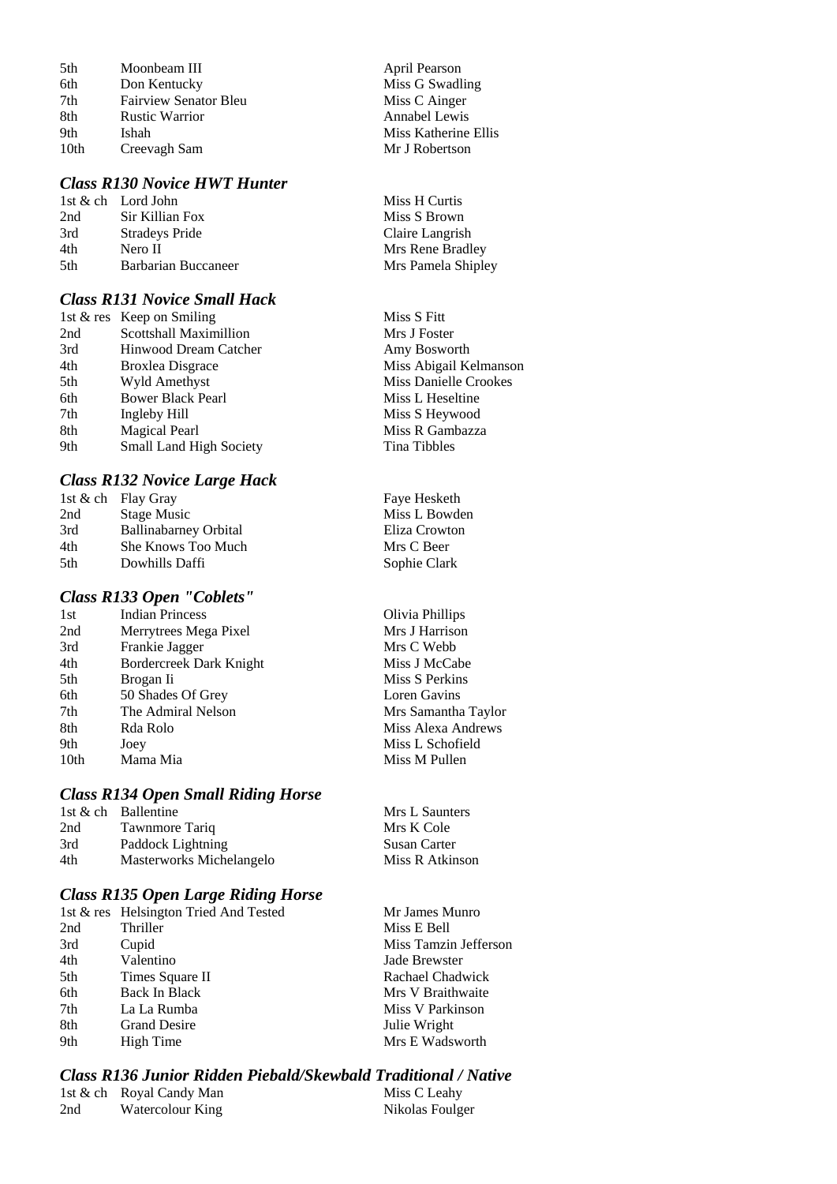| | | |
|---|---|---|
| 5th | Moonbeam III | April Pearson |
| 6th | Don Kentucky | Miss G Swadling |
| 7th | Fairview Senator Bleu | Miss C Ainger |
| 8th | Rustic Warrior | Annabel Lewis |
| 9th | Ishah | Miss Katherine Ellis |
| 10th | Creevagh Sam | Mr J Robertson |

### *Class R130 Novice HWT Hunter*

| | | |
|---|---|---|
| 1st & ch | Lord John | Miss H Curtis |
| 2nd | Sir Killian Fox | Miss S Brown |
| 3rd | Stradeys Pride | Claire Langrish |
| 4th | Nero II | Mrs Rene Bradley |
| 5th | Barbarian Buccaneer | Mrs Pamela Shipley |

### *Class R131 Novice Small Hack*

| | | |
|---|---|---|
| 1st & res | Keep on Smiling | Miss S Fitt |
| 2nd | Scottshall Maximillion | Mrs J Foster |
| 3rd | Hinwood Dream Catcher | Amy Bosworth |
| 4th | Broxlea Disgrace | Miss Abigail Kelmanson |
| 5th | Wyld Amethyst | Miss Danielle Crookes |
| 6th | Bower Black Pearl | Miss L Heseltine |
| 7th | Ingleby Hill | Miss S Heywood |
| 8th | Magical Pearl | Miss R Gambazza |
| 9th | Small Land High Society | Tina Tibbles |

### *Class R132 Novice Large Hack*

| | | |
|---|---|---|
| 1st & ch | Flay Gray | Faye Hesketh |
| 2nd | Stage Music | Miss L Bowden |
| 3rd | Ballinabarney Orbital | Eliza Crowton |
| 4th | She Knows Too Much | Mrs C Beer |
| 5th | Dowhills Daffi | Sophie Clark |

### *Class R133 Open "Coblets"*

| | | |
|---|---|---|
| 1st | Indian Princess | Olivia Phillips |
| 2nd | Merrytrees Mega Pixel | Mrs J Harrison |
| 3rd | Frankie Jagger | Mrs C Webb |
| 4th | Bordercreek Dark Knight | Miss J McCabe |
| 5th | Brogan Ii | Miss S Perkins |
| 6th | 50 Shades Of Grey | Loren Gavins |
| 7th | The Admiral Nelson | Mrs Samantha Taylor |
| 8th | Rda Rolo | Miss Alexa Andrews |
| 9th | Joey | Miss L Schofield |
| 10th | Mama Mia | Miss M Pullen |

### *Class R134 Open Small Riding Horse*

| | | |
|---|---|---|
| 1st & ch | Ballentine | Mrs L Saunters |
| 2nd | Tawnmore Tariq | Mrs K Cole |
| 3rd | Paddock Lightning | Susan Carter |
| 4th | Masterworks Michelangelo | Miss R Atkinson |

### *Class R135 Open Large Riding Horse*

| | | |
|---|---|---|
| 1st & res | Helsington Tried And Tested | Mr James Munro |
| 2nd | Thriller | Miss E Bell |
| 3rd | Cupid | Miss Tamzin Jefferson |
| 4th | Valentino | Jade Brewster |
| 5th | Times Square II | Rachael Chadwick |
| 6th | Back In Black | Mrs V Braithwaite |
| 7th | La La Rumba | Miss V Parkinson |
| 8th | Grand Desire | Julie Wright |
| 9th | High Time | Mrs E Wadsworth |

### *Class R136 Junior Ridden Piebald/Skewbald Traditional / Native*

| | | |
|---|---|---|
| 1st & ch | Royal Candy Man | Miss C Leahy |
| 2nd | Watercolour King | Nikolas Foulger |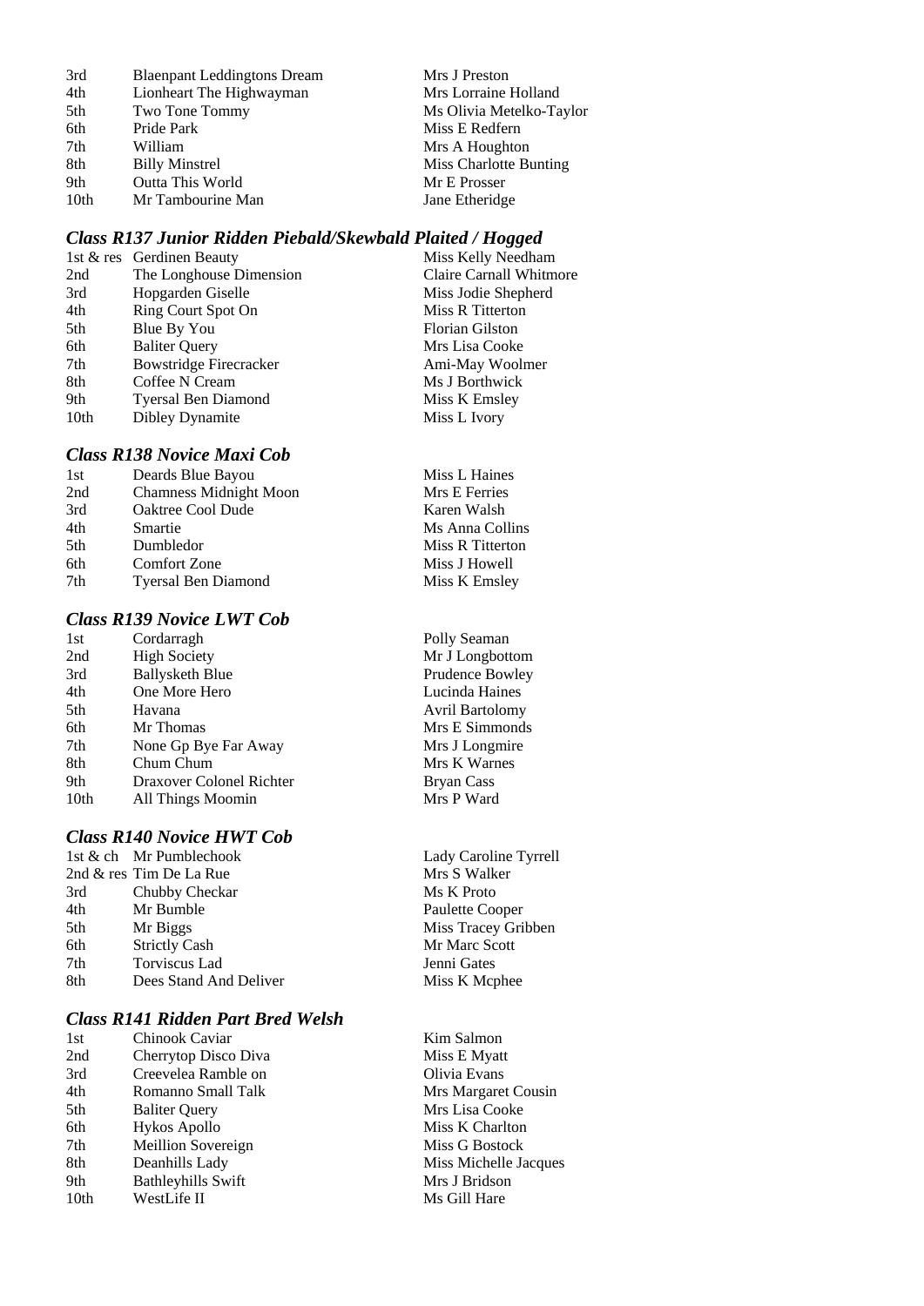| | | |
|---|---|---|
| 3rd | Blaenpant Leddingtons Dream | Mrs J Preston |
| 4th | Lionheart The Highwayman | Mrs Lorraine Holland |
| 5th | Two Tone Tommy | Ms Olivia Metelko-Taylor |
| 6th | Pride Park | Miss E Redfern |
| 7th | William | Mrs A Houghton |
| 8th | Billy Minstrel | Miss Charlotte Bunting |
| 9th | Outta This World | Mr E Prosser |
| 10th | Mr Tambourine Man | Jane Etheridge |

### *Class R137 Junior Ridden Piebald/Skewbald Plaited / Hogged*

| | | |
|---|---|---|
| 1st & res | Gerdinen Beauty | Miss Kelly Needham |
| 2nd | The Longhouse Dimension | Claire Carnall Whitmore |
| 3rd | Hopgarden Giselle | Miss Jodie Shepherd |
| 4th | Ring Court Spot On | Miss R Titterton |
| 5th | Blue By You | Florian Gilston |
| 6th | Baliter Query | Mrs Lisa Cooke |
| 7th | Bowstridge Firecracker | Ami-May Woolmer |
| 8th | Coffee N Cream | Ms J Borthwick |
| 9th | Tyersal Ben Diamond | Miss K Emsley |
| 10th | Dibley Dynamite | Miss L Ivory |

### *Class R138 Novice Maxi Cob*

| | | |
|---|---|---|
| 1st | Deards Blue Bayou | Miss L Haines |
| 2nd | Chamness Midnight Moon | Mrs E Ferries |
| 3rd | Oaktree Cool Dude | Karen Walsh |
| 4th | Smartie | Ms Anna Collins |
| 5th | Dumbledor | Miss R Titterton |
| 6th | Comfort Zone | Miss J Howell |
| 7th | Tyersal Ben Diamond | Miss K Emsley |

### *Class R139 Novice LWT Cob*

| | | |
|---|---|---|
| 1st | Cordarragh | Polly Seaman |
| 2nd | High Society | Mr J Longbottom |
| 3rd | Ballysketh Blue | Prudence Bowley |
| 4th | One More Hero | Lucinda Haines |
| 5th | Havana | Avril Bartolomy |
| 6th | Mr Thomas | Mrs E Simmonds |
| 7th | None Gp Bye Far Away | Mrs J Longmire |
| 8th | Chum Chum | Mrs K Warnes |
| 9th | Draxover Colonel Richter | Bryan Cass |
| 10th | All Things Moomin | Mrs P Ward |

### *Class R140 Novice HWT Cob*

| | | |
|---|---|---|
| 1st & ch | Mr Pumblechook | Lady Caroline Tyrrell |
| 2nd & res | Tim De La Rue | Mrs S Walker |
| 3rd | Chubby Checkar | Ms K Proto |
| 4th | Mr Bumble | Paulette Cooper |
| 5th | Mr Biggs | Miss Tracey Gribben |
| 6th | Strictly Cash | Mr Marc Scott |
| 7th | Torviscus Lad | Jenni Gates |
| 8th | Dees Stand And Deliver | Miss K Mcphee |

### *Class R141 Ridden Part Bred Welsh*

| | | |
|---|---|---|
| 1st | Chinook Caviar | Kim Salmon |
| 2nd | Cherrytop Disco Diva | Miss E Myatt |
| 3rd | Creevelea Ramble on | Olivia Evans |
| 4th | Romanno Small Talk | Mrs Margaret Cousin |
| 5th | Baliter Query | Mrs Lisa Cooke |
| 6th | Hykos Apollo | Miss K Charlton |
| 7th | Meillion Sovereign | Miss G Bostock |
| 8th | Deanhills Lady | Miss Michelle Jacques |
| 9th | Bathleyhills Swift | Mrs J Bridson |
| 10th | WestLife II | Ms Gill Hare |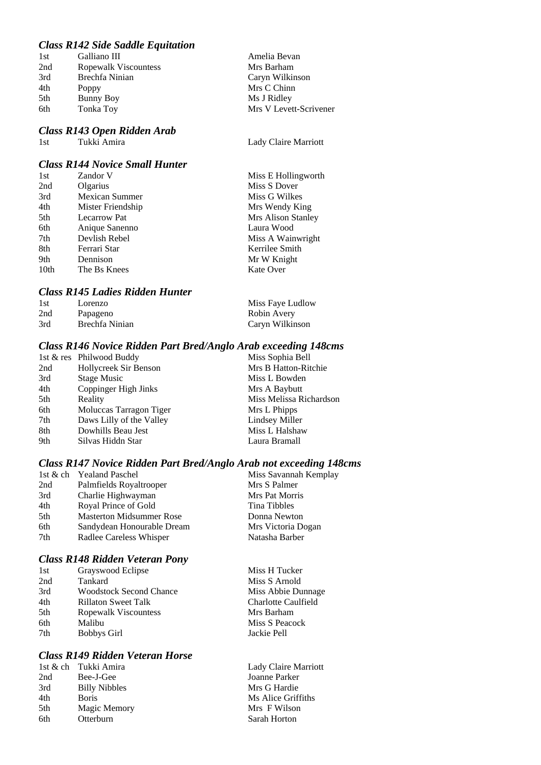### *Class R142 Side Saddle Equitation*

| | | |
|---|---|---|
| 1st | Galliano III | Amelia Bevan |
| 2nd | Ropewalk Viscountess | Mrs Barham |
| 3rd | Brechfa Ninian | Caryn Wilkinson |
| 4th | Poppy | Mrs C Chinn |
| 5th | Bunny Boy | Ms J Ridley |
| 6th | Tonka Toy | Mrs V Levett-Scrivener |

### *Class R143 Open Ridden Arab*

| | | |
|---|---|---|
| 1st | Tukki Amira | Lady Claire Marriott |

### *Class R144 Novice Small Hunter*

| | | |
|---|---|---|
| 1st | Zandor V | Miss E Hollingworth |
| 2nd | Olgarius | Miss S Dover |
| 3rd | Mexican Summer | Miss G Wilkes |
| 4th | Mister Friendship | Mrs Wendy King |
| 5th | Lecarrow Pat | Mrs Alison Stanley |
| 6th | Anique Sanenno | Laura Wood |
| 7th | Devlish Rebel | Miss A Wainwright |
| 8th | Ferrari Star | Kerrilee Smith |
| 9th | Dennison | Mr W Knight |
| 10th | The Bs Knees | Kate Over |

### *Class R145 Ladies Ridden Hunter*

| | | |
|---|---|---|
| 1st | Lorenzo | Miss Faye Ludlow |
| 2nd | Papageno | Robin Avery |
| 3rd | Brechfa Ninian | Caryn Wilkinson |

### *Class R146 Novice Ridden Part Bred/Anglo Arab exceeding 148cms*

| | | |
|---|---|---|
| 1st & res | Philwood Buddy | Miss Sophia Bell |
| 2nd | Hollycreek Sir Benson | Mrs B Hatton-Ritchie |
| 3rd | Stage Music | Miss L Bowden |
| 4th | Coppinger High Jinks | Mrs A Baybutt |
| 5th | Reality | Miss Melissa Richardson |
| 6th | Moluccas Tarragon Tiger | Mrs L Phipps |
| 7th | Daws Lilly of the Valley | Lindsey Miller |
| 8th | Dowhills Beau Jest | Miss L Halshaw |
| 9th | Silvas Hiddn Star | Laura Bramall |

### *Class R147 Novice Ridden Part Bred/Anglo Arab not exceeding 148cms*

| | | |
|---|---|---|
| 1st & ch | Yealand Paschel | Miss Savannah Kemplay |
| 2nd | Palmfields Royaltrooper | Mrs S Palmer |
| 3rd | Charlie Highwayman | Mrs Pat Morris |
| 4th | Royal Prince of Gold | Tina Tibbles |
| 5th | Masterton Midsummer Rose | Donna Newton |
| 6th | Sandydean Honourable Dream | Mrs Victoria Dogan |
| 7th | Radlee Careless Whisper | Natasha Barber |

### *Class R148 Ridden Veteran Pony*

| | | |
|---|---|---|
| 1st | Grayswood Eclipse | Miss H Tucker |
| 2nd | Tankard | Miss S Arnold |
| 3rd | Woodstock Second Chance | Miss Abbie Dunnage |
| 4th | Rillaton Sweet Talk | Charlotte Caulfield |
| 5th | Ropewalk Viscountess | Mrs Barham |
| 6th | Malibu | Miss S Peacock |
| 7th | Bobbys Girl | Jackie Pell |

### *Class R149 Ridden Veteran Horse*

| | | |
|---|---|---|
| 1st & ch | Tukki Amira | Lady Claire Marriott |
| 2nd | Bee-J-Gee | Joanne Parker |
| 3rd | Billy Nibbles | Mrs G Hardie |
| 4th | Boris | Ms Alice Griffiths |
| 5th | Magic Memory | Mrs F Wilson |
| 6th | Otterburn | Sarah Horton |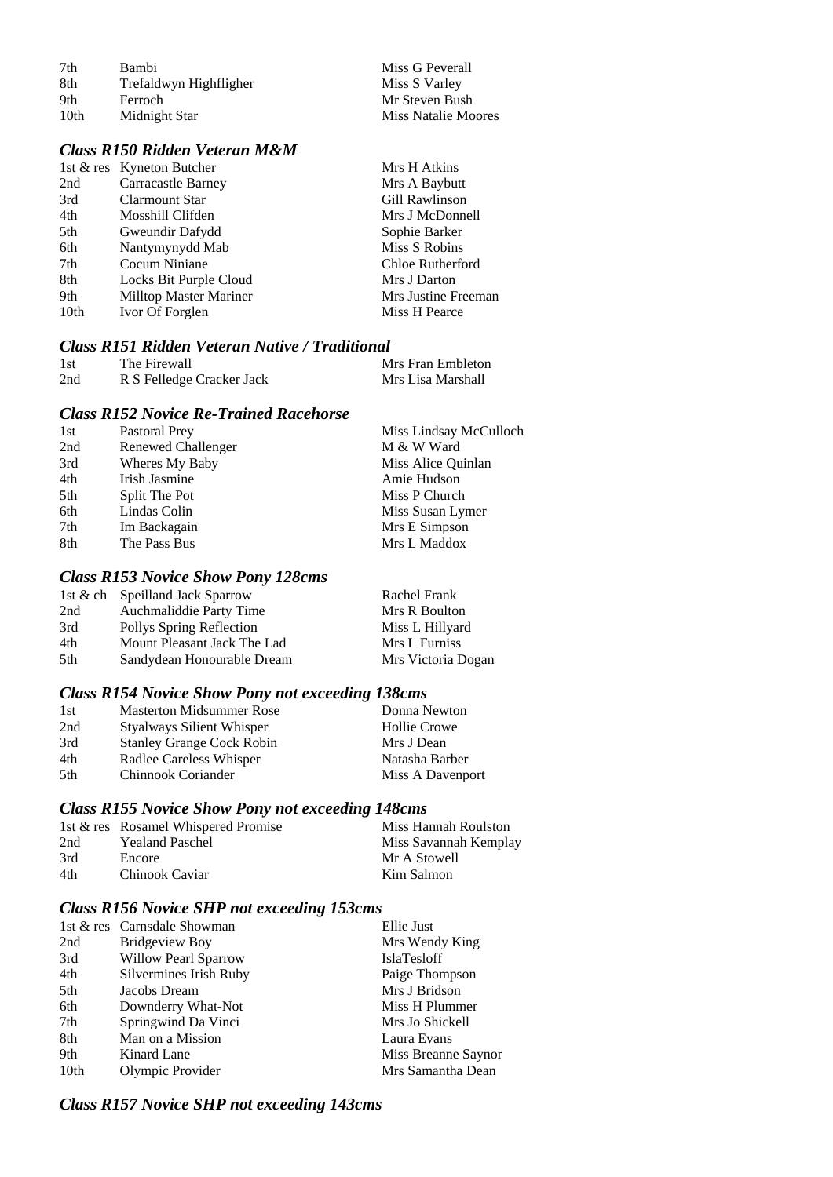| | | |
|---|---|---|
| 7th | Bambi | Miss G Peverall |
| 8th | Trefaldwyn Highfligher | Miss S Varley |
| 9th | Ferroch | Mr Steven Bush |
| 10th | Midnight Star | Miss Natalie Moores |

### *Class R150 Ridden Veteran M&M*

| | | |
|---|---|---|
| 1st & res | Kyneton Butcher | Mrs H Atkins |
| 2nd | Carracastle Barney | Mrs A Baybutt |
| 3rd | Clarmount Star | Gill Rawlinson |
| 4th | Mosshill Clifden | Mrs J McDonnell |
| 5th | Gweundir Dafydd | Sophie Barker |
| 6th | Nantymynydd Mab | Miss S Robins |
| 7th | Cocum Niniane | Chloe Rutherford |
| 8th | Locks Bit Purple Cloud | Mrs J Darton |
| 9th | Milltop Master Mariner | Mrs Justine Freeman |
| 10th | Ivor Of Forglen | Miss H Pearce |

### *Class R151 Ridden Veteran Native / Traditional*

| | | |
|---|---|---|
| 1st | The Firewall | Mrs Fran Embleton |
| 2nd | R S Felledge Cracker Jack | Mrs Lisa Marshall |

### *Class R152 Novice Re-Trained Racehorse*

| | | |
|---|---|---|
| 1st | Pastoral Prey | Miss Lindsay McCulloch |
| 2nd | Renewed Challenger | M & W Ward |
| 3rd | Wheres My Baby | Miss Alice Quinlan |
| 4th | Irish Jasmine | Amie Hudson |
| 5th | Split The Pot | Miss P Church |
| 6th | Lindas Colin | Miss Susan Lymer |
| 7th | Im Backagain | Mrs E Simpson |
| 8th | The Pass Bus | Mrs L Maddox |

### *Class R153 Novice Show Pony 128cms*

| | | |
|---|---|---|
| 1st & ch | Speilland Jack Sparrow | Rachel Frank |
| 2nd | Auchmaliddie Party Time | Mrs R Boulton |
| 3rd | Pollys Spring Reflection | Miss L Hillyard |
| 4th | Mount Pleasant Jack The Lad | Mrs L Furniss |
| 5th | Sandydean Honourable Dream | Mrs Victoria Dogan |

### *Class R154 Novice Show Pony not exceeding 138cms*

| | | |
|---|---|---|
| 1st | Masterton Midsummer Rose | Donna Newton |
| 2nd | Styalways Silient Whisper | Hollie Crowe |
| 3rd | Stanley Grange Cock Robin | Mrs J Dean |
| 4th | Radlee Careless Whisper | Natasha Barber |
| 5th | Chinnook Coriander | Miss A Davenport |

### *Class R155 Novice Show Pony not exceeding 148cms*

| | | |
|---|---|---|
| 1st & res | Rosamel Whispered Promise | Miss Hannah Roulston |
| 2nd | Yealand Paschel | Miss Savannah Kemplay |
| 3rd | Encore | Mr A Stowell |
| 4th | Chinook Caviar | Kim Salmon |

### *Class R156 Novice SHP not exceeding 153cms*

| | | |
|---|---|---|
| 1st & res | Carnsdale Showman | Ellie Just |
| 2nd | Bridgeview Boy | Mrs Wendy King |
| 3rd | Willow Pearl Sparrow | IslaTesloff |
| 4th | Silvermines Irish Ruby | Paige Thompson |
| 5th | Jacobs Dream | Mrs J Bridson |
| 6th | Downderry What-Not | Miss H Plummer |
| 7th | Springwind Da Vinci | Mrs Jo Shickell |
| 8th | Man on a Mission | Laura Evans |
| 9th | Kinard Lane | Miss Breanne Saynor |
| 10th | Olympic Provider | Mrs Samantha Dean |

### *Class R157 Novice SHP not exceeding 143cms*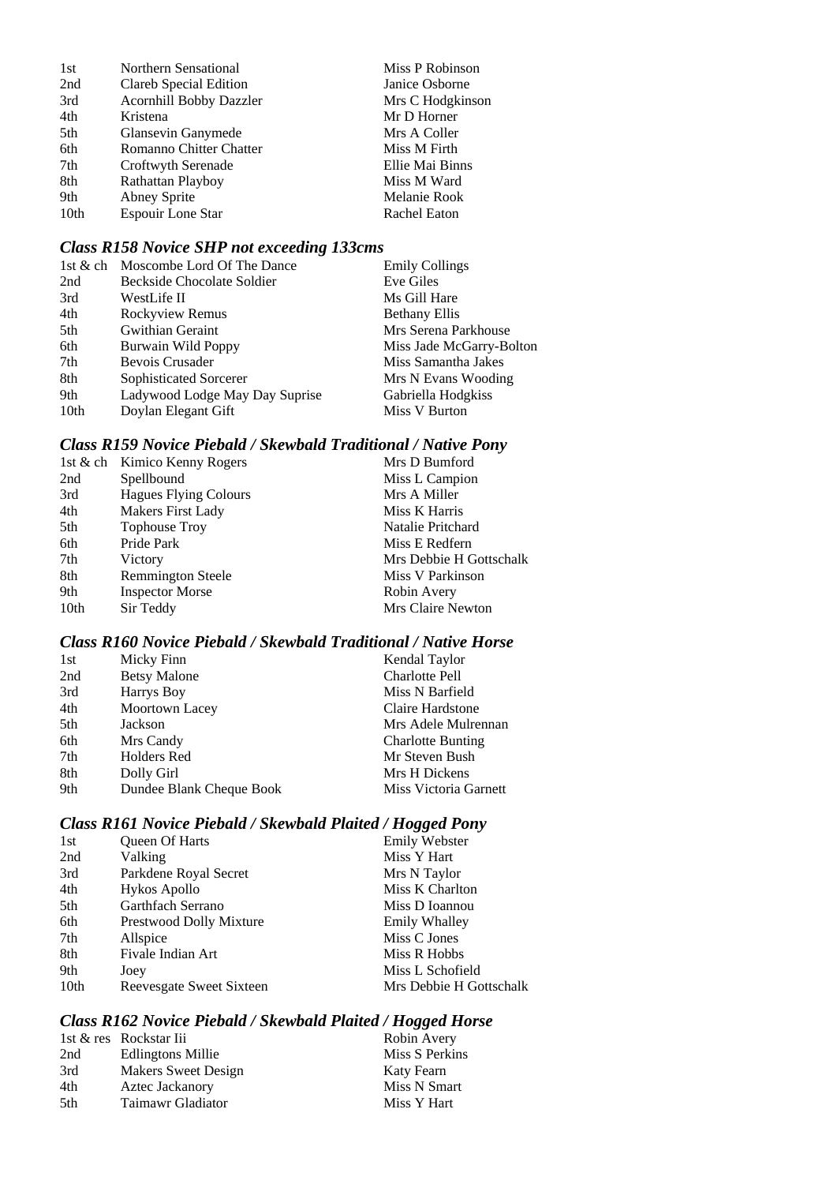| | | |
|---|---|---|
| 1st | Northern Sensational | Miss P Robinson |
| 2nd | Clareb Special Edition | Janice Osborne |
| 3rd | Acornhill Bobby Dazzler | Mrs C Hodgkinson |
| 4th | Kristena | Mr D Horner |
| 5th | Glansevin Ganymede | Mrs A Coller |
| 6th | Romanno Chitter Chatter | Miss M Firth |
| 7th | Croftwyth Serenade | Ellie Mai Binns |
| 8th | Rathattan Playboy | Miss M Ward |
| 9th | Abney Sprite | Melanie Rook |
| 10th | Espouir Lone Star | Rachel Eaton |

### *Class R158 Novice SHP not exceeding 133cms*

| | | |
|---|---|---|
| 1st & ch | Moscombe Lord Of The Dance | Emily Collings |
| 2nd | Beckside Chocolate Soldier | Eve Giles |
| 3rd | WestLife II | Ms Gill Hare |
| 4th | Rockyview Remus | Bethany Ellis |
| 5th | Gwithian Geraint | Mrs Serena Parkhouse |
| 6th | Burwain Wild Poppy | Miss Jade McGarry-Bolton |
| 7th | Bevois Crusader | Miss Samantha Jakes |
| 8th | Sophisticated Sorcerer | Mrs N Evans Wooding |
| 9th | Ladywood Lodge May Day Suprise | Gabriella Hodgkiss |
| 10th | Doylan Elegant Gift | Miss V Burton |

### *Class R159 Novice Piebald / Skewbald Traditional / Native Pony*

| | | |
|---|---|---|
| 1st & ch | Kimico Kenny Rogers | Mrs D Bumford |
| 2nd | Spellbound | Miss L Campion |
| 3rd | Hagues Flying Colours | Mrs A Miller |
| 4th | Makers First Lady | Miss K Harris |
| 5th | Tophouse Troy | Natalie Pritchard |
| 6th | Pride Park | Miss E Redfern |
| 7th | Victory | Mrs Debbie H Gottschalk |
| 8th | Remmington Steele | Miss V Parkinson |
| 9th | Inspector Morse | Robin Avery |
| 10th | Sir Teddy | Mrs Claire Newton |

### *Class R160 Novice Piebald / Skewbald Traditional / Native Horse*

| | | |
|---|---|---|
| 1st | Micky Finn | Kendal Taylor |
| 2nd | Betsy Malone | Charlotte Pell |
| 3rd | Harrys Boy | Miss N Barfield |
| 4th | Moortown Lacey | Claire Hardstone |
| 5th | Jackson | Mrs Adele Mulrennan |
| 6th | Mrs Candy | Charlotte Bunting |
| 7th | Holders Red | Mr Steven Bush |
| 8th | Dolly Girl | Mrs H Dickens |
| 9th | Dundee Blank Cheque Book | Miss Victoria Garnett |

### *Class R161 Novice Piebald / Skewbald Plaited / Hogged Pony*

| | | |
|---|---|---|
| 1st | Queen Of Harts | Emily Webster |
| 2nd | Valking | Miss Y Hart |
| 3rd | Parkdene Royal Secret | Mrs N Taylor |
| 4th | Hykos Apollo | Miss K Charlton |
| 5th | Garthfach Serrano | Miss D Ioannou |
| 6th | Prestwood Dolly Mixture | Emily Whalley |
| 7th | Allspice | Miss C Jones |
| 8th | Fivale Indian Art | Miss R Hobbs |
| 9th | Joey | Miss L Schofield |
| 10th | Reevesgate Sweet Sixteen | Mrs Debbie H Gottschalk |

### *Class R162 Novice Piebald / Skewbald Plaited / Hogged Horse*

| | | |
|---|---|---|
| 1st & res | Rockstar Iii | Robin Avery |
| 2nd | Edlingtons Millie | Miss S Perkins |
| 3rd | Makers Sweet Design | Katy Fearn |
| 4th | Aztec Jackanory | Miss N Smart |
| 5th | Taimawr Gladiator | Miss Y Hart |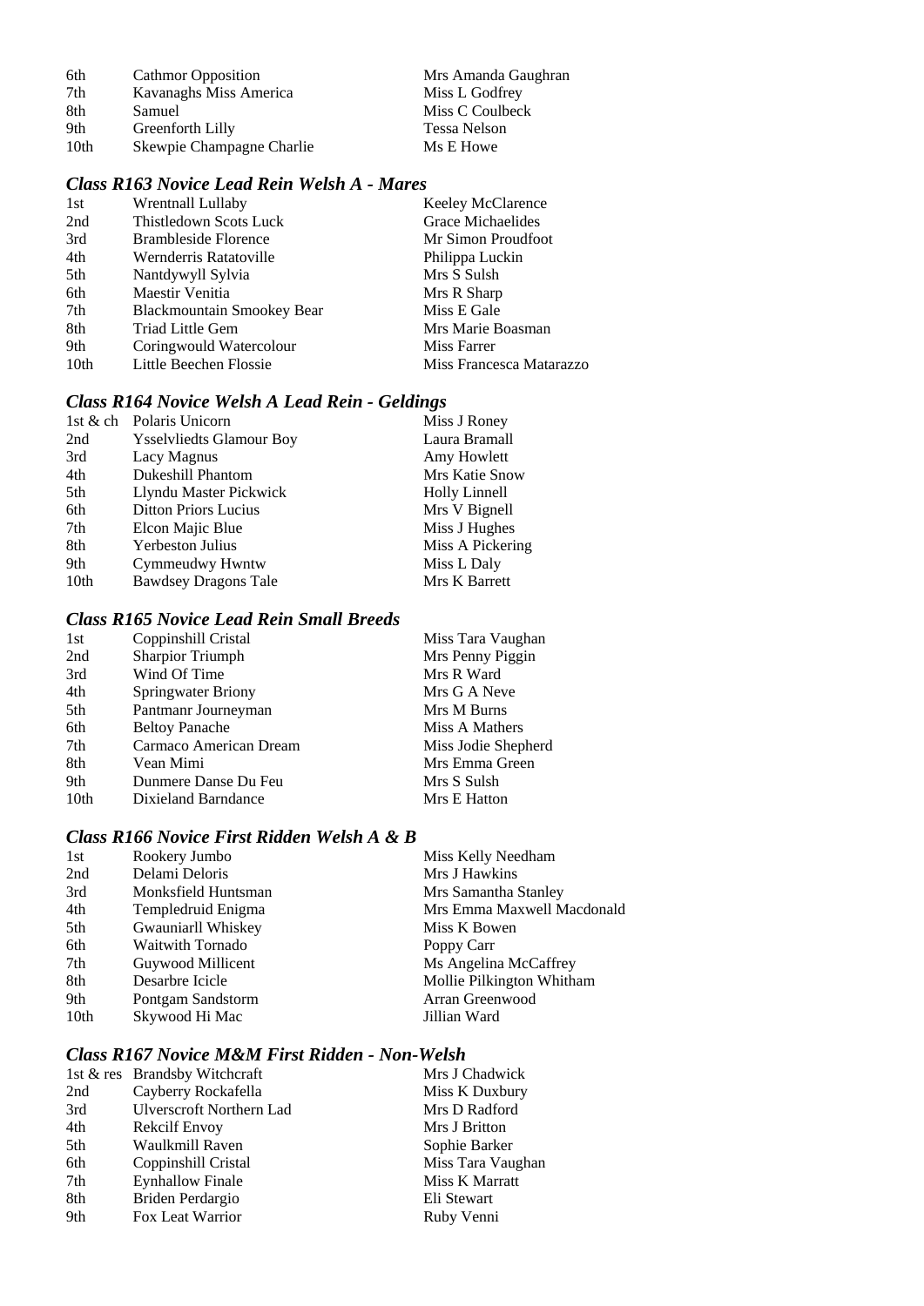| | | |
|---|---|---|
| 6th | Cathmor Opposition | Mrs Amanda Gaughran |
| 7th | Kavanaghs Miss America | Miss L Godfrey |
| 8th | Samuel | Miss C Coulbeck |
| 9th | Greenforth Lilly | Tessa Nelson |
| 10th | Skewpie Champagne Charlie | Ms E Howe |

### *Class R163 Novice Lead Rein Welsh A - Mares*

| | | |
|---|---|---|
| 1st | Wrentnall Lullaby | Keeley McClarence |
| 2nd | Thistledown Scots Luck | Grace Michaelides |
| 3rd | Brambleside Florence | Mr Simon Proudfoot |
| 4th | Wernderris Ratatoville | Philippa Luckin |
| 5th | Nantdywyll Sylvia | Mrs S Sulsh |
| 6th | Maestir Venitia | Mrs R Sharp |
| 7th | Blackmountain Smookey Bear | Miss E Gale |
| 8th | Triad Little Gem | Mrs Marie Boasman |
| 9th | Coringwould Watercolour | Miss Farrer |
| 10th | Little Beechen Flossie | Miss Francesca Matarazzo |

### *Class R164 Novice Welsh A Lead Rein - Geldings*

| | | |
|---|---|---|
| 1st & ch | Polaris Unicorn | Miss J Roney |
| 2nd | Ysselvliedts Glamour Boy | Laura Bramall |
| 3rd | Lacy Magnus | Amy Howlett |
| 4th | Dukeshill Phantom | Mrs Katie Snow |
| 5th | Llyndu Master Pickwick | Holly Linnell |
| 6th | Ditton Priors Lucius | Mrs V Bignell |
| 7th | Elcon Majic Blue | Miss J Hughes |
| 8th | Yerbeston Julius | Miss A Pickering |
| 9th | Cymmeudwy Hwntw | Miss L Daly |
| 10th | Bawdsey Dragons Tale | Mrs K Barrett |

### *Class R165 Novice Lead Rein Small Breeds*

| | | |
|---|---|---|
| 1st | Coppinshill Cristal | Miss Tara Vaughan |
| 2nd | Sharpior Triumph | Mrs Penny Piggin |
| 3rd | Wind Of Time | Mrs R Ward |
| 4th | Springwater Briony | Mrs G A Neve |
| 5th | Pantmanr Journeyman | Mrs M Burns |
| 6th | Beltoy Panache | Miss A Mathers |
| 7th | Carmaco American Dream | Miss Jodie Shepherd |
| 8th | Vean Mimi | Mrs Emma Green |
| 9th | Dunmere Danse Du Feu | Mrs S Sulsh |
| 10th | Dixieland Barndance | Mrs E Hatton |

### *Class R166 Novice First Ridden Welsh A & B*

| | | |
|---|---|---|
| 1st | Rookery Jumbo | Miss Kelly Needham |
| 2nd | Delami Deloris | Mrs J Hawkins |
| 3rd | Monksfield Huntsman | Mrs Samantha Stanley |
| 4th | Templedruid Enigma | Mrs Emma Maxwell Macdonald |
| 5th | Gwauniarll Whiskey | Miss K Bowen |
| 6th | Waitwith Tornado | Poppy Carr |
| 7th | Guywood Millicent | Ms Angelina McCaffrey |
| 8th | Desarbre Icicle | Mollie Pilkington Whitham |
| 9th | Pontgam Sandstorm | Arran Greenwood |
| 10th | Skywood Hi Mac | Jillian Ward |

### *Class R167 Novice M&M First Ridden - Non-Welsh*

| | | |
|---|---|---|
| 1st & res | Brandsby Witchcraft | Mrs J Chadwick |
| 2nd | Cayberry Rockafella | Miss K Duxbury |
| 3rd | Ulverscroft Northern Lad | Mrs D Radford |
| 4th | Rekcilf Envoy | Mrs J Britton |
| 5th | Waulkmill Raven | Sophie Barker |
| 6th | Coppinshill Cristal | Miss Tara Vaughan |
| 7th | Eynhallow Finale | Miss K Marratt |
| 8th | Briden Perdargio | Eli Stewart |
| 9th | Fox Leat Warrior | Ruby Venni |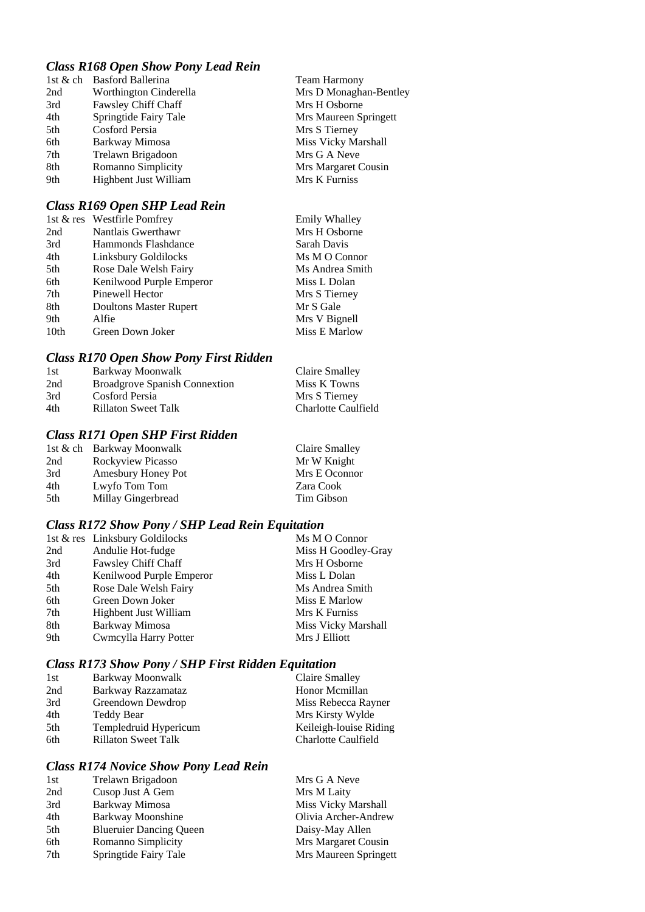### *Class R168 Open Show Pony Lead Rein*

| | | |
|---|---|---|
| 1st & ch | Basford Ballerina | Team Harmony |
| 2nd | Worthington Cinderella | Mrs D Monaghan-Bentley |
| 3rd | Fawsley Chiff Chaff | Mrs H Osborne |
| 4th | Springtide Fairy Tale | Mrs Maureen Springett |
| 5th | Cosford Persia | Mrs S Tierney |
| 6th | Barkway Mimosa | Miss Vicky Marshall |
| 7th | Trelawn Brigadoon | Mrs G A Neve |
| 8th | Romanno Simplicity | Mrs Margaret Cousin |
| 9th | Highbent Just William | Mrs K Furniss |

### *Class R169 Open SHP Lead Rein*

| | | |
|---|---|---|
| 1st & res | Westfirle Pomfrey | Emily Whalley |
| 2nd | Nantlais Gwerthawr | Mrs H Osborne |
| 3rd | Hammonds Flashdance | Sarah Davis |
| 4th | Linksbury Goldilocks | Ms M O Connor |
| 5th | Rose Dale Welsh Fairy | Ms Andrea Smith |
| 6th | Kenilwood Purple Emperor | Miss L Dolan |
| 7th | Pinewell Hector | Mrs S Tierney |
| 8th | Doultons Master Rupert | Mr S Gale |
| 9th | Alfie | Mrs V Bignell |
| 10th | Green Down Joker | Miss E Marlow |

### *Class R170 Open Show Pony First Ridden*

| | | |
|---|---|---|
| 1st | Barkway Moonwalk | Claire Smalley |
| 2nd | Broadgrove Spanish Connextion | Miss K Towns |
| 3rd | Cosford Persia | Mrs S Tierney |
| 4th | Rillaton Sweet Talk | Charlotte Caulfield |

### *Class R171 Open SHP First Ridden*

| | | |
|---|---|---|
| 1st & ch | Barkway Moonwalk | Claire Smalley |
| 2nd | Rockyview Picasso | Mr W Knight |
| 3rd | Amesbury Honey Pot | Mrs E Oconnor |
| 4th | Lwyfo Tom Tom | Zara Cook |
| 5th | Millay Gingerbread | Tim Gibson |

### *Class R172 Show Pony / SHP Lead Rein Equitation*

| | | |
|---|---|---|
| 1st & res | Linksbury Goldilocks | Ms M O Connor |
| 2nd | Andulie Hot-fudge | Miss H Goodley-Gray |
| 3rd | Fawsley Chiff Chaff | Mrs H Osborne |
| 4th | Kenilwood Purple Emperor | Miss L Dolan |
| 5th | Rose Dale Welsh Fairy | Ms Andrea Smith |
| 6th | Green Down Joker | Miss E Marlow |
| 7th | Highbent Just William | Mrs K Furniss |
| 8th | Barkway Mimosa | Miss Vicky Marshall |
| 9th | Cwmcylla Harry Potter | Mrs J Elliott |

### *Class R173 Show Pony / SHP First Ridden Equitation*

| | | |
|---|---|---|
| 1st | Barkway Moonwalk | Claire Smalley |
| 2nd | Barkway Razzamataz | Honor Mcmillan |
| 3rd | Greendown Dewdrop | Miss Rebecca Rayner |
| 4th | Teddy Bear | Mrs Kirsty Wylde |
| 5th | Templedruid Hypericum | Keileigh-louise Riding |
| 6th | Rillaton Sweet Talk | Charlotte Caulfield |

### *Class R174 Novice Show Pony Lead Rein*

| | | |
|---|---|---|
| 1st | Trelawn Brigadoon | Mrs G A Neve |
| 2nd | Cusop Just A Gem | Mrs M Laity |
| 3rd | Barkway Mimosa | Miss Vicky Marshall |
| 4th | Barkway Moonshine | Olivia Archer-Andrew |
| 5th | Blueruier Dancing Queen | Daisy-May Allen |
| 6th | Romanno Simplicity | Mrs Margaret Cousin |
| 7th | Springtide Fairy Tale | Mrs Maureen Springett |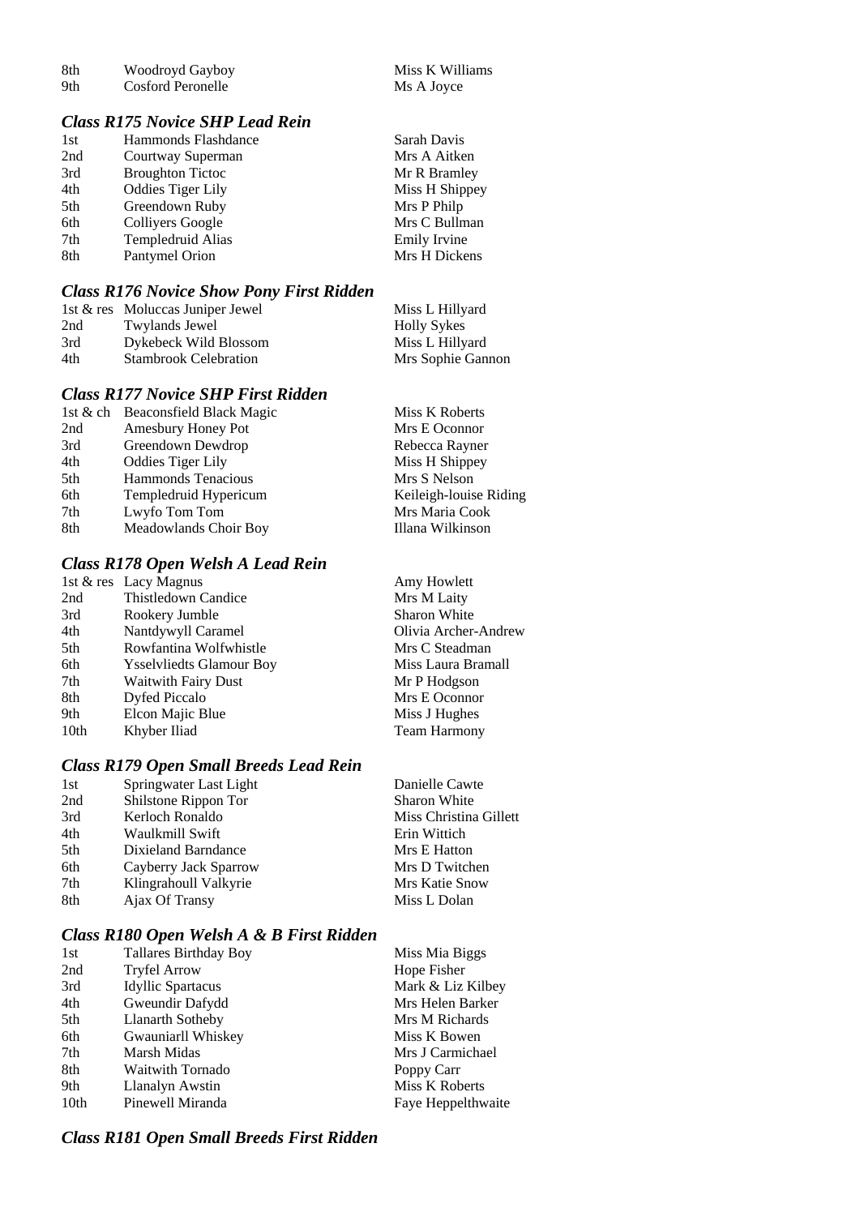| | | |
|---|---|---|
| 8th | Woodroyd Gayboy | Miss K Williams |
| 9th | Cosford Peronelle | Ms A Joyce |

### *Class R175 Novice SHP Lead Rein*

| | | |
|---|---|---|
| 1st | Hammonds Flashdance | Sarah Davis |
| 2nd | Courtway Superman | Mrs A Aitken |
| 3rd | Broughton Tictoc | Mr R Bramley |
| 4th | Oddies Tiger Lily | Miss H Shippey |
| 5th | Greendown Ruby | Mrs P Philp |
| 6th | Colliyers Google | Mrs C Bullman |
| 7th | Templedruid Alias | Emily Irvine |
| 8th | Pantymel Orion | Mrs H Dickens |

### *Class R176 Novice Show Pony First Ridden*

| | | |
|---|---|---|
| 1st & res | Moluccas Juniper Jewel | Miss L Hillyard |
| 2nd | Twylands Jewel | Holly Sykes |
| 3rd | Dykebeck Wild Blossom | Miss L Hillyard |
| 4th | Stambrook Celebration | Mrs Sophie Gannon |

### *Class R177 Novice SHP First Ridden*

| | | |
|---|---|---|
| 1st & ch | Beaconsfield Black Magic | Miss K Roberts |
| 2nd | Amesbury Honey Pot | Mrs E Oconnor |
| 3rd | Greendown Dewdrop | Rebecca Rayner |
| 4th | Oddies Tiger Lily | Miss H Shippey |
| 5th | Hammonds Tenacious | Mrs S Nelson |
| 6th | Templedruid Hypericum | Keileigh-louise Riding |
| 7th | Lwyfo Tom Tom | Mrs Maria Cook |
| 8th | Meadowlands Choir Boy | Illana Wilkinson |

### *Class R178 Open Welsh A Lead Rein*

| | | |
|---|---|---|
| 1st & res | Lacy Magnus | Amy Howlett |
| 2nd | Thistledown Candice | Mrs M Laity |
| 3rd | Rookery Jumble | Sharon White |
| 4th | Nantdywyll Caramel | Olivia Archer-Andrew |
| 5th | Rowfantina Wolfwhistle | Mrs C Steadman |
| 6th | Ysselvliedts Glamour Boy | Miss Laura Bramall |
| 7th | Waitwith Fairy Dust | Mr P Hodgson |
| 8th | Dyfed Piccalo | Mrs E Oconnor |
| 9th | Elcon Majic Blue | Miss J Hughes |
| 10th | Khyber Iliad | Team Harmony |

### *Class R179 Open Small Breeds Lead Rein*

| | | |
|---|---|---|
| 1st | Springwater Last Light | Danielle Cawte |
| 2nd | Shilstone Rippon Tor | Sharon White |
| 3rd | Kerloch Ronaldo | Miss Christina Gillett |
| 4th | Waulkmill Swift | Erin Wittich |
| 5th | Dixieland Barndance | Mrs E Hatton |
| 6th | Cayberry Jack Sparrow | Mrs D Twitchen |
| 7th | Klingrahoull Valkyrie | Mrs Katie Snow |
| 8th | Ajax Of Transy | Miss L Dolan |

### *Class R180 Open Welsh A & B First Ridden*

| | | |
|---|---|---|
| 1st | Tallares Birthday Boy | Miss Mia Biggs |
| 2nd | Tryfel Arrow | Hope Fisher |
| 3rd | Idyllic Spartacus | Mark & Liz Kilbey |
| 4th | Gweundir Dafydd | Mrs Helen Barker |
| 5th | Llanarth Sotheby | Mrs M Richards |
| 6th | Gwauniarll Whiskey | Miss K Bowen |
| 7th | Marsh Midas | Mrs J Carmichael |
| 8th | Waitwith Tornado | Poppy Carr |
| 9th | Llanalyn Awstin | Miss K Roberts |
| 10th | Pinewell Miranda | Faye Heppelthwaite |

### *Class R181 Open Small Breeds First Ridden*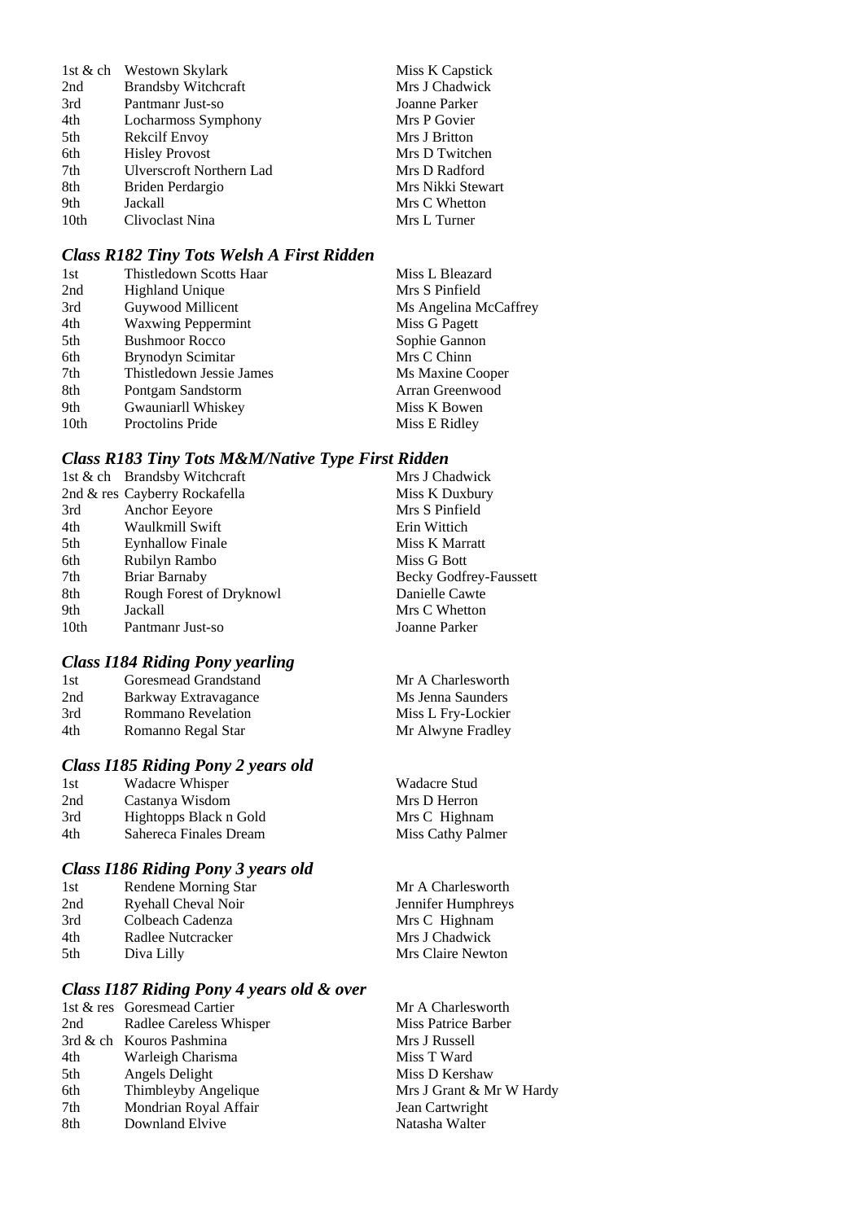| | | |
|---|---|---|
| 1st & ch | Westown Skylark | Miss K Capstick |
| 2nd | Brandsby Witchcraft | Mrs J Chadwick |
| 3rd | Pantmanr Just-so | Joanne Parker |
| 4th | Locharmoss Symphony | Mrs P Govier |
| 5th | Rekcilf Envoy | Mrs J Britton |
| 6th | Hisley Provost | Mrs D Twitchen |
| 7th | Ulverscroft Northern Lad | Mrs D Radford |
| 8th | Briden Perdargio | Mrs Nikki Stewart |
| 9th | Jackall | Mrs C Whetton |
| 10th | Clivoclast Nina | Mrs L Turner |

### *Class R182 Tiny Tots Welsh A First Ridden*

| | | |
|---|---|---|
| 1st | Thistledown Scotts Haar | Miss L Bleazard |
| 2nd | Highland Unique | Mrs S Pinfield |
| 3rd | Guywood Millicent | Ms Angelina McCaffrey |
| 4th | Waxwing Peppermint | Miss G Pagett |
| 5th | Bushmoor Rocco | Sophie Gannon |
| 6th | Brynodyn Scimitar | Mrs C Chinn |
| 7th | Thistledown Jessie James | Ms Maxine Cooper |
| 8th | Pontgam Sandstorm | Arran Greenwood |
| 9th | Gwauniarll Whiskey | Miss K Bowen |
| 10th | Proctolins Pride | Miss E Ridley |

### *Class R183 Tiny Tots M&M/Native Type First Ridden*

| | | |
|---|---|---|
| 1st & ch | Brandsby Witchcraft | Mrs J Chadwick |
| 2nd & res | Cayberry Rockafella | Miss K Duxbury |
| 3rd | Anchor Eeyore | Mrs S Pinfield |
| 4th | Waulkmill Swift | Erin Wittich |
| 5th | Eynhallow Finale | Miss K Marratt |
| 6th | Rubilyn Rambo | Miss G Bott |
| 7th | Briar Barnaby | Becky Godfrey-Faussett |
| 8th | Rough Forest of Dryknowl | Danielle Cawte |
| 9th | Jackall | Mrs C Whetton |
| 10th | Pantmanr Just-so | Joanne Parker |

### *Class I184 Riding Pony yearling*

| | | |
|---|---|---|
| 1st | Goresmead Grandstand | Mr A Charlesworth |
| 2nd | Barkway Extravagance | Ms Jenna Saunders |
| 3rd | Rommano Revelation | Miss L Fry-Lockier |
| 4th | Romanno Regal Star | Mr Alwyne Fradley |

### *Class I185 Riding Pony 2 years old*

| | | |
|---|---|---|
| 1st | Wadacre Whisper | Wadacre Stud |
| 2nd | Castanya Wisdom | Mrs D Herron |
| 3rd | Hightopps Black n Gold | Mrs C Highnam |
| 4th | Sahereca Finales Dream | Miss Cathy Palmer |

### *Class I186 Riding Pony 3 years old*

| | | |
|---|---|---|
| 1st | Rendene Morning Star | Mr A Charlesworth |
| 2nd | Ryehall Cheval Noir | Jennifer Humphreys |
| 3rd | Colbeach Cadenza | Mrs C Highnam |
| 4th | Radlee Nutcracker | Mrs J Chadwick |
| 5th | Diva Lilly | Mrs Claire Newton |

### *Class I187 Riding Pony 4 years old & over*

| | | |
|---|---|---|
| 1st & res | Goresmead Cartier | Mr A Charlesworth |
| 2nd | Radlee Careless Whisper | Miss Patrice Barber |
| 3rd & ch | Kouros Pashmina | Mrs J Russell |
| 4th | Warleigh Charisma | Miss T Ward |
| 5th | Angels Delight | Miss D Kershaw |
| 6th | Thimbleyby Angelique | Mrs J Grant & Mr W Hardy |
| 7th | Mondrian Royal Affair | Jean Cartwright |
| 8th | Downland Elvive | Natasha Walter |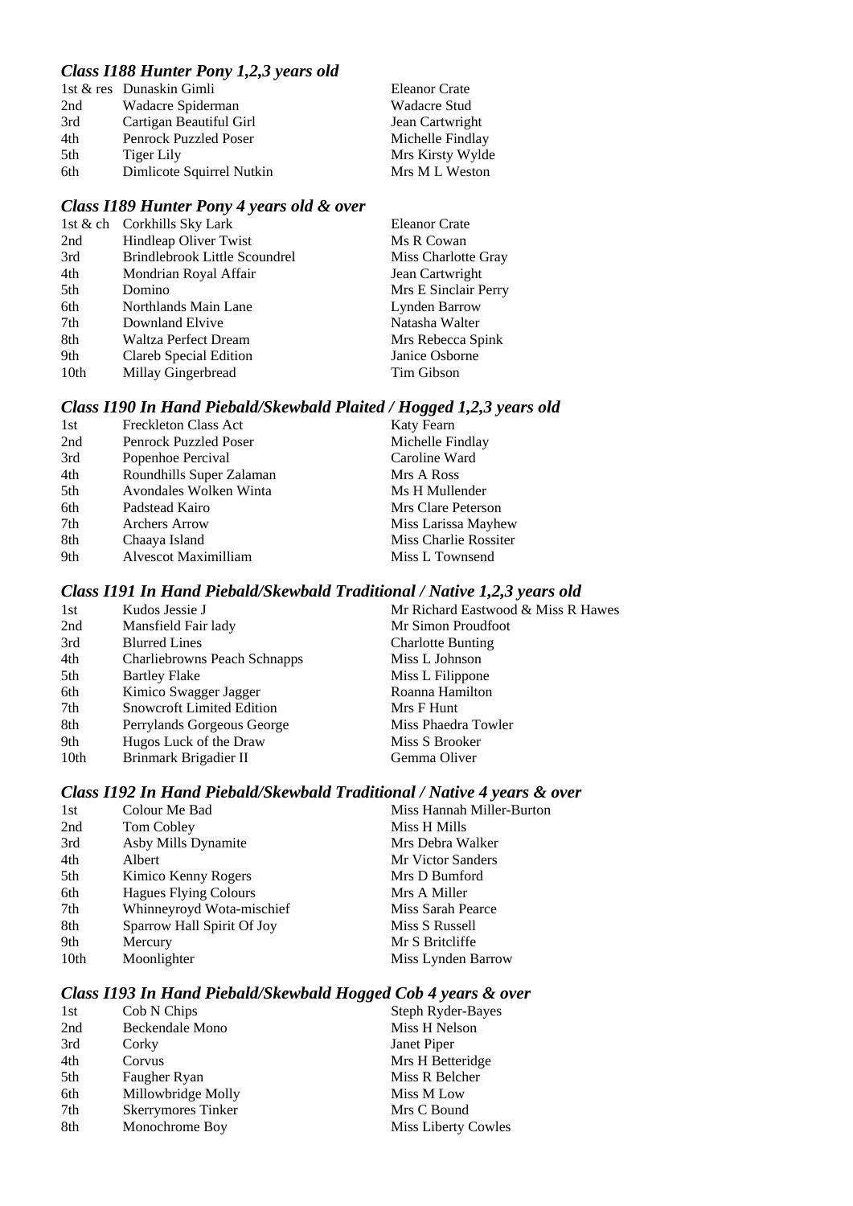### *Class I188 Hunter Pony 1,2,3 years old*

| | | |
|---|---|---|
| 1st & res | Dunaskin Gimli | Eleanor Crate |
| 2nd | Wadacre Spiderman | Wadacre Stud |
| 3rd | Cartigan Beautiful Girl | Jean Cartwright |
| 4th | Penrock Puzzled Poser | Michelle Findlay |
| 5th | Tiger Lily | Mrs Kirsty Wylde |
| 6th | Dimlicote Squirrel Nutkin | Mrs M L Weston |

### *Class I189 Hunter Pony 4 years old & over*

| | | |
|---|---|---|
| 1st & ch | Corkhills Sky Lark | Eleanor Crate |
| 2nd | Hindleap Oliver Twist | Ms R Cowan |
| 3rd | Brindlebrook Little Scoundrel | Miss Charlotte Gray |
| 4th | Mondrian Royal Affair | Jean Cartwright |
| 5th | Domino | Mrs E Sinclair Perry |
| 6th | Northlands Main Lane | Lynden Barrow |
| 7th | Downland Elvive | Natasha Walter |
| 8th | Waltza Perfect Dream | Mrs Rebecca Spink |
| 9th | Clareb Special Edition | Janice Osborne |
| 10th | Millay Gingerbread | Tim Gibson |

### *Class I190 In Hand Piebald/Skewbald Plaited / Hogged 1,2,3 years old*

| | | |
|---|---|---|
| 1st | Freckleton Class Act | Katy Fearn |
| 2nd | Penrock Puzzled Poser | Michelle Findlay |
| 3rd | Popenhoe Percival | Caroline Ward |
| 4th | Roundhills Super Zalaman | Mrs A Ross |
| 5th | Avondales Wolken Winta | Ms H Mullender |
| 6th | Padstead Kairo | Mrs Clare Peterson |
| 7th | Archers Arrow | Miss Larissa Mayhew |
| 8th | Chaaya Island | Miss Charlie Rossiter |
| 9th | Alvescot Maximilliam | Miss L Townsend |

### *Class I191 In Hand Piebald/Skewbald Traditional / Native 1,2,3 years old*

| | | |
|---|---|---|
| 1st | Kudos Jessie J | Mr Richard Eastwood & Miss R Hawes |
| 2nd | Mansfield Fair lady | Mr Simon Proudfoot |
| 3rd | Blurred Lines | Charlotte Bunting |
| 4th | Charliebrowns Peach Schnapps | Miss L Johnson |
| 5th | Bartley Flake | Miss L Filippone |
| 6th | Kimico Swagger Jagger | Roanna Hamilton |
| 7th | Snowcroft Limited Edition | Mrs F Hunt |
| 8th | Perrylands Gorgeous George | Miss Phaedra Towler |
| 9th | Hugos Luck of the Draw | Miss S Brooker |
| 10th | Brinmark Brigadier II | Gemma Oliver |

### *Class I192 In Hand Piebald/Skewbald Traditional / Native 4 years & over*

| | | |
|---|---|---|
| 1st | Colour Me Bad | Miss Hannah Miller-Burton |
| 2nd | Tom Cobley | Miss H Mills |
| 3rd | Asby Mills Dynamite | Mrs Debra Walker |
| 4th | Albert | Mr Victor Sanders |
| 5th | Kimico Kenny Rogers | Mrs D Bumford |
| 6th | Hagues Flying Colours | Mrs A Miller |
| 7th | Whinneyroyd Wota-mischief | Miss Sarah Pearce |
| 8th | Sparrow Hall Spirit Of Joy | Miss S Russell |
| 9th | Mercury | Mr S Britcliffe |
| 10th | Moonlighter | Miss Lynden Barrow |

### *Class I193 In Hand Piebald/Skewbald Hogged Cob 4 years & over*

| | | |
|---|---|---|
| 1st | Cob N Chips | Steph Ryder-Bayes |
| 2nd | Beckendale Mono | Miss H Nelson |
| 3rd | Corky | Janet Piper |
| 4th | Corvus | Mrs H Betteridge |
| 5th | Faugher Ryan | Miss R Belcher |
| 6th | Millowbridge Molly | Miss M Low |
| 7th | Skerrymores Tinker | Mrs C Bound |
| 8th | Monochrome Boy | Miss Liberty Cowles |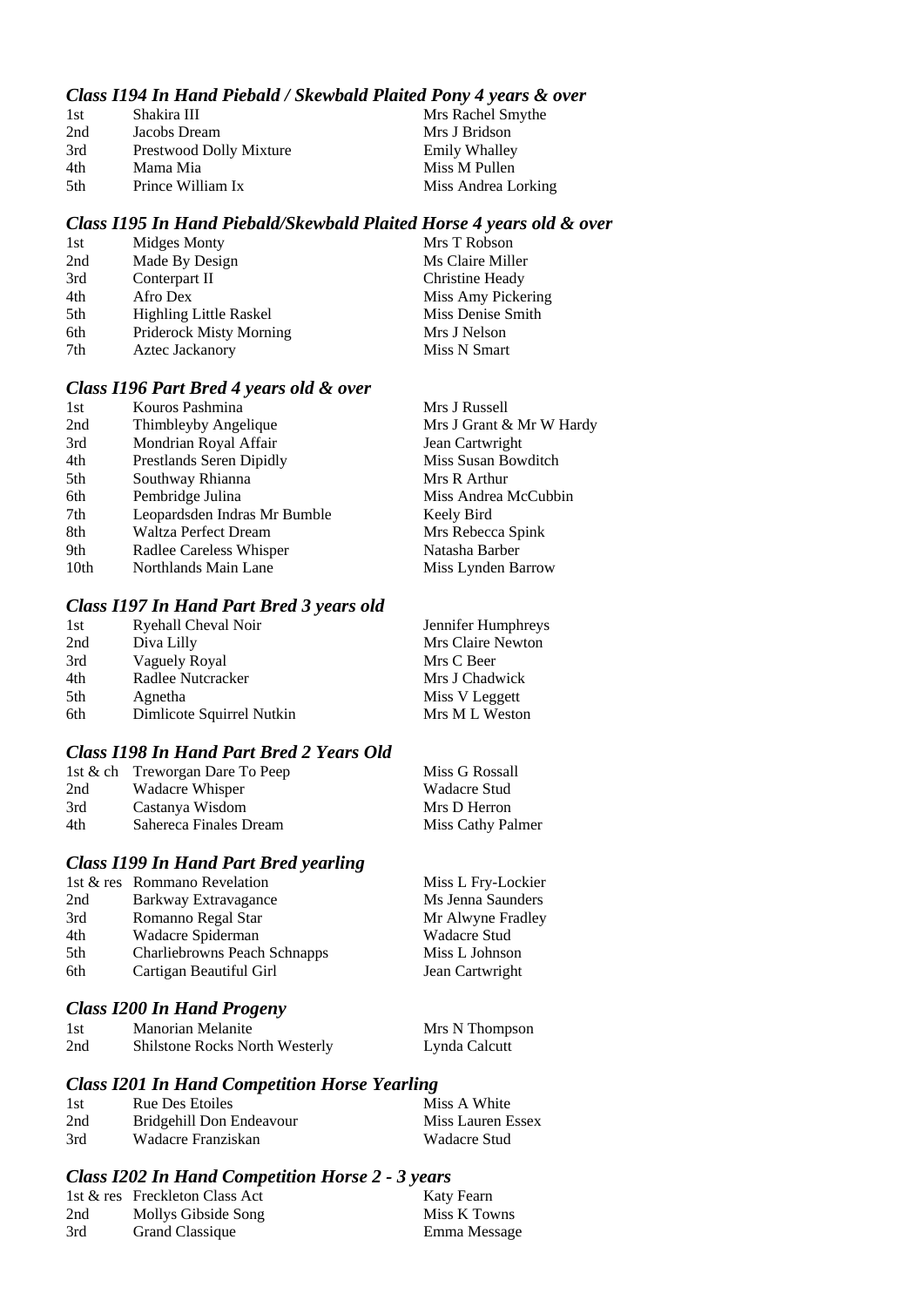### *Class I194 In Hand Piebald / Skewbald Plaited Pony 4 years & over*

| | | |
|---|---|---|
| 1st | Shakira III | Mrs Rachel Smythe |
| 2nd | Jacobs Dream | Mrs J Bridson |
| 3rd | Prestwood Dolly Mixture | Emily Whalley |
| 4th | Mama Mia | Miss M Pullen |
| 5th | Prince William Ix | Miss Andrea Lorking |

### *Class I195 In Hand Piebald/Skewbald Plaited Horse 4 years old & over*

| | | |
|---|---|---|
| 1st | Midges Monty | Mrs T Robson |
| 2nd | Made By Design | Ms Claire Miller |
| 3rd | Conterpart II | Christine Heady |
| 4th | Afro Dex | Miss Amy Pickering |
| 5th | Highling Little Raskel | Miss Denise Smith |
| 6th | Priderock Misty Morning | Mrs J Nelson |
| 7th | Aztec Jackanory | Miss N Smart |

### *Class I196 Part Bred 4 years old & over*

| | | |
|---|---|---|
| 1st | Kouros Pashmina | Mrs J Russell |
| 2nd | Thimbleyby Angelique | Mrs J Grant & Mr W Hardy |
| 3rd | Mondrian Royal Affair | Jean Cartwright |
| 4th | Prestlands Seren Dipidly | Miss Susan Bowditch |
| 5th | Southway Rhianna | Mrs R Arthur |
| 6th | Pembridge Julina | Miss Andrea McCubbin |
| 7th | Leopardsden Indras Mr Bumble | Keely Bird |
| 8th | Waltza Perfect Dream | Mrs Rebecca Spink |
| 9th | Radlee Careless Whisper | Natasha Barber |
| 10th | Northlands Main Lane | Miss Lynden Barrow |

### *Class I197 In Hand Part Bred 3 years old*

| | | |
|---|---|---|
| 1st | Ryehall Cheval Noir | Jennifer Humphreys |
| 2nd | Diva Lilly | Mrs Claire Newton |
| 3rd | Vaguely Royal | Mrs C Beer |
| 4th | Radlee Nutcracker | Mrs J Chadwick |
| 5th | Agnetha | Miss V Leggett |
| 6th | Dimlicote Squirrel Nutkin | Mrs M L Weston |

### *Class I198 In Hand Part Bred 2 Years Old*

| | | |
|---|---|---|
| 1st & ch | Treworgan Dare To Peep | Miss G Rossall |
| 2nd | Wadacre Whisper | Wadacre Stud |
| 3rd | Castanya Wisdom | Mrs D Herron |
| 4th | Sahereca Finales Dream | Miss Cathy Palmer |

### *Class I199 In Hand Part Bred yearling*

| | | |
|---|---|---|
| 1st & res | Rommano Revelation | Miss L Fry-Lockier |
| 2nd | Barkway Extravagance | Ms Jenna Saunders |
| 3rd | Romanno Regal Star | Mr Alwyne Fradley |
| 4th | Wadacre Spiderman | Wadacre Stud |
| 5th | Charliebrowns Peach Schnapps | Miss L Johnson |
| 6th | Cartigan Beautiful Girl | Jean Cartwright |

### *Class I200 In Hand Progeny*

| | | |
|---|---|---|
| 1st | Manorian Melanite | Mrs N Thompson |
| 2nd | Shilstone Rocks North Westerly | Lynda Calcutt |

### *Class I201 In Hand Competition Horse Yearling*

| | | |
|---|---|---|
| 1st | Rue Des Etoiles | Miss A White |
| 2nd | Bridgehill Don Endeavour | Miss Lauren Essex |
| 3rd | Wadacre Franziskan | Wadacre Stud |

### *Class I202 In Hand Competition Horse 2 - 3 years*

| | | |
|---|---|---|
| 1st & res | Freckleton Class Act | Katy Fearn |
| 2nd | Mollys Gibside Song | Miss K Towns |
| 3rd | Grand Classique | Emma Message |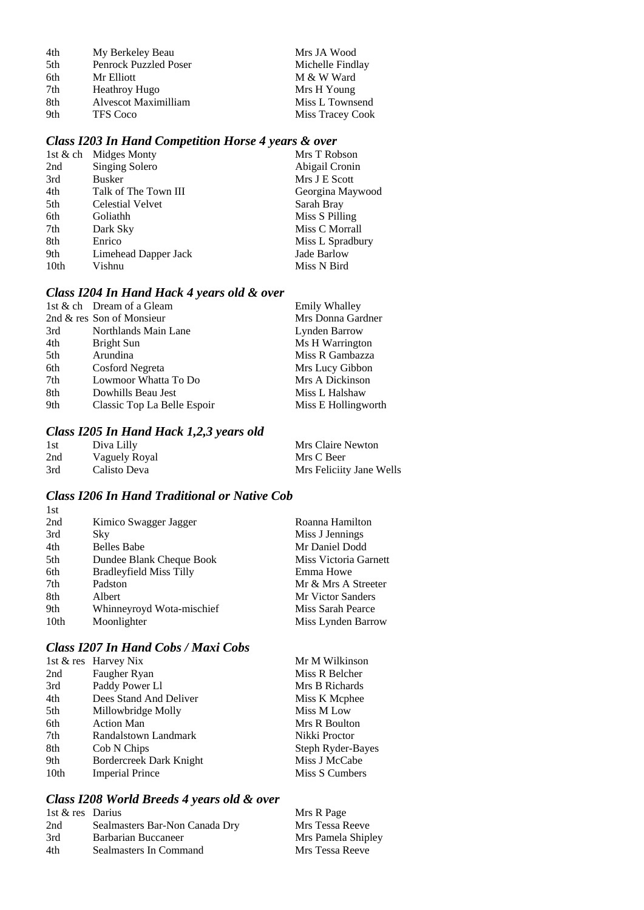| | | |
|---|---|---|
| 4th | My Berkeley Beau | Mrs JA Wood |
| 5th | Penrock Puzzled Poser | Michelle Findlay |
| 6th | Mr Elliott | M & W Ward |
| 7th | Heathroy Hugo | Mrs H Young |
| 8th | Alvescot Maximilliam | Miss L Townsend |
| 9th | TFS Coco | Miss Tracey Cook |

### *Class I203 In Hand Competition Horse 4 years & over*

| | | |
|---|---|---|
| 1st & ch | Midges Monty | Mrs T Robson |
| 2nd | Singing Solero | Abigail Cronin |
| 3rd | Busker | Mrs J E Scott |
| 4th | Talk of The Town III | Georgina Maywood |
| 5th | Celestial Velvet | Sarah Bray |
| 6th | Goliathh | Miss S Pilling |
| 7th | Dark Sky | Miss C Morrall |
| 8th | Enrico | Miss L Spradbury |
| 9th | Limehead Dapper Jack | Jade Barlow |
| 10th | Vishnu | Miss N Bird |

### *Class I204 In Hand Hack 4 years old & over*

| | | |
|---|---|---|
| 1st & ch | Dream of a Gleam | Emily Whalley |
| 2nd & res | Son of Monsieur | Mrs Donna Gardner |
| 3rd | Northlands Main Lane | Lynden Barrow |
| 4th | Bright Sun | Ms H Warrington |
| 5th | Arundina | Miss R Gambazza |
| 6th | Cosford Negreta | Mrs Lucy Gibbon |
| 7th | Lowmoor Whatta To Do | Mrs A Dickinson |
| 8th | Dowhills Beau Jest | Miss L Halshaw |
| 9th | Classic Top La Belle Espoir | Miss E Hollingworth |

### *Class I205 In Hand Hack 1,2,3 years old*

| | | |
|---|---|---|
| 1st | Diva Lilly | Mrs Claire Newton |
| 2nd | Vaguely Royal | Mrs C Beer |
| 3rd | Calisto Deva | Mrs Feliciity Jane Wells |

### *Class I206 In Hand Traditional or Native Cob*

| | | |
|---|---|---|
| 1st | | |
| 2nd | Kimico Swagger Jagger | Roanna Hamilton |
| 3rd | Sky | Miss J Jennings |
| 4th | Belles Babe | Mr Daniel Dodd |
| 5th | Dundee Blank Cheque Book | Miss Victoria Garnett |
| 6th | Bradleyfield Miss Tilly | Emma Howe |
| 7th | Padston | Mr & Mrs A Streeter |
| 8th | Albert | Mr Victor Sanders |
| 9th | Whinneyroyd Wota-mischief | Miss Sarah Pearce |
| 10th | Moonlighter | Miss Lynden Barrow |

### *Class I207 In Hand Cobs / Maxi Cobs*

| | | |
|---|---|---|
| 1st & res | Harvey Nix | Mr M Wilkinson |
| 2nd | Faugher Ryan | Miss R Belcher |
| 3rd | Paddy Power Ll | Mrs B Richards |
| 4th | Dees Stand And Deliver | Miss K Mcphee |
| 5th | Millowbridge Molly | Miss M Low |
| 6th | Action Man | Mrs R Boulton |
| 7th | Randalstown Landmark | Nikki Proctor |
| 8th | Cob N Chips | Steph Ryder-Bayes |
| 9th | Bordercreek Dark Knight | Miss J McCabe |
| 10th | Imperial Prince | Miss S Cumbers |

### *Class I208 World Breeds 4 years old & over*

| | | |
|---|---|---|
| 1st & res | Darius | Mrs R Page |
| 2nd | Sealmasters Bar-Non Canada Dry | Mrs Tessa Reeve |
| 3rd | Barbarian Buccaneer | Mrs Pamela Shipley |
| 4th | Sealmasters In Command | Mrs Tessa Reeve |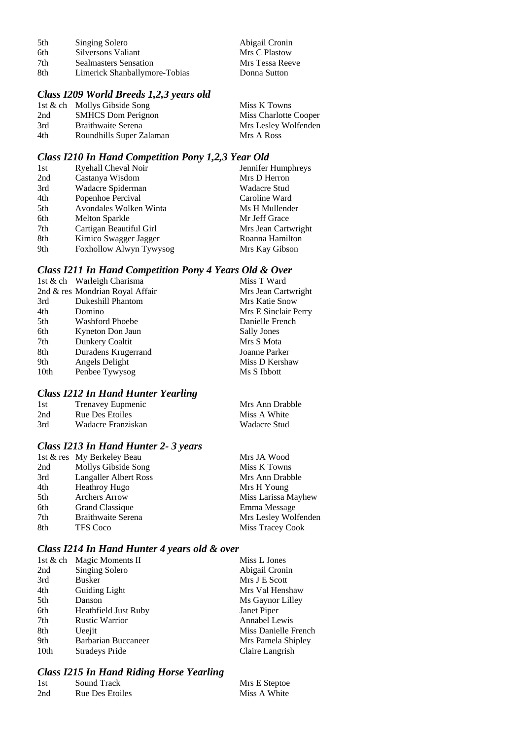| | | |
|---|---|---|
| 5th | Singing Solero | Abigail Cronin |
| 6th | Silversons Valiant | Mrs C Plastow |
| 7th | Sealmasters Sensation | Mrs Tessa Reeve |
| 8th | Limerick Shanballymore-Tobias | Donna Sutton |

### *Class I209 World Breeds 1,2,3 years old*

| | | |
|---|---|---|
| 1st & ch | Mollys Gibside Song | Miss K Towns |
| 2nd | SMHCS Dom Perignon | Miss Charlotte Cooper |
| 3rd | Braithwaite Serena | Mrs Lesley Wolfenden |
| 4th | Roundhills Super Zalaman | Mrs A Ross |

### *Class I210 In Hand Competition Pony 1,2,3 Year Old*

| | | |
|---|---|---|
| 1st | Ryehall Cheval Noir | Jennifer Humphreys |
| 2nd | Castanya Wisdom | Mrs D Herron |
| 3rd | Wadacre Spiderman | Wadacre Stud |
| 4th | Popenhoe Percival | Caroline Ward |
| 5th | Avondales Wolken Winta | Ms H Mullender |
| 6th | Melton Sparkle | Mr Jeff Grace |
| 7th | Cartigan Beautiful Girl | Mrs Jean Cartwright |
| 8th | Kimico Swagger Jagger | Roanna Hamilton |
| 9th | Foxhollow Alwyn Tywysog | Mrs Kay Gibson |

### *Class I211 In Hand Competition Pony 4 Years Old & Over*

| | | |
|---|---|---|
| 1st & ch | Warleigh Charisma | Miss T Ward |
| 2nd & res | Mondrian Royal Affair | Mrs Jean Cartwright |
| 3rd | Dukeshill Phantom | Mrs Katie Snow |
| 4th | Domino | Mrs E Sinclair Perry |
| 5th | Washford Phoebe | Danielle French |
| 6th | Kyneton Don Jaun | Sally Jones |
| 7th | Dunkery Coaltit | Mrs S Mota |
| 8th | Duradens Krugerrand | Joanne Parker |
| 9th | Angels Delight | Miss D Kershaw |
| 10th | Penbee Tywysog | Ms S Ibbott |

### *Class I212 In Hand Hunter Yearling*

| | | |
|---|---|---|
| 1st | Trenavey Eupmenic | Mrs Ann Drabble |
| 2nd | Rue Des Etoiles | Miss A White |
| 3rd | Wadacre Franziskan | Wadacre Stud |

### *Class I213 In Hand Hunter 2- 3 years*

| | | |
|---|---|---|
| 1st & res | My Berkeley Beau | Mrs JA Wood |
| 2nd | Mollys Gibside Song | Miss K Towns |
| 3rd | Langaller Albert Ross | Mrs Ann Drabble |
| 4th | Heathroy Hugo | Mrs H Young |
| 5th | Archers Arrow | Miss Larissa Mayhew |
| 6th | Grand Classique | Emma Message |
| 7th | Braithwaite Serena | Mrs Lesley Wolfenden |
| 8th | TFS Coco | Miss Tracey Cook |

### *Class I214 In Hand Hunter 4 years old & over*

| | | |
|---|---|---|
| 1st & ch | Magic Moments II | Miss L Jones |
| 2nd | Singing Solero | Abigail Cronin |
| 3rd | Busker | Mrs J E Scott |
| 4th | Guiding Light | Mrs Val Henshaw |
| 5th | Danson | Ms Gaynor Lilley |
| 6th | Heathfield Just Ruby | Janet Piper |
| 7th | Rustic Warrior | Annabel Lewis |
| 8th | Ueejit | Miss Danielle French |
| 9th | Barbarian Buccaneer | Mrs Pamela Shipley |
| 10th | Stradeys Pride | Claire Langrish |

### *Class I215 In Hand Riding Horse Yearling*

| | | |
|---|---|---|
| 1st | Sound Track | Mrs E Steptoe |
| 2nd | Rue Des Etoiles | Miss A White |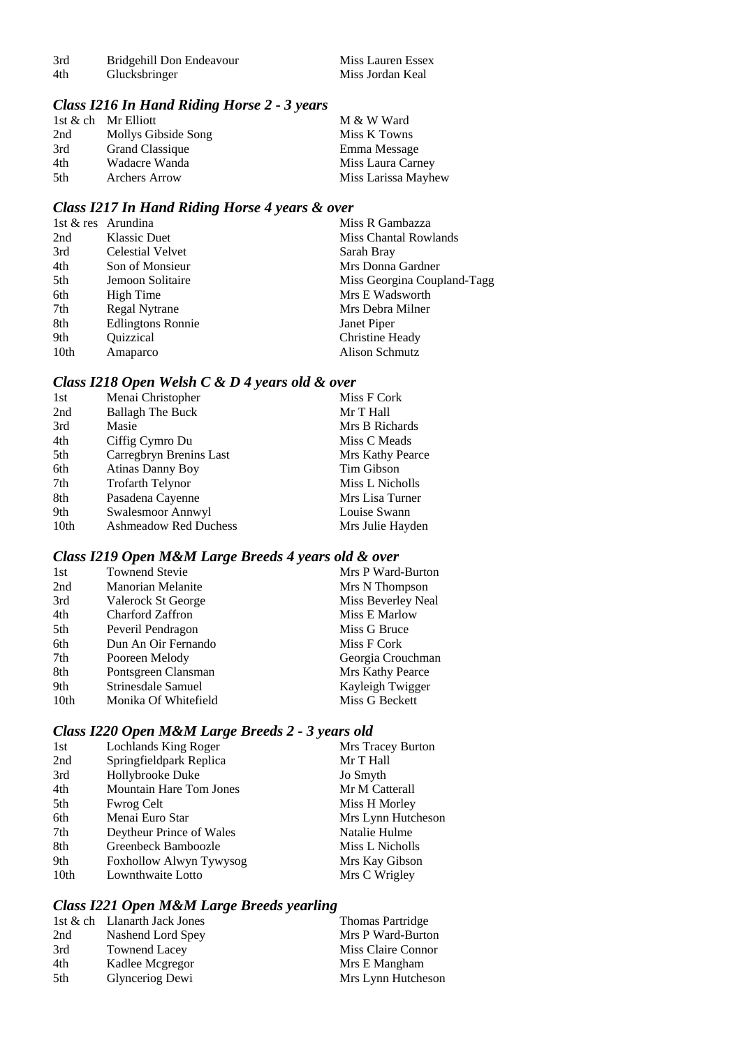| | | |
|---|---|---|
| 3rd | Bridgehill Don Endeavour | Miss Lauren Essex |
| 4th | Glucksbringer | Miss Jordan Keal |

### *Class I216 In Hand Riding Horse 2 - 3 years*

| | | |
|---|---|---|
| 1st & ch | Mr Elliott | M & W Ward |
| 2nd | Mollys Gibside Song | Miss K Towns |
| 3rd | Grand Classique | Emma Message |
| 4th | Wadacre Wanda | Miss Laura Carney |
| 5th | Archers Arrow | Miss Larissa Mayhew |

### *Class I217 In Hand Riding Horse 4 years & over*

| | | |
|---|---|---|
| 1st & res | Arundina | Miss R Gambazza |
| 2nd | Klassic Duet | Miss Chantal Rowlands |
| 3rd | Celestial Velvet | Sarah Bray |
| 4th | Son of Monsieur | Mrs Donna Gardner |
| 5th | Jemoon Solitaire | Miss Georgina Coupland-Tagg |
| 6th | High Time | Mrs E Wadsworth |
| 7th | Regal Nytrane | Mrs Debra Milner |
| 8th | Edlingtons Ronnie | Janet Piper |
| 9th | Quizzical | Christine Heady |
| 10th | Amaparco | Alison Schmutz |

### *Class I218 Open Welsh C & D 4 years old & over*

| | | |
|---|---|---|
| 1st | Menai Christopher | Miss F Cork |
| 2nd | Ballagh The Buck | Mr T Hall |
| 3rd | Masie | Mrs B Richards |
| 4th | Ciffig Cymro Du | Miss C Meads |
| 5th | Carregbryn Brenins Last | Mrs Kathy Pearce |
| 6th | Atinas Danny Boy | Tim Gibson |
| 7th | Trofarth Telynor | Miss L Nicholls |
| 8th | Pasadena Cayenne | Mrs Lisa Turner |
| 9th | Swalesmoor Annwyl | Louise Swann |
| 10th | Ashmeadow Red Duchess | Mrs Julie Hayden |

### *Class I219 Open M&M Large Breeds 4 years old & over*

| | | |
|---|---|---|
| 1st | Townend Stevie | Mrs P Ward-Burton |
| 2nd | Manorian Melanite | Mrs N Thompson |
| 3rd | Valerock St George | Miss Beverley Neal |
| 4th | Charford Zaffron | Miss E Marlow |
| 5th | Peveril Pendragon | Miss G Bruce |
| 6th | Dun An Oir Fernando | Miss F Cork |
| 7th | Pooreen Melody | Georgia Crouchman |
| 8th | Pontsgreen Clansman | Mrs Kathy Pearce |
| 9th | Strinesdale Samuel | Kayleigh Twigger |
| 10th | Monika Of Whitefield | Miss G Beckett |

### *Class I220 Open M&M Large Breeds 2 - 3 years old*

| | | |
|---|---|---|
| 1st | Lochlands King Roger | Mrs Tracey Burton |
| 2nd | Springfieldpark Replica | Mr T Hall |
| 3rd | Hollybrooke Duke | Jo Smyth |
| 4th | Mountain Hare Tom Jones | Mr M Catterall |
| 5th | Fwrog Celt | Miss H Morley |
| 6th | Menai Euro Star | Mrs Lynn Hutcheson |
| 7th | Deytheur Prince of Wales | Natalie Hulme |
| 8th | Greenbeck Bamboozle | Miss L Nicholls |
| 9th | Foxhollow Alwyn Tywysog | Mrs Kay Gibson |
| 10th | Lownthwaite Lotto | Mrs C Wrigley |

### *Class I221 Open M&M Large Breeds yearling*

| | | |
|---|---|---|
| 1st & ch | Llanarth Jack Jones | Thomas Partridge |
| 2nd | Nashend Lord Spey | Mrs P Ward-Burton |
| 3rd | Townend Lacey | Miss Claire Connor |
| 4th | Kadlee Mcgregor | Mrs E Mangham |
| 5th | Glynceriog Dewi | Mrs Lynn Hutcheson |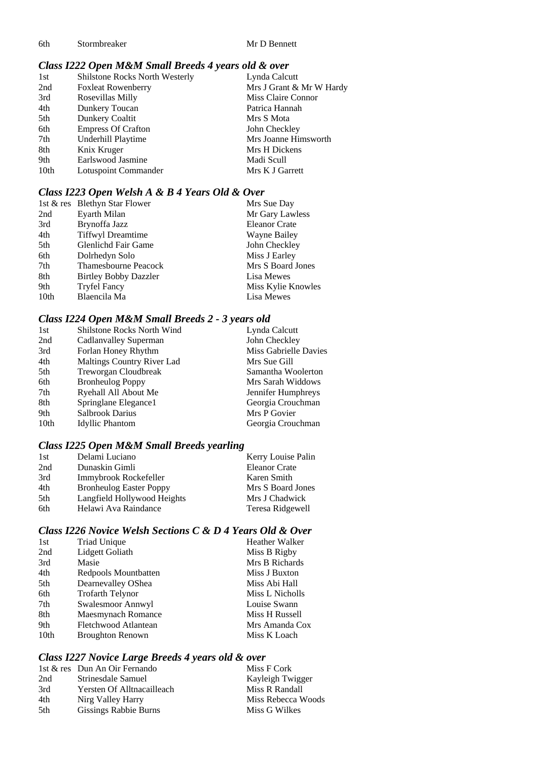| | | |
|---|---|---|
| 6th | Stormbreaker | Mr D Bennett |

### *Class I222 Open M&M Small Breeds 4 years old & over*

| | | |
|---|---|---|
| 1st | Shilstone Rocks North Westerly | Lynda Calcutt |
| 2nd | Foxleat Rowenberry | Mrs J Grant & Mr W Hardy |
| 3rd | Rosevillas Milly | Miss Claire Connor |
| 4th | Dunkery Toucan | Patrica Hannah |
| 5th | Dunkery Coaltit | Mrs S Mota |
| 6th | Empress Of Crafton | John Checkley |
| 7th | Underhill Playtime | Mrs Joanne Himsworth |
| 8th | Knix Kruger | Mrs H Dickens |
| 9th | Earlswood Jasmine | Madi Scull |
| 10th | Lotuspoint Commander | Mrs K J Garrett |

### *Class I223 Open Welsh A & B 4 Years Old & Over*

| | | |
|---|---|---|
| 1st & res | Blethyn Star Flower | Mrs Sue Day |
| 2nd | Eyarth Milan | Mr Gary Lawless |
| 3rd | Brynoffa Jazz | Eleanor Crate |
| 4th | Tiffwyl Dreamtime | Wayne Bailey |
| 5th | Glenlichd Fair Game | John Checkley |
| 6th | Dolrhedyn Solo | Miss J Earley |
| 7th | Thamesbourne Peacock | Mrs S Board Jones |
| 8th | Birtley Bobby Dazzler | Lisa Mewes |
| 9th | Tryfel Fancy | Miss Kylie Knowles |
| 10th | Blaencila Ma | Lisa Mewes |

### *Class I224 Open M&M Small Breeds 2 - 3 years old*

| | | |
|---|---|---|
| 1st | Shilstone Rocks North Wind | Lynda Calcutt |
| 2nd | Cadlanvalley Superman | John Checkley |
| 3rd | Forlan Honey Rhythm | Miss Gabrielle Davies |
| 4th | Maltings Country River Lad | Mrs Sue Gill |
| 5th | Treworgan Cloudbreak | Samantha Woolerton |
| 6th | Bronheulog Poppy | Mrs Sarah Widdows |
| 7th | Ryehall All About Me | Jennifer Humphreys |
| 8th | Springlane Elegance1 | Georgia Crouchman |
| 9th | Salbrook Darius | Mrs P Govier |
| 10th | Idyllic Phantom | Georgia Crouchman |

### *Class I225 Open M&M Small Breeds yearling*

| | | |
|---|---|---|
| 1st | Delami Luciano | Kerry Louise Palin |
| 2nd | Dunaskin Gimli | Eleanor Crate |
| 3rd | Immybrook Rockefeller | Karen Smith |
| 4th | Bronheulog Easter Poppy | Mrs S Board Jones |
| 5th | Langfield Hollywood Heights | Mrs J Chadwick |
| 6th | Helawi Ava Raindance | Teresa Ridgewell |

### *Class I226 Novice Welsh Sections C & D 4 Years Old & Over*

| | | |
|---|---|---|
| 1st | Triad Unique | Heather Walker |
| 2nd | Lidgett Goliath | Miss B Rigby |
| 3rd | Masie | Mrs B Richards |
| 4th | Redpools Mountbatten | Miss J Buxton |
| 5th | Dearnevalley OShea | Miss Abi Hall |
| 6th | Trofarth Telynor | Miss L Nicholls |
| 7th | Swalesmoor Annwyl | Louise Swann |
| 8th | Maesmynach Romance | Miss H Russell |
| 9th | Fletchwood Atlantean | Mrs Amanda Cox |
| 10th | Broughton Renown | Miss K Loach |

### *Class I227 Novice Large Breeds 4 years old & over*

| | | |
|---|---|---|
| 1st & res | Dun An Oir Fernando | Miss F Cork |
| 2nd | Strinesdale Samuel | Kayleigh Twigger |
| 3rd | Yersten Of Alltnacailleach | Miss R Randall |
| 4th | Nirg Valley Harry | Miss Rebecca Woods |
| 5th | Gissings Rabbie Burns | Miss G Wilkes |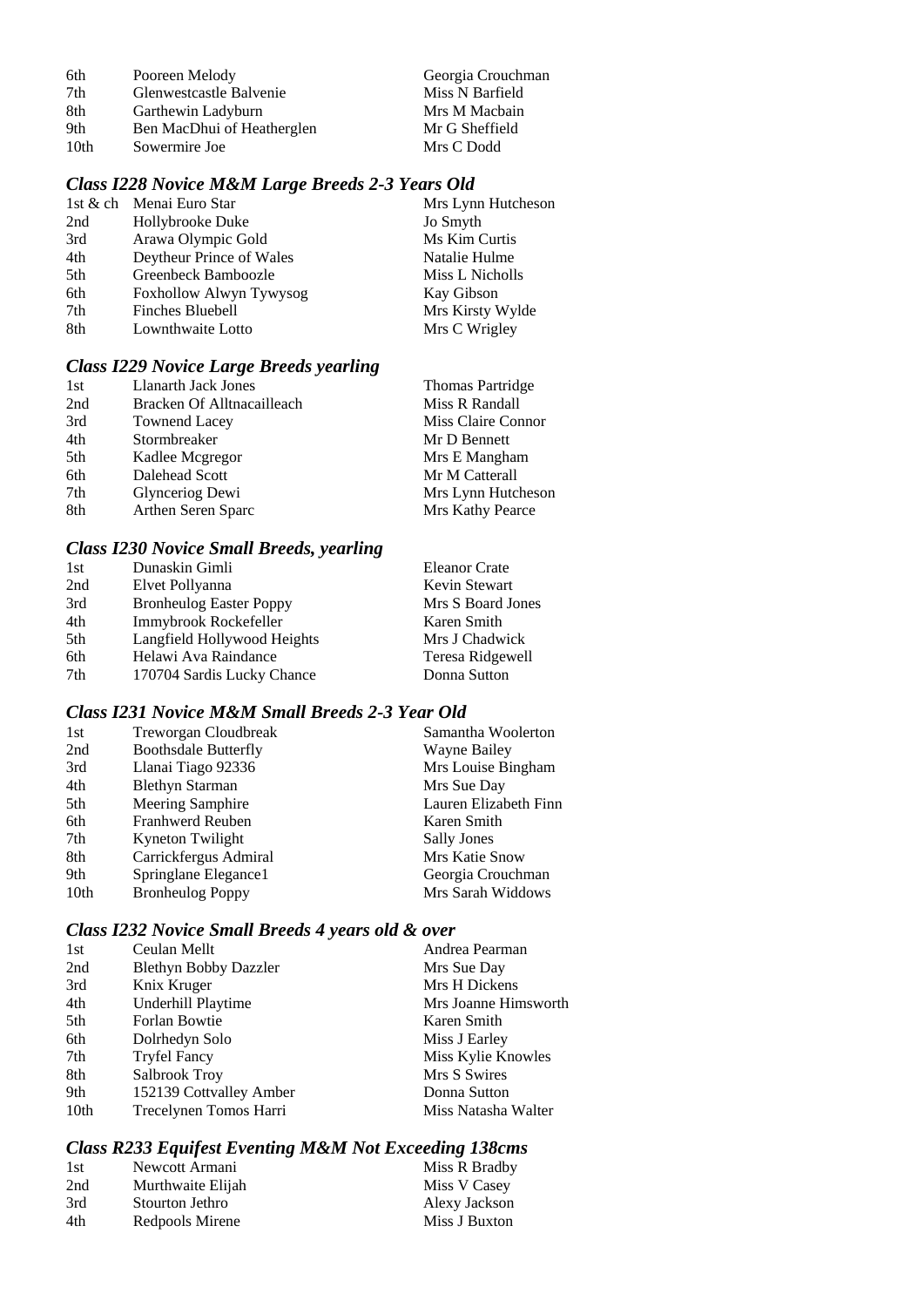| | | |
|---|---|---|
| 6th | Pooreen Melody | Georgia Crouchman |
| 7th | Glenwestcastle Balvenie | Miss N Barfield |
| 8th | Garthewin Ladyburn | Mrs M Macbain |
| 9th | Ben MacDhui of Heatherglen | Mr G Sheffield |
| 10th | Sowermire Joe | Mrs C Dodd |

### *Class I228 Novice M&M Large Breeds 2-3 Years Old*

| | | |
|---|---|---|
| 1st & ch | Menai Euro Star | Mrs Lynn Hutcheson |
| 2nd | Hollybrooke Duke | Jo Smyth |
| 3rd | Arawa Olympic Gold | Ms Kim Curtis |
| 4th | Deytheur Prince of Wales | Natalie Hulme |
| 5th | Greenbeck Bamboozle | Miss L Nicholls |
| 6th | Foxhollow Alwyn Tywysog | Kay Gibson |
| 7th | Finches Bluebell | Mrs Kirsty Wylde |
| 8th | Lownthwaite Lotto | Mrs C Wrigley |

### *Class I229 Novice Large Breeds yearling*

| | | |
|---|---|---|
| 1st | Llanarth Jack Jones | Thomas Partridge |
| 2nd | Bracken Of Alltnacailleach | Miss R Randall |
| 3rd | Townend Lacey | Miss Claire Connor |
| 4th | Stormbreaker | Mr D Bennett |
| 5th | Kadlee Mcgregor | Mrs E Mangham |
| 6th | Dalehead Scott | Mr M Catterall |
| 7th | Glynceriog Dewi | Mrs Lynn Hutcheson |
| 8th | Arthen Seren Sparc | Mrs Kathy Pearce |

### *Class I230 Novice Small Breeds, yearling*

| | | |
|---|---|---|
| 1st | Dunaskin Gimli | Eleanor Crate |
| 2nd | Elvet Pollyanna | Kevin Stewart |
| 3rd | Bronheulog Easter Poppy | Mrs S Board Jones |
| 4th | Immybrook Rockefeller | Karen Smith |
| 5th | Langfield Hollywood Heights | Mrs J Chadwick |
| 6th | Helawi Ava Raindance | Teresa Ridgewell |
| 7th | 170704 Sardis Lucky Chance | Donna Sutton |

### *Class I231 Novice M&M Small Breeds 2-3 Year Old*

| | | |
|---|---|---|
| 1st | Treworgan Cloudbreak | Samantha Woolerton |
| 2nd | Boothsdale Butterfly | Wayne Bailey |
| 3rd | Llanai Tiago 92336 | Mrs Louise Bingham |
| 4th | Blethyn Starman | Mrs Sue Day |
| 5th | Meering Samphire | Lauren Elizabeth Finn |
| 6th | Franhwerd Reuben | Karen Smith |
| 7th | Kyneton Twilight | Sally Jones |
| 8th | Carrickfergus Admiral | Mrs Katie Snow |
| 9th | Springlane Elegance1 | Georgia Crouchman |
| 10th | Bronheulog Poppy | Mrs Sarah Widdows |

### *Class I232 Novice Small Breeds 4 years old & over*

| | | |
|---|---|---|
| 1st | Ceulan Mellt | Andrea Pearman |
| 2nd | Blethyn Bobby Dazzler | Mrs Sue Day |
| 3rd | Knix Kruger | Mrs H Dickens |
| 4th | Underhill Playtime | Mrs Joanne Himsworth |
| 5th | Forlan Bowtie | Karen Smith |
| 6th | Dolrhedyn Solo | Miss J Earley |
| 7th | Tryfel Fancy | Miss Kylie Knowles |
| 8th | Salbrook Troy | Mrs S Swires |
| 9th | 152139 Cottvalley Amber | Donna Sutton |
| 10th | Trecelynen Tomos Harri | Miss Natasha Walter |

### *Class R233 Equifest Eventing M&M Not Exceeding 138cms*

| | | |
|---|---|---|
| 1st | Newcott Armani | Miss R Bradby |
| 2nd | Murthwaite Elijah | Miss V Casey |
| 3rd | Stourton Jethro | Alexy Jackson |
| 4th | Redpools Mirene | Miss J Buxton |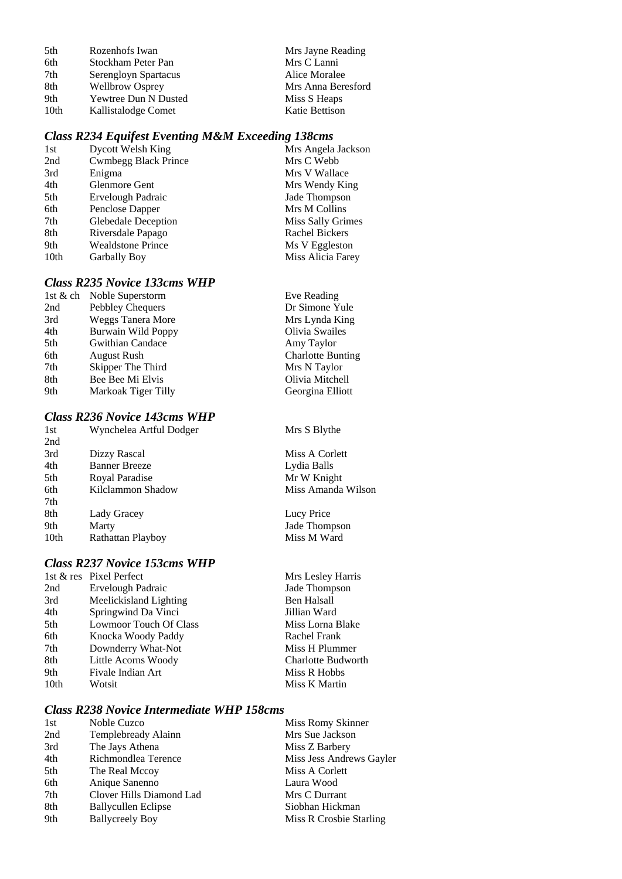| | | |
|---|---|---|
| 5th | Rozenhofs Iwan | Mrs Jayne Reading |
| 6th | Stockham Peter Pan | Mrs C Lanni |
| 7th | Serengloyn Spartacus | Alice Moralee |
| 8th | Wellbrow Osprey | Mrs Anna Beresford |
| 9th | Yewtree Dun N Dusted | Miss S Heaps |
| 10th | Kallistalodge Comet | Katie Bettison |

### *Class R234 Equifest Eventing M&M Exceeding 138cms*

| | | |
|---|---|---|
| 1st | Dycott Welsh King | Mrs Angela Jackson |
| 2nd | Cwmbegg Black Prince | Mrs C Webb |
| 3rd | Enigma | Mrs V Wallace |
| 4th | Glenmore Gent | Mrs Wendy King |
| 5th | Ervelough Padraic | Jade Thompson |
| 6th | Penclose Dapper | Mrs M Collins |
| 7th | Glebedale Deception | Miss Sally Grimes |
| 8th | Riversdale Papago | Rachel Bickers |
| 9th | Wealdstone Prince | Ms V Eggleston |
| 10th | Garbally Boy | Miss Alicia Farey |

### *Class R235 Novice 133cms WHP*

| | | |
|---|---|---|
| 1st & ch | Noble Superstorm | Eve Reading |
| 2nd | Pebbley Chequers | Dr Simone Yule |
| 3rd | Weggs Tanera More | Mrs Lynda King |
| 4th | Burwain Wild Poppy | Olivia Swailes |
| 5th | Gwithian Candace | Amy Taylor |
| 6th | August Rush | Charlotte Bunting |
| 7th | Skipper The Third | Mrs N Taylor |
| 8th | Bee Bee Mi Elvis | Olivia Mitchell |
| 9th | Markoak Tiger Tilly | Georgina Elliott |

### *Class R236 Novice 143cms WHP*

| | | |
|---|---|---|
| 1st | Wynchelea Artful Dodger | Mrs S Blythe |
| 2nd | | |
| 3rd | Dizzy Rascal | Miss A Corlett |
| 4th | Banner Breeze | Lydia Balls |
| 5th | Royal Paradise | Mr W Knight |
| 6th | Kilclammon Shadow | Miss Amanda Wilson |
| 7th | | |
| 8th | Lady Gracey | Lucy Price |
| 9th | Marty | Jade Thompson |
| 10th | Rathattan Playboy | Miss M Ward |

### *Class R237 Novice 153cms WHP*

| | | |
|---|---|---|
| 1st & res | Pixel Perfect | Mrs Lesley Harris |
| 2nd | Ervelough Padraic | Jade Thompson |
| 3rd | Meelickisland Lighting | Ben Halsall |
| 4th | Springwind Da Vinci | Jillian Ward |
| 5th | Lowmoor Touch Of Class | Miss Lorna Blake |
| 6th | Knocka Woody Paddy | Rachel Frank |
| 7th | Downderry What-Not | Miss H Plummer |
| 8th | Little Acorns Woody | Charlotte Budworth |
| 9th | Fivale Indian Art | Miss R Hobbs |
| 10th | Wotsit | Miss K Martin |

### *Class R238 Novice Intermediate WHP 158cms*

| | | |
|---|---|---|
| 1st | Noble Cuzco | Miss Romy Skinner |
| 2nd | Templebready Alainn | Mrs Sue Jackson |
| 3rd | The Jays Athena | Miss Z Barbery |
| 4th | Richmondlea Terence | Miss Jess Andrews Gayler |
| 5th | The Real Mccoy | Miss A Corlett |
| 6th | Anique Sanenno | Laura Wood |
| 7th | Clover Hills Diamond Lad | Mrs C Durrant |
| 8th | Ballycullen Eclipse | Siobhan Hickman |
| 9th | Ballycreely Boy | Miss R Crosbie Starling |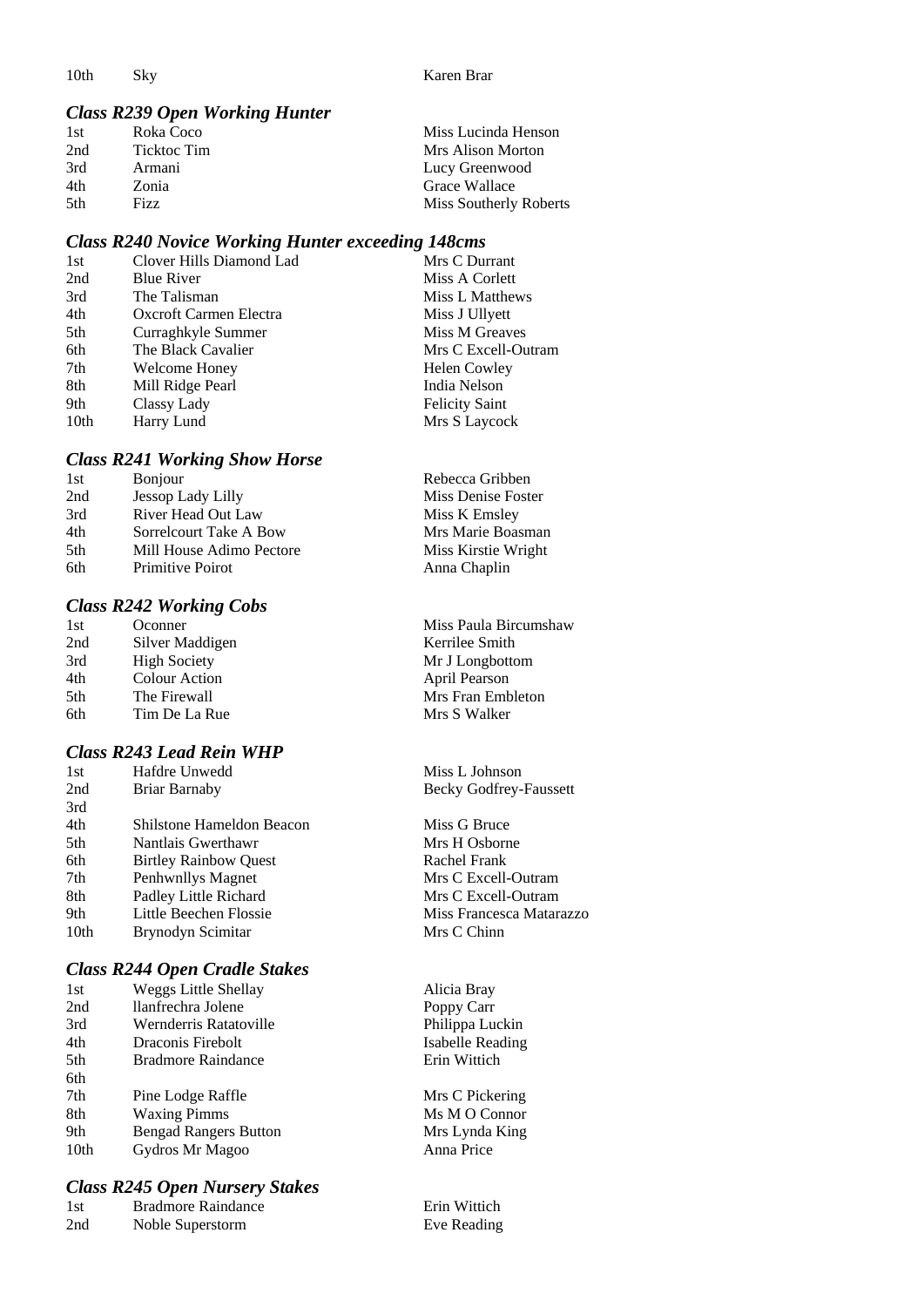| | | |
|---|---|---|
| 10th | Sky | Karen Brar |

### *Class R239 Open Working Hunter*

| | | |
|---|---|---|
| 1st | Roka Coco | Miss Lucinda Henson |
| 2nd | Ticktoc Tim | Mrs Alison Morton |
| 3rd | Armani | Lucy Greenwood |
| 4th | Zonia | Grace Wallace |
| 5th | Fizz | Miss Southerly Roberts |

### *Class R240 Novice Working Hunter exceeding 148cms*

| | | |
|---|---|---|
| 1st | Clover Hills Diamond Lad | Mrs C Durrant |
| 2nd | Blue River | Miss A Corlett |
| 3rd | The Talisman | Miss L Matthews |
| 4th | Oxcroft Carmen Electra | Miss J Ullyett |
| 5th | Curraghkyle Summer | Miss M Greaves |
| 6th | The Black Cavalier | Mrs C Excell-Outram |
| 7th | Welcome Honey | Helen Cowley |
| 8th | Mill Ridge Pearl | India Nelson |
| 9th | Classy Lady | Felicity Saint |
| 10th | Harry Lund | Mrs S Laycock |

### *Class R241 Working Show Horse*

| | | |
|---|---|---|
| 1st | Bonjour | Rebecca Gribben |
| 2nd | Jessop Lady Lilly | Miss Denise Foster |
| 3rd | River Head Out Law | Miss K Emsley |
| 4th | Sorrelcourt Take A Bow | Mrs Marie Boasman |
| 5th | Mill House Adimo Pectore | Miss Kirstie Wright |
| 6th | Primitive Poirot | Anna Chaplin |

### *Class R242 Working Cobs*

| | | |
|---|---|---|
| 1st | Oconner | Miss Paula Bircumshaw |
| 2nd | Silver Maddigen | Kerrilee Smith |
| 3rd | High Society | Mr J Longbottom |
| 4th | Colour Action | April Pearson |
| 5th | The Firewall | Mrs Fran Embleton |
| 6th | Tim De La Rue | Mrs S Walker |

### *Class R243 Lead Rein WHP*

| | | |
|---|---|---|
| 1st | Hafdre Unwedd | Miss L Johnson |
| 2nd | Briar Barnaby | Becky Godfrey-Faussett |
| 3rd | | |
| 4th | Shilstone Hameldon Beacon | Miss G Bruce |
| 5th | Nantlais Gwerthawr | Mrs H Osborne |
| 6th | Birtley Rainbow Quest | Rachel Frank |
| 7th | Penhwnllys Magnet | Mrs C Excell-Outram |
| 8th | Padley Little Richard | Mrs C Excell-Outram |
| 9th | Little Beechen Flossie | Miss Francesca Matarazzo |
| 10th | Brynodyn Scimitar | Mrs C Chinn |

### *Class R244 Open Cradle Stakes*

| | | |
|---|---|---|
| 1st | Weggs Little Shellay | Alicia Bray |
| 2nd | llanfrechra Jolene | Poppy Carr |
| 3rd | Wernderris Ratatoville | Philippa Luckin |
| 4th | Draconis Firebolt | Isabelle Reading |
| 5th | Bradmore Raindance | Erin Wittich |
| 6th | | |
| 7th | Pine Lodge Raffle | Mrs C Pickering |
| 8th | Waxing Pimms | Ms M O Connor |
| 9th | Bengad Rangers Button | Mrs Lynda King |
| 10th | Gydros Mr Magoo | Anna Price |

### *Class R245 Open Nursery Stakes*

| | | |
|---|---|---|
| 1st | Bradmore Raindance | Erin Wittich |
| 2nd | Noble Superstorm | Eve Reading |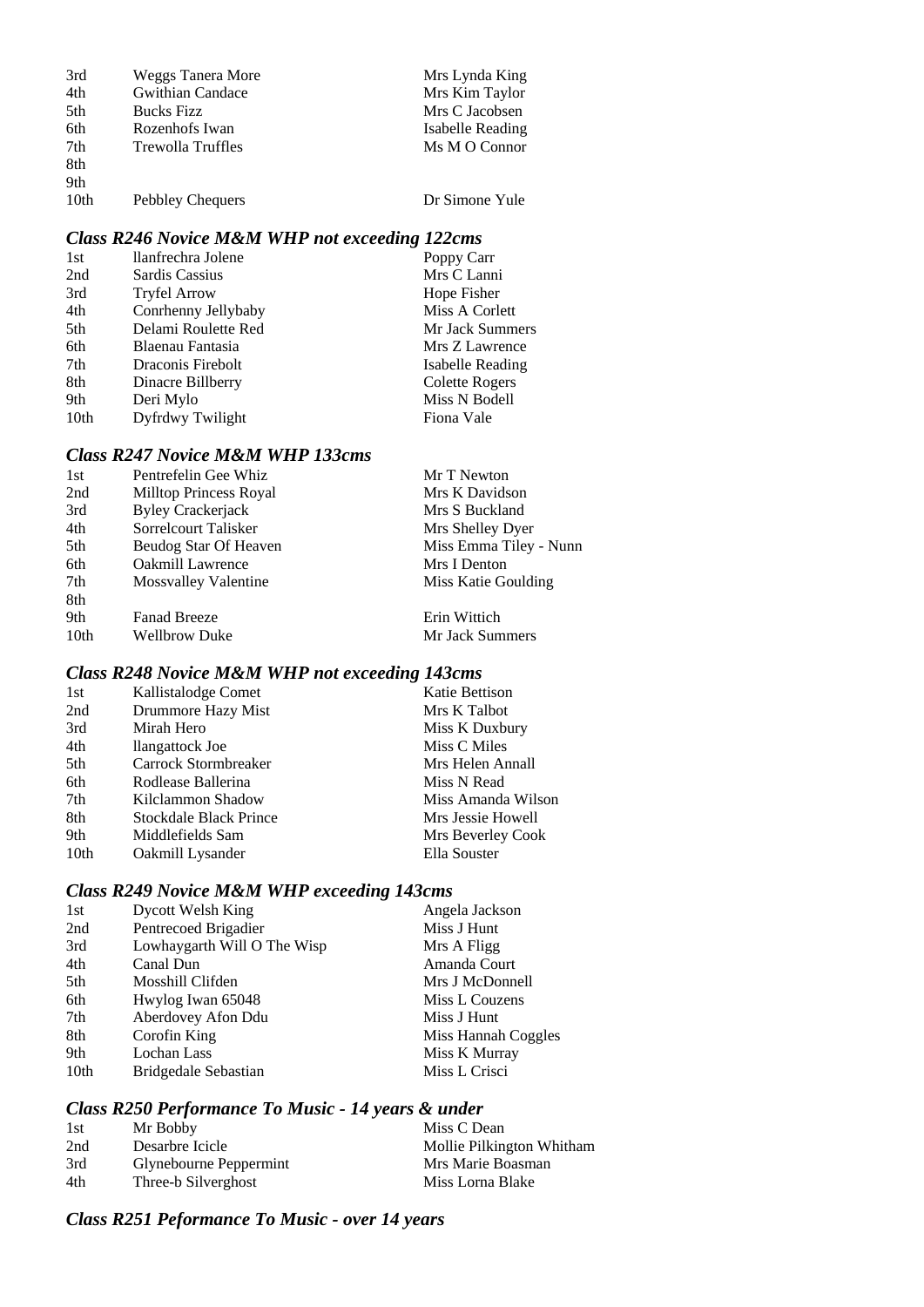| | | |
|---|---|---|
| 3rd | Weggs Tanera More | Mrs Lynda King |
| 4th | Gwithian Candace | Mrs Kim Taylor |
| 5th | Bucks Fizz | Mrs C Jacobsen |
| 6th | Rozenhofs Iwan | Isabelle Reading |
| 7th | Trewolla Truffles | Ms M O Connor |
| 8th | | |
| 9th | | |
| 10th | Pebbley Chequers | Dr Simone Yule |

### *Class R246 Novice M&M WHP not exceeding 122cms*

| | | |
|---|---|---|
| 1st | llanfrechra Jolene | Poppy Carr |
| 2nd | Sardis Cassius | Mrs C Lanni |
| 3rd | Tryfel Arrow | Hope Fisher |
| 4th | Conrhenny Jellybaby | Miss A Corlett |
| 5th | Delami Roulette Red | Mr Jack Summers |
| 6th | Blaenau Fantasia | Mrs Z Lawrence |
| 7th | Draconis Firebolt | Isabelle Reading |
| 8th | Dinacre Billberry | Colette Rogers |
| 9th | Deri Mylo | Miss N Bodell |
| 10th | Dyfrdwy Twilight | Fiona Vale |

### *Class R247 Novice M&M WHP 133cms*

| | | |
|---|---|---|
| 1st | Pentrefelin Gee Whiz | Mr T Newton |
| 2nd | Milltop Princess Royal | Mrs K Davidson |
| 3rd | Byley Crackerjack | Mrs S Buckland |
| 4th | Sorrelcourt Talisker | Mrs Shelley Dyer |
| 5th | Beudog Star Of Heaven | Miss Emma Tiley - Nunn |
| 6th | Oakmill Lawrence | Mrs I Denton |
| 7th | Mossvalley Valentine | Miss Katie Goulding |
| 8th | | |
| 9th | Fanad Breeze | Erin Wittich |
| 10th | Wellbrow Duke | Mr Jack Summers |

### *Class R248 Novice M&M WHP not exceeding 143cms*

| | | |
|---|---|---|
| 1st | Kallistalodge Comet | Katie Bettison |
| 2nd | Drummore Hazy Mist | Mrs K Talbot |
| 3rd | Mirah Hero | Miss K Duxbury |
| 4th | llangattock Joe | Miss C Miles |
| 5th | Carrock Stormbreaker | Mrs Helen Annall |
| 6th | Rodlease Ballerina | Miss N Read |
| 7th | Kilclammon Shadow | Miss Amanda Wilson |
| 8th | Stockdale Black Prince | Mrs Jessie Howell |
| 9th | Middlefields Sam | Mrs Beverley Cook |
| 10th | Oakmill Lysander | Ella Souster |

### *Class R249 Novice M&M WHP exceeding 143cms*

| | | |
|---|---|---|
| 1st | Dycott Welsh King | Angela Jackson |
| 2nd | Pentrecoed Brigadier | Miss J Hunt |
| 3rd | Lowhaygarth Will O The Wisp | Mrs A Fligg |
| 4th | Canal Dun | Amanda Court |
| 5th | Mosshill Clifden | Mrs J McDonnell |
| 6th | Hwylog Iwan 65048 | Miss L Couzens |
| 7th | Aberdovey Afon Ddu | Miss J Hunt |
| 8th | Corofin King | Miss Hannah Coggles |
| 9th | Lochan Lass | Miss K Murray |
| 10th | Bridgedale Sebastian | Miss L Crisci |

### *Class R250 Performance To Music - 14 years & under*

| | | |
|---|---|---|
| 1st | Mr Bobby | Miss C Dean |
| 2nd | Desarbre Icicle | Mollie Pilkington Whitham |
| 3rd | Glynebourne Peppermint | Mrs Marie Boasman |
| 4th | Three-b Silverghost | Miss Lorna Blake |

### *Class R251 Peformance To Music - over 14 years*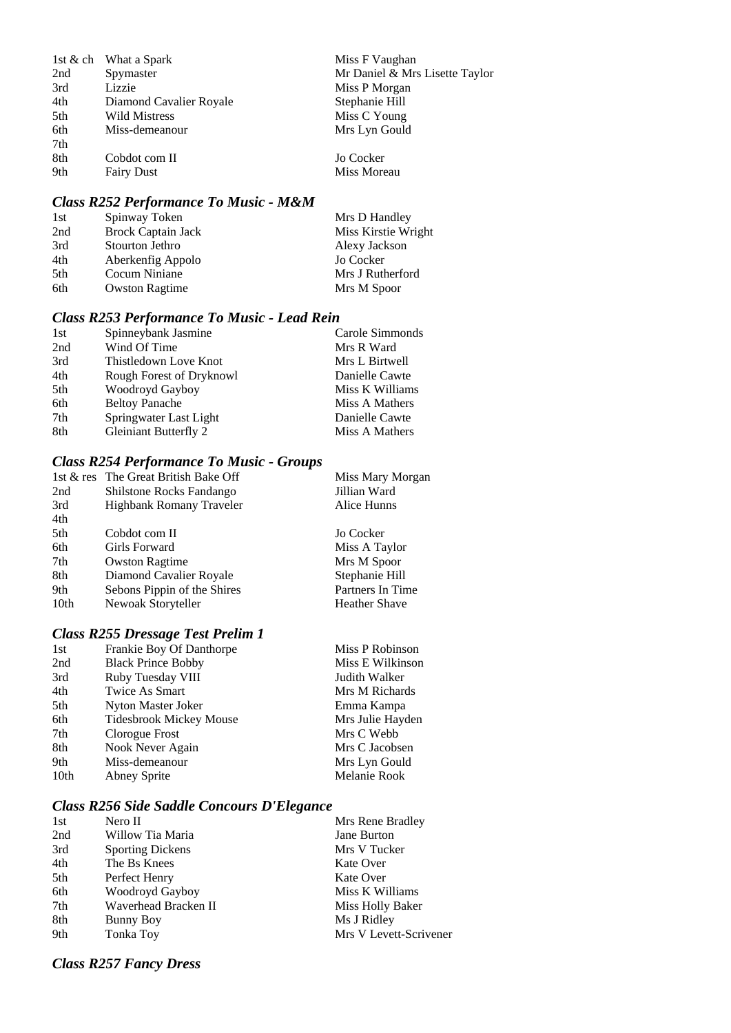| | | |
|---|---|---|
| 1st & ch | What a Spark | Miss F Vaughan |
| 2nd | Spymaster | Mr Daniel & Mrs Lisette Taylor |
| 3rd | Lizzie | Miss P Morgan |
| 4th | Diamond Cavalier Royale | Stephanie Hill |
| 5th | Wild Mistress | Miss C Young |
| 6th | Miss-demeanour | Mrs Lyn Gould |
| 7th | | |
| 8th | Cobdot com II | Jo Cocker |
| 9th | Fairy Dust | Miss Moreau |

### *Class R252 Performance To Music - M&M*

| | | |
|---|---|---|
| 1st | Spinway Token | Mrs D Handley |
| 2nd | Brock Captain Jack | Miss Kirstie Wright |
| 3rd | Stourton Jethro | Alexy Jackson |
| 4th | Aberkenfig Appolo | Jo Cocker |
| 5th | Cocum Niniane | Mrs J Rutherford |
| 6th | Owston Ragtime | Mrs M Spoor |

### *Class R253 Performance To Music - Lead Rein*

| | | |
|---|---|---|
| 1st | Spinneybank Jasmine | Carole Simmonds |
| 2nd | Wind Of Time | Mrs R Ward |
| 3rd | Thistledown Love Knot | Mrs L Birtwell |
| 4th | Rough Forest of Dryknowl | Danielle Cawte |
| 5th | Woodroyd Gayboy | Miss K Williams |
| 6th | Beltoy Panache | Miss A Mathers |
| 7th | Springwater Last Light | Danielle Cawte |
| 8th | Gleiniant Butterfly 2 | Miss A Mathers |

### *Class R254 Performance To Music - Groups*

| | | |
|---|---|---|
| 1st & res | The Great British Bake Off | Miss Mary Morgan |
| 2nd | Shilstone Rocks Fandango | Jillian Ward |
| 3rd | Highbank Romany Traveler | Alice Hunns |
| 4th | | |
| 5th | Cobdot com II | Jo Cocker |
| 6th | Girls Forward | Miss A Taylor |
| 7th | Owston Ragtime | Mrs M Spoor |
| 8th | Diamond Cavalier Royale | Stephanie Hill |
| 9th | Sebons Pippin of the Shires | Partners In Time |
| 10th | Newoak Storyteller | Heather Shave |

### *Class R255 Dressage Test Prelim 1*

| | | |
|---|---|---|
| 1st | Frankie Boy Of Danthorpe | Miss P Robinson |
| 2nd | Black Prince Bobby | Miss E Wilkinson |
| 3rd | Ruby Tuesday VIII | Judith Walker |
| 4th | Twice As Smart | Mrs M Richards |
| 5th | Nyton Master Joker | Emma Kampa |
| 6th | Tidesbrook Mickey Mouse | Mrs Julie Hayden |
| 7th | Clorogue Frost | Mrs C Webb |
| 8th | Nook Never Again | Mrs C Jacobsen |
| 9th | Miss-demeanour | Mrs Lyn Gould |
| 10th | Abney Sprite | Melanie Rook |

### *Class R256 Side Saddle Concours D'Elegance*

| | | |
|---|---|---|
| 1st | Nero II | Mrs Rene Bradley |
| 2nd | Willow Tia Maria | Jane Burton |
| 3rd | Sporting Dickens | Mrs V Tucker |
| 4th | The Bs Knees | Kate Over |
| 5th | Perfect Henry | Kate Over |
| 6th | Woodroyd Gayboy | Miss K Williams |
| 7th | Waverhead Bracken II | Miss Holly Baker |
| 8th | Bunny Boy | Ms J Ridley |
| 9th | Tonka Toy | Mrs V Levett-Scrivener |

### *Class R257 Fancy Dress*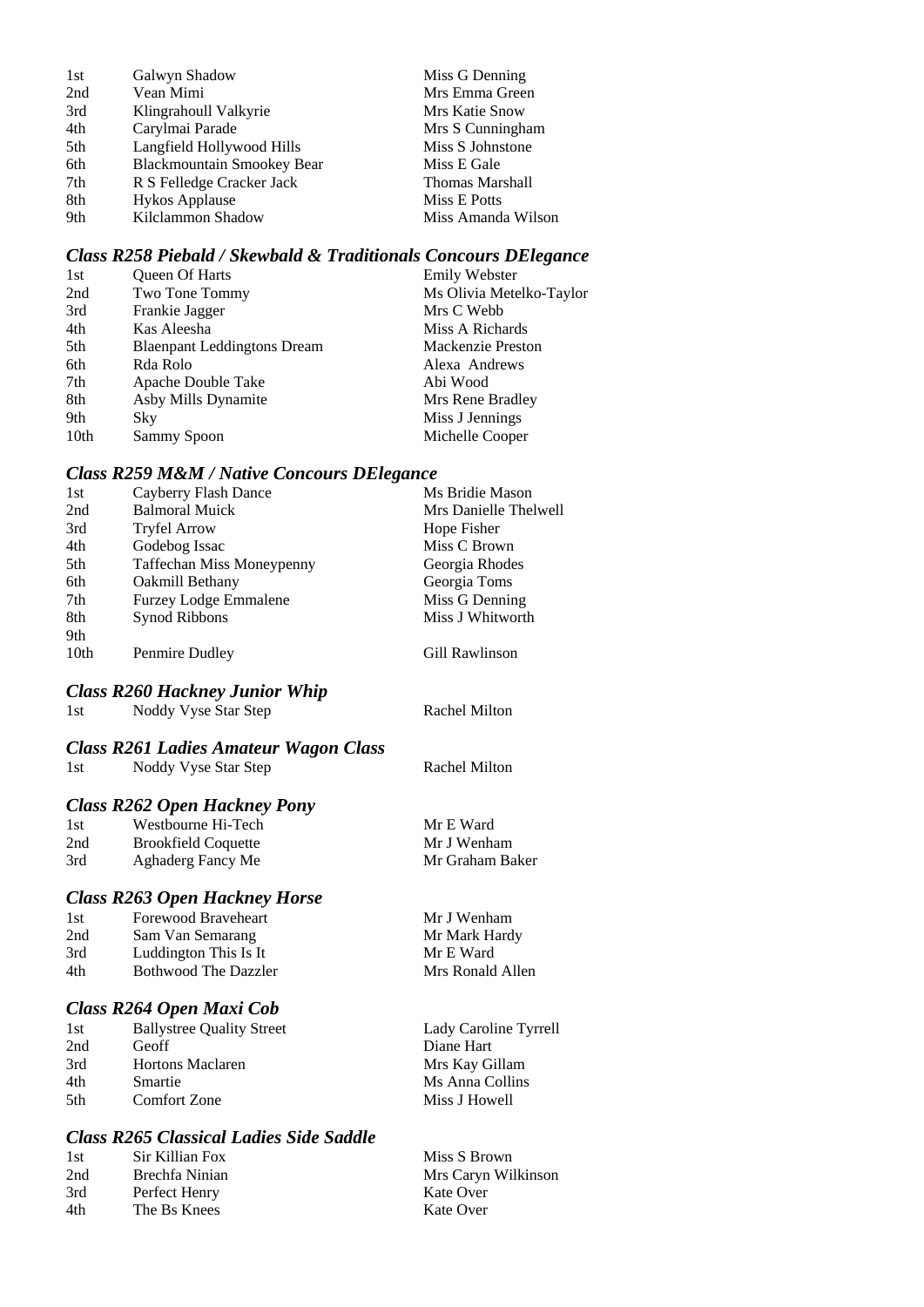| | | |
|---|---|---|
| 1st | Galwyn Shadow | Miss G Denning |
| 2nd | Vean Mimi | Mrs Emma Green |
| 3rd | Klingrahoull Valkyrie | Mrs Katie Snow |
| 4th | Carylmai Parade | Mrs S Cunningham |
| 5th | Langfield Hollywood Hills | Miss S Johnstone |
| 6th | Blackmountain Smookey Bear | Miss E Gale |
| 7th | R S Felledge Cracker Jack | Thomas Marshall |
| 8th | Hykos Applause | Miss E Potts |
| 9th | Kilclammon Shadow | Miss Amanda Wilson |

### *Class R258 Piebald / Skewbald & Traditionals Concours DElegance*

| | | |
|---|---|---|
| 1st | Queen Of Harts | Emily Webster |
| 2nd | Two Tone Tommy | Ms Olivia Metelko-Taylor |
| 3rd | Frankie Jagger | Mrs C Webb |
| 4th | Kas Aleesha | Miss A Richards |
| 5th | Blaenpant Leddingtons Dream | Mackenzie Preston |
| 6th | Rda Rolo | Alexa Andrews |
| 7th | Apache Double Take | Abi Wood |
| 8th | Asby Mills Dynamite | Mrs Rene Bradley |
| 9th | Sky | Miss J Jennings |
| 10th | Sammy Spoon | Michelle Cooper |

### *Class R259 M&M / Native Concours DElegance*

| | | |
|---|---|---|
| 1st | Cayberry Flash Dance | Ms Bridie Mason |
| 2nd | Balmoral Muick | Mrs Danielle Thelwell |
| 3rd | Tryfel Arrow | Hope Fisher |
| 4th | Godebog Issac | Miss C Brown |
| 5th | Taffechan Miss Moneypenny | Georgia Rhodes |
| 6th | Oakmill Bethany | Georgia Toms |
| 7th | Furzey Lodge Emmalene | Miss G Denning |
| 8th | Synod Ribbons | Miss J Whitworth |
| 9th | | |
| 10th | Penmire Dudley | Gill Rawlinson |

### *Class R260 Hackney Junior Whip*

| | | |
|---|---|---|
| 1st | Noddy Vyse Star Step | Rachel Milton |

### *Class R261 Ladies Amateur Wagon Class*

| | | |
|---|---|---|
| 1st | Noddy Vyse Star Step | Rachel Milton |

### *Class R262 Open Hackney Pony*

| | | |
|---|---|---|
| 1st | Westbourne Hi-Tech | Mr E Ward |
| 2nd | Brookfield Coquette | Mr J Wenham |
| 3rd | Aghaderg Fancy Me | Mr Graham Baker |

### *Class R263 Open Hackney Horse*

| | | |
|---|---|---|
| 1st | Forewood Braveheart | Mr J Wenham |
| 2nd | Sam Van Semarang | Mr Mark Hardy |
| 3rd | Luddington This Is It | Mr E Ward |
| 4th | Bothwood The Dazzler | Mrs Ronald Allen |

### *Class R264 Open Maxi Cob*

| | | |
|---|---|---|
| 1st | Ballystree Quality Street | Lady Caroline Tyrrell |
| 2nd | Geoff | Diane Hart |
| 3rd | Hortons Maclaren | Mrs Kay Gillam |
| 4th | Smartie | Ms Anna Collins |
| 5th | Comfort Zone | Miss J Howell |

### *Class R265 Classical Ladies Side Saddle*

| | | |
|---|---|---|
| 1st | Sir Killian Fox | Miss S Brown |
| 2nd | Brechfa Ninian | Mrs Caryn Wilkinson |
| 3rd | Perfect Henry | Kate Over |
| 4th | The Bs Knees | Kate Over |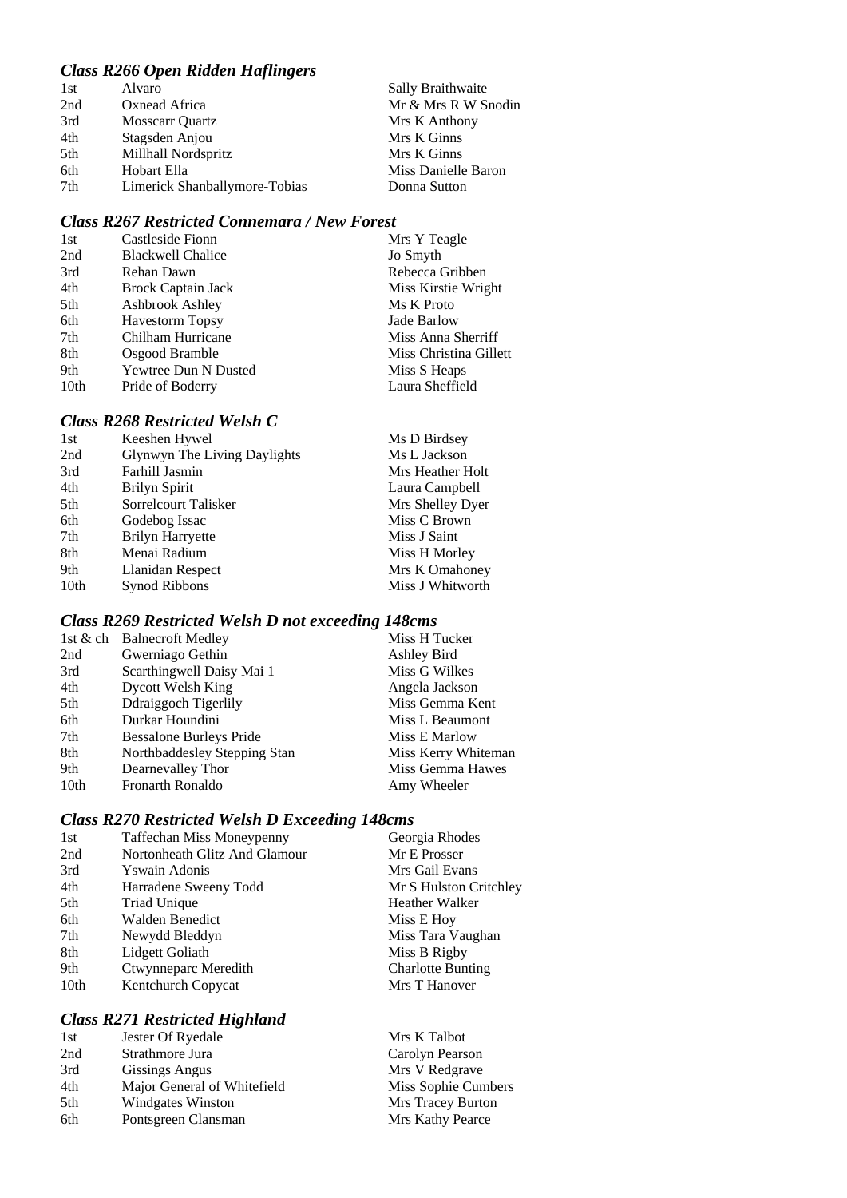### *Class R266 Open Ridden Haflingers*

| | | |
|---|---|---|
| 1st | Alvaro | Sally Braithwaite |
| 2nd | Oxnead Africa | Mr & Mrs R W Snodin |
| 3rd | Mosscarr Quartz | Mrs K Anthony |
| 4th | Stagsden Anjou | Mrs K Ginns |
| 5th | Millhall Nordspritz | Mrs K Ginns |
| 6th | Hobart Ella | Miss Danielle Baron |
| 7th | Limerick Shanballymore-Tobias | Donna Sutton |

### *Class R267 Restricted Connemara / New Forest*

| | | |
|---|---|---|
| 1st | Castleside Fionn | Mrs Y Teagle |
| 2nd | Blackwell Chalice | Jo Smyth |
| 3rd | Rehan Dawn | Rebecca Gribben |
| 4th | Brock Captain Jack | Miss Kirstie Wright |
| 5th | Ashbrook Ashley | Ms K Proto |
| 6th | Havestorm Topsy | Jade Barlow |
| 7th | Chilham Hurricane | Miss Anna Sherriff |
| 8th | Osgood Bramble | Miss Christina Gillett |
| 9th | Yewtree Dun N Dusted | Miss S Heaps |
| 10th | Pride of Boderry | Laura Sheffield |

### *Class R268 Restricted Welsh C*

| | | |
|---|---|---|
| 1st | Keeshen Hywel | Ms D Birdsey |
| 2nd | Glynwyn The Living Daylights | Ms L Jackson |
| 3rd | Farhill Jasmin | Mrs Heather Holt |
| 4th | Brilyn Spirit | Laura Campbell |
| 5th | Sorrelcourt Talisker | Mrs Shelley Dyer |
| 6th | Godebog Issac | Miss C Brown |
| 7th | Brilyn Harryette | Miss J Saint |
| 8th | Menai Radium | Miss H Morley |
| 9th | Llanidan Respect | Mrs K Omahoney |
| 10th | Synod Ribbons | Miss J Whitworth |

### *Class R269 Restricted Welsh D not exceeding 148cms*

| | | |
|---|---|---|
| 1st & ch | Balnecroft Medley | Miss H Tucker |
| 2nd | Gwerniago Gethin | Ashley Bird |
| 3rd | Scarthingwell Daisy Mai 1 | Miss G Wilkes |
| 4th | Dycott Welsh King | Angela Jackson |
| 5th | Ddraiggoch Tigerlily | Miss Gemma Kent |
| 6th | Durkar Houndini | Miss L Beaumont |
| 7th | Bessalone Burleys Pride | Miss E Marlow |
| 8th | Northbaddesley Stepping Stan | Miss Kerry Whiteman |
| 9th | Dearnevalley Thor | Miss Gemma Hawes |
| 10th | Fronarth Ronaldo | Amy Wheeler |

### *Class R270 Restricted Welsh D Exceeding 148cms*

| | | |
|---|---|---|
| 1st | Taffechan Miss Moneypenny | Georgia Rhodes |
| 2nd | Nortonheath Glitz And Glamour | Mr E Prosser |
| 3rd | Yswain Adonis | Mrs Gail Evans |
| 4th | Harradene Sweeny Todd | Mr S Hulston Critchley |
| 5th | Triad Unique | Heather Walker |
| 6th | Walden Benedict | Miss E Hoy |
| 7th | Newydd Bleddyn | Miss Tara Vaughan |
| 8th | Lidgett Goliath | Miss B Rigby |
| 9th | Ctwynneparc Meredith | Charlotte Bunting |
| 10th | Kentchurch Copycat | Mrs T Hanover |

### *Class R271 Restricted Highland*

| | | |
|---|---|---|
| 1st | Jester Of Ryedale | Mrs K Talbot |
| 2nd | Strathmore Jura | Carolyn Pearson |
| 3rd | Gissings Angus | Mrs V Redgrave |
| 4th | Major General of Whitefield | Miss Sophie Cumbers |
| 5th | Windgates Winston | Mrs Tracey Burton |
| 6th | Pontsgreen Clansman | Mrs Kathy Pearce |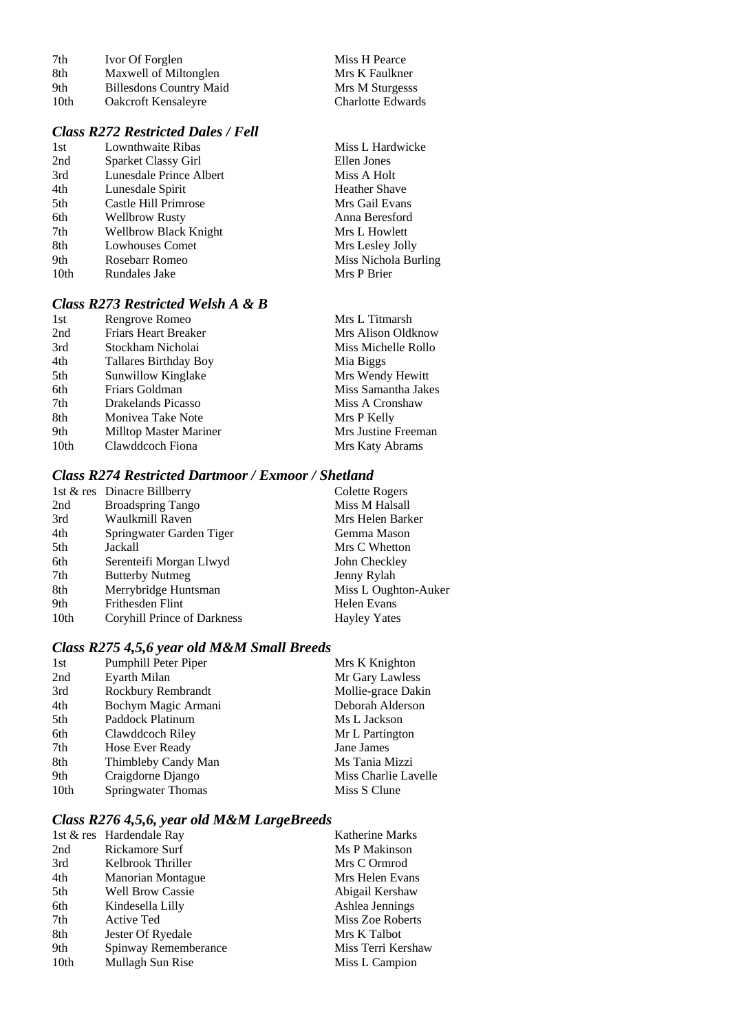| | | |
|---|---|---|
| 7th | Ivor Of Forglen | Miss H Pearce |
| 8th | Maxwell of Miltonglen | Mrs K Faulkner |
| 9th | Billesdons Country Maid | Mrs M Sturgesss |
| 10th | Oakcroft Kensaleyre | Charlotte Edwards |

### *Class R272 Restricted Dales / Fell*

| | | |
|---|---|---|
| 1st | Lownthwaite Ribas | Miss L Hardwicke |
| 2nd | Sparket Classy Girl | Ellen Jones |
| 3rd | Lunesdale Prince Albert | Miss A Holt |
| 4th | Lunesdale Spirit | Heather Shave |
| 5th | Castle Hill Primrose | Mrs Gail Evans |
| 6th | Wellbrow Rusty | Anna Beresford |
| 7th | Wellbrow Black Knight | Mrs L Howlett |
| 8th | Lowhouses Comet | Mrs Lesley Jolly |
| 9th | Rosebarr Romeo | Miss Nichola Burling |
| 10th | Rundales Jake | Mrs P Brier |

### *Class R273 Restricted Welsh A & B*

| | | |
|---|---|---|
| 1st | Rengrove Romeo | Mrs L Titmarsh |
| 2nd | Friars Heart Breaker | Mrs Alison Oldknow |
| 3rd | Stockham Nicholai | Miss Michelle Rollo |
| 4th | Tallares Birthday Boy | Mia Biggs |
| 5th | Sunwillow Kinglake | Mrs Wendy Hewitt |
| 6th | Friars Goldman | Miss Samantha Jakes |
| 7th | Drakelands Picasso | Miss A Cronshaw |
| 8th | Monivea Take Note | Mrs P Kelly |
| 9th | Milltop Master Mariner | Mrs Justine Freeman |
| 10th | Clawddcoch Fiona | Mrs Katy Abrams |

### *Class R274 Restricted Dartmoor / Exmoor / Shetland*

| | | |
|---|---|---|
| 1st & res | Dinacre Billberry | Colette Rogers |
| 2nd | Broadspring Tango | Miss M Halsall |
| 3rd | Waulkmill Raven | Mrs Helen Barker |
| 4th | Springwater Garden Tiger | Gemma Mason |
| 5th | Jackall | Mrs C Whetton |
| 6th | Serenteifi Morgan Llwyd | John Checkley |
| 7th | Butterby Nutmeg | Jenny Rylah |
| 8th | Merrybridge Huntsman | Miss L Oughton-Auker |
| 9th | Frithesden Flint | Helen Evans |
| 10th | Coryhill Prince of Darkness | Hayley Yates |

### *Class R275 4,5,6 year old M&M Small Breeds*

| | | |
|---|---|---|
| 1st | Pumphill Peter Piper | Mrs K Knighton |
| 2nd | Eyarth Milan | Mr Gary Lawless |
| 3rd | Rockbury Rembrandt | Mollie-grace Dakin |
| 4th | Bochym Magic Armani | Deborah Alderson |
| 5th | Paddock Platinum | Ms L Jackson |
| 6th | Clawddcoch Riley | Mr L Partington |
| 7th | Hose Ever Ready | Jane James |
| 8th | Thimbleby Candy Man | Ms Tania Mizzi |
| 9th | Craigdorne Django | Miss Charlie Lavelle |
| 10th | Springwater Thomas | Miss S Clune |

### *Class R276 4,5,6, year old M&M LargeBreeds*

| | | |
|---|---|---|
| 1st & res | Hardendale Ray | Katherine Marks |
| 2nd | Rickamore Surf | Ms P Makinson |
| 3rd | Kelbrook Thriller | Mrs C Ormrod |
| 4th | Manorian Montague | Mrs Helen Evans |
| 5th | Well Brow Cassie | Abigail Kershaw |
| 6th | Kindesella Lilly | Ashlea Jennings |
| 7th | Active Ted | Miss Zoe Roberts |
| 8th | Jester Of Ryedale | Mrs K Talbot |
| 9th | Spinway Rememberance | Miss Terri Kershaw |
| 10th | Mullagh Sun Rise | Miss L Campion |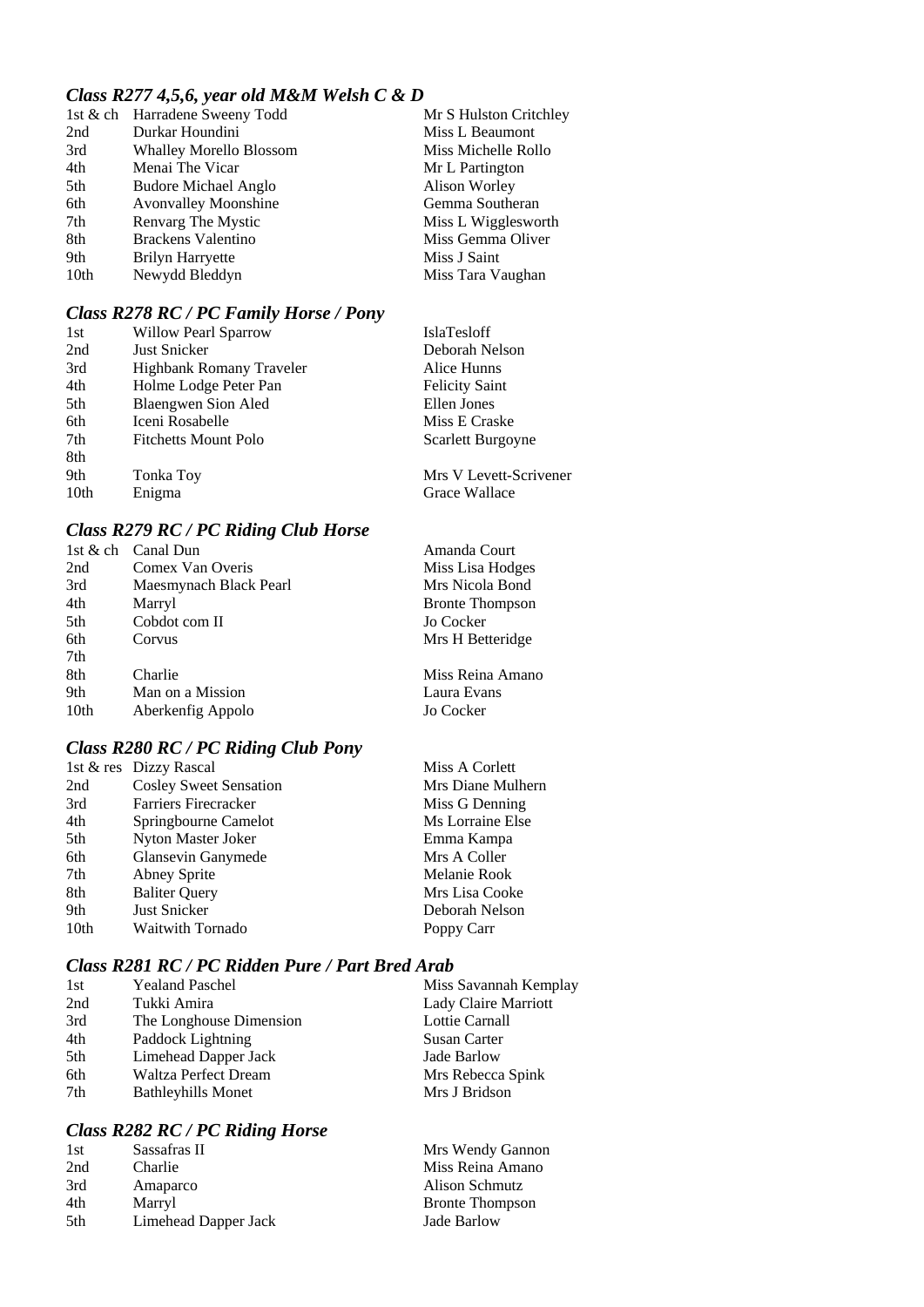### *Class R277 4,5,6, year old M&M Welsh C & D*

| | | |
|---|---|---|
| 1st & ch | Harradene Sweeny Todd | Mr S Hulston Critchley |
| 2nd | Durkar Houndini | Miss L Beaumont |
| 3rd | Whalley Morello Blossom | Miss Michelle Rollo |
| 4th | Menai The Vicar | Mr L Partington |
| 5th | Budore Michael Anglo | Alison Worley |
| 6th | Avonvalley Moonshine | Gemma Southeran |
| 7th | Renvarg The Mystic | Miss L Wigglesworth |
| 8th | Brackens Valentino | Miss Gemma Oliver |
| 9th | Brilyn Harryette | Miss J Saint |
| 10th | Newydd Bleddyn | Miss Tara Vaughan |

### *Class R278 RC / PC Family Horse / Pony*

| | | |
|---|---|---|
| 1st | Willow Pearl Sparrow | IslaTesloff |
| 2nd | Just Snicker | Deborah Nelson |
| 3rd | Highbank Romany Traveler | Alice Hunns |
| 4th | Holme Lodge Peter Pan | Felicity Saint |
| 5th | Blaengwen Sion Aled | Ellen Jones |
| 6th | Iceni Rosabelle | Miss E Craske |
| 7th | Fitchetts Mount Polo | Scarlett Burgoyne |
| 8th | | |
| 9th | Tonka Toy | Mrs V Levett-Scrivener |
| 10th | Enigma | Grace Wallace |

### *Class R279 RC / PC Riding Club Horse*

| | | |
|---|---|---|
| 1st & ch | Canal Dun | Amanda Court |
| 2nd | Comex Van Overis | Miss Lisa Hodges |
| 3rd | Maesmynach Black Pearl | Mrs Nicola Bond |
| 4th | Marryl | Bronte Thompson |
| 5th | Cobdot com II | Jo Cocker |
| 6th | Corvus | Mrs H Betteridge |
| 7th | | |
| 8th | Charlie | Miss Reina Amano |
| 9th | Man on a Mission | Laura Evans |
| 10th | Aberkenfig Appolo | Jo Cocker |

### *Class R280 RC / PC Riding Club Pony*

| | | |
|---|---|---|
| 1st & res | Dizzy Rascal | Miss A Corlett |
| 2nd | Cosley Sweet Sensation | Mrs Diane Mulhern |
| 3rd | Farriers Firecracker | Miss G Denning |
| 4th | Springbourne Camelot | Ms Lorraine Else |
| 5th | Nyton Master Joker | Emma Kampa |
| 6th | Glansevin Ganymede | Mrs A Coller |
| 7th | Abney Sprite | Melanie Rook |
| 8th | Baliter Query | Mrs Lisa Cooke |
| 9th | Just Snicker | Deborah Nelson |
| 10th | Waitwith Tornado | Poppy Carr |

### *Class R281 RC / PC Ridden Pure / Part Bred Arab*

| | | |
|---|---|---|
| 1st | Yealand Paschel | Miss Savannah Kemplay |
| 2nd | Tukki Amira | Lady Claire Marriott |
| 3rd | The Longhouse Dimension | Lottie Carnall |
| 4th | Paddock Lightning | Susan Carter |
| 5th | Limehead Dapper Jack | Jade Barlow |
| 6th | Waltza Perfect Dream | Mrs Rebecca Spink |
| 7th | Bathleyhills Monet | Mrs J Bridson |

### *Class R282 RC / PC Riding Horse*

| | | |
|---|---|---|
| 1st | Sassafras II | Mrs Wendy Gannon |
| 2nd | Charlie | Miss Reina Amano |
| 3rd | Amaparco | Alison Schmutz |
| 4th | Marryl | Bronte Thompson |
| 5th | Limehead Dapper Jack | Jade Barlow |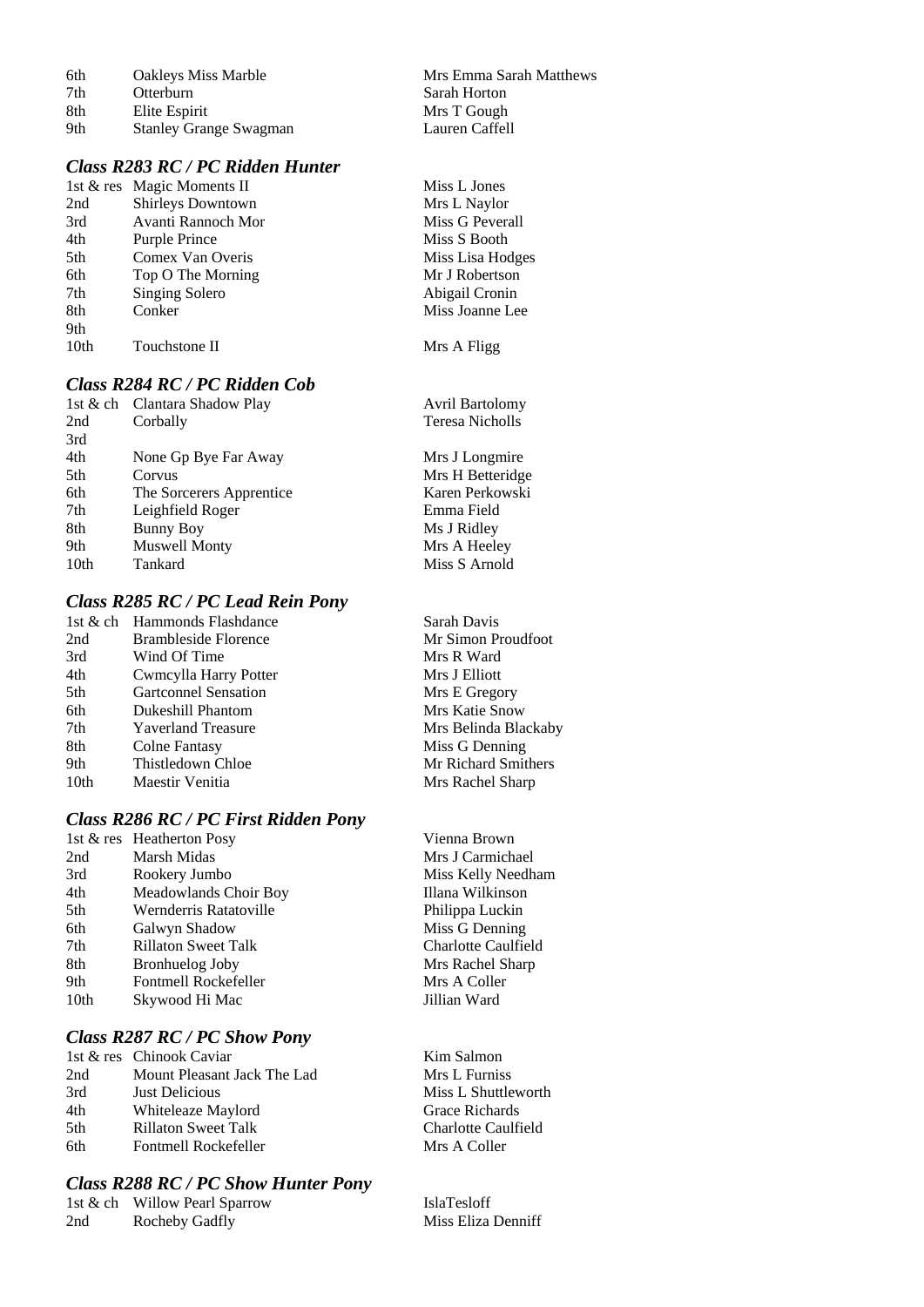| | | |
|---|---|---|
| 6th | Oakleys Miss Marble | Mrs Emma Sarah Matthews |
| 7th | Otterburn | Sarah Horton |
| 8th | Elite Espirit | Mrs T Gough |
| 9th | Stanley Grange Swagman | Lauren Caffell |

### *Class R283 RC / PC Ridden Hunter*

| | | |
|---|---|---|
| 1st & res | Magic Moments II | Miss L Jones |
| 2nd | Shirleys Downtown | Mrs L Naylor |
| 3rd | Avanti Rannoch Mor | Miss G Peverall |
| 4th | Purple Prince | Miss S Booth |
| 5th | Comex Van Overis | Miss Lisa Hodges |
| 6th | Top O The Morning | Mr J Robertson |
| 7th | Singing Solero | Abigail Cronin |
| 8th | Conker | Miss Joanne Lee |
| 9th | | |
| 10th | Touchstone II | Mrs A Fligg |

### *Class R284 RC / PC Ridden Cob*

| | | |
|---|---|---|
| 1st & ch | Clantara Shadow Play | Avril Bartolomy |
| 2nd | Corbally | Teresa Nicholls |
| 3rd | | |
| 4th | None Gp Bye Far Away | Mrs J Longmire |
| 5th | Corvus | Mrs H Betteridge |
| 6th | The Sorcerers Apprentice | Karen Perkowski |
| 7th | Leighfield Roger | Emma Field |
| 8th | Bunny Boy | Ms J Ridley |
| 9th | Muswell Monty | Mrs A Heeley |
| 10th | Tankard | Miss S Arnold |

### *Class R285 RC / PC Lead Rein Pony*

| | | |
|---|---|---|
| 1st & ch | Hammonds Flashdance | Sarah Davis |
| 2nd | Brambleside Florence | Mr Simon Proudfoot |
| 3rd | Wind Of Time | Mrs R Ward |
| 4th | Cwmcylla Harry Potter | Mrs J Elliott |
| 5th | Gartconnel Sensation | Mrs E Gregory |
| 6th | Dukeshill Phantom | Mrs Katie Snow |
| 7th | Yaverland Treasure | Mrs Belinda Blackaby |
| 8th | Colne Fantasy | Miss G Denning |
| 9th | Thistledown Chloe | Mr Richard Smithers |
| 10th | Maestir Venitia | Mrs Rachel Sharp |

### *Class R286 RC / PC First Ridden Pony*

| | | |
|---|---|---|
| 1st & res | Heatherton Posy | Vienna Brown |
| 2nd | Marsh Midas | Mrs J Carmichael |
| 3rd | Rookery Jumbo | Miss Kelly Needham |
| 4th | Meadowlands Choir Boy | Illana Wilkinson |
| 5th | Wernderris Ratatoville | Philippa Luckin |
| 6th | Galwyn Shadow | Miss G Denning |
| 7th | Rillaton Sweet Talk | Charlotte Caulfield |
| 8th | Bronhuelog Joby | Mrs Rachel Sharp |
| 9th | Fontmell Rockefeller | Mrs A Coller |
| 10th | Skywood Hi Mac | Jillian Ward |

### *Class R287 RC / PC Show Pony*

| | | |
|---|---|---|
| 1st & res | Chinook Caviar | Kim Salmon |
| 2nd | Mount Pleasant Jack The Lad | Mrs L Furniss |
| 3rd | Just Delicious | Miss L Shuttleworth |
| 4th | Whiteleaze Maylord | Grace Richards |
| 5th | Rillaton Sweet Talk | Charlotte Caulfield |
| 6th | Fontmell Rockefeller | Mrs A Coller |

### *Class R288 RC / PC Show Hunter Pony*

| | | |
|---|---|---|
| 1st & ch | Willow Pearl Sparrow | IslaTesloff |
| 2nd | Rocheby Gadfly | Miss Eliza Denniff |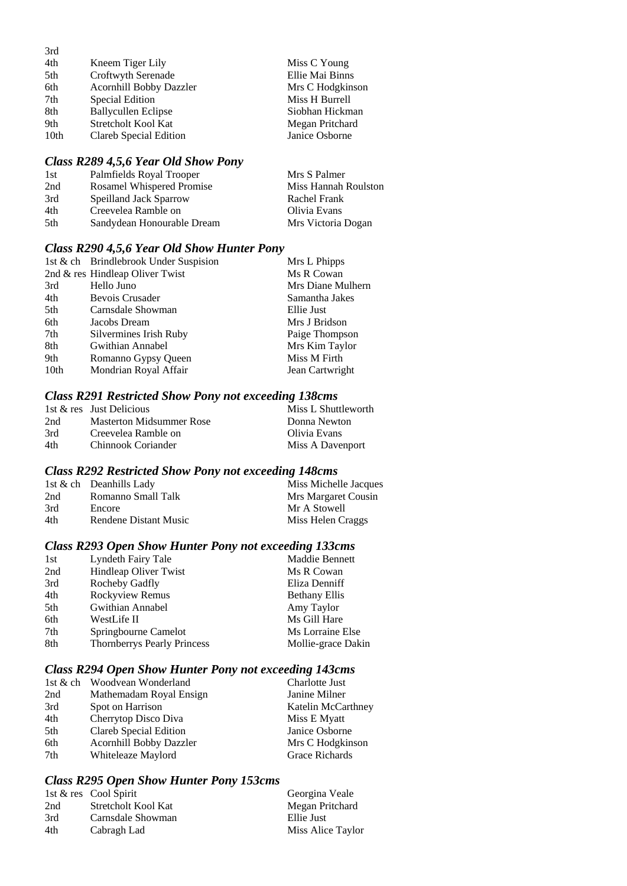| | | |
|---|---|---|
| 3rd | | |
| 4th | Kneem Tiger Lily | Miss C Young |
| 5th | Croftwyth Serenade | Ellie Mai Binns |
| 6th | Acornhill Bobby Dazzler | Mrs C Hodgkinson |
| 7th | Special Edition | Miss H Burrell |
| 8th | Ballycullen Eclipse | Siobhan Hickman |
| 9th | Stretcholt Kool Kat | Megan Pritchard |
| 10th | Clareb Special Edition | Janice Osborne |

### *Class R289 4,5,6 Year Old Show Pony*

| | | |
|---|---|---|
| 1st | Palmfields Royal Trooper | Mrs S Palmer |
| 2nd | Rosamel Whispered Promise | Miss Hannah Roulston |
| 3rd | Speilland Jack Sparrow | Rachel Frank |
| 4th | Creevelea Ramble on | Olivia Evans |
| 5th | Sandydean Honourable Dream | Mrs Victoria Dogan |

### *Class R290 4,5,6 Year Old Show Hunter Pony*

| | | |
|---|---|---|
| 1st & ch | Brindlebrook Under Suspision | Mrs L Phipps |
| 2nd & res | Hindleap Oliver Twist | Ms R Cowan |
| 3rd | Hello Juno | Mrs Diane Mulhern |
| 4th | Bevois Crusader | Samantha Jakes |
| 5th | Carnsdale Showman | Ellie Just |
| 6th | Jacobs Dream | Mrs J Bridson |
| 7th | Silvermines Irish Ruby | Paige Thompson |
| 8th | Gwithian Annabel | Mrs Kim Taylor |
| 9th | Romanno Gypsy Queen | Miss M Firth |
| 10th | Mondrian Royal Affair | Jean Cartwright |

### *Class R291 Restricted Show Pony not exceeding 138cms*

| | | |
|---|---|---|
| 1st & res | Just Delicious | Miss L Shuttleworth |
| 2nd | Masterton Midsummer Rose | Donna Newton |
| 3rd | Creevelea Ramble on | Olivia Evans |
| 4th | Chinnook Coriander | Miss A Davenport |

### *Class R292 Restricted Show Pony not exceeding 148cms*

| | | |
|---|---|---|
| 1st & ch | Deanhills Lady | Miss Michelle Jacques |
| 2nd | Romanno Small Talk | Mrs Margaret Cousin |
| 3rd | Encore | Mr A Stowell |
| 4th | Rendene Distant Music | Miss Helen Craggs |

### *Class R293 Open Show Hunter Pony not exceeding 133cms*

| | | |
|---|---|---|
| 1st | Lyndeth Fairy Tale | Maddie Bennett |
| 2nd | Hindleap Oliver Twist | Ms R Cowan |
| 3rd | Rocheby Gadfly | Eliza Denniff |
| 4th | Rockyview Remus | Bethany Ellis |
| 5th | Gwithian Annabel | Amy Taylor |
| 6th | WestLife II | Ms Gill Hare |
| 7th | Springbourne Camelot | Ms Lorraine Else |
| 8th | Thornberrys Pearly Princess | Mollie-grace Dakin |

### *Class R294 Open Show Hunter Pony not exceeding 143cms*

| | | |
|---|---|---|
| 1st & ch | Woodvean Wonderland | Charlotte Just |
| 2nd | Mathemadam Royal Ensign | Janine Milner |
| 3rd | Spot on Harrison | Katelin McCarthney |
| 4th | Cherrytop Disco Diva | Miss E Myatt |
| 5th | Clareb Special Edition | Janice Osborne |
| 6th | Acornhill Bobby Dazzler | Mrs C Hodgkinson |
| 7th | Whiteleaze Maylord | Grace Richards |

### *Class R295 Open Show Hunter Pony 153cms*

| | | |
|---|---|---|
| 1st & res | Cool Spirit | Georgina Veale |
| 2nd | Stretcholt Kool Kat | Megan Pritchard |
| 3rd | Carnsdale Showman | Ellie Just |
| 4th | Cabragh Lad | Miss Alice Taylor |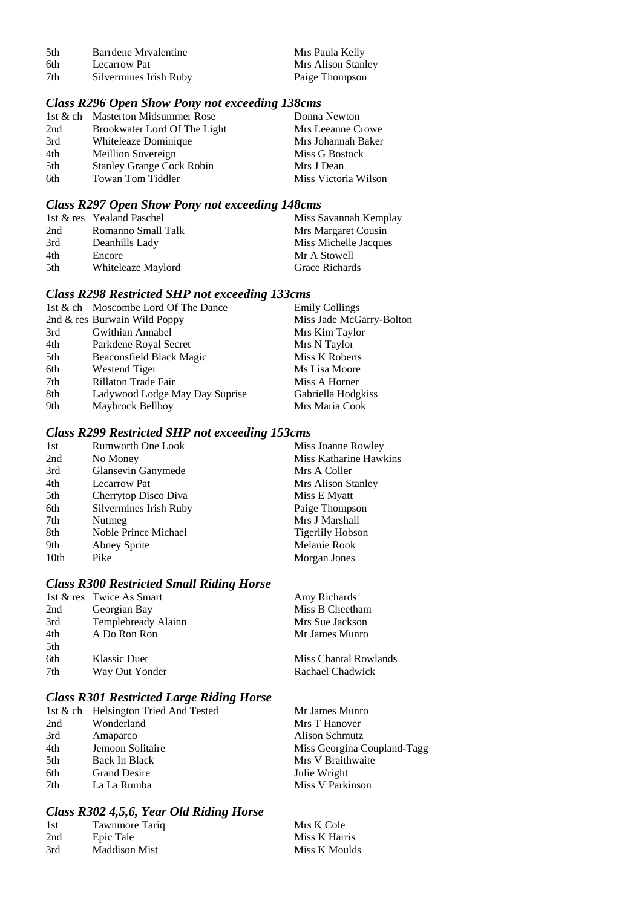| | | |
|---|---|---|
| 5th | Barrdene Mrvalentine | Mrs Paula Kelly |
| 6th | Lecarrow Pat | Mrs Alison Stanley |
| 7th | Silvermines Irish Ruby | Paige Thompson |

### *Class R296 Open Show Pony not exceeding 138cms*

| | | |
|---|---|---|
| 1st & ch | Masterton Midsummer Rose | Donna Newton |
| 2nd | Brookwater Lord Of The Light | Mrs Leeanne Crowe |
| 3rd | Whiteleaze Dominique | Mrs Johannah Baker |
| 4th | Meillion Sovereign | Miss G Bostock |
| 5th | Stanley Grange Cock Robin | Mrs J Dean |
| 6th | Towan Tom Tiddler | Miss Victoria Wilson |

### *Class R297 Open Show Pony not exceeding 148cms*

| | | |
|---|---|---|
| 1st & res | Yealand Paschel | Miss Savannah Kemplay |
| 2nd | Romanno Small Talk | Mrs Margaret Cousin |
| 3rd | Deanhills Lady | Miss Michelle Jacques |
| 4th | Encore | Mr A Stowell |
| 5th | Whiteleaze Maylord | Grace Richards |

### *Class R298 Restricted SHP not exceeding 133cms*

| | | |
|---|---|---|
| 1st & ch | Moscombe Lord Of The Dance | Emily Collings |
| 2nd & res | Burwain Wild Poppy | Miss Jade McGarry-Bolton |
| 3rd | Gwithian Annabel | Mrs Kim Taylor |
| 4th | Parkdene Royal Secret | Mrs N Taylor |
| 5th | Beaconsfield Black Magic | Miss K Roberts |
| 6th | Westend Tiger | Ms Lisa Moore |
| 7th | Rillaton Trade Fair | Miss A Horner |
| 8th | Ladywood Lodge May Day Suprise | Gabriella Hodgkiss |
| 9th | Maybrock Bellboy | Mrs Maria Cook |

### *Class R299 Restricted SHP not exceeding 153cms*

| | | |
|---|---|---|
| 1st | Rumworth One Look | Miss Joanne Rowley |
| 2nd | No Money | Miss Katharine Hawkins |
| 3rd | Glansevin Ganymede | Mrs A Coller |
| 4th | Lecarrow Pat | Mrs Alison Stanley |
| 5th | Cherrytop Disco Diva | Miss E Myatt |
| 6th | Silvermines Irish Ruby | Paige Thompson |
| 7th | Nutmeg | Mrs J Marshall |
| 8th | Noble Prince Michael | Tigerlily Hobson |
| 9th | Abney Sprite | Melanie Rook |
| 10th | Pike | Morgan Jones |

### *Class R300 Restricted Small Riding Horse*

| | | |
|---|---|---|
| 1st & res | Twice As Smart | Amy Richards |
| 2nd | Georgian Bay | Miss B Cheetham |
| 3rd | Templebready Alainn | Mrs Sue Jackson |
| 4th | A Do Ron Ron | Mr James Munro |
| 5th | | |
| 6th | Klassic Duet | Miss Chantal Rowlands |
| 7th | Way Out Yonder | Rachael Chadwick |

### *Class R301 Restricted Large Riding Horse*

| | | |
|---|---|---|
| 1st & ch | Helsington Tried And Tested | Mr James Munro |
| 2nd | Wonderland | Mrs T Hanover |
| 3rd | Amaparco | Alison Schmutz |
| 4th | Jemoon Solitaire | Miss Georgina Coupland-Tagg |
| 5th | Back In Black | Mrs V Braithwaite |
| 6th | Grand Desire | Julie Wright |
| 7th | La La Rumba | Miss V Parkinson |

### *Class R302 4,5,6, Year Old Riding Horse*

| | | |
|---|---|---|
| 1st | Tawnmore Tariq | Mrs K Cole |
| 2nd | Epic Tale | Miss K Harris |
| 3rd | Maddison Mist | Miss K Moulds |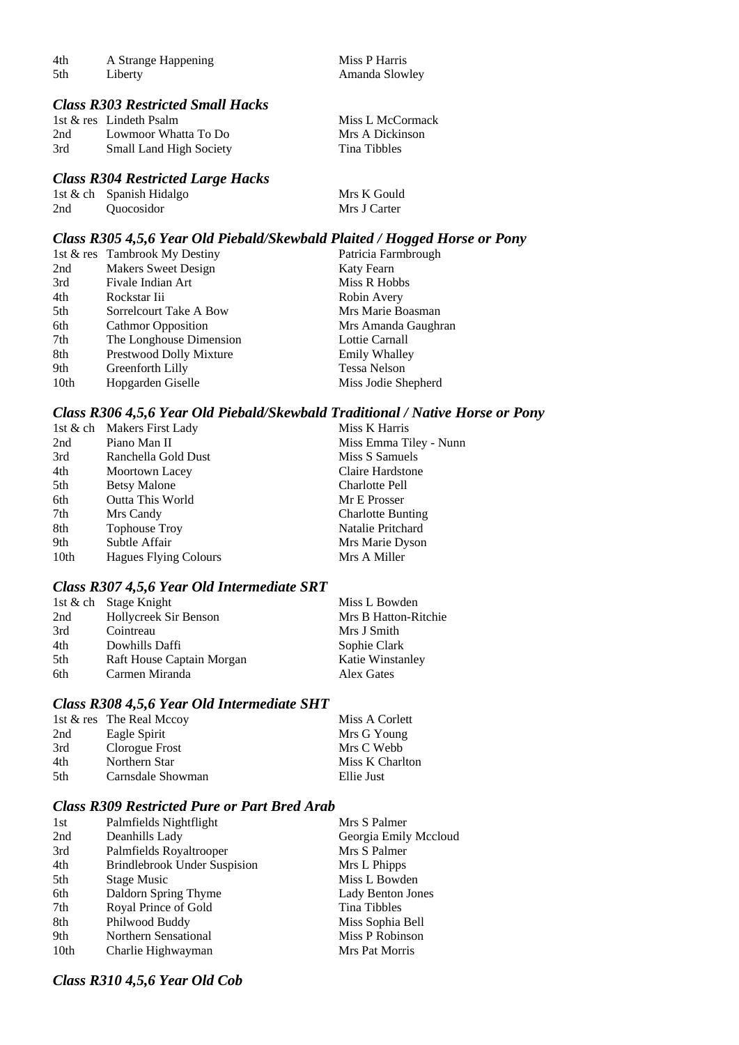| | | |
|---|---|---|
| 4th | A Strange Happening | Miss P Harris |
| 5th | Liberty | Amanda Slowley |

### *Class R303 Restricted Small Hacks*

| | | |
|---|---|---|
| 1st & res | Lindeth Psalm | Miss L McCormack |
| 2nd | Lowmoor Whatta To Do | Mrs A Dickinson |
| 3rd | Small Land High Society | Tina Tibbles |

### *Class R304 Restricted Large Hacks*

| | | |
|---|---|---|
| 1st & ch | Spanish Hidalgo | Mrs K Gould |
| 2nd | Quocosidor | Mrs J Carter |

### *Class R305 4,5,6 Year Old Piebald/Skewbald Plaited / Hogged Horse or Pony*

| | | |
|---|---|---|
| 1st & res | Tambrook My Destiny | Patricia Farmbrough |
| 2nd | Makers Sweet Design | Katy Fearn |
| 3rd | Fivale Indian Art | Miss R Hobbs |
| 4th | Rockstar Iii | Robin Avery |
| 5th | Sorrelcourt Take A Bow | Mrs Marie Boasman |
| 6th | Cathmor Opposition | Mrs Amanda Gaughran |
| 7th | The Longhouse Dimension | Lottie Carnall |
| 8th | Prestwood Dolly Mixture | Emily Whalley |
| 9th | Greenforth Lilly | Tessa Nelson |
| 10th | Hopgarden Giselle | Miss Jodie Shepherd |

### *Class R306 4,5,6 Year Old Piebald/Skewbald Traditional / Native Horse or Pony*

| | | |
|---|---|---|
| 1st & ch | Makers First Lady | Miss K Harris |
| 2nd | Piano Man II | Miss Emma Tiley - Nunn |
| 3rd | Ranchella Gold Dust | Miss S Samuels |
| 4th | Moortown Lacey | Claire Hardstone |
| 5th | Betsy Malone | Charlotte Pell |
| 6th | Outta This World | Mr E Prosser |
| 7th | Mrs Candy | Charlotte Bunting |
| 8th | Tophouse Troy | Natalie Pritchard |
| 9th | Subtle Affair | Mrs Marie Dyson |
| 10th | Hagues Flying Colours | Mrs A Miller |

### *Class R307 4,5,6 Year Old Intermediate SRT*

| | | |
|---|---|---|
| 1st & ch | Stage Knight | Miss L Bowden |
| 2nd | Hollycreek Sir Benson | Mrs B Hatton-Ritchie |
| 3rd | Cointreau | Mrs J Smith |
| 4th | Dowhills Daffi | Sophie Clark |
| 5th | Raft House Captain Morgan | Katie Winstanley |
| 6th | Carmen Miranda | Alex Gates |

### *Class R308 4,5,6 Year Old Intermediate SHT*

| | | |
|---|---|---|
| 1st & res | The Real Mccoy | Miss A Corlett |
| 2nd | Eagle Spirit | Mrs G Young |
| 3rd | Clorogue Frost | Mrs C Webb |
| 4th | Northern Star | Miss K Charlton |
| 5th | Carnsdale Showman | Ellie Just |

### *Class R309 Restricted Pure or Part Bred Arab*

| | | |
|---|---|---|
| 1st | Palmfields Nightflight | Mrs S Palmer |
| 2nd | Deanhills Lady | Georgia Emily Mccloud |
| 3rd | Palmfields Royaltrooper | Mrs S Palmer |
| 4th | Brindlebrook Under Suspision | Mrs L Phipps |
| 5th | Stage Music | Miss L Bowden |
| 6th | Daldorn Spring Thyme | Lady Benton Jones |
| 7th | Royal Prince of Gold | Tina Tibbles |
| 8th | Philwood Buddy | Miss Sophia Bell |
| 9th | Northern Sensational | Miss P Robinson |
| 10th | Charlie Highwayman | Mrs Pat Morris |

### *Class R310 4,5,6 Year Old Cob*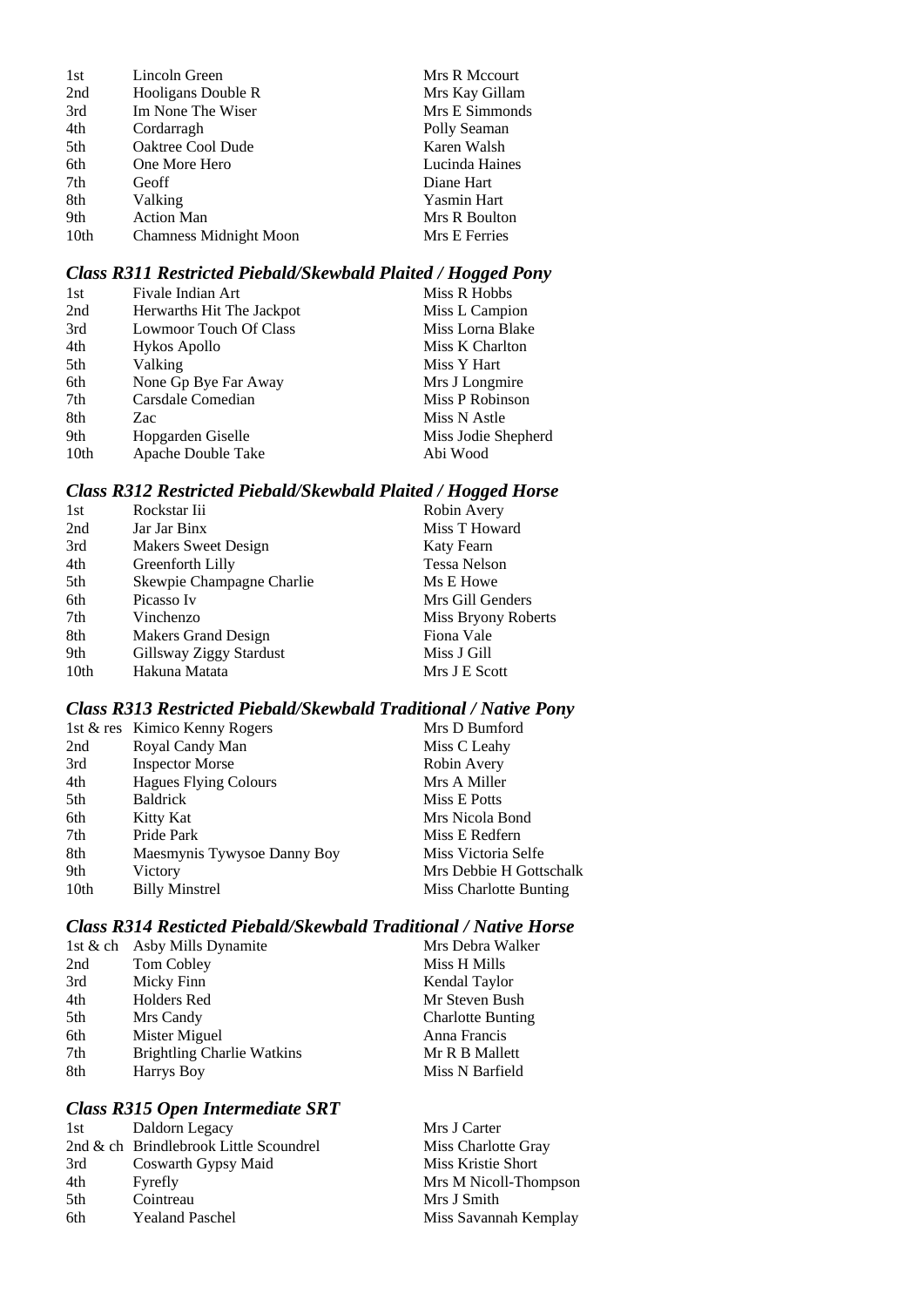| | | |
|---|---|---|
| 1st | Lincoln Green | Mrs R Mccourt |
| 2nd | Hooligans Double R | Mrs Kay Gillam |
| 3rd | Im None The Wiser | Mrs E Simmonds |
| 4th | Cordarragh | Polly Seaman |
| 5th | Oaktree Cool Dude | Karen Walsh |
| 6th | One More Hero | Lucinda Haines |
| 7th | Geoff | Diane Hart |
| 8th | Valking | Yasmin Hart |
| 9th | Action Man | Mrs R Boulton |
| 10th | Chamness Midnight Moon | Mrs E Ferries |

### *Class R311 Restricted Piebald/Skewbald Plaited / Hogged Pony*

| | | |
|---|---|---|
| 1st | Fivale Indian Art | Miss R Hobbs |
| 2nd | Herwarths Hit The Jackpot | Miss L Campion |
| 3rd | Lowmoor Touch Of Class | Miss Lorna Blake |
| 4th | Hykos Apollo | Miss K Charlton |
| 5th | Valking | Miss Y Hart |
| 6th | None Gp Bye Far Away | Mrs J Longmire |
| 7th | Carsdale Comedian | Miss P Robinson |
| 8th | Zac | Miss N Astle |
| 9th | Hopgarden Giselle | Miss Jodie Shepherd |
| 10th | Apache Double Take | Abi Wood |

### *Class R312 Restricted Piebald/Skewbald Plaited / Hogged Horse*

| | | |
|---|---|---|
| 1st | Rockstar Iii | Robin Avery |
| 2nd | Jar Jar Binx | Miss T Howard |
| 3rd | Makers Sweet Design | Katy Fearn |
| 4th | Greenforth Lilly | Tessa Nelson |
| 5th | Skewpie Champagne Charlie | Ms E Howe |
| 6th | Picasso Iv | Mrs Gill Genders |
| 7th | Vinchenzo | Miss Bryony Roberts |
| 8th | Makers Grand Design | Fiona Vale |
| 9th | Gillsway Ziggy Stardust | Miss J Gill |
| 10th | Hakuna Matata | Mrs J E Scott |

### *Class R313 Restricted Piebald/Skewbald Traditional / Native Pony*

| | | |
|---|---|---|
| 1st & res | Kimico Kenny Rogers | Mrs D Bumford |
| 2nd | Royal Candy Man | Miss C Leahy |
| 3rd | Inspector Morse | Robin Avery |
| 4th | Hagues Flying Colours | Mrs A Miller |
| 5th | Baldrick | Miss E Potts |
| 6th | Kitty Kat | Mrs Nicola Bond |
| 7th | Pride Park | Miss E Redfern |
| 8th | Maesmynis Tywysoe Danny Boy | Miss Victoria Selfe |
| 9th | Victory | Mrs Debbie H Gottschalk |
| 10th | Billy Minstrel | Miss Charlotte Bunting |

### *Class R314 Resticted Piebald/Skewbald Traditional / Native Horse*

| | | |
|---|---|---|
| 1st & ch | Asby Mills Dynamite | Mrs Debra Walker |
| 2nd | Tom Cobley | Miss H Mills |
| 3rd | Micky Finn | Kendal Taylor |
| 4th | Holders Red | Mr Steven Bush |
| 5th | Mrs Candy | Charlotte Bunting |
| 6th | Mister Miguel | Anna Francis |
| 7th | Brightling Charlie Watkins | Mr R B Mallett |
| 8th | Harrys Boy | Miss N Barfield |

### *Class R315 Open Intermediate SRT*

| | | |
|---|---|---|
| 1st | Daldorn Legacy | Mrs J Carter |
| 2nd & ch | Brindlebrook Little Scoundrel | Miss Charlotte Gray |
| 3rd | Coswarth Gypsy Maid | Miss Kristie Short |
| 4th | Fyrefly | Mrs M Nicoll-Thompson |
| 5th | Cointreau | Mrs J Smith |
| 6th | Yealand Paschel | Miss Savannah Kemplay |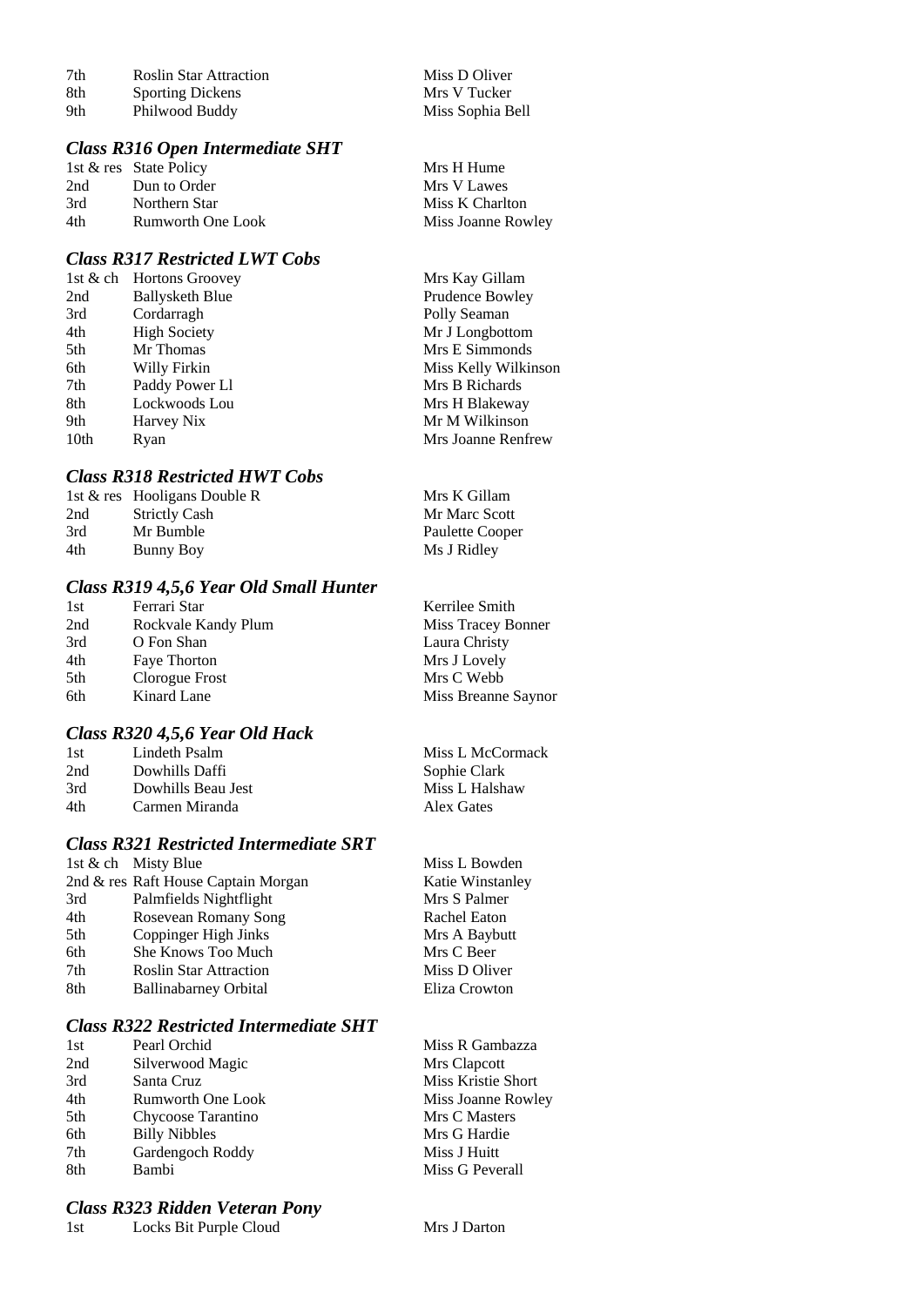| | | |
|---|---|---|
| 7th | Roslin Star Attraction | Miss D Oliver |
| 8th | Sporting Dickens | Mrs V Tucker |
| 9th | Philwood Buddy | Miss Sophia Bell |

### *Class R316 Open Intermediate SHT*

| | | |
|---|---|---|
| 1st & res | State Policy | Mrs H Hume |
| 2nd | Dun to Order | Mrs V Lawes |
| 3rd | Northern Star | Miss K Charlton |
| 4th | Rumworth One Look | Miss Joanne Rowley |

### *Class R317 Restricted LWT Cobs*

| | | |
|---|---|---|
| 1st & ch | Hortons Groovey | Mrs Kay Gillam |
| 2nd | Ballysketh Blue | Prudence Bowley |
| 3rd | Cordarragh | Polly Seaman |
| 4th | High Society | Mr J Longbottom |
| 5th | Mr Thomas | Mrs E Simmonds |
| 6th | Willy Firkin | Miss Kelly Wilkinson |
| 7th | Paddy Power Ll | Mrs B Richards |
| 8th | Lockwoods Lou | Mrs H Blakeway |
| 9th | Harvey Nix | Mr M Wilkinson |
| 10th | Ryan | Mrs Joanne Renfrew |

### *Class R318 Restricted HWT Cobs*

| | | |
|---|---|---|
| 1st & res | Hooligans Double R | Mrs K Gillam |
| 2nd | Strictly Cash | Mr Marc Scott |
| 3rd | Mr Bumble | Paulette Cooper |
| 4th | Bunny Boy | Ms J Ridley |

### *Class R319 4,5,6 Year Old Small Hunter*

| | | |
|---|---|---|
| 1st | Ferrari Star | Kerrilee Smith |
| 2nd | Rockvale Kandy Plum | Miss Tracey Bonner |
| 3rd | O Fon Shan | Laura Christy |
| 4th | Faye Thorton | Mrs J Lovely |
| 5th | Clorogue Frost | Mrs C Webb |
| 6th | Kinard Lane | Miss Breanne Saynor |

### *Class R320 4,5,6 Year Old Hack*

| | | |
|---|---|---|
| 1st | Lindeth Psalm | Miss L McCormack |
| 2nd | Dowhills Daffi | Sophie Clark |
| 3rd | Dowhills Beau Jest | Miss L Halshaw |
| 4th | Carmen Miranda | Alex Gates |

### *Class R321 Restricted Intermediate SRT*

| | | |
|---|---|---|
| 1st & ch | Misty Blue | Miss L Bowden |
| 2nd & res | Raft House Captain Morgan | Katie Winstanley |
| 3rd | Palmfields Nightflight | Mrs S Palmer |
| 4th | Rosevean Romany Song | Rachel Eaton |
| 5th | Coppinger High Jinks | Mrs A Baybutt |
| 6th | She Knows Too Much | Mrs C Beer |
| 7th | Roslin Star Attraction | Miss D Oliver |
| 8th | Ballinabarney Orbital | Eliza Crowton |

### *Class R322 Restricted Intermediate SHT*

| | | |
|---|---|---|
| 1st | Pearl Orchid | Miss R Gambazza |
| 2nd | Silverwood Magic | Mrs Clapcott |
| 3rd | Santa Cruz | Miss Kristie Short |
| 4th | Rumworth One Look | Miss Joanne Rowley |
| 5th | Chycoose Tarantino | Mrs C Masters |
| 6th | Billy Nibbles | Mrs G Hardie |
| 7th | Gardengoch Roddy | Miss J Huitt |
| 8th | Bambi | Miss G Peverall |

### *Class R323 Ridden Veteran Pony*

| | | |
|---|---|---|
| 1st | Locks Bit Purple Cloud | Mrs J Darton |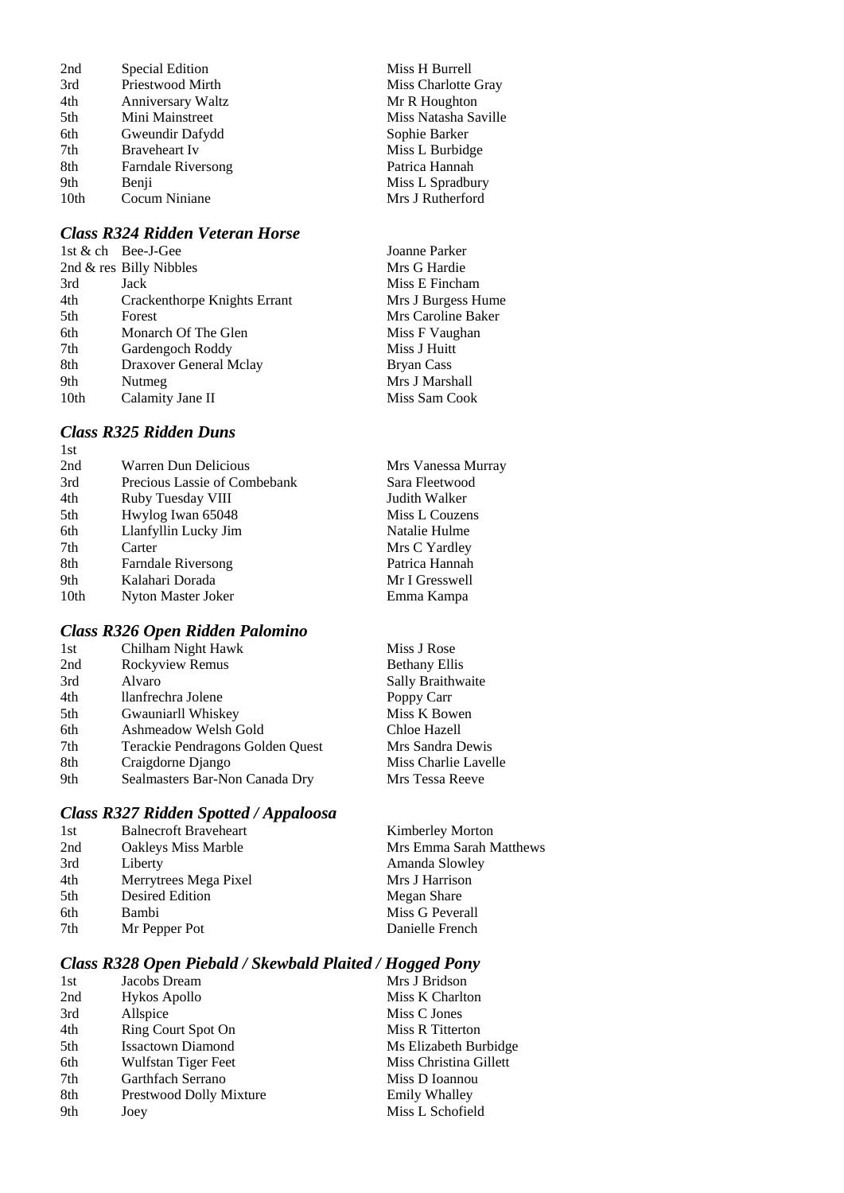| | | |
|---|---|---|
| 2nd | Special Edition | Miss H Burrell |
| 3rd | Priestwood Mirth | Miss Charlotte Gray |
| 4th | Anniversary Waltz | Mr R Houghton |
| 5th | Mini Mainstreet | Miss Natasha Saville |
| 6th | Gweundir Dafydd | Sophie Barker |
| 7th | Braveheart Iv | Miss L Burbidge |
| 8th | Farndale Riversong | Patrica Hannah |
| 9th | Benji | Miss L Spradbury |
| 10th | Cocum Niniane | Mrs J Rutherford |

### *Class R324 Ridden Veteran Horse*

| | | |
|---|---|---|
| 1st & ch | Bee-J-Gee | Joanne Parker |
| 2nd & res | Billy Nibbles | Mrs G Hardie |
| 3rd | Jack | Miss E Fincham |
| 4th | Crackenthorpe Knights Errant | Mrs J Burgess Hume |
| 5th | Forest | Mrs Caroline Baker |
| 6th | Monarch Of The Glen | Miss F Vaughan |
| 7th | Gardengoch Roddy | Miss J Huitt |
| 8th | Draxover General Mclay | Bryan Cass |
| 9th | Nutmeg | Mrs J Marshall |
| 10th | Calamity Jane II | Miss Sam Cook |

### *Class R325 Ridden Duns*

| | | |
|---|---|---|
| 1st | | |
| 2nd | Warren Dun Delicious | Mrs Vanessa Murray |
| 3rd | Precious Lassie of Combebank | Sara Fleetwood |
| 4th | Ruby Tuesday VIII | Judith Walker |
| 5th | Hwylog Iwan 65048 | Miss L Couzens |
| 6th | Llanfyllin Lucky Jim | Natalie Hulme |
| 7th | Carter | Mrs C Yardley |
| 8th | Farndale Riversong | Patrica Hannah |
| 9th | Kalahari Dorada | Mr I Gresswell |
| 10th | Nyton Master Joker | Emma Kampa |

### *Class R326 Open Ridden Palomino*

| | | |
|---|---|---|
| 1st | Chilham Night Hawk | Miss J Rose |
| 2nd | Rockyview Remus | Bethany Ellis |
| 3rd | Alvaro | Sally Braithwaite |
| 4th | llanfrechra Jolene | Poppy Carr |
| 5th | Gwauniarll Whiskey | Miss K Bowen |
| 6th | Ashmeadow Welsh Gold | Chloe Hazell |
| 7th | Terackie Pendragons Golden Quest | Mrs Sandra Dewis |
| 8th | Craigdorne Django | Miss Charlie Lavelle |
| 9th | Sealmasters Bar-Non Canada Dry | Mrs Tessa Reeve |

### *Class R327 Ridden Spotted / Appaloosa*

| | | |
|---|---|---|
| 1st | Balnecroft Braveheart | Kimberley Morton |
| 2nd | Oakleys Miss Marble | Mrs Emma Sarah Matthews |
| 3rd | Liberty | Amanda Slowley |
| 4th | Merrytrees Mega Pixel | Mrs J Harrison |
| 5th | Desired Edition | Megan Share |
| 6th | Bambi | Miss G Peverall |
| 7th | Mr Pepper Pot | Danielle French |

### *Class R328 Open Piebald / Skewbald Plaited / Hogged Pony*

| | | |
|---|---|---|
| 1st | Jacobs Dream | Mrs J Bridson |
| 2nd | Hykos Apollo | Miss K Charlton |
| 3rd | Allspice | Miss C Jones |
| 4th | Ring Court Spot On | Miss R Titterton |
| 5th | Issactown Diamond | Ms Elizabeth Burbidge |
| 6th | Wulfstan Tiger Feet | Miss Christina Gillett |
| 7th | Garthfach Serrano | Miss D Ioannou |
| 8th | Prestwood Dolly Mixture | Emily Whalley |
| 9th | Joey | Miss L Schofield |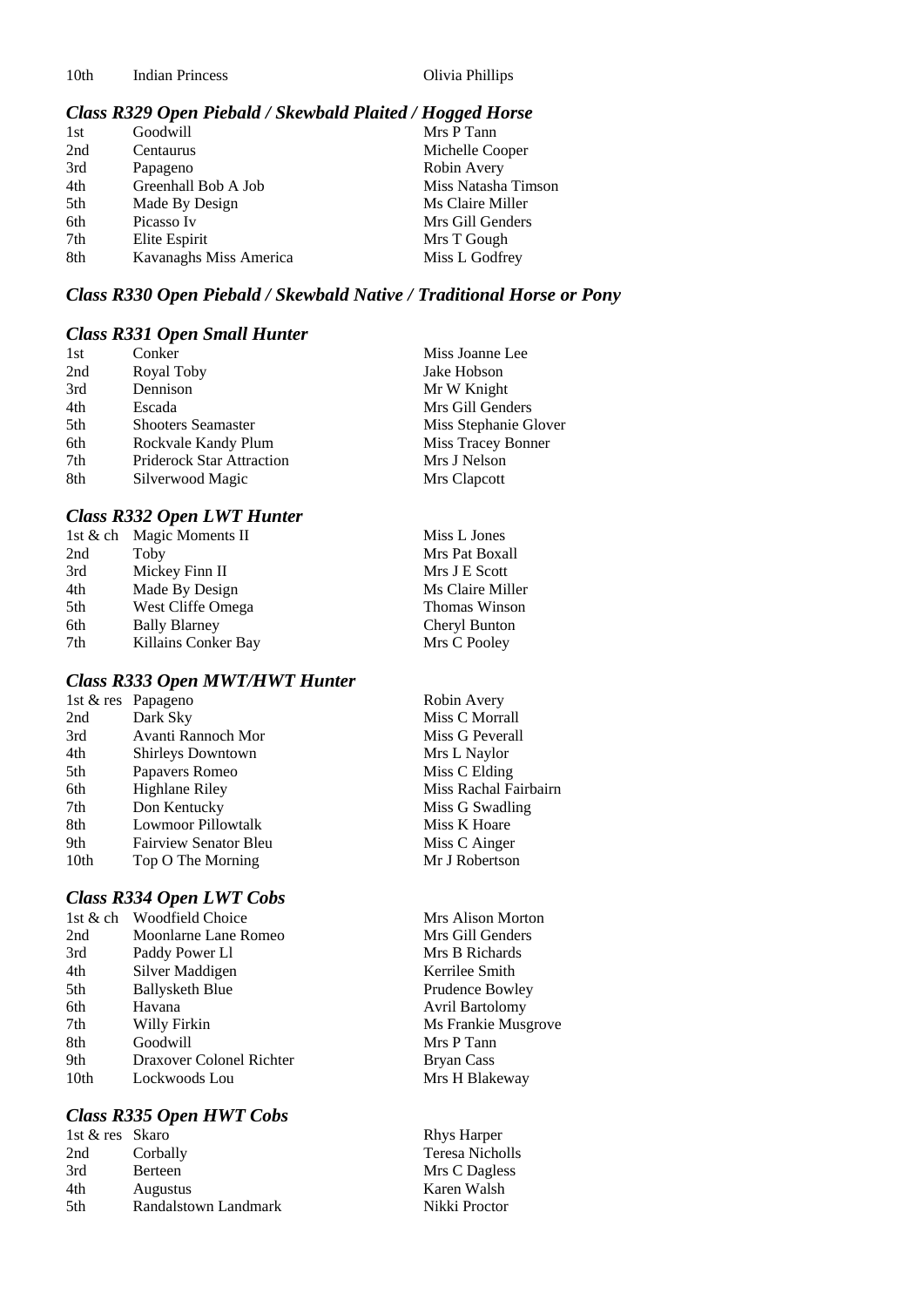| | | |
|---|---|---|
| 10th | Indian Princess | Olivia Phillips |

### *Class R329 Open Piebald / Skewbald Plaited / Hogged Horse*

| | | |
|---|---|---|
| 1st | Goodwill | Mrs P Tann |
| 2nd | Centaurus | Michelle Cooper |
| 3rd | Papageno | Robin Avery |
| 4th | Greenhall Bob A Job | Miss Natasha Timson |
| 5th | Made By Design | Ms Claire Miller |
| 6th | Picasso Iv | Mrs Gill Genders |
| 7th | Elite Espirit | Mrs T Gough |
| 8th | Kavanaghs Miss America | Miss L Godfrey |

### *Class R330 Open Piebald / Skewbald Native / Traditional Horse or Pony*

### *Class R331 Open Small Hunter*

| | | |
|---|---|---|
| 1st | Conker | Miss Joanne Lee |
| 2nd | Royal Toby | Jake Hobson |
| 3rd | Dennison | Mr W Knight |
| 4th | Escada | Mrs Gill Genders |
| 5th | Shooters Seamaster | Miss Stephanie Glover |
| 6th | Rockvale Kandy Plum | Miss Tracey Bonner |
| 7th | Priderock Star Attraction | Mrs J Nelson |
| 8th | Silverwood Magic | Mrs Clapcott |

### *Class R332 Open LWT Hunter*

| | | |
|---|---|---|
| 1st & ch | Magic Moments II | Miss L Jones |
| 2nd | Toby | Mrs Pat Boxall |
| 3rd | Mickey Finn II | Mrs J E Scott |
| 4th | Made By Design | Ms Claire Miller |
| 5th | West Cliffe Omega | Thomas Winson |
| 6th | Bally Blarney | Cheryl Bunton |
| 7th | Killains Conker Bay | Mrs C Pooley |

### *Class R333 Open MWT/HWT Hunter*

| | | |
|---|---|---|
| 1st & res | Papageno | Robin Avery |
| 2nd | Dark Sky | Miss C Morrall |
| 3rd | Avanti Rannoch Mor | Miss G Peverall |
| 4th | Shirleys Downtown | Mrs L Naylor |
| 5th | Papavers Romeo | Miss C Elding |
| 6th | Highlane Riley | Miss Rachal Fairbairn |
| 7th | Don Kentucky | Miss G Swadling |
| 8th | Lowmoor Pillowtalk | Miss K Hoare |
| 9th | Fairview Senator Bleu | Miss C Ainger |
| 10th | Top O The Morning | Mr J Robertson |

### *Class R334 Open LWT Cobs*

| | | |
|---|---|---|
| 1st & ch | Woodfield Choice | Mrs Alison Morton |
| 2nd | Moonlarne Lane Romeo | Mrs Gill Genders |
| 3rd | Paddy Power Ll | Mrs B Richards |
| 4th | Silver Maddigen | Kerrilee Smith |
| 5th | Ballysketh Blue | Prudence Bowley |
| 6th | Havana | Avril Bartolomy |
| 7th | Willy Firkin | Ms Frankie Musgrove |
| 8th | Goodwill | Mrs P Tann |
| 9th | Draxover Colonel Richter | Bryan Cass |
| 10th | Lockwoods Lou | Mrs H Blakeway |

### *Class R335 Open HWT Cobs*

| | | |
|---|---|---|
| 1st & res | Skaro | Rhys Harper |
| 2nd | Corbally | Teresa Nicholls |
| 3rd | Berteen | Mrs C Dagless |
| 4th | Augustus | Karen Walsh |
| 5th | Randalstown Landmark | Nikki Proctor |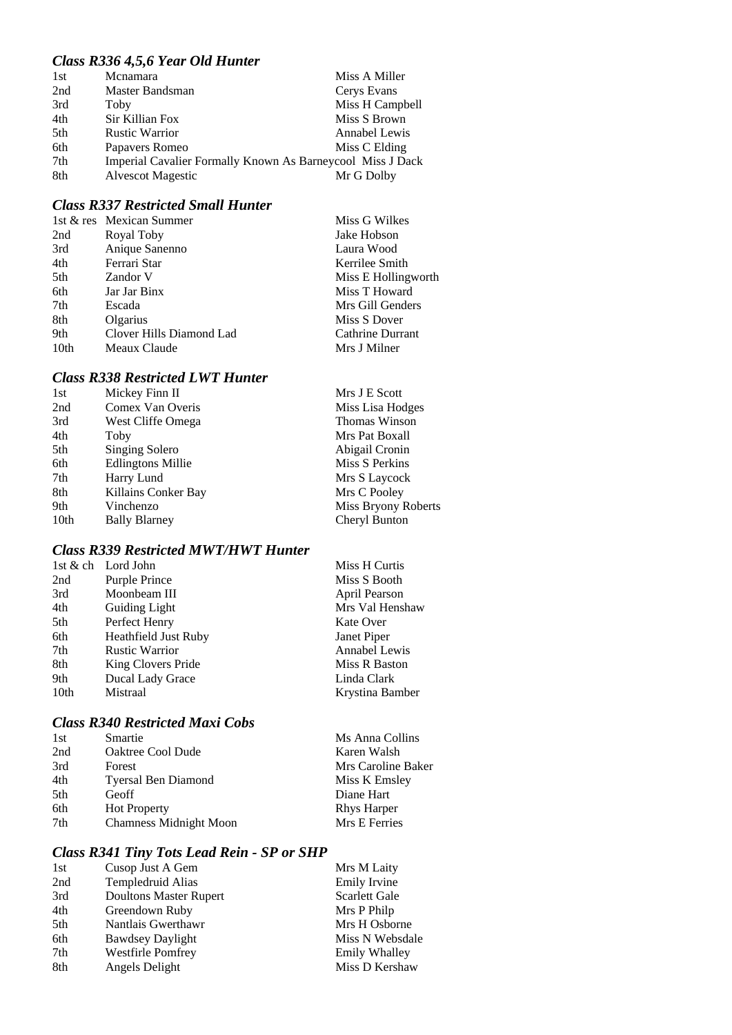### *Class R336 4,5,6 Year Old Hunter*

| | | |
|---|---|---|
| 1st | Mcnamara | Miss A Miller |
| 2nd | Master Bandsman | Cerys Evans |
| 3rd | Toby | Miss H Campbell |
| 4th | Sir Killian Fox | Miss S Brown |
| 5th | Rustic Warrior | Annabel Lewis |
| 6th | Papavers Romeo | Miss C Elding |
| 7th | Imperial Cavalier Formally Known As Barneycool | Miss J Dack |
| 8th | Alvescot Magestic | Mr G Dolby |

### *Class R337 Restricted Small Hunter*

| | | |
|---|---|---|
| 1st & res | Mexican Summer | Miss G Wilkes |
| 2nd | Royal Toby | Jake Hobson |
| 3rd | Anique Sanenno | Laura Wood |
| 4th | Ferrari Star | Kerrilee Smith |
| 5th | Zandor V | Miss E Hollingworth |
| 6th | Jar Jar Binx | Miss T Howard |
| 7th | Escada | Mrs Gill Genders |
| 8th | Olgarius | Miss S Dover |
| 9th | Clover Hills Diamond Lad | Cathrine Durrant |
| 10th | Meaux Claude | Mrs J Milner |

### *Class R338 Restricted LWT Hunter*

| | | |
|---|---|---|
| 1st | Mickey Finn II | Mrs J E Scott |
| 2nd | Comex Van Overis | Miss Lisa Hodges |
| 3rd | West Cliffe Omega | Thomas Winson |
| 4th | Toby | Mrs Pat Boxall |
| 5th | Singing Solero | Abigail Cronin |
| 6th | Edlingtons Millie | Miss S Perkins |
| 7th | Harry Lund | Mrs S Laycock |
| 8th | Killains Conker Bay | Mrs C Pooley |
| 9th | Vinchenzo | Miss Bryony Roberts |
| 10th | Bally Blarney | Cheryl Bunton |

### *Class R339 Restricted MWT/HWT Hunter*

| | | |
|---|---|---|
| 1st & ch | Lord John | Miss H Curtis |
| 2nd | Purple Prince | Miss S Booth |
| 3rd | Moonbeam III | April Pearson |
| 4th | Guiding Light | Mrs Val Henshaw |
| 5th | Perfect Henry | Kate Over |
| 6th | Heathfield Just Ruby | Janet Piper |
| 7th | Rustic Warrior | Annabel Lewis |
| 8th | King Clovers Pride | Miss R Baston |
| 9th | Ducal Lady Grace | Linda Clark |
| 10th | Mistraal | Krystina Bamber |

### *Class R340 Restricted Maxi Cobs*

| | | |
|---|---|---|
| 1st | Smartie | Ms Anna Collins |
| 2nd | Oaktree Cool Dude | Karen Walsh |
| 3rd | Forest | Mrs Caroline Baker |
| 4th | Tyersal Ben Diamond | Miss K Emsley |
| 5th | Geoff | Diane Hart |
| 6th | Hot Property | Rhys Harper |
| 7th | Chamness Midnight Moon | Mrs E Ferries |

### *Class R341 Tiny Tots Lead Rein - SP or SHP*

| | | |
|---|---|---|
| 1st | Cusop Just A Gem | Mrs M Laity |
| 2nd | Templedruid Alias | Emily Irvine |
| 3rd | Doultons Master Rupert | Scarlett Gale |
| 4th | Greendown Ruby | Mrs P Philp |
| 5th | Nantlais Gwerthawr | Mrs H Osborne |
| 6th | Bawdsey Daylight | Miss N Websdale |
| 7th | Westfirle Pomfrey | Emily Whalley |
| 8th | Angels Delight | Miss D Kershaw |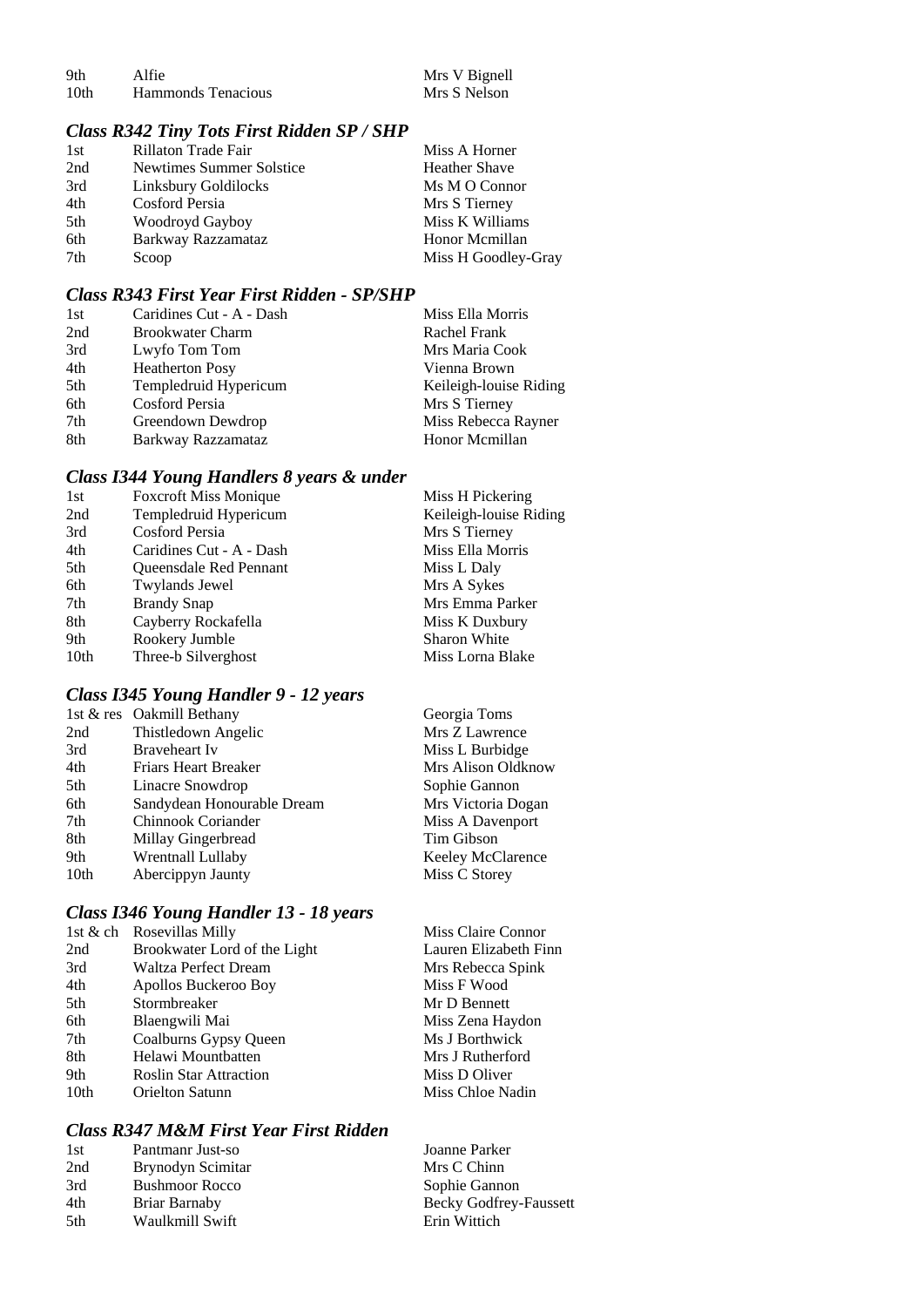| | | |
|---|---|---|
| 9th | Alfie | Mrs V Bignell |
| 10th | Hammonds Tenacious | Mrs S Nelson |

### *Class R342 Tiny Tots First Ridden SP / SHP*

| | | |
|---|---|---|
| 1st | Rillaton Trade Fair | Miss A Horner |
| 2nd | Newtimes Summer Solstice | Heather Shave |
| 3rd | Linksbury Goldilocks | Ms M O Connor |
| 4th | Cosford Persia | Mrs S Tierney |
| 5th | Woodroyd Gayboy | Miss K Williams |
| 6th | Barkway Razzamataz | Honor Mcmillan |
| 7th | Scoop | Miss H Goodley-Gray |

### *Class R343 First Year First Ridden - SP/SHP*

| | | |
|---|---|---|
| 1st | Caridines Cut - A - Dash | Miss Ella Morris |
| 2nd | Brookwater Charm | Rachel Frank |
| 3rd | Lwyfo Tom Tom | Mrs Maria Cook |
| 4th | Heatherton Posy | Vienna Brown |
| 5th | Templedruid Hypericum | Keileigh-louise Riding |
| 6th | Cosford Persia | Mrs S Tierney |
| 7th | Greendown Dewdrop | Miss Rebecca Rayner |
| 8th | Barkway Razzamataz | Honor Mcmillan |

### *Class I344 Young Handlers 8 years & under*

| | | |
|---|---|---|
| 1st | Foxcroft Miss Monique | Miss H Pickering |
| 2nd | Templedruid Hypericum | Keileigh-louise Riding |
| 3rd | Cosford Persia | Mrs S Tierney |
| 4th | Caridines Cut - A - Dash | Miss Ella Morris |
| 5th | Queensdale Red Pennant | Miss L Daly |
| 6th | Twylands Jewel | Mrs A Sykes |
| 7th | Brandy Snap | Mrs Emma Parker |
| 8th | Cayberry Rockafella | Miss K Duxbury |
| 9th | Rookery Jumble | Sharon White |
| 10th | Three-b Silverghost | Miss Lorna Blake |

### *Class I345 Young Handler 9 - 12 years*

| | | |
|---|---|---|
| 1st & res | Oakmill Bethany | Georgia Toms |
| 2nd | Thistledown Angelic | Mrs Z Lawrence |
| 3rd | Braveheart Iv | Miss L Burbidge |
| 4th | Friars Heart Breaker | Mrs Alison Oldknow |
| 5th | Linacre Snowdrop | Sophie Gannon |
| 6th | Sandydean Honourable Dream | Mrs Victoria Dogan |
| 7th | Chinnook Coriander | Miss A Davenport |
| 8th | Millay Gingerbread | Tim Gibson |
| 9th | Wrentnall Lullaby | Keeley McClarence |
| 10th | Abercippyn Jaunty | Miss C Storey |

### *Class I346 Young Handler 13 - 18 years*

| | | |
|---|---|---|
| 1st & ch | Rosevillas Milly | Miss Claire Connor |
| 2nd | Brookwater Lord of the Light | Lauren Elizabeth Finn |
| 3rd | Waltza Perfect Dream | Mrs Rebecca Spink |
| 4th | Apollos Buckeroo Boy | Miss F Wood |
| 5th | Stormbreaker | Mr D Bennett |
| 6th | Blaengwili Mai | Miss Zena Haydon |
| 7th | Coalburns Gypsy Queen | Ms J Borthwick |
| 8th | Helawi Mountbatten | Mrs J Rutherford |
| 9th | Roslin Star Attraction | Miss D Oliver |
| 10th | Orielton Satunn | Miss Chloe Nadin |

### *Class R347 M&M First Year First Ridden*

| | | |
|---|---|---|
| 1st | Pantmanr Just-so | Joanne Parker |
| 2nd | Brynodyn Scimitar | Mrs C Chinn |
| 3rd | Bushmoor Rocco | Sophie Gannon |
| 4th | Briar Barnaby | Becky Godfrey-Faussett |
| 5th | Waulkmill Swift | Erin Wittich |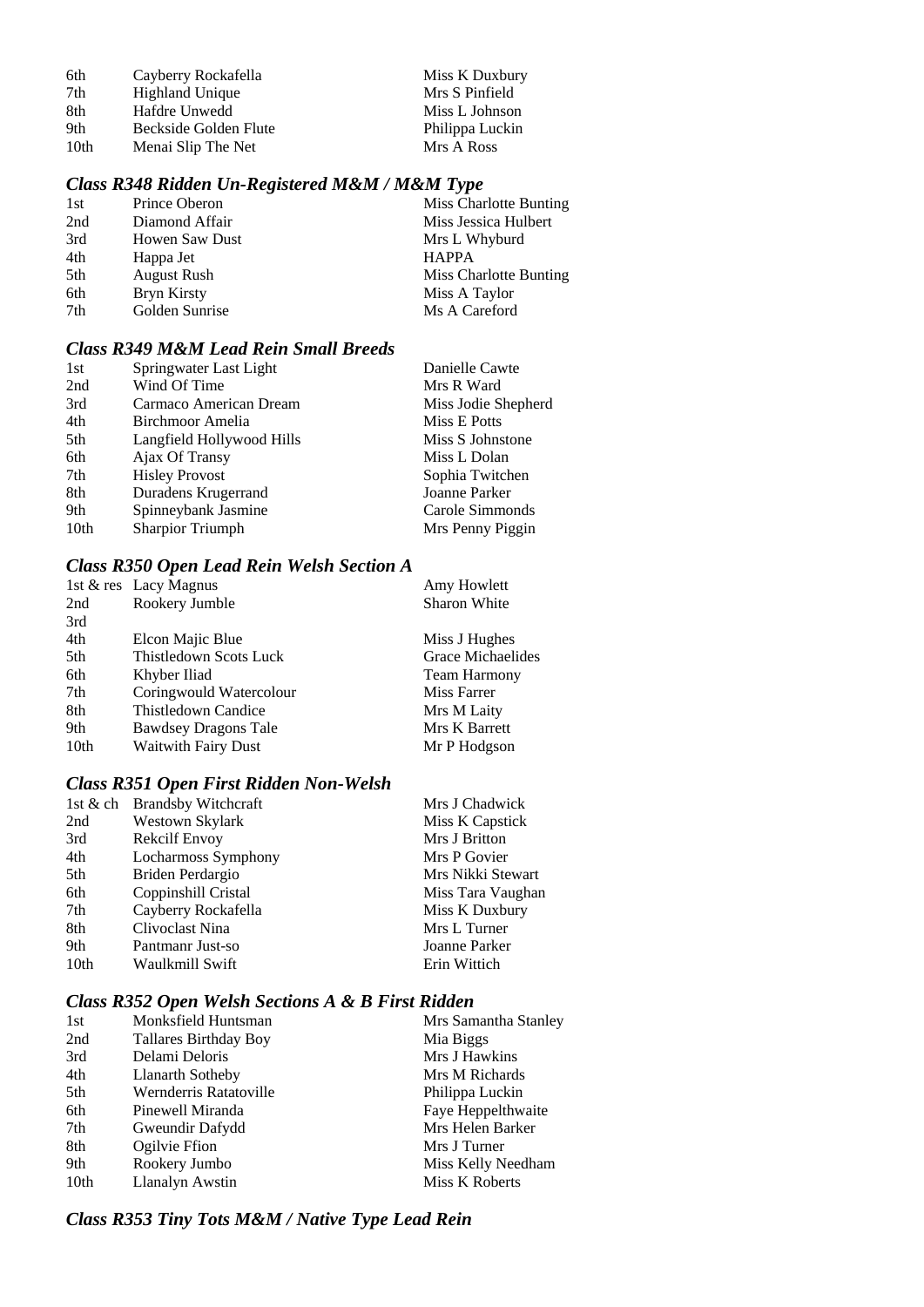| | | |
|---|---|---|
| 6th | Cayberry Rockafella | Miss K Duxbury |
| 7th | Highland Unique | Mrs S Pinfield |
| 8th | Hafdre Unwedd | Miss L Johnson |
| 9th | Beckside Golden Flute | Philippa Luckin |
| 10th | Menai Slip The Net | Mrs A Ross |

### *Class R348 Ridden Un-Registered M&M / M&M Type*

| | | |
|---|---|---|
| 1st | Prince Oberon | Miss Charlotte Bunting |
| 2nd | Diamond Affair | Miss Jessica Hulbert |
| 3rd | Howen Saw Dust | Mrs L Whyburd |
| 4th | Happa Jet | HAPPA |
| 5th | August Rush | Miss Charlotte Bunting |
| 6th | Bryn Kirsty | Miss A Taylor |
| 7th | Golden Sunrise | Ms A Careford |

### *Class R349 M&M Lead Rein Small Breeds*

| | | |
|---|---|---|
| 1st | Springwater Last Light | Danielle Cawte |
| 2nd | Wind Of Time | Mrs R Ward |
| 3rd | Carmaco American Dream | Miss Jodie Shepherd |
| 4th | Birchmoor Amelia | Miss E Potts |
| 5th | Langfield Hollywood Hills | Miss S Johnstone |
| 6th | Ajax Of Transy | Miss L Dolan |
| 7th | Hisley Provost | Sophia Twitchen |
| 8th | Duradens Krugerrand | Joanne Parker |
| 9th | Spinneybank Jasmine | Carole Simmonds |
| 10th | Sharpior Triumph | Mrs Penny Piggin |

### *Class R350 Open Lead Rein Welsh Section A*

| | | |
|---|---|---|
| 1st & res | Lacy Magnus | Amy Howlett |
| 2nd | Rookery Jumble | Sharon White |
| 3rd | | |
| 4th | Elcon Majic Blue | Miss J Hughes |
| 5th | Thistledown Scots Luck | Grace Michaelides |
| 6th | Khyber Iliad | Team Harmony |
| 7th | Coringwould Watercolour | Miss Farrer |
| 8th | Thistledown Candice | Mrs M Laity |
| 9th | Bawdsey Dragons Tale | Mrs K Barrett |
| 10th | Waitwith Fairy Dust | Mr P Hodgson |

### *Class R351 Open First Ridden Non-Welsh*

| | | |
|---|---|---|
| 1st & ch | Brandsby Witchcraft | Mrs J Chadwick |
| 2nd | Westown Skylark | Miss K Capstick |
| 3rd | Rekcilf Envoy | Mrs J Britton |
| 4th | Locharmoss Symphony | Mrs P Govier |
| 5th | Briden Perdargio | Mrs Nikki Stewart |
| 6th | Coppinshill Cristal | Miss Tara Vaughan |
| 7th | Cayberry Rockafella | Miss K Duxbury |
| 8th | Clivoclast Nina | Mrs L Turner |
| 9th | Pantmanr Just-so | Joanne Parker |
| 10th | Waulkmill Swift | Erin Wittich |

### *Class R352 Open Welsh Sections A & B First Ridden*

| | | |
|---|---|---|
| 1st | Monksfield Huntsman | Mrs Samantha Stanley |
| 2nd | Tallares Birthday Boy | Mia Biggs |
| 3rd | Delami Deloris | Mrs J Hawkins |
| 4th | Llanarth Sotheby | Mrs M Richards |
| 5th | Wernderris Ratatoville | Philippa Luckin |
| 6th | Pinewell Miranda | Faye Heppelthwaite |
| 7th | Gweundir Dafydd | Mrs Helen Barker |
| 8th | Ogilvie Ffion | Mrs J Turner |
| 9th | Rookery Jumbo | Miss Kelly Needham |
| 10th | Llanalyn Awstin | Miss K Roberts |

### *Class R353 Tiny Tots M&M / Native Type Lead Rein*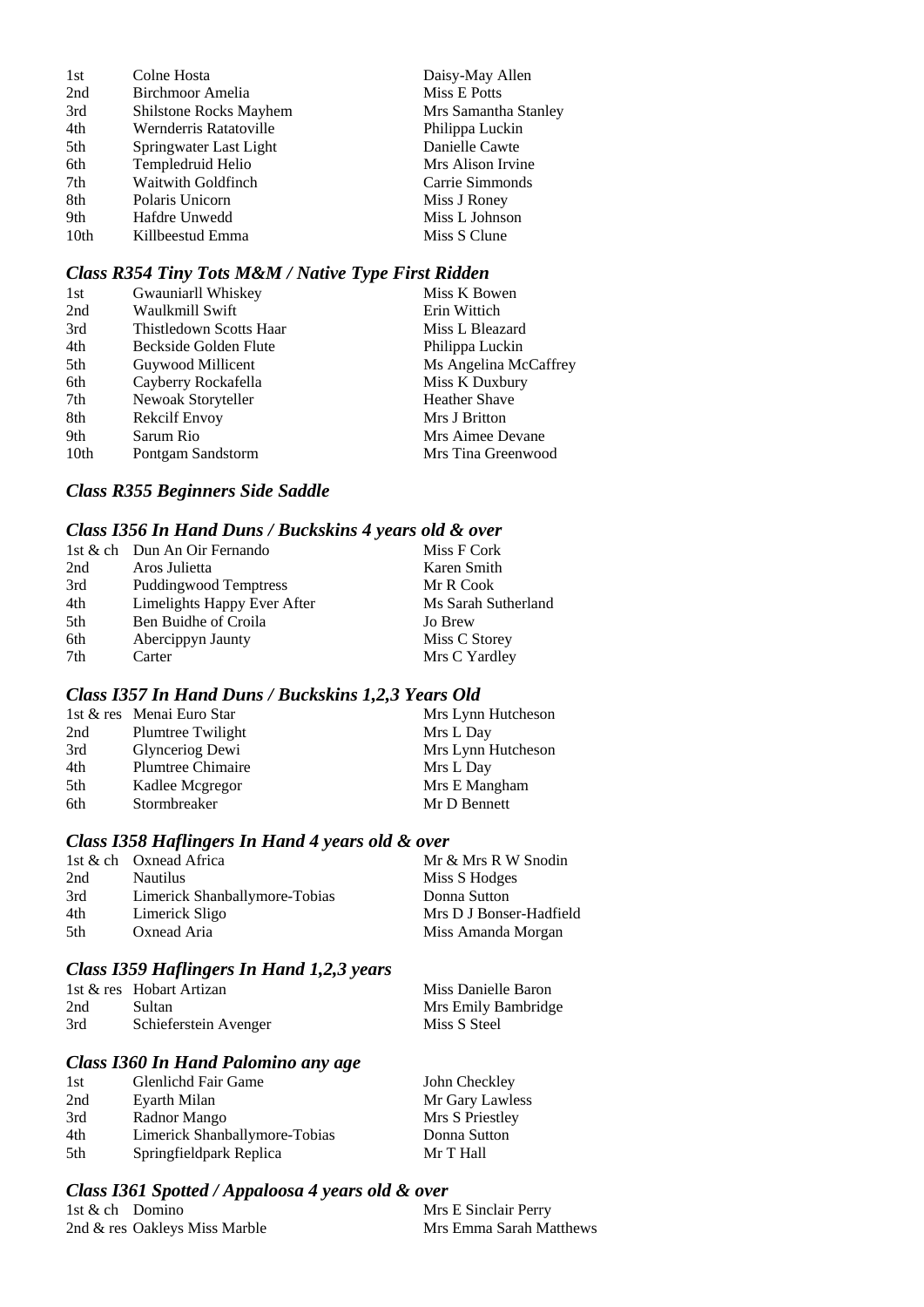| | | |
|---|---|---|
| 1st | Colne Hosta | Daisy-May Allen |
| 2nd | Birchmoor Amelia | Miss E Potts |
| 3rd | Shilstone Rocks Mayhem | Mrs Samantha Stanley |
| 4th | Wernderris Ratatoville | Philippa Luckin |
| 5th | Springwater Last Light | Danielle Cawte |
| 6th | Templedruid Helio | Mrs Alison Irvine |
| 7th | Waitwith Goldfinch | Carrie Simmonds |
| 8th | Polaris Unicorn | Miss J Roney |
| 9th | Hafdre Unwedd | Miss L Johnson |
| 10th | Killbeestud Emma | Miss S Clune |

### *Class R354 Tiny Tots M&M / Native Type First Ridden*

| | | |
|---|---|---|
| 1st | Gwauniarll Whiskey | Miss K Bowen |
| 2nd | Waulkmill Swift | Erin Wittich |
| 3rd | Thistledown Scotts Haar | Miss L Bleazard |
| 4th | Beckside Golden Flute | Philippa Luckin |
| 5th | Guywood Millicent | Ms Angelina McCaffrey |
| 6th | Cayberry Rockafella | Miss K Duxbury |
| 7th | Newoak Storyteller | Heather Shave |
| 8th | Rekcilf Envoy | Mrs J Britton |
| 9th | Sarum Rio | Mrs Aimee Devane |
| 10th | Pontgam Sandstorm | Mrs Tina Greenwood |

### *Class R355 Beginners Side Saddle*

### *Class I356 In Hand Duns / Buckskins 4 years old & over*

| | | |
|---|---|---|
| 1st & ch | Dun An Oir Fernando | Miss F Cork |
| 2nd | Aros Julietta | Karen Smith |
| 3rd | Puddingwood Temptress | Mr R Cook |
| 4th | Limelights Happy Ever After | Ms Sarah Sutherland |
| 5th | Ben Buidhe of Croila | Jo Brew |
| 6th | Abercippyn Jaunty | Miss C Storey |
| 7th | Carter | Mrs C Yardley |

### *Class I357 In Hand Duns / Buckskins 1,2,3 Years Old*

| | | |
|---|---|---|
| 1st & res | Menai Euro Star | Mrs Lynn Hutcheson |
| 2nd | Plumtree Twilight | Mrs L Day |
| 3rd | Glynceriog Dewi | Mrs Lynn Hutcheson |
| 4th | Plumtree Chimaire | Mrs L Day |
| 5th | Kadlee Mcgregor | Mrs E Mangham |
| 6th | Stormbreaker | Mr D Bennett |

### *Class I358 Haflingers In Hand 4 years old & over*

| | | |
|---|---|---|
| 1st & ch | Oxnead Africa | Mr & Mrs R W Snodin |
| 2nd | Nautilus | Miss S Hodges |
| 3rd | Limerick Shanballymore-Tobias | Donna Sutton |
| 4th | Limerick Sligo | Mrs D J Bonser-Hadfield |
| 5th | Oxnead Aria | Miss Amanda Morgan |

### *Class I359 Haflingers In Hand 1,2,3 years*

| | | |
|---|---|---|
| 1st & res | Hobart Artizan | Miss Danielle Baron |
| 2nd | Sultan | Mrs Emily Bambridge |
| 3rd | Schieferstein Avenger | Miss S Steel |

### *Class I360 In Hand Palomino any age*

| | | |
|---|---|---|
| 1st | Glenlichd Fair Game | John Checkley |
| 2nd | Eyarth Milan | Mr Gary Lawless |
| 3rd | Radnor Mango | Mrs S Priestley |
| 4th | Limerick Shanballymore-Tobias | Donna Sutton |
| 5th | Springfieldpark Replica | Mr T Hall |

### *Class I361 Spotted / Appaloosa 4 years old & over*

| | | |
|---|---|---|
| 1st & ch | Domino | Mrs E Sinclair Perry |
| 2nd & res | Oakleys Miss Marble | Mrs Emma Sarah Matthews |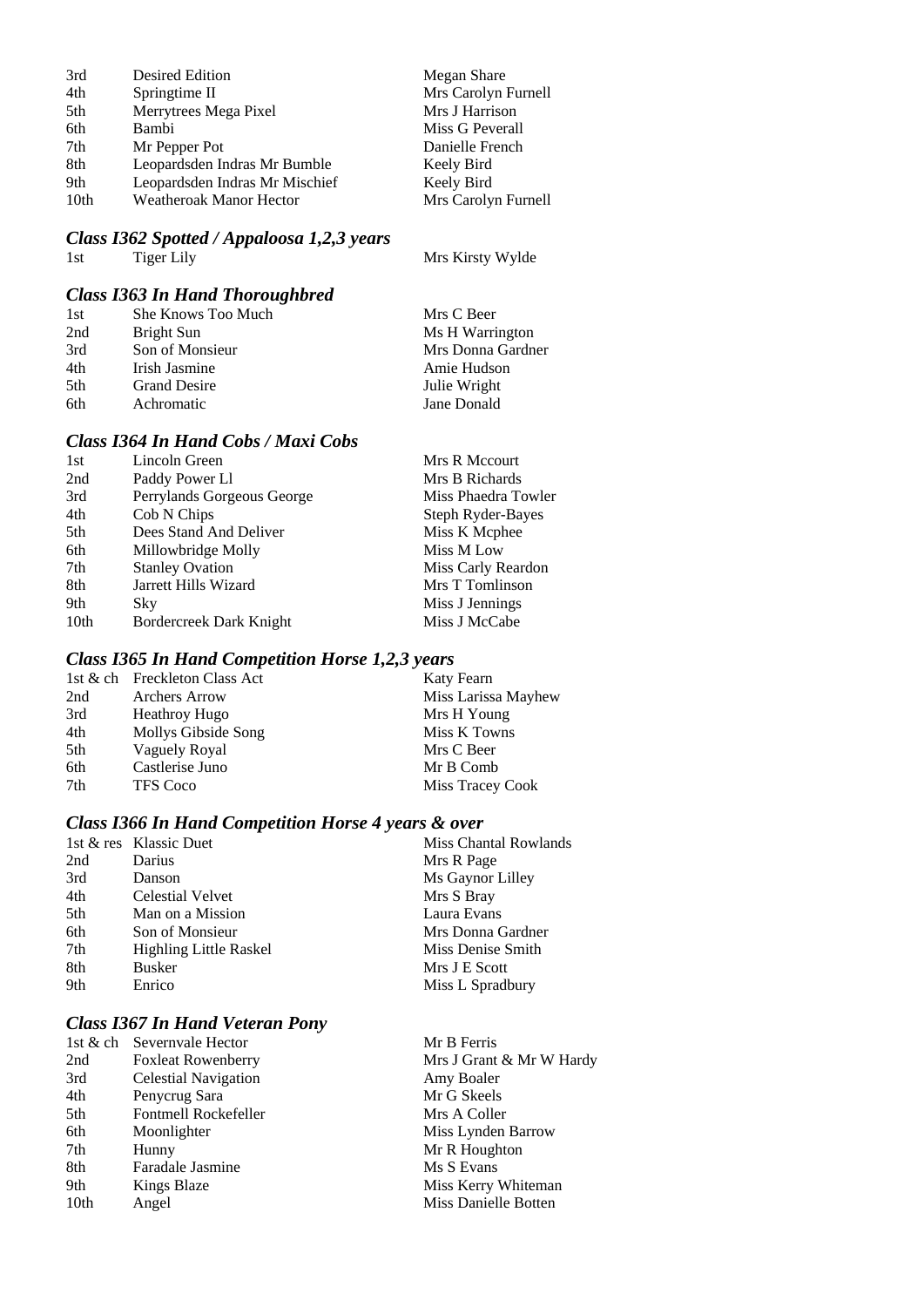| | | |
|---|---|---|
| 3rd | Desired Edition | Megan Share |
| 4th | Springtime II | Mrs Carolyn Furnell |
| 5th | Merrytrees Mega Pixel | Mrs J Harrison |
| 6th | Bambi | Miss G Peverall |
| 7th | Mr Pepper Pot | Danielle French |
| 8th | Leopardsden Indras Mr Bumble | Keely Bird |
| 9th | Leopardsden Indras Mr Mischief | Keely Bird |
| 10th | Weatheroak Manor Hector | Mrs Carolyn Furnell |

### *Class I362 Spotted / Appaloosa 1,2,3 years*

| | | |
|---|---|---|
| 1st | Tiger Lily | Mrs Kirsty Wylde |

### *Class I363 In Hand Thoroughbred*

| | | |
|---|---|---|
| 1st | She Knows Too Much | Mrs C Beer |
| 2nd | Bright Sun | Ms H Warrington |
| 3rd | Son of Monsieur | Mrs Donna Gardner |
| 4th | Irish Jasmine | Amie Hudson |
| 5th | Grand Desire | Julie Wright |
| 6th | Achromatic | Jane Donald |

### *Class I364 In Hand Cobs / Maxi Cobs*

| | | |
|---|---|---|
| 1st | Lincoln Green | Mrs R Mccourt |
| 2nd | Paddy Power Ll | Mrs B Richards |
| 3rd | Perrylands Gorgeous George | Miss Phaedra Towler |
| 4th | Cob N Chips | Steph Ryder-Bayes |
| 5th | Dees Stand And Deliver | Miss K Mcphee |
| 6th | Millowbridge Molly | Miss M Low |
| 7th | Stanley Ovation | Miss Carly Reardon |
| 8th | Jarrett Hills Wizard | Mrs T Tomlinson |
| 9th | Sky | Miss J Jennings |
| 10th | Bordercreek Dark Knight | Miss J McCabe |

### *Class I365 In Hand Competition Horse 1,2,3 years*

| | | |
|---|---|---|
| 1st & ch | Freckleton Class Act | Katy Fearn |
| 2nd | Archers Arrow | Miss Larissa Mayhew |
| 3rd | Heathroy Hugo | Mrs H Young |
| 4th | Mollys Gibside Song | Miss K Towns |
| 5th | Vaguely Royal | Mrs C Beer |
| 6th | Castlerise Juno | Mr B Comb |
| 7th | TFS Coco | Miss Tracey Cook |

### *Class I366 In Hand Competition Horse 4 years & over*

| | | |
|---|---|---|
| 1st & res | Klassic Duet | Miss Chantal Rowlands |
| 2nd | Darius | Mrs R Page |
| 3rd | Danson | Ms Gaynor Lilley |
| 4th | Celestial Velvet | Mrs S Bray |
| 5th | Man on a Mission | Laura Evans |
| 6th | Son of Monsieur | Mrs Donna Gardner |
| 7th | Highling Little Raskel | Miss Denise Smith |
| 8th | Busker | Mrs J E Scott |
| 9th | Enrico | Miss L Spradbury |

### *Class I367 In Hand Veteran Pony*

| | | |
|---|---|---|
| 1st & ch | Severnvale Hector | Mr B Ferris |
| 2nd | Foxleat Rowenberry | Mrs J Grant & Mr W Hardy |
| 3rd | Celestial Navigation | Amy Boaler |
| 4th | Penycrug Sara | Mr G Skeels |
| 5th | Fontmell Rockefeller | Mrs A Coller |
| 6th | Moonlighter | Miss Lynden Barrow |
| 7th | Hunny | Mr R Houghton |
| 8th | Faradale Jasmine | Ms S Evans |
| 9th | Kings Blaze | Miss Kerry Whiteman |
| 10th | Angel | Miss Danielle Botten |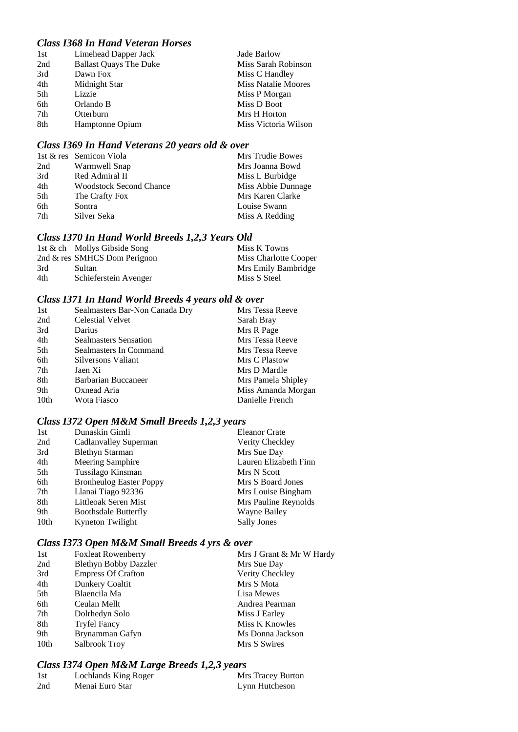### *Class I368 In Hand Veteran Horses*

| | | |
|---|---|---|
| 1st | Limehead Dapper Jack | Jade Barlow |
| 2nd | Ballast Quays The Duke | Miss Sarah Robinson |
| 3rd | Dawn Fox | Miss C Handley |
| 4th | Midnight Star | Miss Natalie Moores |
| 5th | Lizzie | Miss P Morgan |
| 6th | Orlando B | Miss D Boot |
| 7th | Otterburn | Mrs H Horton |
| 8th | Hamptonne Opium | Miss Victoria Wilson |

### *Class I369 In Hand Veterans 20 years old & over*

| | | |
|---|---|---|
| 1st & res | Semicon Viola | Mrs Trudie Bowes |
| 2nd | Warmwell Snap | Mrs Joanna Bowd |
| 3rd | Red Admiral II | Miss L Burbidge |
| 4th | Woodstock Second Chance | Miss Abbie Dunnage |
| 5th | The Crafty Fox | Mrs Karen Clarke |
| 6th | Sontra | Louise Swann |
| 7th | Silver Seka | Miss A Redding |

### *Class I370 In Hand World Breeds 1,2,3 Years Old*

| | | |
|---|---|---|
| 1st & ch | Mollys Gibside Song | Miss K Towns |
| 2nd & res | SMHCS Dom Perignon | Miss Charlotte Cooper |
| 3rd | Sultan | Mrs Emily Bambridge |
| 4th | Schieferstein Avenger | Miss S Steel |

### *Class I371 In Hand World Breeds 4 years old & over*

| | | |
|---|---|---|
| 1st | Sealmasters Bar-Non Canada Dry | Mrs Tessa Reeve |
| 2nd | Celestial Velvet | Sarah Bray |
| 3rd | Darius | Mrs R Page |
| 4th | Sealmasters Sensation | Mrs Tessa Reeve |
| 5th | Sealmasters In Command | Mrs Tessa Reeve |
| 6th | Silversons Valiant | Mrs C Plastow |
| 7th | Jaen Xi | Mrs D Mardle |
| 8th | Barbarian Buccaneer | Mrs Pamela Shipley |
| 9th | Oxnead Aria | Miss Amanda Morgan |
| 10th | Wota Fiasco | Danielle French |

### *Class I372 Open M&M Small Breeds 1,2,3 years*

| | | |
|---|---|---|
| 1st | Dunaskin Gimli | Eleanor Crate |
| 2nd | Cadlanvalley Superman | Verity Checkley |
| 3rd | Blethyn Starman | Mrs Sue Day |
| 4th | Meering Samphire | Lauren Elizabeth Finn |
| 5th | Tussilago Kinsman | Mrs N Scott |
| 6th | Bronheulog Easter Poppy | Mrs S Board Jones |
| 7th | Llanai Tiago 92336 | Mrs Louise Bingham |
| 8th | Littleoak Seren Mist | Mrs Pauline Reynolds |
| 9th | Boothsdale Butterfly | Wayne Bailey |
| 10th | Kyneton Twilight | Sally Jones |

### *Class I373 Open M&M Small Breeds 4 yrs & over*

| | | |
|---|---|---|
| 1st | Foxleat Rowenberry | Mrs J Grant & Mr W Hardy |
| 2nd | Blethyn Bobby Dazzler | Mrs Sue Day |
| 3rd | Empress Of Crafton | Verity Checkley |
| 4th | Dunkery Coaltit | Mrs S Mota |
| 5th | Blaencila Ma | Lisa Mewes |
| 6th | Ceulan Mellt | Andrea Pearman |
| 7th | Dolrhedyn Solo | Miss J Earley |
| 8th | Tryfel Fancy | Miss K Knowles |
| 9th | Brynamman Gafyn | Ms Donna Jackson |
| 10th | Salbrook Troy | Mrs S Swires |

### *Class I374 Open M&M Large Breeds 1,2,3 years*

| | | |
|---|---|---|
| 1st | Lochlands King Roger | Mrs Tracey Burton |
| 2nd | Menai Euro Star | Lynn Hutcheson |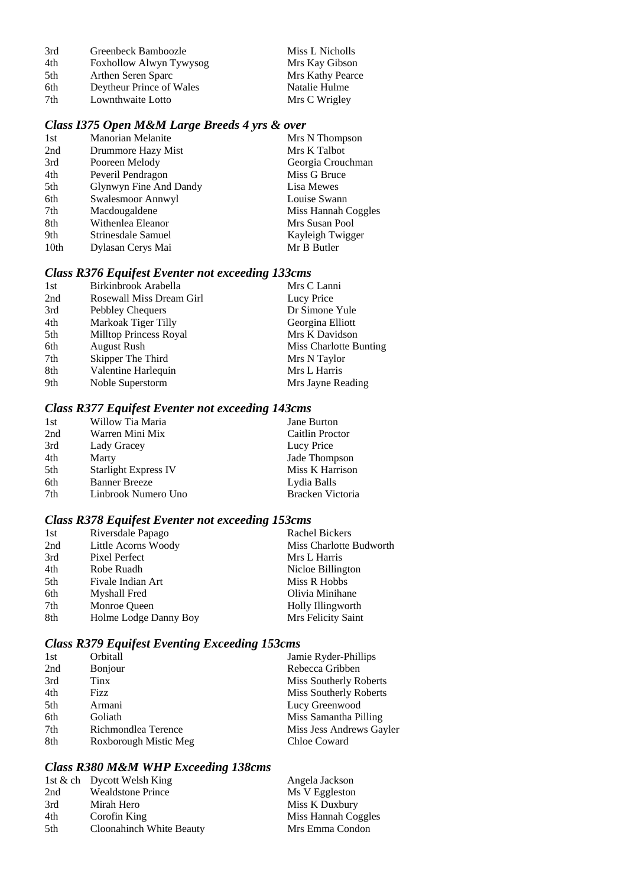| | | |
|---|---|---|
| 3rd | Greenbeck Bamboozle | Miss L Nicholls |
| 4th | Foxhollow Alwyn Tywysog | Mrs Kay Gibson |
| 5th | Arthen Seren Sparc | Mrs Kathy Pearce |
| 6th | Deytheur Prince of Wales | Natalie Hulme |
| 7th | Lownthwaite Lotto | Mrs C Wrigley |

### *Class I375 Open M&M Large Breeds 4 yrs & over*

| | | |
|---|---|---|
| 1st | Manorian Melanite | Mrs N Thompson |
| 2nd | Drummore Hazy Mist | Mrs K Talbot |
| 3rd | Pooreen Melody | Georgia Crouchman |
| 4th | Peveril Pendragon | Miss G Bruce |
| 5th | Glynwyn Fine And Dandy | Lisa Mewes |
| 6th | Swalesmoor Annwyl | Louise Swann |
| 7th | Macdougaldene | Miss Hannah Coggles |
| 8th | Withenlea Eleanor | Mrs Susan Pool |
| 9th | Strinesdale Samuel | Kayleigh Twigger |
| 10th | Dylasan Cerys Mai | Mr B Butler |

### *Class R376 Equifest Eventer not exceeding 133cms*

| | | |
|---|---|---|
| 1st | Birkinbrook Arabella | Mrs C Lanni |
| 2nd | Rosewall Miss Dream Girl | Lucy Price |
| 3rd | Pebbley Chequers | Dr Simone Yule |
| 4th | Markoak Tiger Tilly | Georgina Elliott |
| 5th | Milltop Princess Royal | Mrs K Davidson |
| 6th | August Rush | Miss Charlotte Bunting |
| 7th | Skipper The Third | Mrs N Taylor |
| 8th | Valentine Harlequin | Mrs L Harris |
| 9th | Noble Superstorm | Mrs Jayne Reading |

### *Class R377 Equifest Eventer not exceeding 143cms*

| | | |
|---|---|---|
| 1st | Willow Tia Maria | Jane Burton |
| 2nd | Warren Mini Mix | Caitlin Proctor |
| 3rd | Lady Gracey | Lucy Price |
| 4th | Marty | Jade Thompson |
| 5th | Starlight Express IV | Miss K Harrison |
| 6th | Banner Breeze | Lydia Balls |
| 7th | Linbrook Numero Uno | Bracken Victoria |

### *Class R378 Equifest Eventer not exceeding 153cms*

| | | |
|---|---|---|
| 1st | Riversdale Papago | Rachel Bickers |
| 2nd | Little Acorns Woody | Miss Charlotte Budworth |
| 3rd | Pixel Perfect | Mrs L Harris |
| 4th | Robe Ruadh | Nicloe Billington |
| 5th | Fivale Indian Art | Miss R Hobbs |
| 6th | Myshall Fred | Olivia Minihane |
| 7th | Monroe Queen | Holly Illingworth |
| 8th | Holme Lodge Danny Boy | Mrs Felicity Saint |

### *Class R379 Equifest Eventing Exceeding 153cms*

| | | |
|---|---|---|
| 1st | Orbitall | Jamie Ryder-Phillips |
| 2nd | Bonjour | Rebecca Gribben |
| 3rd | Tinx | Miss Southerly Roberts |
| 4th | Fizz | Miss Southerly Roberts |
| 5th | Armani | Lucy Greenwood |
| 6th | Goliath | Miss Samantha Pilling |
| 7th | Richmondlea Terence | Miss Jess Andrews Gayler |
| 8th | Roxborough Mistic Meg | Chloe Coward |

### *Class R380 M&M WHP Exceeding 138cms*

| | | |
|---|---|---|
| 1st & ch | Dycott Welsh King | Angela Jackson |
| 2nd | Wealdstone Prince | Ms V Eggleston |
| 3rd | Mirah Hero | Miss K Duxbury |
| 4th | Corofin King | Miss Hannah Coggles |
| 5th | Cloonahinch White Beauty | Mrs Emma Condon |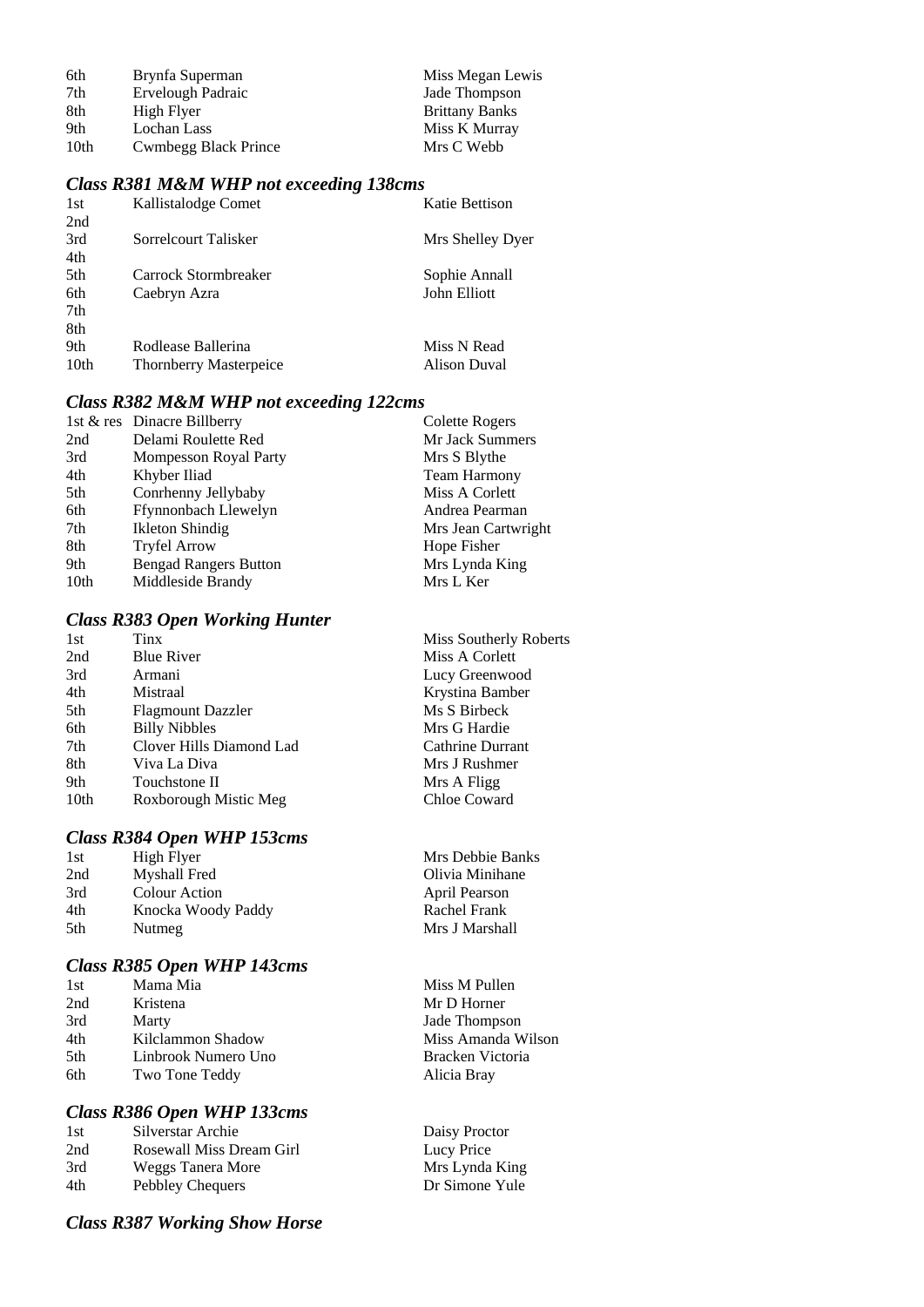| | | |
|---|---|---|
| 6th | Brynfa Superman | Miss Megan Lewis |
| 7th | Ervelough Padraic | Jade Thompson |
| 8th | High Flyer | Brittany Banks |
| 9th | Lochan Lass | Miss K Murray |
| 10th | Cwmbegg Black Prince | Mrs C Webb |

### *Class R381 M&M WHP not exceeding 138cms*

| | | |
|---|---|---|
| 1st | Kallistalodge Comet | Katie Bettison |
| 2nd | | |
| 3rd | Sorrelcourt Talisker | Mrs Shelley Dyer |
| 4th | | |
| 5th | Carrock Stormbreaker | Sophie Annall |
| 6th | Caebryn Azra | John Elliott |
| 7th | | |
| 8th | | |
| 9th | Rodlease Ballerina | Miss N Read |
| 10th | Thornberry Masterpeice | Alison Duval |

### *Class R382 M&M WHP not exceeding 122cms*

| | | |
|---|---|---|
| 1st & res | Dinacre Billberry | Colette Rogers |
| 2nd | Delami Roulette Red | Mr Jack Summers |
| 3rd | Mompesson Royal Party | Mrs S Blythe |
| 4th | Khyber Iliad | Team Harmony |
| 5th | Conrhenny Jellybaby | Miss A Corlett |
| 6th | Ffynnonbach Llewelyn | Andrea Pearman |
| 7th | Ikleton Shindig | Mrs Jean Cartwright |
| 8th | Tryfel Arrow | Hope Fisher |
| 9th | Bengad Rangers Button | Mrs Lynda King |
| 10th | Middleside Brandy | Mrs L Ker |

### *Class R383 Open Working Hunter*

| | | |
|---|---|---|
| 1st | Tinx | Miss Southerly Roberts |
| 2nd | Blue River | Miss A Corlett |
| 3rd | Armani | Lucy Greenwood |
| 4th | Mistraal | Krystina Bamber |
| 5th | Flagmount Dazzler | Ms S Birbeck |
| 6th | Billy Nibbles | Mrs G Hardie |
| 7th | Clover Hills Diamond Lad | Cathrine Durrant |
| 8th | Viva La Diva | Mrs J Rushmer |
| 9th | Touchstone II | Mrs A Fligg |
| 10th | Roxborough Mistic Meg | Chloe Coward |

### *Class R384 Open WHP 153cms*

| | | |
|---|---|---|
| 1st | High Flyer | Mrs Debbie Banks |
| 2nd | Myshall Fred | Olivia Minihane |
| 3rd | Colour Action | April Pearson |
| 4th | Knocka Woody Paddy | Rachel Frank |
| 5th | Nutmeg | Mrs J Marshall |

### *Class R385 Open WHP 143cms*

| | | |
|---|---|---|
| 1st | Mama Mia | Miss M Pullen |
| 2nd | Kristena | Mr D Horner |
| 3rd | Marty | Jade Thompson |
| 4th | Kilclammon Shadow | Miss Amanda Wilson |
| 5th | Linbrook Numero Uno | Bracken Victoria |
| 6th | Two Tone Teddy | Alicia Bray |

### *Class R386 Open WHP 133cms*

| | | |
|---|---|---|
| 1st | Silverstar Archie | Daisy Proctor |
| 2nd | Rosewall Miss Dream Girl | Lucy Price |
| 3rd | Weggs Tanera More | Mrs Lynda King |
| 4th | Pebbley Chequers | Dr Simone Yule |

### *Class R387 Working Show Horse*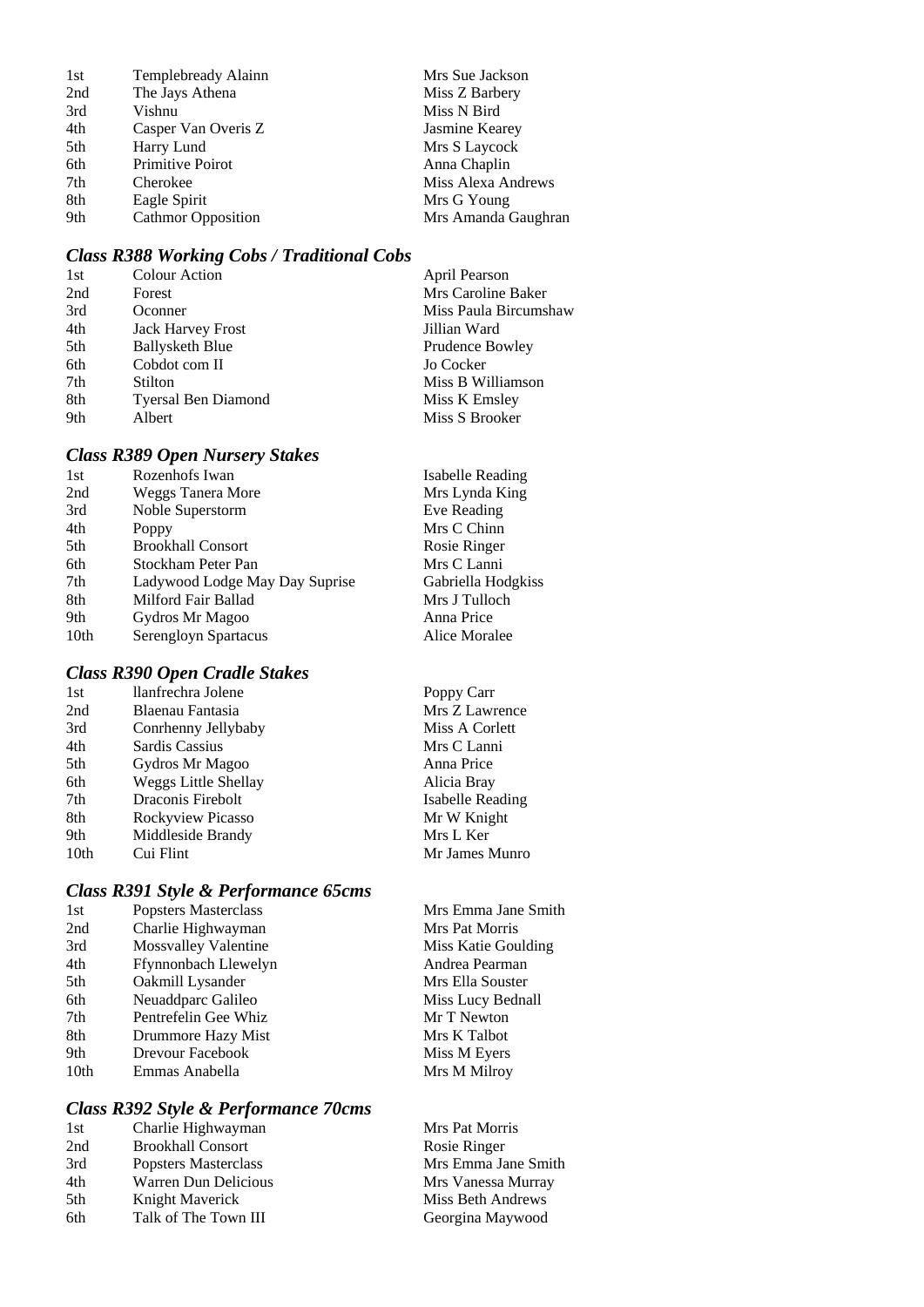| | | |
|---|---|---|
| 1st | Templebready Alainn | Mrs Sue Jackson |
| 2nd | The Jays Athena | Miss Z Barbery |
| 3rd | Vishnu | Miss N Bird |
| 4th | Casper Van Overis Z | Jasmine Kearey |
| 5th | Harry Lund | Mrs S Laycock |
| 6th | Primitive Poirot | Anna Chaplin |
| 7th | Cherokee | Miss Alexa Andrews |
| 8th | Eagle Spirit | Mrs G Young |
| 9th | Cathmor Opposition | Mrs Amanda Gaughran |

### *Class R388 Working Cobs / Traditional Cobs*

| | | |
|---|---|---|
| 1st | Colour Action | April Pearson |
| 2nd | Forest | Mrs Caroline Baker |
| 3rd | Oconner | Miss Paula Bircumshaw |
| 4th | Jack Harvey Frost | Jillian Ward |
| 5th | Ballysketh Blue | Prudence Bowley |
| 6th | Cobdot com II | Jo Cocker |
| 7th | Stilton | Miss B Williamson |
| 8th | Tyersal Ben Diamond | Miss K Emsley |
| 9th | Albert | Miss S Brooker |

### *Class R389 Open Nursery Stakes*

| | | |
|---|---|---|
| 1st | Rozenhofs Iwan | Isabelle Reading |
| 2nd | Weggs Tanera More | Mrs Lynda King |
| 3rd | Noble Superstorm | Eve Reading |
| 4th | Poppy | Mrs C Chinn |
| 5th | Brookhall Consort | Rosie Ringer |
| 6th | Stockham Peter Pan | Mrs C Lanni |
| 7th | Ladywood Lodge May Day Suprise | Gabriella Hodgkiss |
| 8th | Milford Fair Ballad | Mrs J Tulloch |
| 9th | Gydros Mr Magoo | Anna Price |
| 10th | Serengloyn Spartacus | Alice Moralee |

### *Class R390 Open Cradle Stakes*

| | | |
|---|---|---|
| 1st | llanfrechra Jolene | Poppy Carr |
| 2nd | Blaenau Fantasia | Mrs Z Lawrence |
| 3rd | Conrhenny Jellybaby | Miss A Corlett |
| 4th | Sardis Cassius | Mrs C Lanni |
| 5th | Gydros Mr Magoo | Anna Price |
| 6th | Weggs Little Shellay | Alicia Bray |
| 7th | Draconis Firebolt | Isabelle Reading |
| 8th | Rockyview Picasso | Mr W Knight |
| 9th | Middleside Brandy | Mrs L Ker |
| 10th | Cui Flint | Mr James Munro |

### *Class R391 Style & Performance 65cms*

| | | |
|---|---|---|
| 1st | Popsters Masterclass | Mrs Emma Jane Smith |
| 2nd | Charlie Highwayman | Mrs Pat Morris |
| 3rd | Mossvalley Valentine | Miss Katie Goulding |
| 4th | Ffynnonbach Llewelyn | Andrea Pearman |
| 5th | Oakmill Lysander | Mrs Ella Souster |
| 6th | Neuaddparc Galileo | Miss Lucy Bednall |
| 7th | Pentrefelin Gee Whiz | Mr T Newton |
| 8th | Drummore Hazy Mist | Mrs K Talbot |
| 9th | Drevour Facebook | Miss M Eyers |
| 10th | Emmas Anabella | Mrs M Milroy |

### *Class R392 Style & Performance 70cms*

| | | |
|---|---|---|
| 1st | Charlie Highwayman | Mrs Pat Morris |
| 2nd | Brookhall Consort | Rosie Ringer |
| 3rd | Popsters Masterclass | Mrs Emma Jane Smith |
| 4th | Warren Dun Delicious | Mrs Vanessa Murray |
| 5th | Knight Maverick | Miss Beth Andrews |
| 6th | Talk of The Town III | Georgina Maywood |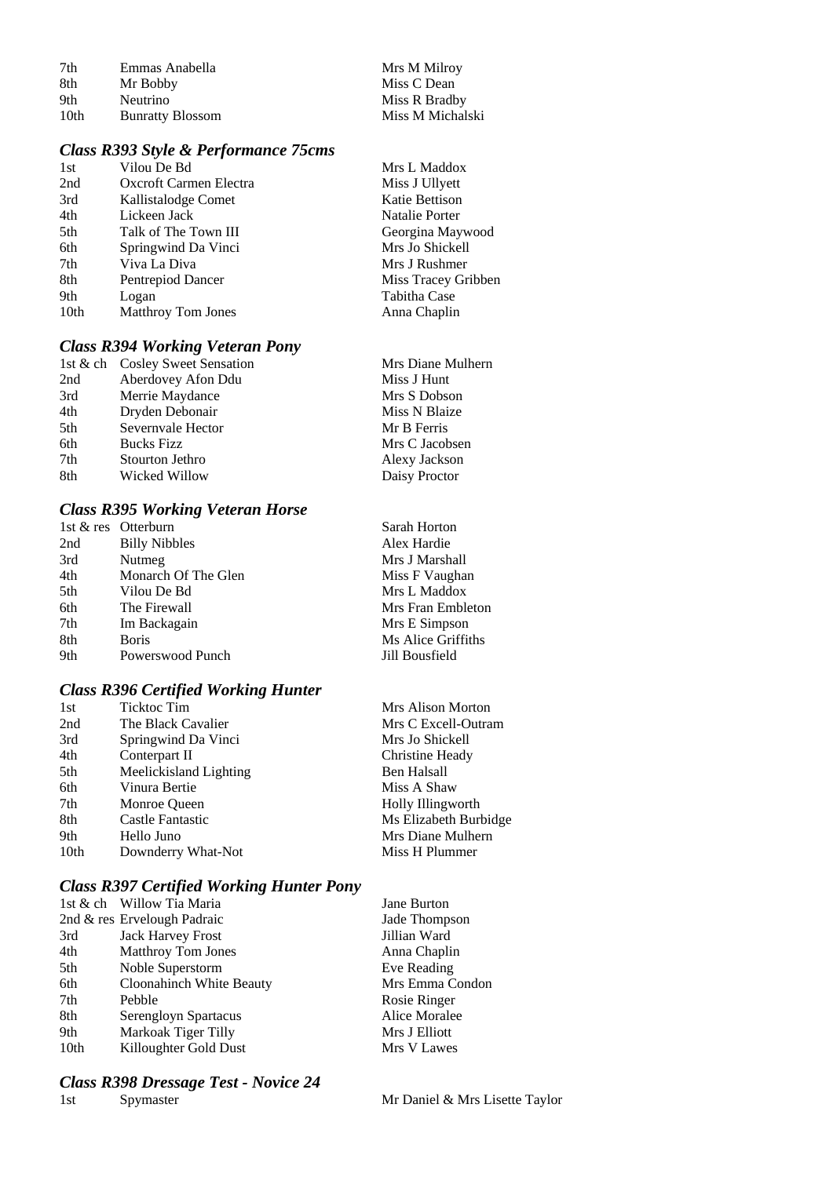| | | |
|---|---|---|
| 7th | Emmas Anabella | Mrs M Milroy |
| 8th | Mr Bobby | Miss C Dean |
| 9th | Neutrino | Miss R Bradby |
| 10th | Bunratty Blossom | Miss M Michalski |

### *Class R393 Style & Performance 75cms*

| | | |
|---|---|---|
| 1st | Vilou De Bd | Mrs L Maddox |
| 2nd | Oxcroft Carmen Electra | Miss J Ullyett |
| 3rd | Kallistalodge Comet | Katie Bettison |
| 4th | Lickeen Jack | Natalie Porter |
| 5th | Talk of The Town III | Georgina Maywood |
| 6th | Springwind Da Vinci | Mrs Jo Shickell |
| 7th | Viva La Diva | Mrs J Rushmer |
| 8th | Pentrepiod Dancer | Miss Tracey Gribben |
| 9th | Logan | Tabitha Case |
| 10th | Matthroy Tom Jones | Anna Chaplin |

### *Class R394 Working Veteran Pony*

| | | |
|---|---|---|
| 1st & ch | Cosley Sweet Sensation | Mrs Diane Mulhern |
| 2nd | Aberdovey Afon Ddu | Miss J Hunt |
| 3rd | Merrie Maydance | Mrs S Dobson |
| 4th | Dryden Debonair | Miss N Blaize |
| 5th | Severnvale Hector | Mr B Ferris |
| 6th | Bucks Fizz | Mrs C Jacobsen |
| 7th | Stourton Jethro | Alexy Jackson |
| 8th | Wicked Willow | Daisy Proctor |

### *Class R395 Working Veteran Horse*

| | | |
|---|---|---|
| 1st & res | Otterburn | Sarah Horton |
| 2nd | Billy Nibbles | Alex Hardie |
| 3rd | Nutmeg | Mrs J Marshall |
| 4th | Monarch Of The Glen | Miss F Vaughan |
| 5th | Vilou De Bd | Mrs L Maddox |
| 6th | The Firewall | Mrs Fran Embleton |
| 7th | Im Backagain | Mrs E Simpson |
| 8th | Boris | Ms Alice Griffiths |
| 9th | Powerswood Punch | Jill Bousfield |

### *Class R396 Certified Working Hunter*

| | | |
|---|---|---|
| 1st | Ticktoc Tim | Mrs Alison Morton |
| 2nd | The Black Cavalier | Mrs C Excell-Outram |
| 3rd | Springwind Da Vinci | Mrs Jo Shickell |
| 4th | Conterpart II | Christine Heady |
| 5th | Meelickisland Lighting | Ben Halsall |
| 6th | Vinura Bertie | Miss A Shaw |
| 7th | Monroe Queen | Holly Illingworth |
| 8th | Castle Fantastic | Ms Elizabeth Burbidge |
| 9th | Hello Juno | Mrs Diane Mulhern |
| 10th | Downderry What-Not | Miss H Plummer |

### *Class R397 Certified Working Hunter Pony*

| | | |
|---|---|---|
| 1st & ch | Willow Tia Maria | Jane Burton |
| 2nd & res | Ervelough Padraic | Jade Thompson |
| 3rd | Jack Harvey Frost | Jillian Ward |
| 4th | Matthroy Tom Jones | Anna Chaplin |
| 5th | Noble Superstorm | Eve Reading |
| 6th | Cloonahinch White Beauty | Mrs Emma Condon |
| 7th | Pebble | Rosie Ringer |
| 8th | Serengloyn Spartacus | Alice Moralee |
| 9th | Markoak Tiger Tilly | Mrs J Elliott |
| 10th | Killoughter Gold Dust | Mrs V Lawes |

### *Class R398 Dressage Test - Novice 24*

| | | |
|---|---|---|
| 1st | Spymaster | Mr Daniel & Mrs Lisette Taylor |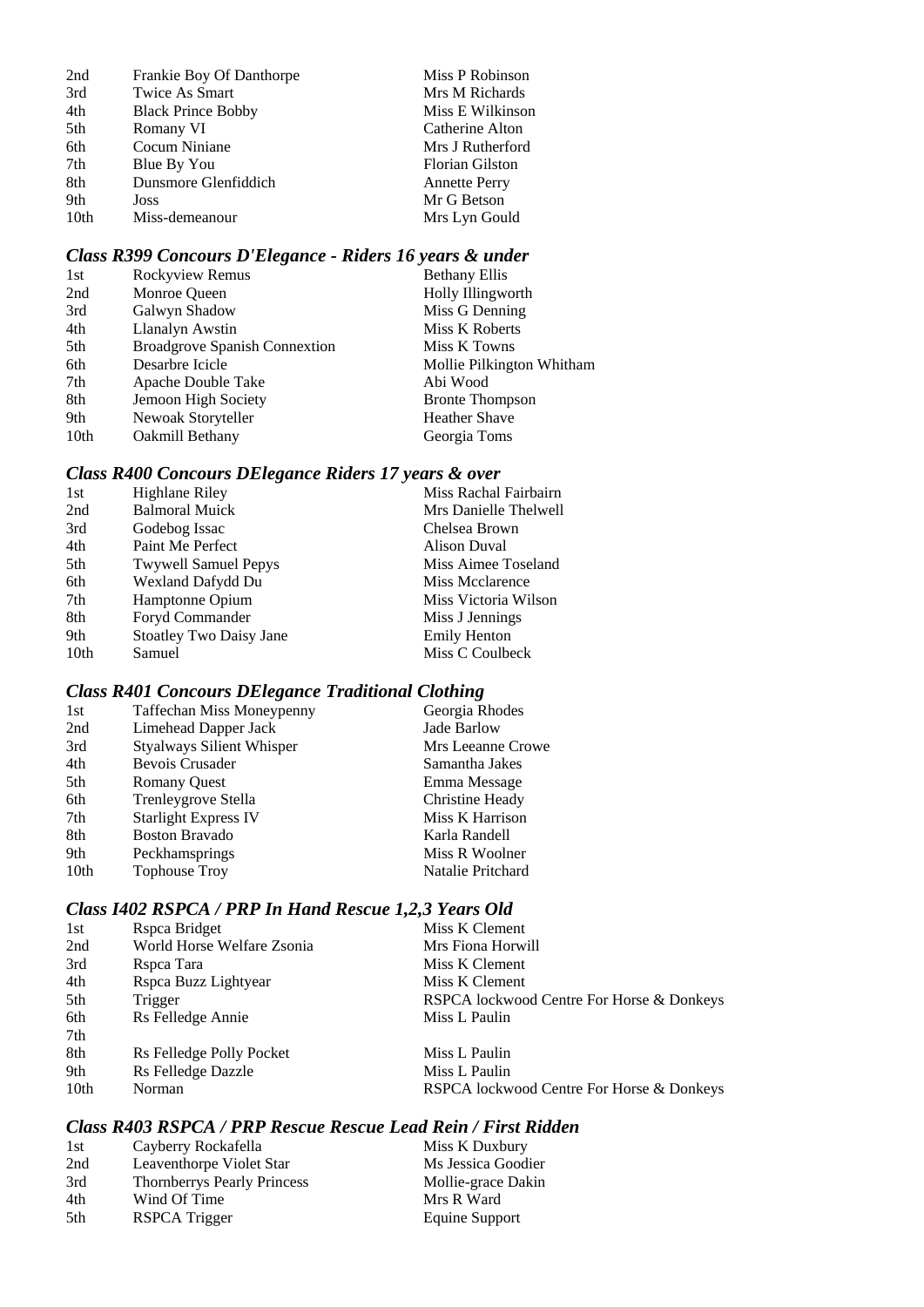| | | |
|---|---|---|
| 2nd | Frankie Boy Of Danthorpe | Miss P Robinson |
| 3rd | Twice As Smart | Mrs M Richards |
| 4th | Black Prince Bobby | Miss E Wilkinson |
| 5th | Romany VI | Catherine Alton |
| 6th | Cocum Niniane | Mrs J Rutherford |
| 7th | Blue By You | Florian Gilston |
| 8th | Dunsmore Glenfiddich | Annette Perry |
| 9th | Joss | Mr G Betson |
| 10th | Miss-demeanour | Mrs Lyn Gould |

### *Class R399 Concours D'Elegance - Riders 16 years & under*

| | | |
|---|---|---|
| 1st | Rockyview Remus | Bethany Ellis |
| 2nd | Monroe Queen | Holly Illingworth |
| 3rd | Galwyn Shadow | Miss G Denning |
| 4th | Llanalyn Awstin | Miss K Roberts |
| 5th | Broadgrove Spanish Connextion | Miss K Towns |
| 6th | Desarbre Icicle | Mollie Pilkington Whitham |
| 7th | Apache Double Take | Abi Wood |
| 8th | Jemoon High Society | Bronte Thompson |
| 9th | Newoak Storyteller | Heather Shave |
| 10th | Oakmill Bethany | Georgia Toms |

### *Class R400 Concours DElegance Riders 17 years & over*

| | | |
|---|---|---|
| 1st | Highlane Riley | Miss Rachal Fairbairn |
| 2nd | Balmoral Muick | Mrs Danielle Thelwell |
| 3rd | Godebog Issac | Chelsea Brown |
| 4th | Paint Me Perfect | Alison Duval |
| 5th | Twywell Samuel Pepys | Miss Aimee Toseland |
| 6th | Wexland Dafydd Du | Miss Mcclarence |
| 7th | Hamptonne Opium | Miss Victoria Wilson |
| 8th | Foryd Commander | Miss J Jennings |
| 9th | Stoatley Two Daisy Jane | Emily Henton |
| 10th | Samuel | Miss C Coulbeck |

### *Class R401 Concours DElegance Traditional Clothing*

| | | |
|---|---|---|
| 1st | Taffechan Miss Moneypenny | Georgia Rhodes |
| 2nd | Limehead Dapper Jack | Jade Barlow |
| 3rd | Styalways Silient Whisper | Mrs Leeanne Crowe |
| 4th | Bevois Crusader | Samantha Jakes |
| 5th | Romany Quest | Emma Message |
| 6th | Trenleygrove Stella | Christine Heady |
| 7th | Starlight Express IV | Miss K Harrison |
| 8th | Boston Bravado | Karla Randell |
| 9th | Peckhamsprings | Miss R Woolner |
| 10th | Tophouse Troy | Natalie Pritchard |

### *Class I402 RSPCA / PRP In Hand Rescue 1,2,3 Years Old*

| | | |
|---|---|---|
| 1st | Rspca Bridget | Miss K Clement |
| 2nd | World Horse Welfare Zsonia | Mrs Fiona Horwill |
| 3rd | Rspca Tara | Miss K Clement |
| 4th | Rspca Buzz Lightyear | Miss K Clement |
| 5th | Trigger | RSPCA lockwood Centre For Horse & Donkeys |
| 6th | Rs Felledge Annie | Miss L Paulin |
| 7th | | |
| 8th | Rs Felledge Polly Pocket | Miss L Paulin |
| 9th | Rs Felledge Dazzle | Miss L Paulin |
| 10th | Norman | RSPCA lockwood Centre For Horse & Donkeys |

### *Class R403 RSPCA / PRP Rescue Rescue Lead Rein / First Ridden*

| | | |
|---|---|---|
| 1st | Cayberry Rockafella | Miss K Duxbury |
| 2nd | Leaventhorpe Violet Star | Ms Jessica Goodier |
| 3rd | Thornberrys Pearly Princess | Mollie-grace Dakin |
| 4th | Wind Of Time | Mrs R Ward |
| 5th | RSPCA Trigger | Equine Support |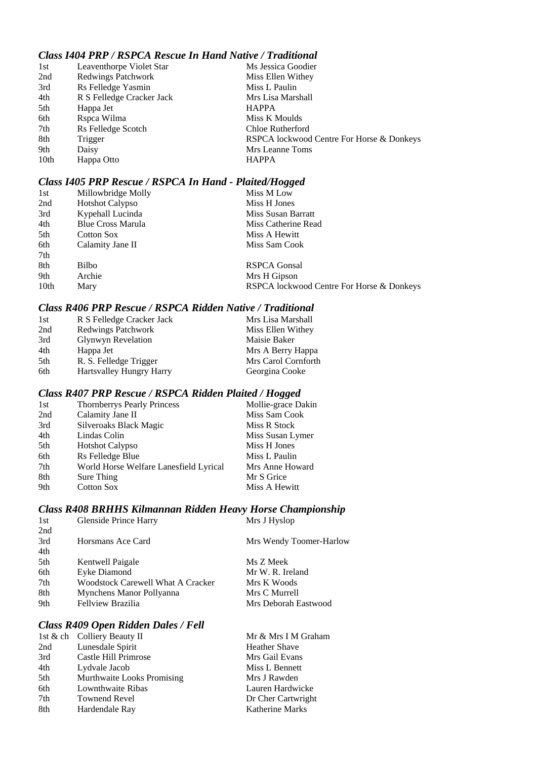### *Class I404 PRP / RSPCA Rescue In Hand Native / Traditional*

| | | |
|---|---|---|
| 1st | Leaventhorpe Violet Star | Ms Jessica Goodier |
| 2nd | Redwings Patchwork | Miss Ellen Withey |
| 3rd | Rs Felledge Yasmin | Miss L Paulin |
| 4th | R S Felledge Cracker Jack | Mrs Lisa Marshall |
| 5th | Happa Jet | HAPPA |
| 6th | Rspca Wilma | Miss K Moulds |
| 7th | Rs Felledge Scotch | Chloe Rutherford |
| 8th | Trigger | RSPCA lockwood Centre For Horse & Donkeys |
| 9th | Daisy | Mrs Leanne Toms |
| 10th | Happa Otto | HAPPA |

### *Class I405 PRP Rescue / RSPCA In Hand - Plaited/Hogged*

| | | |
|---|---|---|
| 1st | Millowbridge Molly | Miss M Low |
| 2nd | Hotshot Calypso | Miss H Jones |
| 3rd | Kypehall Lucinda | Miss Susan Barratt |
| 4th | Blue Cross Marula | Miss Catherine Read |
| 5th | Cotton Sox | Miss A Hewitt |
| 6th | Calamity Jane II | Miss Sam Cook |
| 7th | | |
| 8th | Bilbo | RSPCA Gonsal |
| 9th | Archie | Mrs H Gipson |
| 10th | Mary | RSPCA lockwood Centre For Horse & Donkeys |

### *Class R406 PRP Rescue / RSPCA Ridden Native / Traditional*

| | | |
|---|---|---|
| 1st | R S Felledge Cracker Jack | Mrs Lisa Marshall |
| 2nd | Redwings Patchwork | Miss Ellen Withey |
| 3rd | Glynwyn Revelation | Maisie Baker |
| 4th | Happa Jet | Mrs A Berry Happa |
| 5th | R. S. Felledge Trigger | Mrs Carol Cornforth |
| 6th | Hartsvalley Hungry Harry | Georgina Cooke |

### *Class R407 PRP Rescue / RSPCA Ridden Plaited / Hogged*

| | | |
|---|---|---|
| 1st | Thornberrys Pearly Princess | Mollie-grace Dakin |
| 2nd | Calamity Jane II | Miss Sam Cook |
| 3rd | Silveroaks Black Magic | Miss R Stock |
| 4th | Lindas Colin | Miss Susan Lymer |
| 5th | Hotshot Calypso | Miss H Jones |
| 6th | Rs Felledge Blue | Miss L Paulin |
| 7th | World Horse Welfare Lanesfield Lyrical | Mrs Anne Howard |
| 8th | Sure Thing | Mr S Grice |
| 9th | Cotton Sox | Miss A Hewitt |

### *Class R408 BRHHS Kilmannan Ridden Heavy Horse Championship*

| | | |
|---|---|---|
| 1st | Glenside Prince Harry | Mrs J Hyslop |
| 2nd | | |
| 3rd | Horsmans Ace Card | Mrs Wendy Toomer-Harlow |
| 4th | | |
| 5th | Kentwell Paigale | Ms Z Meek |
| 6th | Eyke Diamond | Mr W. R. Ireland |
| 7th | Woodstock Carewell What A Cracker | Mrs K Woods |
| 8th | Mynchens Manor Pollyanna | Mrs C Murrell |
| 9th | Fellview Brazilia | Mrs Deborah Eastwood |

### *Class R409 Open Ridden Dales / Fell*

| | | |
|---|---|---|
| 1st & ch | Colliery Beauty II | Mr & Mrs I M Graham |
| 2nd | Lunesdale Spirit | Heather Shave |
| 3rd | Castle Hill Primrose | Mrs Gail Evans |
| 4th | Lydvale Jacob | Miss L Bennett |
| 5th | Murthwaite Looks Promising | Mrs J Rawden |
| 6th | Lownthwaite Ribas | Lauren Hardwicke |
| 7th | Townend Revel | Dr Cher Cartwright |
| 8th | Hardendale Ray | Katherine Marks |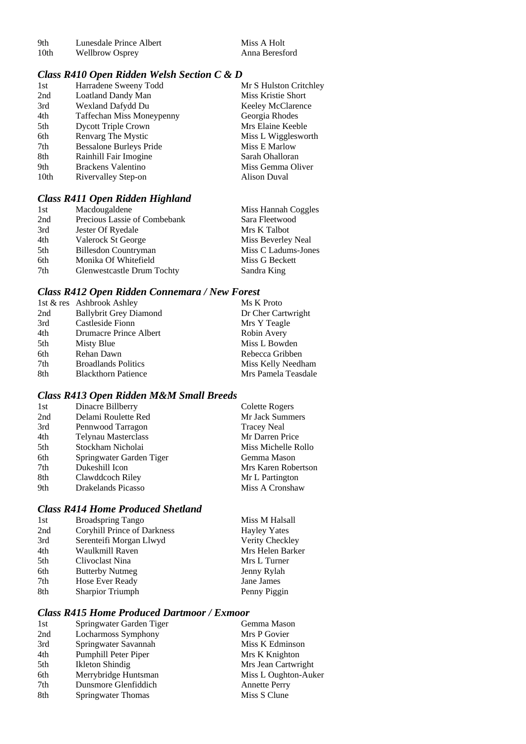| | | |
|---|---|---|
| 9th | Lunesdale Prince Albert | Miss A Holt |
| 10th | Wellbrow Osprey | Anna Beresford |

### *Class R410 Open Ridden Welsh Section C & D*

| | | |
|---|---|---|
| 1st | Harradene Sweeny Todd | Mr S Hulston Critchley |
| 2nd | Loatland Dandy Man | Miss Kristie Short |
| 3rd | Wexland Dafydd Du | Keeley McClarence |
| 4th | Taffechan Miss Moneypenny | Georgia Rhodes |
| 5th | Dycott Triple Crown | Mrs Elaine Keeble |
| 6th | Renvarg The Mystic | Miss L Wigglesworth |
| 7th | Bessalone Burleys Pride | Miss E Marlow |
| 8th | Rainhill Fair Imogine | Sarah Ohalloran |
| 9th | Brackens Valentino | Miss Gemma Oliver |
| 10th | Rivervalley Step-on | Alison Duval |

### *Class R411 Open Ridden Highland*

| | | |
|---|---|---|
| 1st | Macdougaldene | Miss Hannah Coggles |
| 2nd | Precious Lassie of Combebank | Sara Fleetwood |
| 3rd | Jester Of Ryedale | Mrs K Talbot |
| 4th | Valerock St George | Miss Beverley Neal |
| 5th | Billesdon Countryman | Miss C Ladums-Jones |
| 6th | Monika Of Whitefield | Miss G Beckett |
| 7th | Glenwestcastle Drum Tochty | Sandra King |

### *Class R412 Open Ridden Connemara / New Forest*

| | | |
|---|---|---|
| 1st & res | Ashbrook Ashley | Ms K Proto |
| 2nd | Ballybrit Grey Diamond | Dr Cher Cartwright |
| 3rd | Castleside Fionn | Mrs Y Teagle |
| 4th | Drumacre Prince Albert | Robin Avery |
| 5th | Misty Blue | Miss L Bowden |
| 6th | Rehan Dawn | Rebecca Gribben |
| 7th | Broadlands Politics | Miss Kelly Needham |
| 8th | Blackthorn Patience | Mrs Pamela Teasdale |

### *Class R413 Open Ridden M&M Small Breeds*

| | | |
|---|---|---|
| 1st | Dinacre Billberry | Colette Rogers |
| 2nd | Delami Roulette Red | Mr Jack Summers |
| 3rd | Pennwood Tarragon | Tracey Neal |
| 4th | Telynau Masterclass | Mr Darren Price |
| 5th | Stockham Nicholai | Miss Michelle Rollo |
| 6th | Springwater Garden Tiger | Gemma Mason |
| 7th | Dukeshill Icon | Mrs Karen Robertson |
| 8th | Clawddcoch Riley | Mr L Partington |
| 9th | Drakelands Picasso | Miss A Cronshaw |

### *Class R414 Home Produced Shetland*

| | | |
|---|---|---|
| 1st | Broadspring Tango | Miss M Halsall |
| 2nd | Coryhill Prince of Darkness | Hayley Yates |
| 3rd | Serenteifi Morgan Llwyd | Verity Checkley |
| 4th | Waulkmill Raven | Mrs Helen Barker |
| 5th | Clivoclast Nina | Mrs L Turner |
| 6th | Butterby Nutmeg | Jenny Rylah |
| 7th | Hose Ever Ready | Jane James |
| 8th | Sharpior Triumph | Penny Piggin |

### *Class R415 Home Produced Dartmoor / Exmoor*

| | | |
|---|---|---|
| 1st | Springwater Garden Tiger | Gemma Mason |
| 2nd | Locharmoss Symphony | Mrs P Govier |
| 3rd | Springwater Savannah | Miss K Edminson |
| 4th | Pumphill Peter Piper | Mrs K Knighton |
| 5th | Ikleton Shindig | Mrs Jean Cartwright |
| 6th | Merrybridge Huntsman | Miss L Oughton-Auker |
| 7th | Dunsmore Glenfiddich | Annette Perry |
| 8th | Springwater Thomas | Miss S Clune |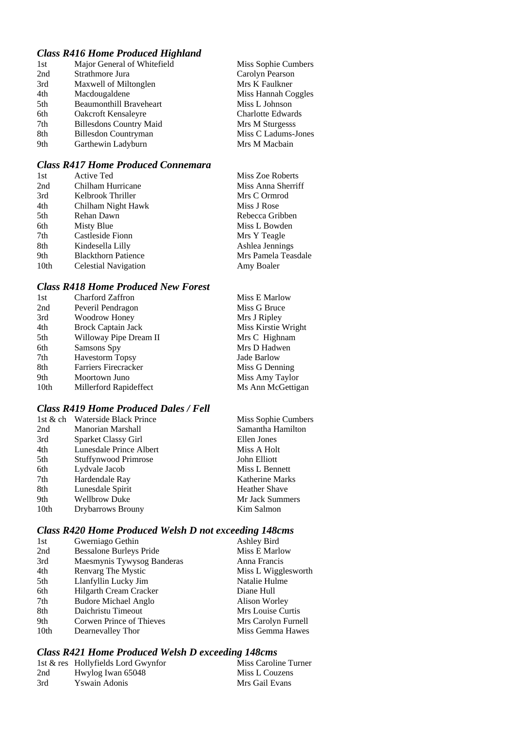### *Class R416 Home Produced Highland*

| | | |
|---|---|---|
| 1st | Major General of Whitefield | Miss Sophie Cumbers |
| 2nd | Strathmore Jura | Carolyn Pearson |
| 3rd | Maxwell of Miltonglen | Mrs K Faulkner |
| 4th | Macdougaldene | Miss Hannah Coggles |
| 5th | Beaumonthill Braveheart | Miss L Johnson |
| 6th | Oakcroft Kensaleyre | Charlotte Edwards |
| 7th | Billesdons Country Maid | Mrs M Sturgesss |
| 8th | Billesdon Countryman | Miss C Ladums-Jones |
| 9th | Garthewin Ladyburn | Mrs M Macbain |

### *Class R417 Home Produced Connemara*

| | | |
|---|---|---|
| 1st | Active Ted | Miss Zoe Roberts |
| 2nd | Chilham Hurricane | Miss Anna Sherriff |
| 3rd | Kelbrook Thriller | Mrs C Ormrod |
| 4th | Chilham Night Hawk | Miss J Rose |
| 5th | Rehan Dawn | Rebecca Gribben |
| 6th | Misty Blue | Miss L Bowden |
| 7th | Castleside Fionn | Mrs Y Teagle |
| 8th | Kindesella Lilly | Ashlea Jennings |
| 9th | Blackthorn Patience | Mrs Pamela Teasdale |
| 10th | Celestial Navigation | Amy Boaler |

### *Class R418 Home Produced New Forest*

| | | |
|---|---|---|
| 1st | Charford Zaffron | Miss E Marlow |
| 2nd | Peveril Pendragon | Miss G Bruce |
| 3rd | Woodrow Honey | Mrs J Ripley |
| 4th | Brock Captain Jack | Miss Kirstie Wright |
| 5th | Willoway Pipe Dream II | Mrs C Highnam |
| 6th | Samsons Spy | Mrs D Hadwen |
| 7th | Havestorm Topsy | Jade Barlow |
| 8th | Farriers Firecracker | Miss G Denning |
| 9th | Moortown Juno | Miss Amy Taylor |
| 10th | Millerford Rapideffect | Ms Ann McGettigan |

### *Class R419 Home Produced Dales / Fell*

| | | |
|---|---|---|
| 1st & ch | Waterside Black Prince | Miss Sophie Cumbers |
| 2nd | Manorian Marshall | Samantha Hamilton |
| 3rd | Sparket Classy Girl | Ellen Jones |
| 4th | Lunesdale Prince Albert | Miss A Holt |
| 5th | Stuffynwood Primrose | John Elliott |
| 6th | Lydvale Jacob | Miss L Bennett |
| 7th | Hardendale Ray | Katherine Marks |
| 8th | Lunesdale Spirit | Heather Shave |
| 9th | Wellbrow Duke | Mr Jack Summers |
| 10th | Drybarrows Brouny | Kim Salmon |

### *Class R420 Home Produced Welsh D not exceeding 148cms*

| | | |
|---|---|---|
| 1st | Gwerniago Gethin | Ashley Bird |
| 2nd | Bessalone Burleys Pride | Miss E Marlow |
| 3rd | Maesmynis Tywysog Banderas | Anna Francis |
| 4th | Renvarg The Mystic | Miss L Wigglesworth |
| 5th | Llanfyllin Lucky Jim | Natalie Hulme |
| 6th | Hilgarth Cream Cracker | Diane Hull |
| 7th | Budore Michael Anglo | Alison Worley |
| 8th | Daichristu Timeout | Mrs Louise Curtis |
| 9th | Corwen Prince of Thieves | Mrs Carolyn Furnell |
| 10th | Dearnevalley Thor | Miss Gemma Hawes |

### *Class R421 Home Produced Welsh D exceeding 148cms*

| | | |
|---|---|---|
| 1st & res | Hollyfields Lord Gwynfor | Miss Caroline Turner |
| 2nd | Hwylog Iwan 65048 | Miss L Couzens |
| 3rd | Yswain Adonis | Mrs Gail Evans |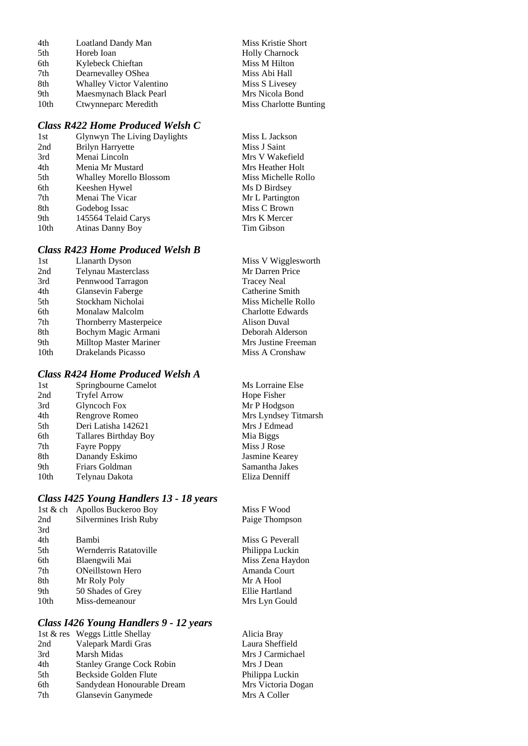| | | |
|---|---|---|
| 4th | Loatland Dandy Man | Miss Kristie Short |
| 5th | Horeb Ioan | Holly Charnock |
| 6th | Kylebeck Chieftan | Miss M Hilton |
| 7th | Dearnevalley OShea | Miss Abi Hall |
| 8th | Whalley Victor Valentino | Miss S Livesey |
| 9th | Maesmynach Black Pearl | Mrs Nicola Bond |
| 10th | Ctwynneparc Meredith | Miss Charlotte Bunting |

### *Class R422 Home Produced Welsh C*

| | | |
|---|---|---|
| 1st | Glynwyn The Living Daylights | Miss L Jackson |
| 2nd | Brilyn Harryette | Miss J Saint |
| 3rd | Menai Lincoln | Mrs V Wakefield |
| 4th | Menia Mr Mustard | Mrs Heather Holt |
| 5th | Whalley Morello Blossom | Miss Michelle Rollo |
| 6th | Keeshen Hywel | Ms D Birdsey |
| 7th | Menai The Vicar | Mr L Partington |
| 8th | Godebog Issac | Miss C Brown |
| 9th | 145564 Telaid Carys | Mrs K Mercer |
| 10th | Atinas Danny Boy | Tim Gibson |

### *Class R423 Home Produced Welsh B*

| | | |
|---|---|---|
| 1st | Llanarth Dyson | Miss V Wigglesworth |
| 2nd | Telynau Masterclass | Mr Darren Price |
| 3rd | Pennwood Tarragon | Tracey Neal |
| 4th | Glansevin Faberge | Catherine Smith |
| 5th | Stockham Nicholai | Miss Michelle Rollo |
| 6th | Monalaw Malcolm | Charlotte Edwards |
| 7th | Thornberry Masterpeice | Alison Duval |
| 8th | Bochym Magic Armani | Deborah Alderson |
| 9th | Milltop Master Mariner | Mrs Justine Freeman |
| 10th | Drakelands Picasso | Miss A Cronshaw |

### *Class R424 Home Produced Welsh A*

| | | |
|---|---|---|
| 1st | Springbourne Camelot | Ms Lorraine Else |
| 2nd | Tryfel Arrow | Hope Fisher |
| 3rd | Glyncoch Fox | Mr P Hodgson |
| 4th | Rengrove Romeo | Mrs Lyndsey Titmarsh |
| 5th | Deri Latisha 142621 | Mrs J Edmead |
| 6th | Tallares Birthday Boy | Mia Biggs |
| 7th | Fayre Poppy | Miss J Rose |
| 8th | Danandy Eskimo | Jasmine Kearey |
| 9th | Friars Goldman | Samantha Jakes |
| 10th | Telynau Dakota | Eliza Denniff |

### *Class I425 Young Handlers 13 - 18 years*

| | | |
|---|---|---|
| 1st & ch | Apollos Buckeroo Boy | Miss F Wood |
| 2nd | Silvermines Irish Ruby | Paige Thompson |
| 3rd | | |
| 4th | Bambi | Miss G Peverall |
| 5th | Wernderris Ratatoville | Philippa Luckin |
| 6th | Blaengwili Mai | Miss Zena Haydon |
| 7th | ONeillstown Hero | Amanda Court |
| 8th | Mr Roly Poly | Mr A Hool |
| 9th | 50 Shades of Grey | Ellie Hartland |
| 10th | Miss-demeanour | Mrs Lyn Gould |

### *Class I426 Young Handlers 9 - 12 years*

| | | |
|---|---|---|
| 1st & res | Weggs Little Shellay | Alicia Bray |
| 2nd | Valepark Mardi Gras | Laura Sheffield |
| 3rd | Marsh Midas | Mrs J Carmichael |
| 4th | Stanley Grange Cock Robin | Mrs J Dean |
| 5th | Beckside Golden Flute | Philippa Luckin |
| 6th | Sandydean Honourable Dream | Mrs Victoria Dogan |
| 7th | Glansevin Ganymede | Mrs A Coller |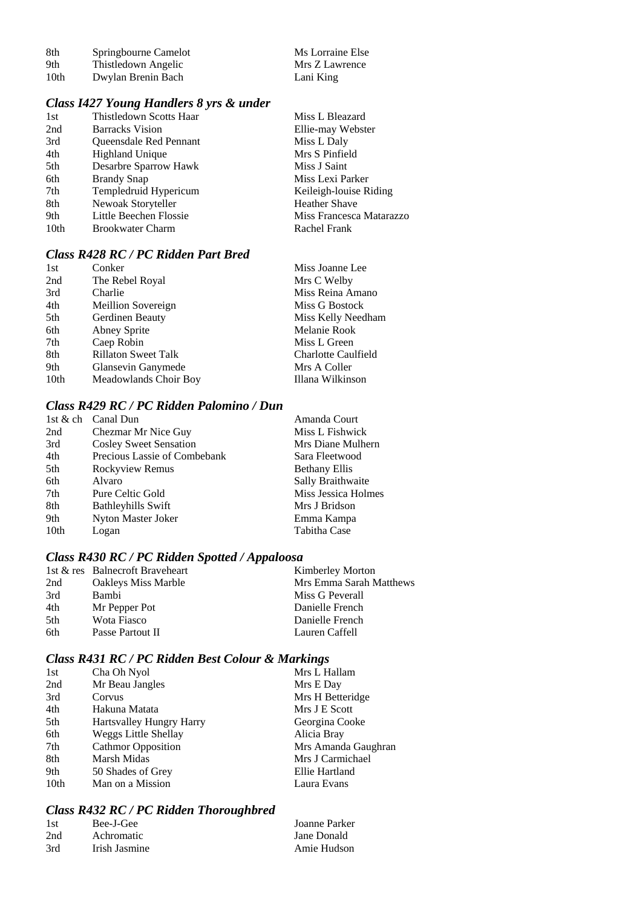| | | |
|---|---|---|
| 8th | Springbourne Camelot | Ms Lorraine Else |
| 9th | Thistledown Angelic | Mrs Z Lawrence |
| 10th | Dwylan Brenin Bach | Lani King |

### *Class I427 Young Handlers 8 yrs & under*

| | | |
|---|---|---|
| 1st | Thistledown Scotts Haar | Miss L Bleazard |
| 2nd | Barracks Vision | Ellie-may Webster |
| 3rd | Queensdale Red Pennant | Miss L Daly |
| 4th | Highland Unique | Mrs S Pinfield |
| 5th | Desarbre Sparrow Hawk | Miss J Saint |
| 6th | Brandy Snap | Miss Lexi Parker |
| 7th | Templedruid Hypericum | Keileigh-louise Riding |
| 8th | Newoak Storyteller | Heather Shave |
| 9th | Little Beechen Flossie | Miss Francesca Matarazzo |
| 10th | Brookwater Charm | Rachel Frank |

### *Class R428 RC / PC Ridden Part Bred*

| | | |
|---|---|---|
| 1st | Conker | Miss Joanne Lee |
| 2nd | The Rebel Royal | Mrs C Welby |
| 3rd | Charlie | Miss Reina Amano |
| 4th | Meillion Sovereign | Miss G Bostock |
| 5th | Gerdinen Beauty | Miss Kelly Needham |
| 6th | Abney Sprite | Melanie Rook |
| 7th | Caep Robin | Miss L Green |
| 8th | Rillaton Sweet Talk | Charlotte Caulfield |
| 9th | Glansevin Ganymede | Mrs A Coller |
| 10th | Meadowlands Choir Boy | Illana Wilkinson |

### *Class R429 RC / PC Ridden Palomino / Dun*

| | | |
|---|---|---|
| 1st & ch | Canal Dun | Amanda Court |
| 2nd | Chezmar Mr Nice Guy | Miss L Fishwick |
| 3rd | Cosley Sweet Sensation | Mrs Diane Mulhern |
| 4th | Precious Lassie of Combebank | Sara Fleetwood |
| 5th | Rockyview Remus | Bethany Ellis |
| 6th | Alvaro | Sally Braithwaite |
| 7th | Pure Celtic Gold | Miss Jessica Holmes |
| 8th | Bathleyhills Swift | Mrs J Bridson |
| 9th | Nyton Master Joker | Emma Kampa |
| 10th | Logan | Tabitha Case |

### *Class R430 RC / PC Ridden Spotted / Appaloosa*

| | | |
|---|---|---|
| 1st & res | Balnecroft Braveheart | Kimberley Morton |
| 2nd | Oakleys Miss Marble | Mrs Emma Sarah Matthews |
| 3rd | Bambi | Miss G Peverall |
| 4th | Mr Pepper Pot | Danielle French |
| 5th | Wota Fiasco | Danielle French |
| 6th | Passe Partout II | Lauren Caffell |

### *Class R431 RC / PC Ridden Best Colour & Markings*

| | | |
|---|---|---|
| 1st | Cha Oh Nyol | Mrs L Hallam |
| 2nd | Mr Beau Jangles | Mrs E Day |
| 3rd | Corvus | Mrs H Betteridge |
| 4th | Hakuna Matata | Mrs J E Scott |
| 5th | Hartsvalley Hungry Harry | Georgina Cooke |
| 6th | Weggs Little Shellay | Alicia Bray |
| 7th | Cathmor Opposition | Mrs Amanda Gaughran |
| 8th | Marsh Midas | Mrs J Carmichael |
| 9th | 50 Shades of Grey | Ellie Hartland |
| 10th | Man on a Mission | Laura Evans |

### *Class R432 RC / PC Ridden Thoroughbred*

| | | |
|---|---|---|
| 1st | Bee-J-Gee | Joanne Parker |
| 2nd | Achromatic | Jane Donald |
| 3rd | Irish Jasmine | Amie Hudson |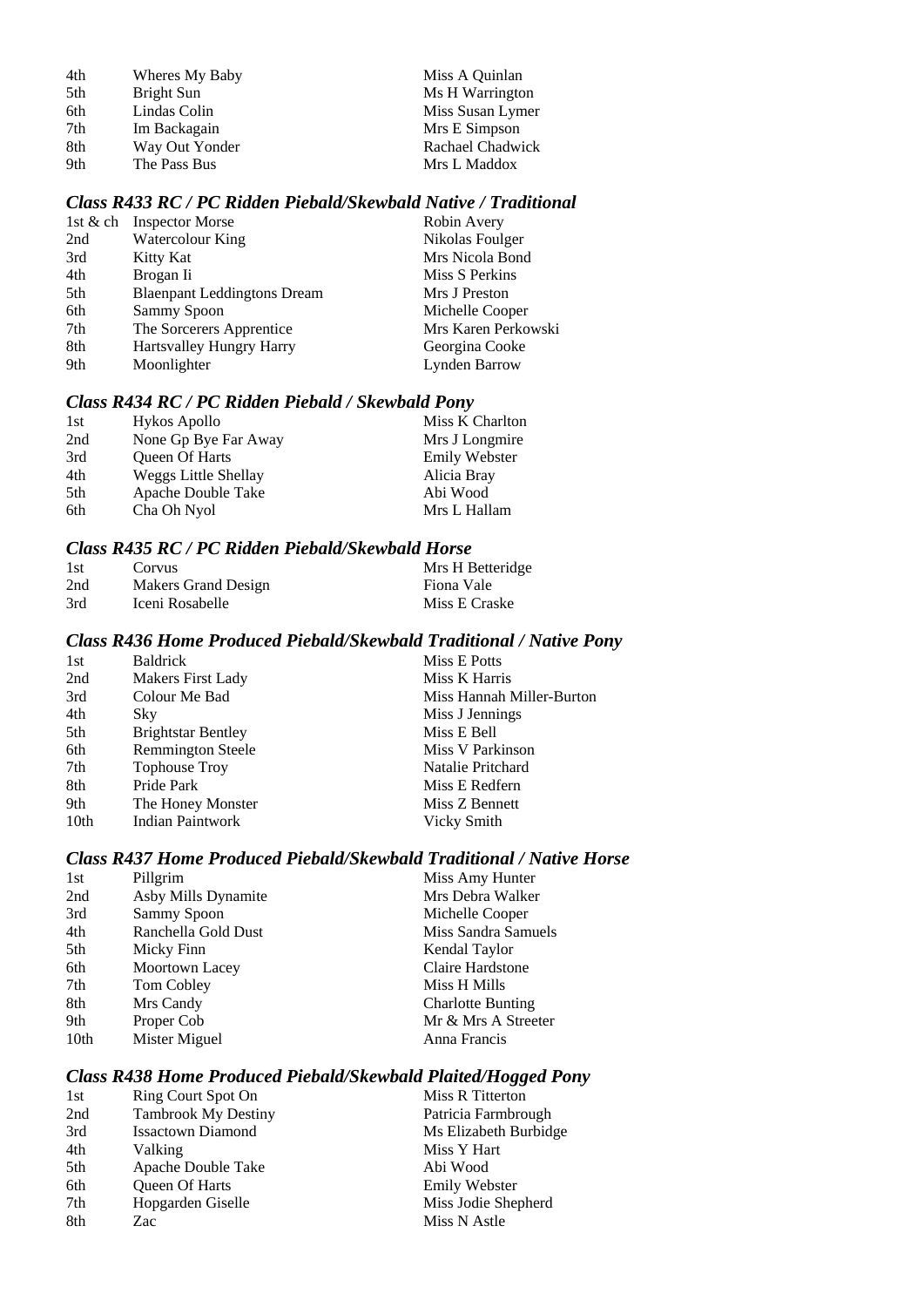| | | |
|---|---|---|
| 4th | Wheres My Baby | Miss A Quinlan |
| 5th | Bright Sun | Ms H Warrington |
| 6th | Lindas Colin | Miss Susan Lymer |
| 7th | Im Backagain | Mrs E Simpson |
| 8th | Way Out Yonder | Rachael Chadwick |
| 9th | The Pass Bus | Mrs L Maddox |

### *Class R433 RC / PC Ridden Piebald/Skewbald Native / Traditional*

| | | |
|---|---|---|
| 1st & ch | Inspector Morse | Robin Avery |
| 2nd | Watercolour King | Nikolas Foulger |
| 3rd | Kitty Kat | Mrs Nicola Bond |
| 4th | Brogan Ii | Miss S Perkins |
| 5th | Blaenpant Leddingtons Dream | Mrs J Preston |
| 6th | Sammy Spoon | Michelle Cooper |
| 7th | The Sorcerers Apprentice | Mrs Karen Perkowski |
| 8th | Hartsvalley Hungry Harry | Georgina Cooke |
| 9th | Moonlighter | Lynden Barrow |

### *Class R434 RC / PC Ridden Piebald / Skewbald Pony*

| | | |
|---|---|---|
| 1st | Hykos Apollo | Miss K Charlton |
| 2nd | None Gp Bye Far Away | Mrs J Longmire |
| 3rd | Queen Of Harts | Emily Webster |
| 4th | Weggs Little Shellay | Alicia Bray |
| 5th | Apache Double Take | Abi Wood |
| 6th | Cha Oh Nyol | Mrs L Hallam |

### *Class R435 RC / PC Ridden Piebald/Skewbald Horse*

| | | |
|---|---|---|
| 1st | Corvus | Mrs H Betteridge |
| 2nd | Makers Grand Design | Fiona Vale |
| 3rd | Iceni Rosabelle | Miss E Craske |

### *Class R436 Home Produced Piebald/Skewbald Traditional / Native Pony*

| | | |
|---|---|---|
| 1st | Baldrick | Miss E Potts |
| 2nd | Makers First Lady | Miss K Harris |
| 3rd | Colour Me Bad | Miss Hannah Miller-Burton |
| 4th | Sky | Miss J Jennings |
| 5th | Brightstar Bentley | Miss E Bell |
| 6th | Remmington Steele | Miss V Parkinson |
| 7th | Tophouse Troy | Natalie Pritchard |
| 8th | Pride Park | Miss E Redfern |
| 9th | The Honey Monster | Miss Z Bennett |
| 10th | Indian Paintwork | Vicky Smith |

### *Class R437 Home Produced Piebald/Skewbald Traditional / Native Horse*

| | | |
|---|---|---|
| 1st | Pillgrim | Miss Amy Hunter |
| 2nd | Asby Mills Dynamite | Mrs Debra Walker |
| 3rd | Sammy Spoon | Michelle Cooper |
| 4th | Ranchella Gold Dust | Miss Sandra Samuels |
| 5th | Micky Finn | Kendal Taylor |
| 6th | Moortown Lacey | Claire Hardstone |
| 7th | Tom Cobley | Miss H Mills |
| 8th | Mrs Candy | Charlotte Bunting |
| 9th | Proper Cob | Mr & Mrs A Streeter |
| 10th | Mister Miguel | Anna Francis |

### *Class R438 Home Produced Piebald/Skewbald Plaited/Hogged Pony*

| | | |
|---|---|---|
| 1st | Ring Court Spot On | Miss R Titterton |
| 2nd | Tambrook My Destiny | Patricia Farmbrough |
| 3rd | Issactown Diamond | Ms Elizabeth Burbidge |
| 4th | Valking | Miss Y Hart |
| 5th | Apache Double Take | Abi Wood |
| 6th | Queen Of Harts | Emily Webster |
| 7th | Hopgarden Giselle | Miss Jodie Shepherd |
| 8th | Zac | Miss N Astle |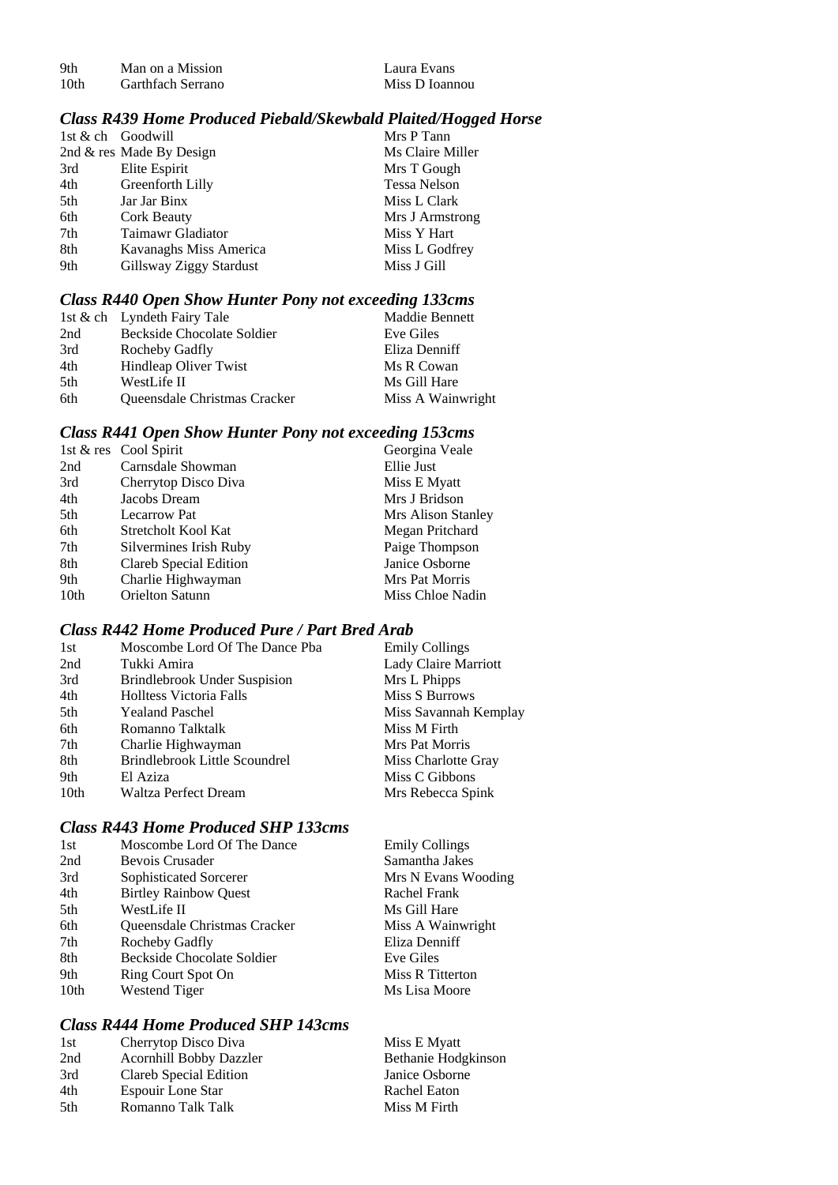| | | |
|---|---|---|
| 9th | Man on a Mission | Laura Evans |
| 10th | Garthfach Serrano | Miss D Ioannou |

### *Class R439 Home Produced Piebald/Skewbald Plaited/Hogged Horse*

| | | |
|---|---|---|
| 1st & ch | Goodwill | Mrs P Tann |
| 2nd & res | Made By Design | Ms Claire Miller |
| 3rd | Elite Espirit | Mrs T Gough |
| 4th | Greenforth Lilly | Tessa Nelson |
| 5th | Jar Jar Binx | Miss L Clark |
| 6th | Cork Beauty | Mrs J Armstrong |
| 7th | Taimawr Gladiator | Miss Y Hart |
| 8th | Kavanaghs Miss America | Miss L Godfrey |
| 9th | Gillsway Ziggy Stardust | Miss J Gill |

### *Class R440 Open Show Hunter Pony not exceeding 133cms*

| | | |
|---|---|---|
| 1st & ch | Lyndeth Fairy Tale | Maddie Bennett |
| 2nd | Beckside Chocolate Soldier | Eve Giles |
| 3rd | Rocheby Gadfly | Eliza Denniff |
| 4th | Hindleap Oliver Twist | Ms R Cowan |
| 5th | WestLife II | Ms Gill Hare |
| 6th | Queensdale Christmas Cracker | Miss A Wainwright |

### *Class R441 Open Show Hunter Pony not exceeding 153cms*

| | | |
|---|---|---|
| 1st & res | Cool Spirit | Georgina Veale |
| 2nd | Carnsdale Showman | Ellie Just |
| 3rd | Cherrytop Disco Diva | Miss E Myatt |
| 4th | Jacobs Dream | Mrs J Bridson |
| 5th | Lecarrow Pat | Mrs Alison Stanley |
| 6th | Stretcholt Kool Kat | Megan Pritchard |
| 7th | Silvermines Irish Ruby | Paige Thompson |
| 8th | Clareb Special Edition | Janice Osborne |
| 9th | Charlie Highwayman | Mrs Pat Morris |
| 10th | Orielton Satunn | Miss Chloe Nadin |

### *Class R442 Home Produced Pure / Part Bred Arab*

| | | |
|---|---|---|
| 1st | Moscombe Lord Of The Dance Pba | Emily Collings |
| 2nd | Tukki Amira | Lady Claire Marriott |
| 3rd | Brindlebrook Under Suspision | Mrs L Phipps |
| 4th | Holltess Victoria Falls | Miss S Burrows |
| 5th | Yealand Paschel | Miss Savannah Kemplay |
| 6th | Romanno Talktalk | Miss M Firth |
| 7th | Charlie Highwayman | Mrs Pat Morris |
| 8th | Brindlebrook Little Scoundrel | Miss Charlotte Gray |
| 9th | El Aziza | Miss C Gibbons |
| 10th | Waltza Perfect Dream | Mrs Rebecca Spink |

### *Class R443 Home Produced SHP 133cms*

| | | |
|---|---|---|
| 1st | Moscombe Lord Of The Dance | Emily Collings |
| 2nd | Bevois Crusader | Samantha Jakes |
| 3rd | Sophisticated Sorcerer | Mrs N Evans Wooding |
| 4th | Birtley Rainbow Quest | Rachel Frank |
| 5th | WestLife II | Ms Gill Hare |
| 6th | Queensdale Christmas Cracker | Miss A Wainwright |
| 7th | Rocheby Gadfly | Eliza Denniff |
| 8th | Beckside Chocolate Soldier | Eve Giles |
| 9th | Ring Court Spot On | Miss R Titterton |
| 10th | Westend Tiger | Ms Lisa Moore |

### *Class R444 Home Produced SHP 143cms*

| | | |
|---|---|---|
| 1st | Cherrytop Disco Diva | Miss E Myatt |
| 2nd | Acornhill Bobby Dazzler | Bethanie Hodgkinson |
| 3rd | Clareb Special Edition | Janice Osborne |
| 4th | Espouir Lone Star | Rachel Eaton |
| 5th | Romanno Talk Talk | Miss M Firth |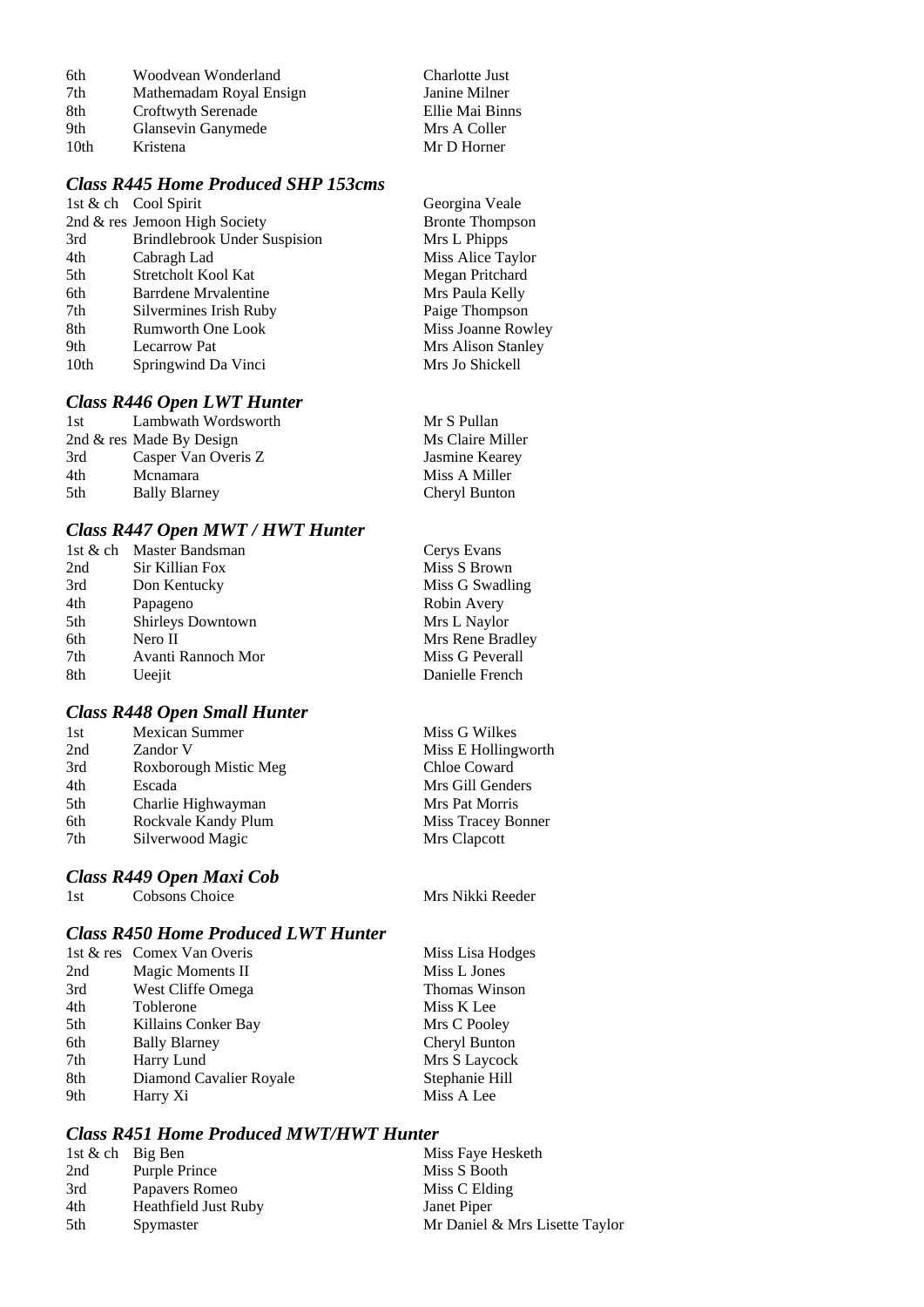| | | |
|---|---|---|
| 6th | Woodvean Wonderland | Charlotte Just |
| 7th | Mathemadam Royal Ensign | Janine Milner |
| 8th | Croftwyth Serenade | Ellie Mai Binns |
| 9th | Glansevin Ganymede | Mrs A Coller |
| 10th | Kristena | Mr D Horner |

### *Class R445 Home Produced SHP 153cms*

| | | |
|---|---|---|
| 1st & ch | Cool Spirit | Georgina Veale |
| 2nd & res | Jemoon High Society | Bronte Thompson |
| 3rd | Brindlebrook Under Suspision | Mrs L Phipps |
| 4th | Cabragh Lad | Miss Alice Taylor |
| 5th | Stretcholt Kool Kat | Megan Pritchard |
| 6th | Barrdene Mrvalentine | Mrs Paula Kelly |
| 7th | Silvermines Irish Ruby | Paige Thompson |
| 8th | Rumworth One Look | Miss Joanne Rowley |
| 9th | Lecarrow Pat | Mrs Alison Stanley |
| 10th | Springwind Da Vinci | Mrs Jo Shickell |

### *Class R446 Open LWT Hunter*

| | | |
|---|---|---|
| 1st | Lambwath Wordsworth | Mr S Pullan |
| 2nd & res | Made By Design | Ms Claire Miller |
| 3rd | Casper Van Overis Z | Jasmine Kearey |
| 4th | Mcnamara | Miss A Miller |
| 5th | Bally Blarney | Cheryl Bunton |

### *Class R447 Open MWT / HWT Hunter*

| | | |
|---|---|---|
| 1st & ch | Master Bandsman | Cerys Evans |
| 2nd | Sir Killian Fox | Miss S Brown |
| 3rd | Don Kentucky | Miss G Swadling |
| 4th | Papageno | Robin Avery |
| 5th | Shirleys Downtown | Mrs L Naylor |
| 6th | Nero II | Mrs Rene Bradley |
| 7th | Avanti Rannoch Mor | Miss G Peverall |
| 8th | Ueejit | Danielle French |

### *Class R448 Open Small Hunter*

| | | |
|---|---|---|
| 1st | Mexican Summer | Miss G Wilkes |
| 2nd | Zandor V | Miss E Hollingworth |
| 3rd | Roxborough Mistic Meg | Chloe Coward |
| 4th | Escada | Mrs Gill Genders |
| 5th | Charlie Highwayman | Mrs Pat Morris |
| 6th | Rockvale Kandy Plum | Miss Tracey Bonner |
| 7th | Silverwood Magic | Mrs Clapcott |

### *Class R449 Open Maxi Cob*

| | | |
|---|---|---|
| 1st | Cobsons Choice | Mrs Nikki Reeder |

### *Class R450 Home Produced LWT Hunter*

| | | |
|---|---|---|
| 1st & res | Comex Van Overis | Miss Lisa Hodges |
| 2nd | Magic Moments II | Miss L Jones |
| 3rd | West Cliffe Omega | Thomas Winson |
| 4th | Toblerone | Miss K Lee |
| 5th | Killains Conker Bay | Mrs C Pooley |
| 6th | Bally Blarney | Cheryl Bunton |
| 7th | Harry Lund | Mrs S Laycock |
| 8th | Diamond Cavalier Royale | Stephanie Hill |
| 9th | Harry Xi | Miss A Lee |

### *Class R451 Home Produced MWT/HWT Hunter*

| | | |
|---|---|---|
| 1st & ch | Big Ben | Miss Faye Hesketh |
| 2nd | Purple Prince | Miss S Booth |
| 3rd | Papavers Romeo | Miss C Elding |
| 4th | Heathfield Just Ruby | Janet Piper |
| 5th | Spymaster | Mr Daniel & Mrs Lisette Taylor |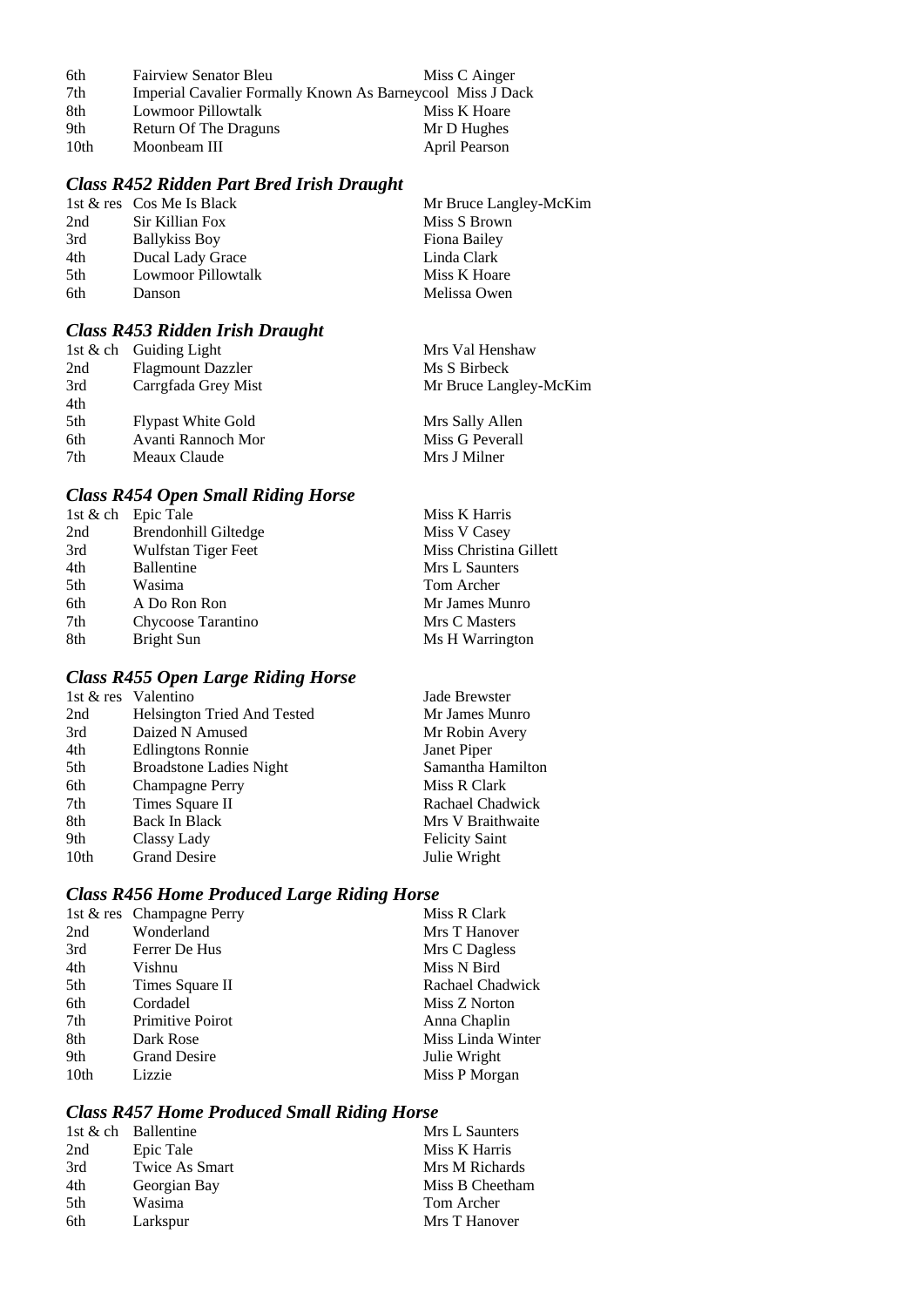| | | |
|---|---|---|
| 6th | Fairview Senator Bleu | Miss C Ainger |
| 7th | Imperial Cavalier Formally Known As Barneycool | Miss J Dack |
| 8th | Lowmoor Pillowtalk | Miss K Hoare |
| 9th | Return Of The Draguns | Mr D Hughes |
| 10th | Moonbeam III | April Pearson |

### *Class R452 Ridden Part Bred Irish Draught*

| | | |
|---|---|---|
| 1st & res | Cos Me Is Black | Mr Bruce Langley-McKim |
| 2nd | Sir Killian Fox | Miss S Brown |
| 3rd | Ballykiss Boy | Fiona Bailey |
| 4th | Ducal Lady Grace | Linda Clark |
| 5th | Lowmoor Pillowtalk | Miss K Hoare |
| 6th | Danson | Melissa Owen |

### *Class R453 Ridden Irish Draught*

| | | |
|---|---|---|
| 1st & ch | Guiding Light | Mrs Val Henshaw |
| 2nd | Flagmount Dazzler | Ms S Birbeck |
| 3rd | Carrgfada Grey Mist | Mr Bruce Langley-McKim |
| 4th | | |
| 5th | Flypast White Gold | Mrs Sally Allen |
| 6th | Avanti Rannoch Mor | Miss G Peverall |
| 7th | Meaux Claude | Mrs J Milner |

### *Class R454 Open Small Riding Horse*

| | | |
|---|---|---|
| 1st & ch | Epic Tale | Miss K Harris |
| 2nd | Brendonhill Giltedge | Miss V Casey |
| 3rd | Wulfstan Tiger Feet | Miss Christina Gillett |
| 4th | Ballentine | Mrs L Saunters |
| 5th | Wasima | Tom Archer |
| 6th | A Do Ron Ron | Mr James Munro |
| 7th | Chycoose Tarantino | Mrs C Masters |
| 8th | Bright Sun | Ms H Warrington |

### *Class R455 Open Large Riding Horse*

| | | |
|---|---|---|
| 1st & res | Valentino | Jade Brewster |
| 2nd | Helsington Tried And Tested | Mr James Munro |
| 3rd | Daized N Amused | Mr Robin Avery |
| 4th | Edlingtons Ronnie | Janet Piper |
| 5th | Broadstone Ladies Night | Samantha Hamilton |
| 6th | Champagne Perry | Miss R Clark |
| 7th | Times Square II | Rachael Chadwick |
| 8th | Back In Black | Mrs V Braithwaite |
| 9th | Classy Lady | Felicity Saint |
| 10th | Grand Desire | Julie Wright |

### *Class R456 Home Produced Large Riding Horse*

| | | |
|---|---|---|
| 1st & res | Champagne Perry | Miss R Clark |
| 2nd | Wonderland | Mrs T Hanover |
| 3rd | Ferrer De Hus | Mrs C Dagless |
| 4th | Vishnu | Miss N Bird |
| 5th | Times Square II | Rachael Chadwick |
| 6th | Cordadel | Miss Z Norton |
| 7th | Primitive Poirot | Anna Chaplin |
| 8th | Dark Rose | Miss Linda Winter |
| 9th | Grand Desire | Julie Wright |
| 10th | Lizzie | Miss P Morgan |

### *Class R457 Home Produced Small Riding Horse*

| | | |
|---|---|---|
| 1st & ch | Ballentine | Mrs L Saunters |
| 2nd | Epic Tale | Miss K Harris |
| 3rd | Twice As Smart | Mrs M Richards |
| 4th | Georgian Bay | Miss B Cheetham |
| 5th | Wasima | Tom Archer |
| 6th | Larkspur | Mrs T Hanover |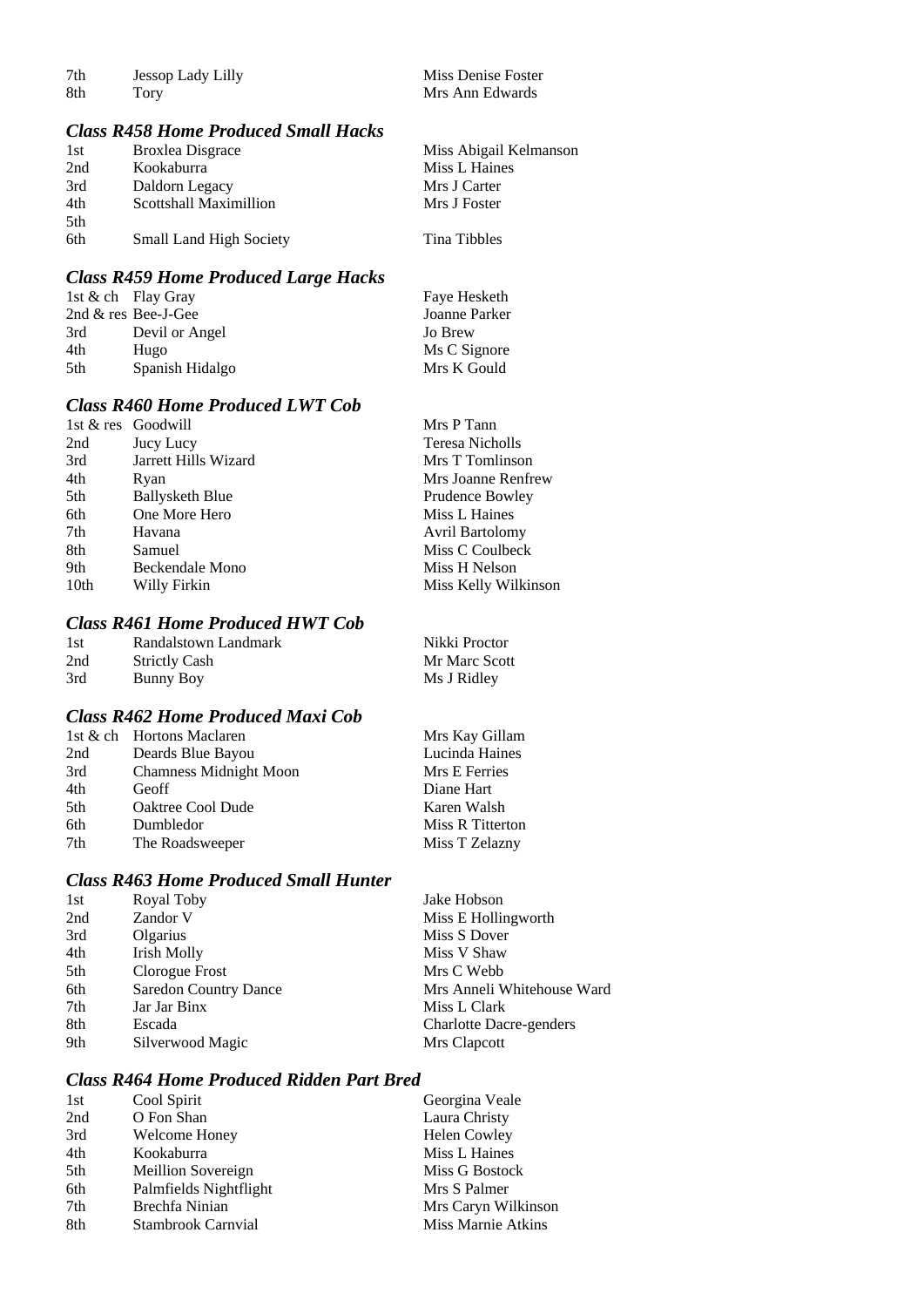| | | |
|---|---|---|
| 7th | Jessop Lady Lilly | Miss Denise Foster |
| 8th | Tory | Mrs Ann Edwards |

### *Class R458 Home Produced Small Hacks*

| | | |
|---|---|---|
| 1st | Broxlea Disgrace | Miss Abigail Kelmanson |
| 2nd | Kookaburra | Miss L Haines |
| 3rd | Daldorn Legacy | Mrs J Carter |
| 4th | Scottshall Maximillion | Mrs J Foster |
| 5th | | |
| 6th | Small Land High Society | Tina Tibbles |

### *Class R459 Home Produced Large Hacks*

| | | |
|---|---|---|
| 1st & ch | Flay Gray | Faye Hesketh |
| 2nd & res | Bee-J-Gee | Joanne Parker |
| 3rd | Devil or Angel | Jo Brew |
| 4th | Hugo | Ms C Signore |
| 5th | Spanish Hidalgo | Mrs K Gould |

### *Class R460 Home Produced LWT Cob*

| | | |
|---|---|---|
| 1st & res | Goodwill | Mrs P Tann |
| 2nd | Jucy Lucy | Teresa Nicholls |
| 3rd | Jarrett Hills Wizard | Mrs T Tomlinson |
| 4th | Ryan | Mrs Joanne Renfrew |
| 5th | Ballysketh Blue | Prudence Bowley |
| 6th | One More Hero | Miss L Haines |
| 7th | Havana | Avril Bartolomy |
| 8th | Samuel | Miss C Coulbeck |
| 9th | Beckendale Mono | Miss H Nelson |
| 10th | Willy Firkin | Miss Kelly Wilkinson |

### *Class R461 Home Produced HWT Cob*

| | | |
|---|---|---|
| 1st | Randalstown Landmark | Nikki Proctor |
| 2nd | Strictly Cash | Mr Marc Scott |
| 3rd | Bunny Boy | Ms J Ridley |

### *Class R462 Home Produced Maxi Cob*

| | | |
|---|---|---|
| 1st & ch | Hortons Maclaren | Mrs Kay Gillam |
| 2nd | Deards Blue Bayou | Lucinda Haines |
| 3rd | Chamness Midnight Moon | Mrs E Ferries |
| 4th | Geoff | Diane Hart |
| 5th | Oaktree Cool Dude | Karen Walsh |
| 6th | Dumbledor | Miss R Titterton |
| 7th | The Roadsweeper | Miss T Zelazny |

### *Class R463 Home Produced Small Hunter*

| | | |
|---|---|---|
| 1st | Royal Toby | Jake Hobson |
| 2nd | Zandor V | Miss E Hollingworth |
| 3rd | Olgarius | Miss S Dover |
| 4th | Irish Molly | Miss V Shaw |
| 5th | Clorogue Frost | Mrs C Webb |
| 6th | Saredon Country Dance | Mrs Anneli Whitehouse Ward |
| 7th | Jar Jar Binx | Miss L Clark |
| 8th | Escada | Charlotte Dacre-genders |
| 9th | Silverwood Magic | Mrs Clapcott |

### *Class R464 Home Produced Ridden Part Bred*

| | | |
|---|---|---|
| 1st | Cool Spirit | Georgina Veale |
| 2nd | O Fon Shan | Laura Christy |
| 3rd | Welcome Honey | Helen Cowley |
| 4th | Kookaburra | Miss L Haines |
| 5th | Meillion Sovereign | Miss G Bostock |
| 6th | Palmfields Nightflight | Mrs S Palmer |
| 7th | Brechfa Ninian | Mrs Caryn Wilkinson |
| 8th | Stambrook Carnvial | Miss Marnie Atkins |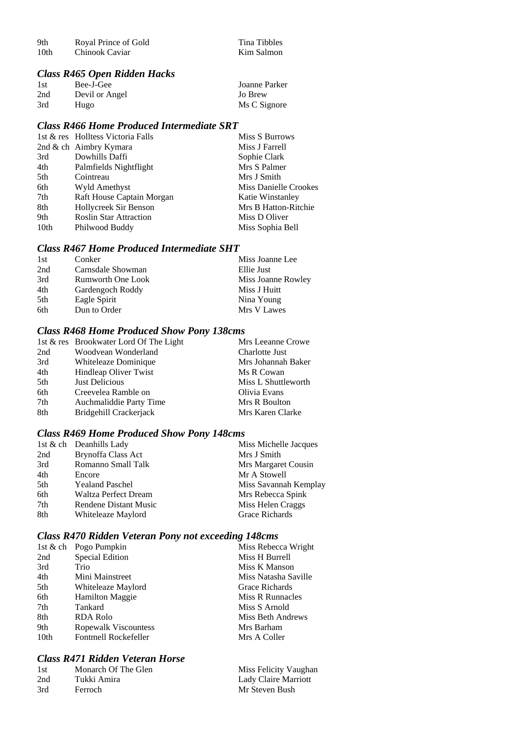| | | |
|---|---|---|
| 9th | Royal Prince of Gold | Tina Tibbles |
| 10th | Chinook Caviar | Kim Salmon |

### *Class R465 Open Ridden Hacks*

| | | |
|---|---|---|
| 1st | Bee-J-Gee | Joanne Parker |
| 2nd | Devil or Angel | Jo Brew |
| 3rd | Hugo | Ms C Signore |

### *Class R466 Home Produced Intermediate SRT*

| | | |
|---|---|---|
| 1st & res | Holltess Victoria Falls | Miss S Burrows |
| 2nd & ch | Aimbry Kymara | Miss J Farrell |
| 3rd | Dowhills Daffi | Sophie Clark |
| 4th | Palmfields Nightflight | Mrs S Palmer |
| 5th | Cointreau | Mrs J Smith |
| 6th | Wyld Amethyst | Miss Danielle Crookes |
| 7th | Raft House Captain Morgan | Katie Winstanley |
| 8th | Hollycreek Sir Benson | Mrs B Hatton-Ritchie |
| 9th | Roslin Star Attraction | Miss D Oliver |
| 10th | Philwood Buddy | Miss Sophia Bell |

### *Class R467 Home Produced Intermediate SHT*

| | | |
|---|---|---|
| 1st | Conker | Miss Joanne Lee |
| 2nd | Carnsdale Showman | Ellie Just |
| 3rd | Rumworth One Look | Miss Joanne Rowley |
| 4th | Gardengoch Roddy | Miss J Huitt |
| 5th | Eagle Spirit | Nina Young |
| 6th | Dun to Order | Mrs V Lawes |

### *Class R468 Home Produced Show Pony 138cms*

| | | |
|---|---|---|
| 1st & res | Brookwater Lord Of The Light | Mrs Leeanne Crowe |
| 2nd | Woodvean Wonderland | Charlotte Just |
| 3rd | Whiteleaze Dominique | Mrs Johannah Baker |
| 4th | Hindleap Oliver Twist | Ms R Cowan |
| 5th | Just Delicious | Miss L Shuttleworth |
| 6th | Creevelea Ramble on | Olivia Evans |
| 7th | Auchmaliddie Party Time | Mrs R Boulton |
| 8th | Bridgehill Crackerjack | Mrs Karen Clarke |

### *Class R469 Home Produced Show Pony 148cms*

| | | |
|---|---|---|
| 1st & ch | Deanhills Lady | Miss Michelle Jacques |
| 2nd | Brynoffa Class Act | Mrs J Smith |
| 3rd | Romanno Small Talk | Mrs Margaret Cousin |
| 4th | Encore | Mr A Stowell |
| 5th | Yealand Paschel | Miss Savannah Kemplay |
| 6th | Waltza Perfect Dream | Mrs Rebecca Spink |
| 7th | Rendene Distant Music | Miss Helen Craggs |
| 8th | Whiteleaze Maylord | Grace Richards |

### *Class R470 Ridden Veteran Pony not exceeding 148cms*

| | | |
|---|---|---|
| 1st & ch | Pogo Pumpkin | Miss Rebecca Wright |
| 2nd | Special Edition | Miss H Burrell |
| 3rd | Trio | Miss K Manson |
| 4th | Mini Mainstreet | Miss Natasha Saville |
| 5th | Whiteleaze Maylord | Grace Richards |
| 6th | Hamilton Maggie | Miss R Runnacles |
| 7th | Tankard | Miss S Arnold |
| 8th | RDA Rolo | Miss Beth Andrews |
| 9th | Ropewalk Viscountess | Mrs Barham |
| 10th | Fontmell Rockefeller | Mrs A Coller |

### *Class R471 Ridden Veteran Horse*

| | | |
|---|---|---|
| 1st | Monarch Of The Glen | Miss Felicity Vaughan |
| 2nd | Tukki Amira | Lady Claire Marriott |
| 3rd | Ferroch | Mr Steven Bush |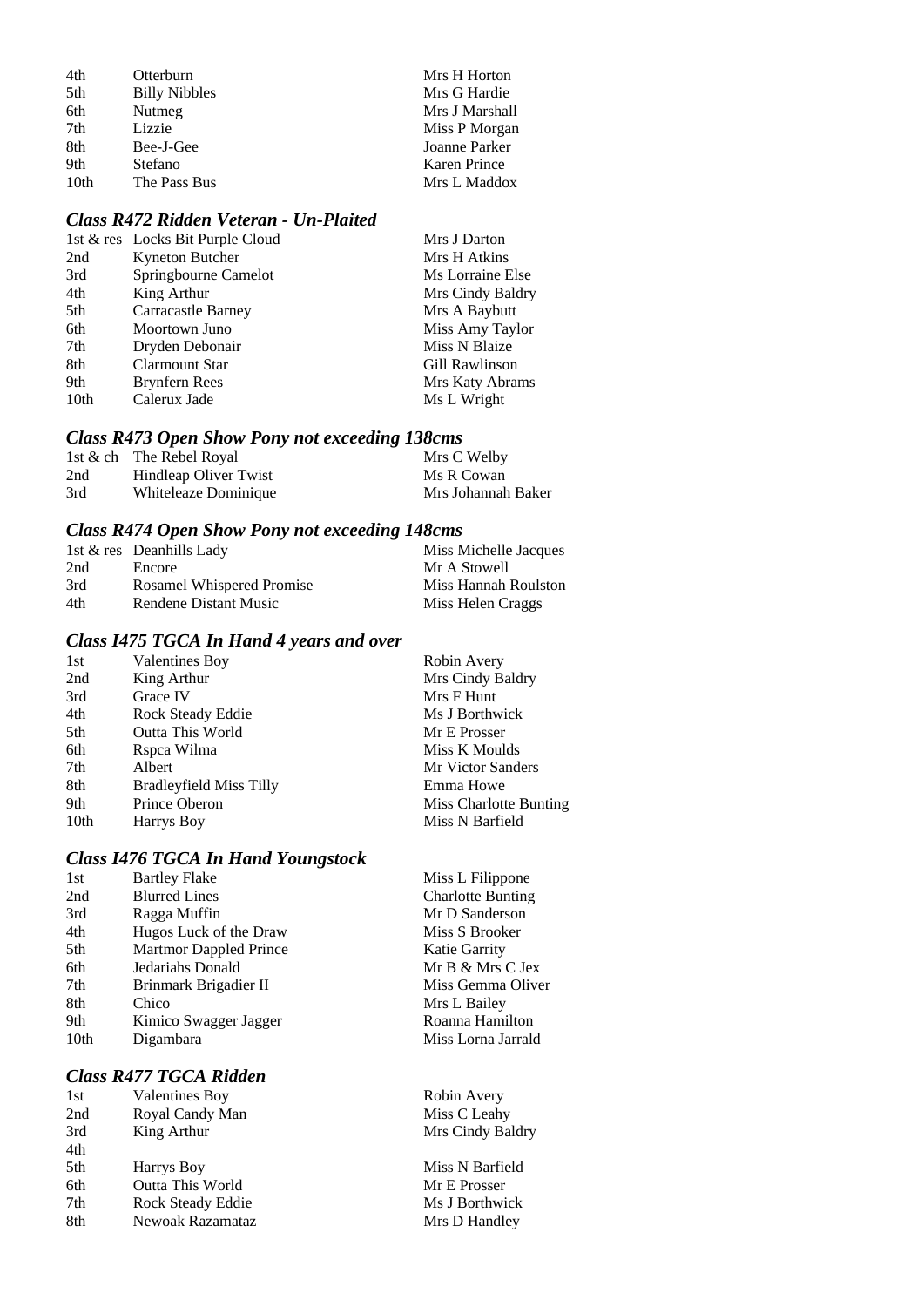| | | |
|---|---|---|
| 4th | Otterburn | Mrs H Horton |
| 5th | Billy Nibbles | Mrs G Hardie |
| 6th | Nutmeg | Mrs J Marshall |
| 7th | Lizzie | Miss P Morgan |
| 8th | Bee-J-Gee | Joanne Parker |
| 9th | Stefano | Karen Prince |
| 10th | The Pass Bus | Mrs L Maddox |

### *Class R472 Ridden Veteran - Un-Plaited*

| | | |
|---|---|---|
| 1st & res | Locks Bit Purple Cloud | Mrs J Darton |
| 2nd | Kyneton Butcher | Mrs H Atkins |
| 3rd | Springbourne Camelot | Ms Lorraine Else |
| 4th | King Arthur | Mrs Cindy Baldry |
| 5th | Carracastle Barney | Mrs A Baybutt |
| 6th | Moortown Juno | Miss Amy Taylor |
| 7th | Dryden Debonair | Miss N Blaize |
| 8th | Clarmount Star | Gill Rawlinson |
| 9th | Brynfern Rees | Mrs Katy Abrams |
| 10th | Calerux Jade | Ms L Wright |

### *Class R473 Open Show Pony not exceeding 138cms*

| | | |
|---|---|---|
| 1st & ch | The Rebel Royal | Mrs C Welby |
| 2nd | Hindleap Oliver Twist | Ms R Cowan |
| 3rd | Whiteleaze Dominique | Mrs Johannah Baker |

### *Class R474 Open Show Pony not exceeding 148cms*

| | | |
|---|---|---|
| 1st & res | Deanhills Lady | Miss Michelle Jacques |
| 2nd | Encore | Mr A Stowell |
| 3rd | Rosamel Whispered Promise | Miss Hannah Roulston |
| 4th | Rendene Distant Music | Miss Helen Craggs |

### *Class I475 TGCA In Hand 4 years and over*

| | | |
|---|---|---|
| 1st | Valentines Boy | Robin Avery |
| 2nd | King Arthur | Mrs Cindy Baldry |
| 3rd | Grace IV | Mrs F Hunt |
| 4th | Rock Steady Eddie | Ms J Borthwick |
| 5th | Outta This World | Mr E Prosser |
| 6th | Rspca Wilma | Miss K Moulds |
| 7th | Albert | Mr Victor Sanders |
| 8th | Bradleyfield Miss Tilly | Emma Howe |
| 9th | Prince Oberon | Miss Charlotte Bunting |
| 10th | Harrys Boy | Miss N Barfield |

### *Class I476 TGCA In Hand Youngstock*

| | | |
|---|---|---|
| 1st | Bartley Flake | Miss L Filippone |
| 2nd | Blurred Lines | Charlotte Bunting |
| 3rd | Ragga Muffin | Mr D Sanderson |
| 4th | Hugos Luck of the Draw | Miss S Brooker |
| 5th | Martmor Dappled Prince | Katie Garrity |
| 6th | Jedariahs Donald | Mr B & Mrs C Jex |
| 7th | Brinmark Brigadier II | Miss Gemma Oliver |
| 8th | Chico | Mrs L Bailey |
| 9th | Kimico Swagger Jagger | Roanna Hamilton |
| 10th | Digambara | Miss Lorna Jarrald |

### *Class R477 TGCA Ridden*

| | | |
|---|---|---|
| 1st | Valentines Boy | Robin Avery |
| 2nd | Royal Candy Man | Miss C Leahy |
| 3rd | King Arthur | Mrs Cindy Baldry |
| 4th | | |
| 5th | Harrys Boy | Miss N Barfield |
| 6th | Outta This World | Mr E Prosser |
| 7th | Rock Steady Eddie | Ms J Borthwick |
| 8th | Newoak Razamataz | Mrs D Handley |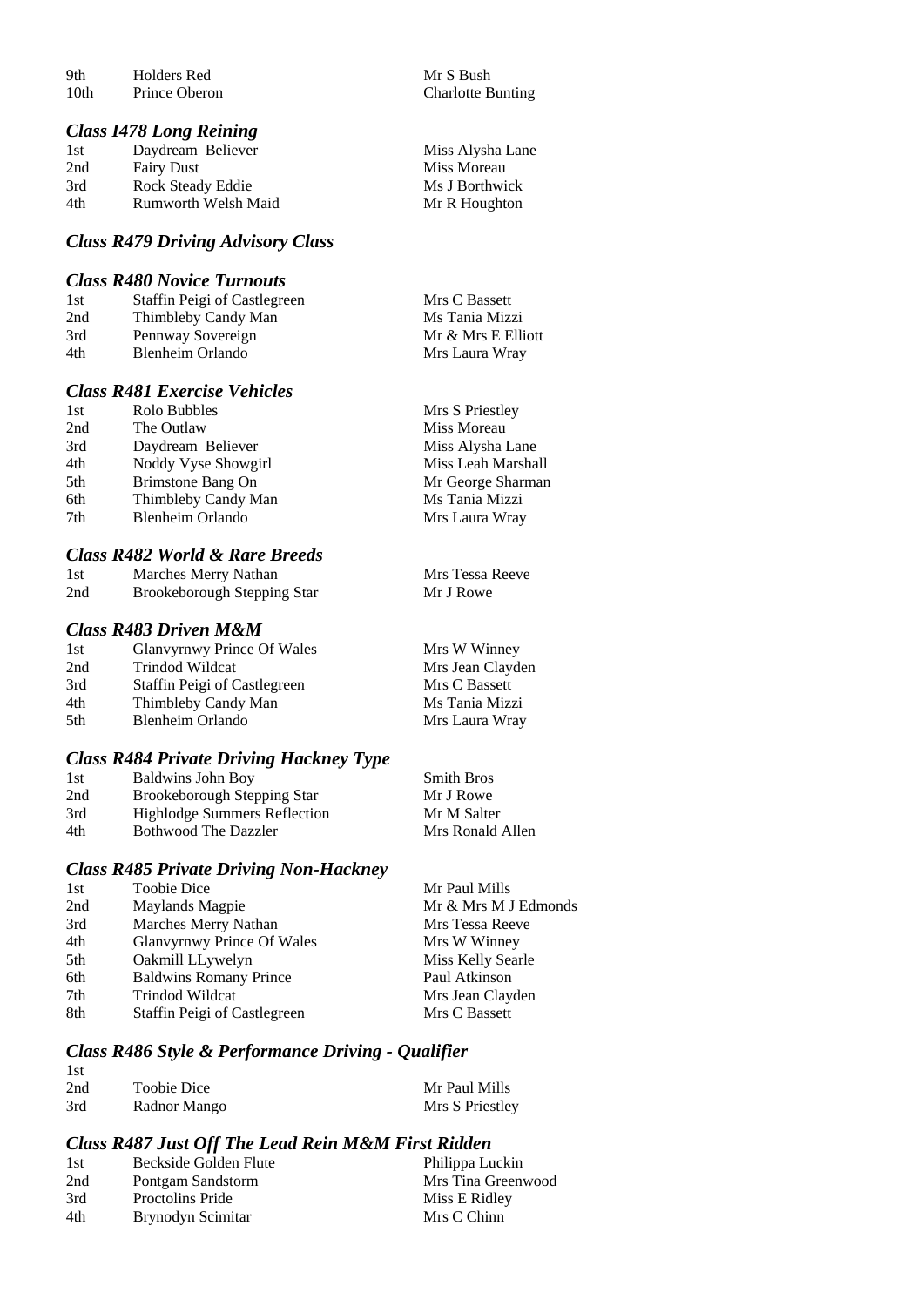| | | |
|---|---|---|
| 9th | Holders Red | Mr S Bush |
| 10th | Prince Oberon | Charlotte Bunting |

### *Class I478 Long Reining*

| | | |
|---|---|---|
| 1st | Daydream Believer | Miss Alysha Lane |
| 2nd | Fairy Dust | Miss Moreau |
| 3rd | Rock Steady Eddie | Ms J Borthwick |
| 4th | Rumworth Welsh Maid | Mr R Houghton |

### *Class R479 Driving Advisory Class*

### *Class R480 Novice Turnouts*

| | | |
|---|---|---|
| 1st | Staffin Peigi of Castlegreen | Mrs C Bassett |
| 2nd | Thimbleby Candy Man | Ms Tania Mizzi |
| 3rd | Pennway Sovereign | Mr & Mrs E Elliott |
| 4th | Blenheim Orlando | Mrs Laura Wray |

### *Class R481 Exercise Vehicles*

| | | |
|---|---|---|
| 1st | Rolo Bubbles | Mrs S Priestley |
| 2nd | The Outlaw | Miss Moreau |
| 3rd | Daydream Believer | Miss Alysha Lane |
| 4th | Noddy Vyse Showgirl | Miss Leah Marshall |
| 5th | Brimstone Bang On | Mr George Sharman |
| 6th | Thimbleby Candy Man | Ms Tania Mizzi |
| 7th | Blenheim Orlando | Mrs Laura Wray |

### *Class R482 World & Rare Breeds*

| | | |
|---|---|---|
| 1st | Marches Merry Nathan | Mrs Tessa Reeve |
| 2nd | Brookeborough Stepping Star | Mr J Rowe |

### *Class R483 Driven M&M*

| | | |
|---|---|---|
| 1st | Glanvyrnwy Prince Of Wales | Mrs W Winney |
| 2nd | Trindod Wildcat | Mrs Jean Clayden |
| 3rd | Staffin Peigi of Castlegreen | Mrs C Bassett |
| 4th | Thimbleby Candy Man | Ms Tania Mizzi |
| 5th | Blenheim Orlando | Mrs Laura Wray |

### *Class R484 Private Driving Hackney Type*

| | | |
|---|---|---|
| 1st | Baldwins John Boy | Smith Bros |
| 2nd | Brookeborough Stepping Star | Mr J Rowe |
| 3rd | Highlodge Summers Reflection | Mr M Salter |
| 4th | Bothwood The Dazzler | Mrs Ronald Allen |

### *Class R485 Private Driving Non-Hackney*

| | | |
|---|---|---|
| 1st | Toobie Dice | Mr Paul Mills |
| 2nd | Maylands Magpie | Mr & Mrs M J Edmonds |
| 3rd | Marches Merry Nathan | Mrs Tessa Reeve |
| 4th | Glanvyrnwy Prince Of Wales | Mrs W Winney |
| 5th | Oakmill LLywelyn | Miss Kelly Searle |
| 6th | Baldwins Romany Prince | Paul Atkinson |
| 7th | Trindod Wildcat | Mrs Jean Clayden |
| 8th | Staffin Peigi of Castlegreen | Mrs C Bassett |

### *Class R486 Style & Performance Driving - Qualifier*

| | | |
|---|---|---|
| 1st | | |
| 2nd | Toobie Dice | Mr Paul Mills |
| 3rd | Radnor Mango | Mrs S Priestley |

### *Class R487 Just Off The Lead Rein M&M First Ridden*

| | | |
|---|---|---|
| 1st | Beckside Golden Flute | Philippa Luckin |
| 2nd | Pontgam Sandstorm | Mrs Tina Greenwood |
| 3rd | Proctolins Pride | Miss E Ridley |
| 4th | Brynodyn Scimitar | Mrs C Chinn |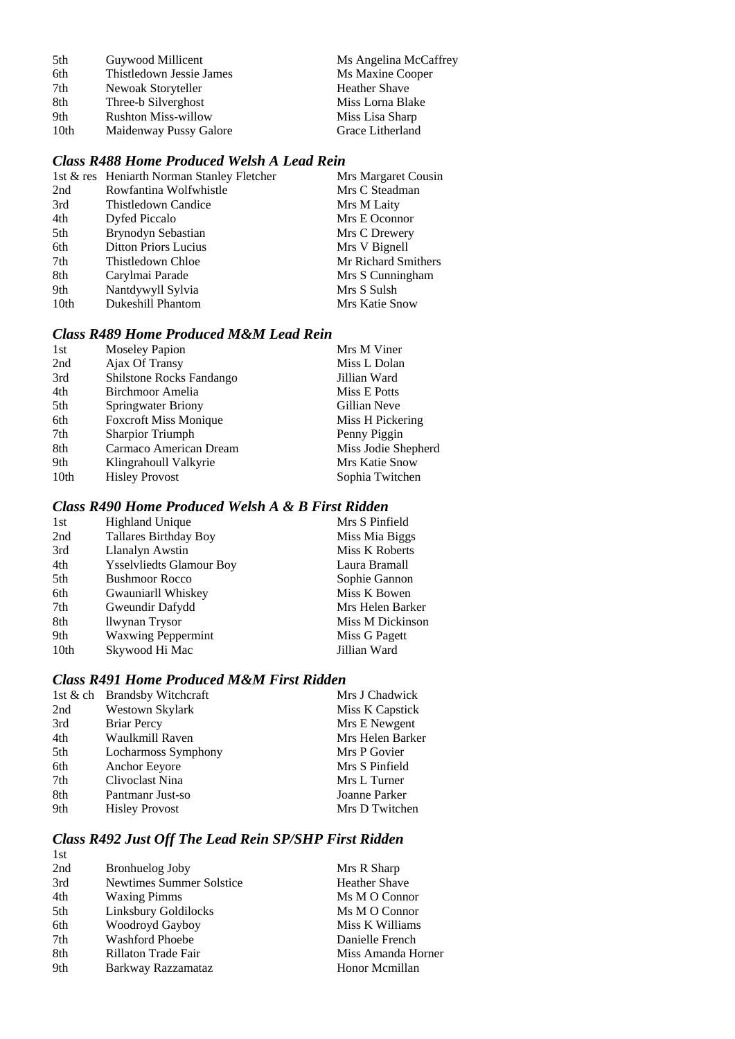| | | |
|---|---|---|
| 5th | Guywood Millicent | Ms Angelina McCaffrey |
| 6th | Thistledown Jessie James | Ms Maxine Cooper |
| 7th | Newoak Storyteller | Heather Shave |
| 8th | Three-b Silverghost | Miss Lorna Blake |
| 9th | Rushton Miss-willow | Miss Lisa Sharp |
| 10th | Maidenway Pussy Galore | Grace Litherland |

### *Class R488 Home Produced Welsh A Lead Rein*

| | | |
|---|---|---|
| 1st & res | Heniarth Norman Stanley Fletcher | Mrs Margaret Cousin |
| 2nd | Rowfantina Wolfwhistle | Mrs C Steadman |
| 3rd | Thistledown Candice | Mrs M Laity |
| 4th | Dyfed Piccalo | Mrs E Oconnor |
| 5th | Brynodyn Sebastian | Mrs C Drewery |
| 6th | Ditton Priors Lucius | Mrs V Bignell |
| 7th | Thistledown Chloe | Mr Richard Smithers |
| 8th | Carylmai Parade | Mrs S Cunningham |
| 9th | Nantdywyll Sylvia | Mrs S Sulsh |
| 10th | Dukeshill Phantom | Mrs Katie Snow |

### *Class R489 Home Produced M&M Lead Rein*

| | | |
|---|---|---|
| 1st | Moseley Papion | Mrs M Viner |
| 2nd | Ajax Of Transy | Miss L Dolan |
| 3rd | Shilstone Rocks Fandango | Jillian Ward |
| 4th | Birchmoor Amelia | Miss E Potts |
| 5th | Springwater Briony | Gillian Neve |
| 6th | Foxcroft Miss Monique | Miss H Pickering |
| 7th | Sharpior Triumph | Penny Piggin |
| 8th | Carmaco American Dream | Miss Jodie Shepherd |
| 9th | Klingrahoull Valkyrie | Mrs Katie Snow |
| 10th | Hisley Provost | Sophia Twitchen |

### *Class R490 Home Produced Welsh A & B First Ridden*

| | | |
|---|---|---|
| 1st | Highland Unique | Mrs S Pinfield |
| 2nd | Tallares Birthday Boy | Miss Mia Biggs |
| 3rd | Llanalyn Awstin | Miss K Roberts |
| 4th | Ysselvliedts Glamour Boy | Laura Bramall |
| 5th | Bushmoor Rocco | Sophie Gannon |
| 6th | Gwauniarll Whiskey | Miss K Bowen |
| 7th | Gweundir Dafydd | Mrs Helen Barker |
| 8th | llwynan Trysor | Miss M Dickinson |
| 9th | Waxwing Peppermint | Miss G Pagett |
| 10th | Skywood Hi Mac | Jillian Ward |

### *Class R491 Home Produced M&M First Ridden*

| | | |
|---|---|---|
| 1st & ch | Brandsby Witchcraft | Mrs J Chadwick |
| 2nd | Westown Skylark | Miss K Capstick |
| 3rd | Briar Percy | Mrs E Newgent |
| 4th | Waulkmill Raven | Mrs Helen Barker |
| 5th | Locharmoss Symphony | Mrs P Govier |
| 6th | Anchor Eeyore | Mrs S Pinfield |
| 7th | Clivoclast Nina | Mrs L Turner |
| 8th | Pantmanr Just-so | Joanne Parker |
| 9th | Hisley Provost | Mrs D Twitchen |

### *Class R492 Just Off The Lead Rein SP/SHP First Ridden*

| | | |
|---|---|---|
| 1st | | |
| 2nd | Bronhuelog Joby | Mrs R Sharp |
| 3rd | Newtimes Summer Solstice | Heather Shave |
| 4th | Waxing Pimms | Ms M O Connor |
| 5th | Linksbury Goldilocks | Ms M O Connor |
| 6th | Woodroyd Gayboy | Miss K Williams |
| 7th | Washford Phoebe | Danielle French |
| 8th | Rillaton Trade Fair | Miss Amanda Horner |
| 9th | Barkway Razzamataz | Honor Mcmillan |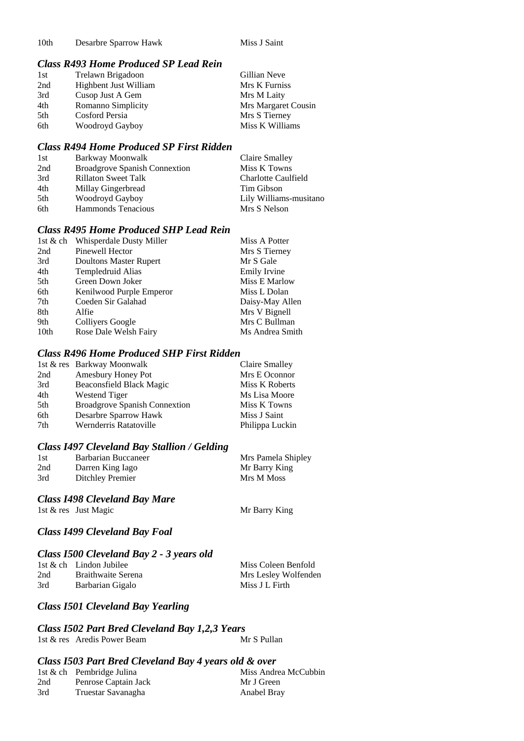| | | |
|---|---|---|
| 10th | Desarbre Sparrow Hawk | Miss J Saint |

### *Class R493 Home Produced SP Lead Rein*

| | | |
|---|---|---|
| 1st | Trelawn Brigadoon | Gillian Neve |
| 2nd | Highbent Just William | Mrs K Furniss |
| 3rd | Cusop Just A Gem | Mrs M Laity |
| 4th | Romanno Simplicity | Mrs Margaret Cousin |
| 5th | Cosford Persia | Mrs S Tierney |
| 6th | Woodroyd Gayboy | Miss K Williams |

### *Class R494 Home Produced SP First Ridden*

| | | |
|---|---|---|
| 1st | Barkway Moonwalk | Claire Smalley |
| 2nd | Broadgrove Spanish Connextion | Miss K Towns |
| 3rd | Rillaton Sweet Talk | Charlotte Caulfield |
| 4th | Millay Gingerbread | Tim Gibson |
| 5th | Woodroyd Gayboy | Lily Williams-musitano |
| 6th | Hammonds Tenacious | Mrs S Nelson |

### *Class R495 Home Produced SHP Lead Rein*

| | | |
|---|---|---|
| 1st & ch | Whisperdale Dusty Miller | Miss A Potter |
| 2nd | Pinewell Hector | Mrs S Tierney |
| 3rd | Doultons Master Rupert | Mr S Gale |
| 4th | Templedruid Alias | Emily Irvine |
| 5th | Green Down Joker | Miss E Marlow |
| 6th | Kenilwood Purple Emperor | Miss L Dolan |
| 7th | Coeden Sir Galahad | Daisy-May Allen |
| 8th | Alfie | Mrs V Bignell |
| 9th | Colliyers Google | Mrs C Bullman |
| 10th | Rose Dale Welsh Fairy | Ms Andrea Smith |

### *Class R496 Home Produced SHP First Ridden*

| | | |
|---|---|---|
| 1st & res | Barkway Moonwalk | Claire Smalley |
| 2nd | Amesbury Honey Pot | Mrs E Oconnor |
| 3rd | Beaconsfield Black Magic | Miss K Roberts |
| 4th | Westend Tiger | Ms Lisa Moore |
| 5th | Broadgrove Spanish Connextion | Miss K Towns |
| 6th | Desarbre Sparrow Hawk | Miss J Saint |
| 7th | Wernderris Ratatoville | Philippa Luckin |

### *Class I497 Cleveland Bay Stallion / Gelding*

| | | |
|---|---|---|
| 1st | Barbarian Buccaneer | Mrs Pamela Shipley |
| 2nd | Darren King Iago | Mr Barry King |
| 3rd | Ditchley Premier | Mrs M Moss |

### *Class I498 Cleveland Bay Mare*

| | | |
|---|---|---|
| 1st & res | Just Magic | Mr Barry King |

### *Class I499 Cleveland Bay Foal*

### *Class I500 Cleveland Bay 2 - 3 years old*

| | | |
|---|---|---|
| 1st & ch | Lindon Jubilee | Miss Coleen Benfold |
| 2nd | Braithwaite Serena | Mrs Lesley Wolfenden |
| 3rd | Barbarian Gigalo | Miss J L Firth |

### *Class I501 Cleveland Bay Yearling*

### *Class I502 Part Bred Cleveland Bay 1,2,3 Years*

| | | |
|---|---|---|
| 1st & res | Aredis Power Beam | Mr S Pullan |

### *Class I503 Part Bred Cleveland Bay 4 years old & over*

| | | |
|---|---|---|
| 1st & ch | Pembridge Julina | Miss Andrea McCubbin |
| 2nd | Penrose Captain Jack | Mr J Green |
| 3rd | Truestar Savanagha | Anabel Bray |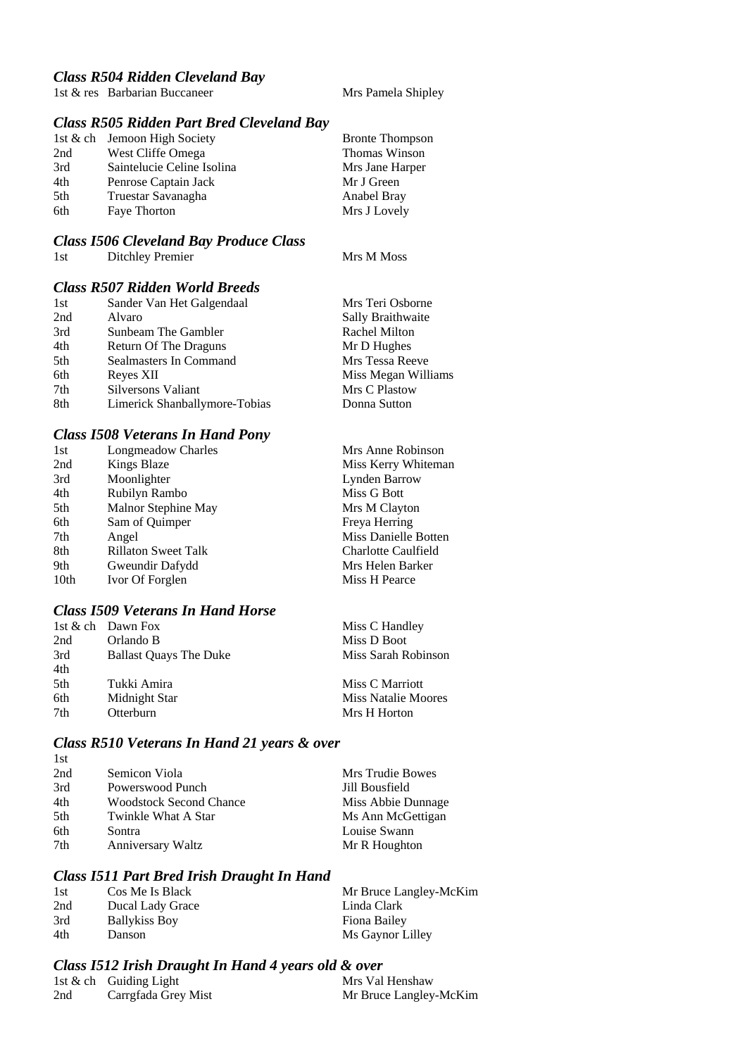### *Class R504 Ridden Cleveland Bay*

| | | |
|---|---|---|
| 1st & res | Barbarian Buccaneer | Mrs Pamela Shipley |

### *Class R505 Ridden Part Bred Cleveland Bay*

| | | |
|---|---|---|
| 1st & ch | Jemoon High Society | Bronte Thompson |
| 2nd | West Cliffe Omega | Thomas Winson |
| 3rd | Saintelucie Celine Isolina | Mrs Jane Harper |
| 4th | Penrose Captain Jack | Mr J Green |
| 5th | Truestar Savanagha | Anabel Bray |
| 6th | Faye Thorton | Mrs J Lovely |

### *Class I506 Cleveland Bay Produce Class*

| | | |
|---|---|---|
| 1st | Ditchley Premier | Mrs M Moss |

### *Class R507 Ridden World Breeds*

| | | |
|---|---|---|
| 1st | Sander Van Het Galgendaal | Mrs Teri Osborne |
| 2nd | Alvaro | Sally Braithwaite |
| 3rd | Sunbeam The Gambler | Rachel Milton |
| 4th | Return Of The Draguns | Mr D Hughes |
| 5th | Sealmasters In Command | Mrs Tessa Reeve |
| 6th | Reyes XII | Miss Megan Williams |
| 7th | Silversons Valiant | Mrs C Plastow |
| 8th | Limerick Shanballymore-Tobias | Donna Sutton |

### *Class I508 Veterans In Hand Pony*

| | | |
|---|---|---|
| 1st | Longmeadow Charles | Mrs Anne Robinson |
| 2nd | Kings Blaze | Miss Kerry Whiteman |
| 3rd | Moonlighter | Lynden Barrow |
| 4th | Rubilyn Rambo | Miss G Bott |
| 5th | Malnor Stephine May | Mrs M Clayton |
| 6th | Sam of Quimper | Freya Herring |
| 7th | Angel | Miss Danielle Botten |
| 8th | Rillaton Sweet Talk | Charlotte Caulfield |
| 9th | Gweundir Dafydd | Mrs Helen Barker |
| 10th | Ivor Of Forglen | Miss H Pearce |

### *Class I509 Veterans In Hand Horse*

| | | |
|---|---|---|
| 1st & ch | Dawn Fox | Miss C Handley |
| 2nd | Orlando B | Miss D Boot |
| 3rd | Ballast Quays The Duke | Miss Sarah Robinson |
| 4th | | |
| 5th | Tukki Amira | Miss C Marriott |
| 6th | Midnight Star | Miss Natalie Moores |
| 7th | Otterburn | Mrs H Horton |

### *Class R510 Veterans In Hand 21 years & over*

| | | |
|---|---|---|
| 1st | | |
| 2nd | Semicon Viola | Mrs Trudie Bowes |
| 3rd | Powerswood Punch | Jill Bousfield |
| 4th | Woodstock Second Chance | Miss Abbie Dunnage |
| 5th | Twinkle What A Star | Ms Ann McGettigan |
| 6th | Sontra | Louise Swann |
| 7th | Anniversary Waltz | Mr R Houghton |

### *Class I511 Part Bred Irish Draught In Hand*

| | | |
|---|---|---|
| 1st | Cos Me Is Black | Mr Bruce Langley-McKim |
| 2nd | Ducal Lady Grace | Linda Clark |
| 3rd | Ballykiss Boy | Fiona Bailey |
| 4th | Danson | Ms Gaynor Lilley |

### *Class I512 Irish Draught In Hand 4 years old & over*

| | | |
|---|---|---|
| 1st & ch | Guiding Light | Mrs Val Henshaw |
| 2nd | Carrgfada Grey Mist | Mr Bruce Langley-McKim |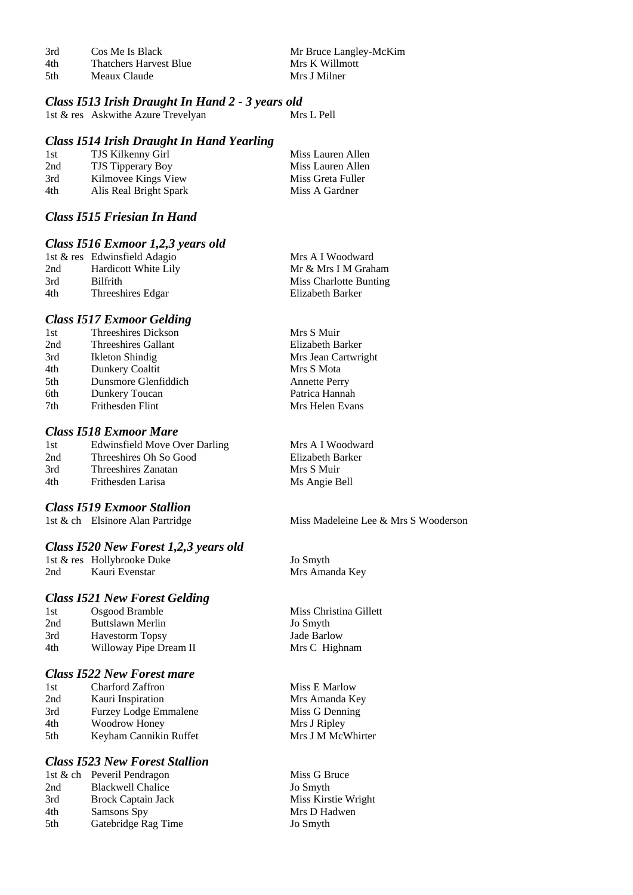| | | |
|---|---|---|
| 3rd | Cos Me Is Black | Mr Bruce Langley-McKim |
| 4th | Thatchers Harvest Blue | Mrs K Willmott |
| 5th | Meaux Claude | Mrs J Milner |

### *Class I513 Irish Draught In Hand 2 - 3 years old*

| | | |
|---|---|---|
| 1st & res | Askwithe Azure Trevelyan | Mrs L Pell |

### *Class I514 Irish Draught In Hand Yearling*

| | | |
|---|---|---|
| 1st | TJS Kilkenny Girl | Miss Lauren Allen |
| 2nd | TJS Tipperary Boy | Miss Lauren Allen |
| 3rd | Kilmovee Kings View | Miss Greta Fuller |
| 4th | Alis Real Bright Spark | Miss A Gardner |

### *Class I515 Friesian In Hand*

### *Class I516 Exmoor 1,2,3 years old*

| | | |
|---|---|---|
| 1st & res | Edwinsfield Adagio | Mrs A I Woodward |
| 2nd | Hardicott White Lily | Mr & Mrs I M Graham |
| 3rd | Bilfrith | Miss Charlotte Bunting |
| 4th | Threeshires Edgar | Elizabeth Barker |

### *Class I517 Exmoor Gelding*

| | | |
|---|---|---|
| 1st | Threeshires Dickson | Mrs S Muir |
| 2nd | Threeshires Gallant | Elizabeth Barker |
| 3rd | Ikleton Shindig | Mrs Jean Cartwright |
| 4th | Dunkery Coaltit | Mrs S Mota |
| 5th | Dunsmore Glenfiddich | Annette Perry |
| 6th | Dunkery Toucan | Patrica Hannah |
| 7th | Frithesden Flint | Mrs Helen Evans |

### *Class I518 Exmoor Mare*

| | | |
|---|---|---|
| 1st | Edwinsfield Move Over Darling | Mrs A I Woodward |
| 2nd | Threeshires Oh So Good | Elizabeth Barker |
| 3rd | Threeshires Zanatan | Mrs S Muir |
| 4th | Frithesden Larisa | Ms Angie Bell |

### *Class I519 Exmoor Stallion*

| | | |
|---|---|---|
| 1st & ch | Elsinore Alan Partridge | Miss Madeleine Lee & Mrs S Wooderson |

### *Class I520 New Forest 1,2,3 years old*

| | | |
|---|---|---|
| 1st & res | Hollybrooke Duke | Jo Smyth |
| 2nd | Kauri Evenstar | Mrs Amanda Key |

### *Class I521 New Forest Gelding*

| | | |
|---|---|---|
| 1st | Osgood Bramble | Miss Christina Gillett |
| 2nd | Buttslawn Merlin | Jo Smyth |
| 3rd | Havestorm Topsy | Jade Barlow |
| 4th | Willoway Pipe Dream II | Mrs C Highnam |

### *Class I522 New Forest mare*

| | | |
|---|---|---|
| 1st | Charford Zaffron | Miss E Marlow |
| 2nd | Kauri Inspiration | Mrs Amanda Key |
| 3rd | Furzey Lodge Emmalene | Miss G Denning |
| 4th | Woodrow Honey | Mrs J Ripley |
| 5th | Keyham Cannikin Ruffet | Mrs J M McWhirter |

### *Class I523 New Forest Stallion*

| | | |
|---|---|---|
| 1st & ch | Peveril Pendragon | Miss G Bruce |
| 2nd | Blackwell Chalice | Jo Smyth |
| 3rd | Brock Captain Jack | Miss Kirstie Wright |
| 4th | Samsons Spy | Mrs D Hadwen |
| 5th | Gatebridge Rag Time | Jo Smyth |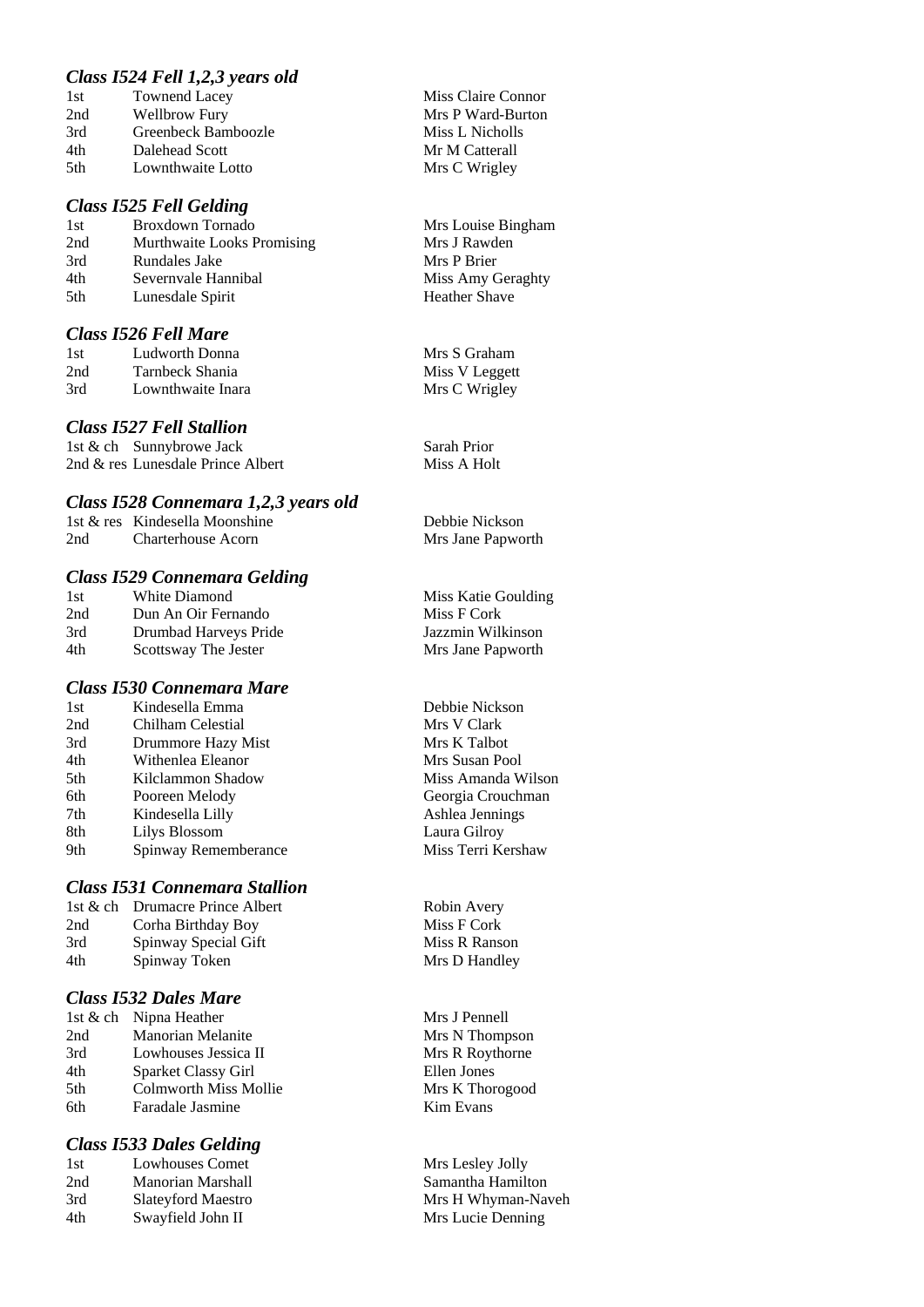### *Class I524 Fell 1,2,3 years old*

| | | |
|---|---|---|
| 1st | Townend Lacey | Miss Claire Connor |
| 2nd | Wellbrow Fury | Mrs P Ward-Burton |
| 3rd | Greenbeck Bamboozle | Miss L Nicholls |
| 4th | Dalehead Scott | Mr M Catterall |
| 5th | Lownthwaite Lotto | Mrs C Wrigley |

### *Class I525 Fell Gelding*

| | | |
|---|---|---|
| 1st | Broxdown Tornado | Mrs Louise Bingham |
| 2nd | Murthwaite Looks Promising | Mrs J Rawden |
| 3rd | Rundales Jake | Mrs P Brier |
| 4th | Severnvale Hannibal | Miss Amy Geraghty |
| 5th | Lunesdale Spirit | Heather Shave |

### *Class I526 Fell Mare*

| | | |
|---|---|---|
| 1st | Ludworth Donna | Mrs S Graham |
| 2nd | Tarnbeck Shania | Miss V Leggett |
| 3rd | Lownthwaite Inara | Mrs C Wrigley |

### *Class I527 Fell Stallion*

| | | |
|---|---|---|
| 1st & ch | Sunnybrowe Jack | Sarah Prior |
| 2nd & res | Lunesdale Prince Albert | Miss A Holt |

### *Class I528 Connemara 1,2,3 years old*

| | | |
|---|---|---|
| 1st & res | Kindesella Moonshine | Debbie Nickson |
| 2nd | Charterhouse Acorn | Mrs Jane Papworth |

### *Class I529 Connemara Gelding*

| | | |
|---|---|---|
| 1st | White Diamond | Miss Katie Goulding |
| 2nd | Dun An Oir Fernando | Miss F Cork |
| 3rd | Drumbad Harveys Pride | Jazzmin Wilkinson |
| 4th | Scottsway The Jester | Mrs Jane Papworth |

### *Class I530 Connemara Mare*

| | | |
|---|---|---|
| 1st | Kindesella Emma | Debbie Nickson |
| 2nd | Chilham Celestial | Mrs V Clark |
| 3rd | Drummore Hazy Mist | Mrs K Talbot |
| 4th | Withenlea Eleanor | Mrs Susan Pool |
| 5th | Kilclammon Shadow | Miss Amanda Wilson |
| 6th | Pooreen Melody | Georgia Crouchman |
| 7th | Kindesella Lilly | Ashlea Jennings |
| 8th | Lilys Blossom | Laura Gilroy |
| 9th | Spinway Rememberance | Miss Terri Kershaw |

### *Class I531 Connemara Stallion*

| | | |
|---|---|---|
| 1st & ch | Drumacre Prince Albert | Robin Avery |
| 2nd | Corha Birthday Boy | Miss F Cork |
| 3rd | Spinway Special Gift | Miss R Ranson |
| 4th | Spinway Token | Mrs D Handley |

### *Class I532 Dales Mare*

| | | |
|---|---|---|
| 1st & ch | Nipna Heather | Mrs J Pennell |
| 2nd | Manorian Melanite | Mrs N Thompson |
| 3rd | Lowhouses Jessica II | Mrs R Roythorne |
| 4th | Sparket Classy Girl | Ellen Jones |
| 5th | Colmworth Miss Mollie | Mrs K Thorogood |
| 6th | Faradale Jasmine | Kim Evans |

### *Class I533 Dales Gelding*

| | | |
|---|---|---|
| 1st | Lowhouses Comet | Mrs Lesley Jolly |
| 2nd | Manorian Marshall | Samantha Hamilton |
| 3rd | Slateyford Maestro | Mrs H Whyman-Naveh |
| 4th | Swayfield John II | Mrs Lucie Denning |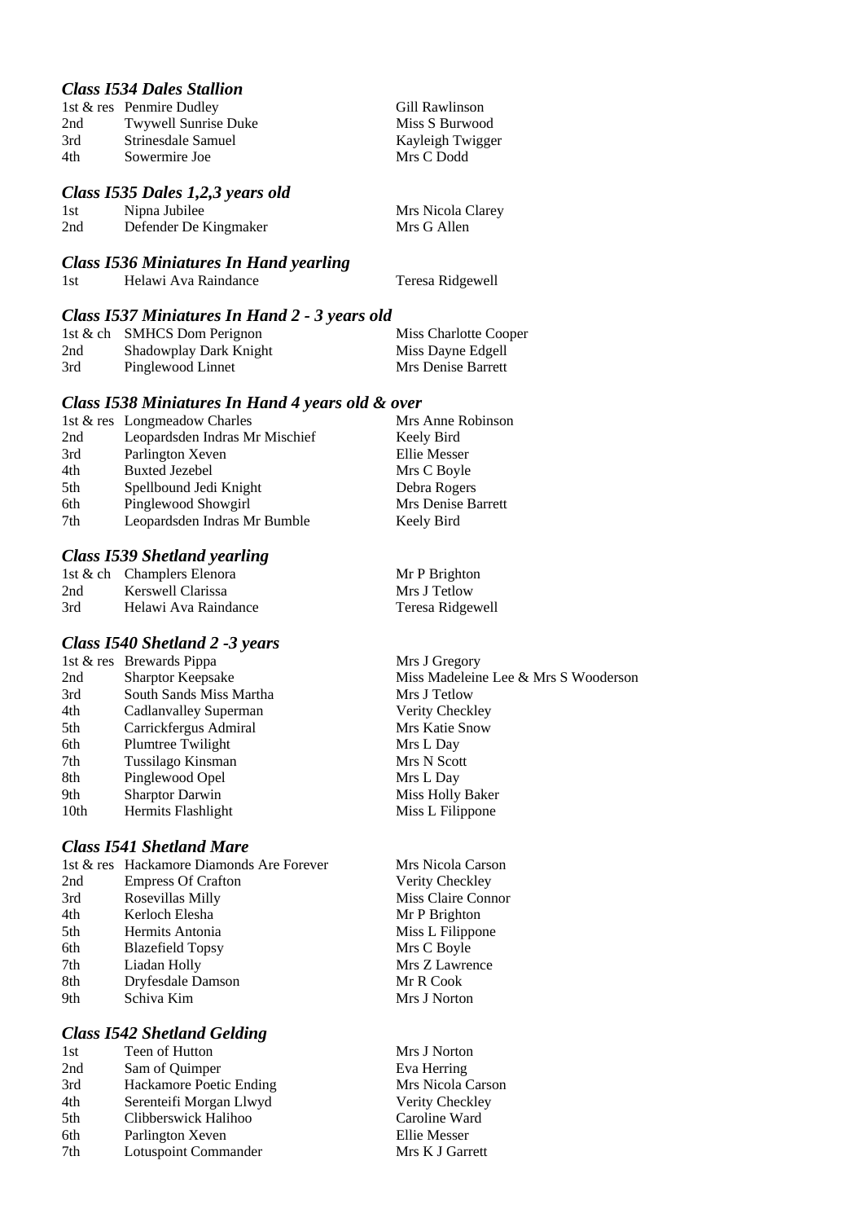### *Class I534 Dales Stallion*

| | | |
|---|---|---|
| 1st & res | Penmire Dudley | Gill Rawlinson |
| 2nd | Twywell Sunrise Duke | Miss S Burwood |
| 3rd | Strinesdale Samuel | Kayleigh Twigger |
| 4th | Sowermire Joe | Mrs C Dodd |

### *Class I535 Dales 1,2,3 years old*

| | | |
|---|---|---|
| 1st | Nipna Jubilee | Mrs Nicola Clarey |
| 2nd | Defender De Kingmaker | Mrs G Allen |

### *Class I536 Miniatures In Hand yearling*

| | | |
|---|---|---|
| 1st | Helawi Ava Raindance | Teresa Ridgewell |

### *Class I537 Miniatures In Hand 2 - 3 years old*

| | | |
|---|---|---|
| 1st & ch | SMHCS Dom Perignon | Miss Charlotte Cooper |
| 2nd | Shadowplay Dark Knight | Miss Dayne Edgell |
| 3rd | Pinglewood Linnet | Mrs Denise Barrett |

### *Class I538 Miniatures In Hand 4 years old & over*

| | | |
|---|---|---|
| 1st & res | Longmeadow Charles | Mrs Anne Robinson |
| 2nd | Leopardsden Indras Mr Mischief | Keely Bird |
| 3rd | Parlington Xeven | Ellie Messer |
| 4th | Buxted Jezebel | Mrs C Boyle |
| 5th | Spellbound Jedi Knight | Debra Rogers |
| 6th | Pinglewood Showgirl | Mrs Denise Barrett |
| 7th | Leopardsden Indras Mr Bumble | Keely Bird |

### *Class I539 Shetland yearling*

| | | |
|---|---|---|
| 1st & ch | Champlers Elenora | Mr P Brighton |
| 2nd | Kerswell Clarissa | Mrs J Tetlow |
| 3rd | Helawi Ava Raindance | Teresa Ridgewell |

### *Class I540 Shetland 2 -3 years*

| | | |
|---|---|---|
| 1st & res | Brewards Pippa | Mrs J Gregory |
| 2nd | Sharptor Keepsake | Miss Madeleine Lee & Mrs S Wooderson |
| 3rd | South Sands Miss Martha | Mrs J Tetlow |
| 4th | Cadlanvalley Superman | Verity Checkley |
| 5th | Carrickfergus Admiral | Mrs Katie Snow |
| 6th | Plumtree Twilight | Mrs L Day |
| 7th | Tussilago Kinsman | Mrs N Scott |
| 8th | Pinglewood Opel | Mrs L Day |
| 9th | Sharptor Darwin | Miss Holly Baker |
| 10th | Hermits Flashlight | Miss L Filippone |

### *Class I541 Shetland Mare*

| | | |
|---|---|---|
| 1st & res | Hackamore Diamonds Are Forever | Mrs Nicola Carson |
| 2nd | Empress Of Crafton | Verity Checkley |
| 3rd | Rosevillas Milly | Miss Claire Connor |
| 4th | Kerloch Elesha | Mr P Brighton |
| 5th | Hermits Antonia | Miss L Filippone |
| 6th | Blazefield Topsy | Mrs C Boyle |
| 7th | Liadan Holly | Mrs Z Lawrence |
| 8th | Dryfesdale Damson | Mr R Cook |
| 9th | Schiva Kim | Mrs J Norton |

### *Class I542 Shetland Gelding*

| | | |
|---|---|---|
| 1st | Teen of Hutton | Mrs J Norton |
| 2nd | Sam of Quimper | Eva Herring |
| 3rd | Hackamore Poetic Ending | Mrs Nicola Carson |
| 4th | Serenteifi Morgan Llwyd | Verity Checkley |
| 5th | Clibberswick Halihoo | Caroline Ward |
| 6th | Parlington Xeven | Ellie Messer |
| 7th | Lotuspoint Commander | Mrs K J Garrett |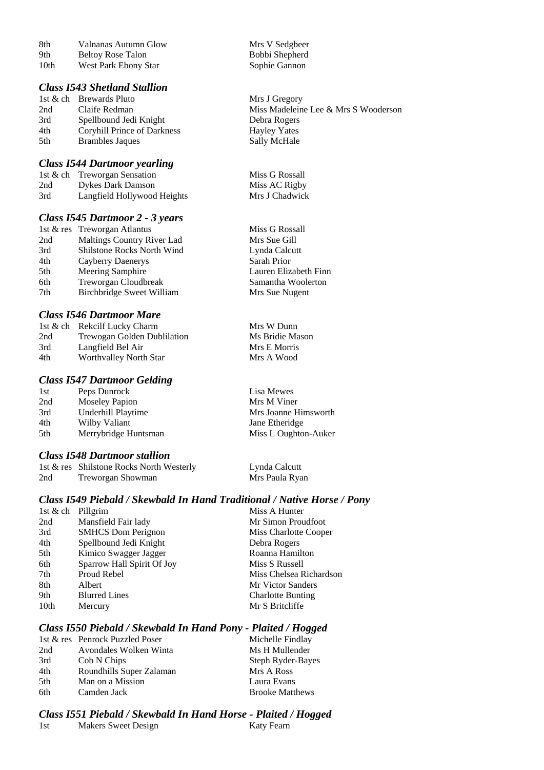| | | |
|---|---|---|
| 8th | Valnanas Autumn Glow | Mrs V Sedgbeer |
| 9th | Beltoy Rose Talon | Bobbi Shepherd |
| 10th | West Park Ebony Star | Sophie Gannon |

### *Class I543 Shetland Stallion*

| | | |
|---|---|---|
| 1st & ch | Brewards Pluto | Mrs J Gregory |
| 2nd | Claife Redman | Miss Madeleine Lee & Mrs S Wooderson |
| 3rd | Spellbound Jedi Knight | Debra Rogers |
| 4th | Coryhill Prince of Darkness | Hayley Yates |
| 5th | Brambles Jaques | Sally McHale |

### *Class I544 Dartmoor yearling*

| | | |
|---|---|---|
| 1st & ch | Treworgan Sensation | Miss G Rossall |
| 2nd | Dykes Dark Damson | Miss AC Rigby |
| 3rd | Langfield Hollywood Heights | Mrs J Chadwick |

### *Class I545 Dartmoor 2 - 3 years*

| | | |
|---|---|---|
| 1st & res | Treworgan Atlantus | Miss G Rossall |
| 2nd | Maltings Country River Lad | Mrs Sue Gill |
| 3rd | Shilstone Rocks North Wind | Lynda Calcutt |
| 4th | Cayberry Daenerys | Sarah Prior |
| 5th | Meering Samphire | Lauren Elizabeth Finn |
| 6th | Treworgan Cloudbreak | Samantha Woolerton |
| 7th | Birchbridge Sweet William | Mrs Sue Nugent |

### *Class I546 Dartmoor Mare*

| | | |
|---|---|---|
| 1st & ch | Rekcilf Lucky Charm | Mrs W Dunn |
| 2nd | Trewogan Golden Dublilation | Ms Bridie Mason |
| 3rd | Langfield Bel Air | Mrs E Morris |
| 4th | Worthvalley North Star | Mrs A Wood |

### *Class I547 Dartmoor Gelding*

| | | |
|---|---|---|
| 1st | Peps Dunrock | Lisa Mewes |
| 2nd | Moseley Papion | Mrs M Viner |
| 3rd | Underhill Playtime | Mrs Joanne Himsworth |
| 4th | Wilby Valiant | Jane Etheridge |
| 5th | Merrybridge Huntsman | Miss L Oughton-Auker |

### *Class I548 Dartmoor stallion*

| | | |
|---|---|---|
| 1st & res | Shilstone Rocks North Westerly | Lynda Calcutt |
| 2nd | Treworgan Showman | Mrs Paula Ryan |

### *Class I549 Piebald / Skewbald In Hand Traditional / Native Horse / Pony*

| | | |
|---|---|---|
| 1st & ch | Pillgrim | Miss A Hunter |
| 2nd | Mansfield Fair lady | Mr Simon Proudfoot |
| 3rd | SMHCS Dom Perignon | Miss Charlotte Cooper |
| 4th | Spellbound Jedi Knight | Debra Rogers |
| 5th | Kimico Swagger Jagger | Roanna Hamilton |
| 6th | Sparrow Hall Spirit Of Joy | Miss S Russell |
| 7th | Proud Rebel | Miss Chelsea Richardson |
| 8th | Albert | Mr Victor Sanders |
| 9th | Blurred Lines | Charlotte Bunting |
| 10th | Mercury | Mr S Britcliffe |

### *Class I550 Piebald / Skewbald In Hand Pony - Plaited / Hogged*

| | | |
|---|---|---|
| 1st & res | Penrock Puzzled Poser | Michelle Findlay |
| 2nd | Avondales Wolken Winta | Ms H Mullender |
| 3rd | Cob N Chips | Steph Ryder-Bayes |
| 4th | Roundhills Super Zalaman | Mrs A Ross |
| 5th | Man on a Mission | Laura Evans |
| 6th | Camden Jack | Brooke Matthews |

### *Class I551 Piebald / Skewbald In Hand Horse - Plaited / Hogged*

| | | |
|---|---|---|
| 1st | Makers Sweet Design | Katy Fearn |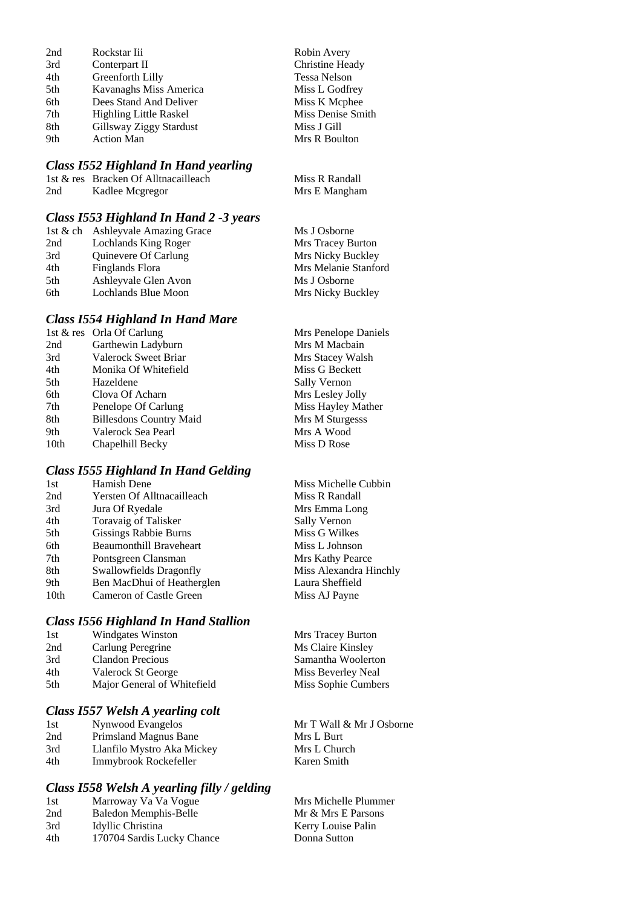| | | |
|---|---|---|
| 2nd | Rockstar Iii | Robin Avery |
| 3rd | Conterpart II | Christine Heady |
| 4th | Greenforth Lilly | Tessa Nelson |
| 5th | Kavanaghs Miss America | Miss L Godfrey |
| 6th | Dees Stand And Deliver | Miss K Mcphee |
| 7th | Highling Little Raskel | Miss Denise Smith |
| 8th | Gillsway Ziggy Stardust | Miss J Gill |
| 9th | Action Man | Mrs R Boulton |

### *Class I552 Highland In Hand yearling*

| | | |
|---|---|---|
| 1st & res | Bracken Of Alltnacailleach | Miss R Randall |
| 2nd | Kadlee Mcgregor | Mrs E Mangham |

### *Class I553 Highland In Hand 2 -3 years*

| | | |
|---|---|---|
| 1st & ch | Ashleyvale Amazing Grace | Ms J Osborne |
| 2nd | Lochlands King Roger | Mrs Tracey Burton |
| 3rd | Quinevere Of Carlung | Mrs Nicky Buckley |
| 4th | Finglands Flora | Mrs Melanie Stanford |
| 5th | Ashleyvale Glen Avon | Ms J Osborne |
| 6th | Lochlands Blue Moon | Mrs Nicky Buckley |

### *Class I554 Highland In Hand Mare*

| | | |
|---|---|---|
| 1st & res | Orla Of Carlung | Mrs Penelope Daniels |
| 2nd | Garthewin Ladyburn | Mrs M Macbain |
| 3rd | Valerock Sweet Briar | Mrs Stacey Walsh |
| 4th | Monika Of Whitefield | Miss G Beckett |
| 5th | Hazeldene | Sally Vernon |
| 6th | Clova Of Acharn | Mrs Lesley Jolly |
| 7th | Penelope Of Carlung | Miss Hayley Mather |
| 8th | Billesdons Country Maid | Mrs M Sturgesss |
| 9th | Valerock Sea Pearl | Mrs A Wood |
| 10th | Chapelhill Becky | Miss D Rose |

### *Class I555 Highland In Hand Gelding*

| | | |
|---|---|---|
| 1st | Hamish Dene | Miss Michelle Cubbin |
| 2nd | Yersten Of Alltnacailleach | Miss R Randall |
| 3rd | Jura Of Ryedale | Mrs Emma Long |
| 4th | Toravaig of Talisker | Sally Vernon |
| 5th | Gissings Rabbie Burns | Miss G Wilkes |
| 6th | Beaumonthill Braveheart | Miss L Johnson |
| 7th | Pontsgreen Clansman | Mrs Kathy Pearce |
| 8th | Swallowfields Dragonfly | Miss Alexandra Hinchly |
| 9th | Ben MacDhui of Heatherglen | Laura Sheffield |
| 10th | Cameron of Castle Green | Miss AJ Payne |

### *Class I556 Highland In Hand Stallion*

| | | |
|---|---|---|
| 1st | Windgates Winston | Mrs Tracey Burton |
| 2nd | Carlung Peregrine | Ms Claire Kinsley |
| 3rd | Clandon Precious | Samantha Woolerton |
| 4th | Valerock St George | Miss Beverley Neal |
| 5th | Major General of Whitefield | Miss Sophie Cumbers |

### *Class I557 Welsh A yearling colt*

| | | |
|---|---|---|
| 1st | Nynwood Evangelos | Mr T Wall & Mr J Osborne |
| 2nd | Primsland Magnus Bane | Mrs L Burt |
| 3rd | Llanfilo Mystro Aka Mickey | Mrs L Church |
| 4th | Immybrook Rockefeller | Karen Smith |

### *Class I558 Welsh A yearling filly / gelding*

| | | |
|---|---|---|
| 1st | Marroway Va Va Vogue | Mrs Michelle Plummer |
| 2nd | Baledon Memphis-Belle | Mr & Mrs E Parsons |
| 3rd | Idyllic Christina | Kerry Louise Palin |
| 4th | 170704 Sardis Lucky Chance | Donna Sutton |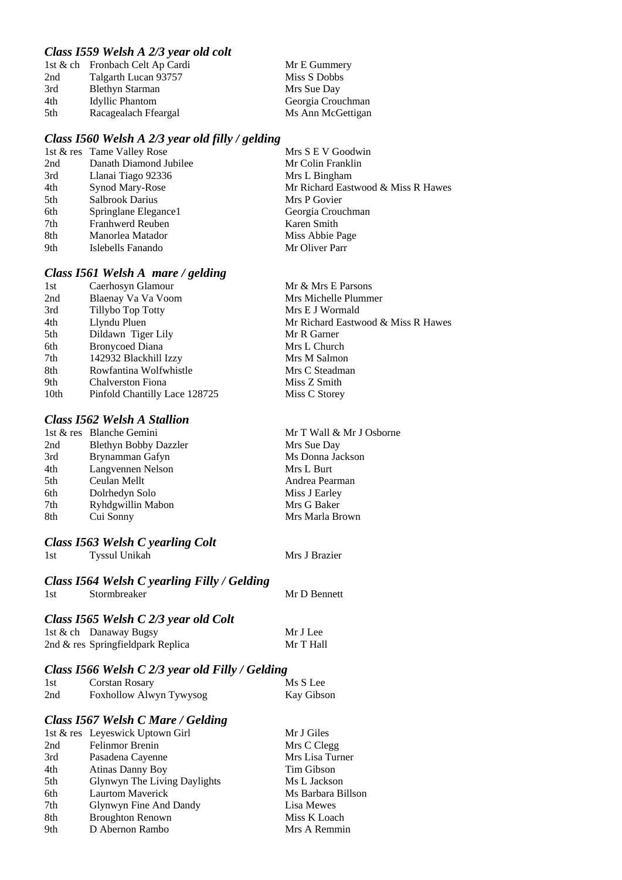### *Class I559 Welsh A 2/3 year old colt*

| | | |
|---|---|---|
| 1st & ch | Fronbach Celt Ap Cardi | Mr E Gummery |
| 2nd | Talgarth Lucan 93757 | Miss S Dobbs |
| 3rd | Blethyn Starman | Mrs Sue Day |
| 4th | Idyllic Phantom | Georgia Crouchman |
| 5th | Racagealach Ffeargal | Ms Ann McGettigan |

### *Class I560 Welsh A 2/3 year old filly / gelding*

| | | |
|---|---|---|
| 1st & res | Tame Valley Rose | Mrs S E V Goodwin |
| 2nd | Danath Diamond Jubilee | Mr Colin Franklin |
| 3rd | Llanai Tiago 92336 | Mrs L Bingham |
| 4th | Synod Mary-Rose | Mr Richard Eastwood & Miss R Hawes |
| 5th | Salbrook Darius | Mrs P Govier |
| 6th | Springlane Elegance1 | Georgia Crouchman |
| 7th | Franhwerd Reuben | Karen Smith |
| 8th | Manorlea Matador | Miss Abbie Page |
| 9th | Islebells Fanando | Mr Oliver Parr |

### *Class I561 Welsh A mare / gelding*

| | | |
|---|---|---|
| 1st | Caerhosyn Glamour | Mr & Mrs E Parsons |
| 2nd | Blaenay Va Va Voom | Mrs Michelle Plummer |
| 3rd | Tillybo Top Totty | Mrs E J Wormald |
| 4th | Llyndu Pluen | Mr Richard Eastwood & Miss R Hawes |
| 5th | Dildawn Tiger Lily | Mr R Garner |
| 6th | Bronycoed Diana | Mrs L Church |
| 7th | 142932 Blackhill Izzy | Mrs M Salmon |
| 8th | Rowfantina Wolfwhistle | Mrs C Steadman |
| 9th | Chalverston Fiona | Miss Z Smith |
| 10th | Pinfold Chantilly Lace 128725 | Miss C Storey |

### *Class I562 Welsh A Stallion*

| | | |
|---|---|---|
| 1st & res | Blanche Gemini | Mr T Wall & Mr J Osborne |
| 2nd | Blethyn Bobby Dazzler | Mrs Sue Day |
| 3rd | Brynamman Gafyn | Ms Donna Jackson |
| 4th | Langvennen Nelson | Mrs L Burt |
| 5th | Ceulan Mellt | Andrea Pearman |
| 6th | Dolrhedyn Solo | Miss J Earley |
| 7th | Ryhdgwillin Mabon | Mrs G Baker |
| 8th | Cui Sonny | Mrs Marla Brown |

### *Class I563 Welsh C yearling Colt*

| | | |
|---|---|---|
| 1st | Tyssul Unikah | Mrs J Brazier |

### *Class I564 Welsh C yearling Filly / Gelding*

| | | |
|---|---|---|
| 1st | Stormbreaker | Mr D Bennett |

### *Class I565 Welsh C 2/3 year old Colt*

| | | |
|---|---|---|
| 1st & ch | Danaway Bugsy | Mr J Lee |
| 2nd & res | Springfieldpark Replica | Mr T Hall |

### *Class I566 Welsh C 2/3 year old Filly / Gelding*

| | | |
|---|---|---|
| 1st | Corstan Rosary | Ms S Lee |
| 2nd | Foxhollow Alwyn Tywysog | Kay Gibson |

### *Class I567 Welsh C Mare / Gelding*

| | | |
|---|---|---|
| 1st & res | Leyeswick Uptown Girl | Mr J Giles |
| 2nd | Felinmor Brenin | Mrs C Clegg |
| 3rd | Pasadena Cayenne | Mrs Lisa Turner |
| 4th | Atinas Danny Boy | Tim Gibson |
| 5th | Glynwyn The Living Daylights | Ms L Jackson |
| 6th | Laurtom Maverick | Ms Barbara Billson |
| 7th | Glynwyn Fine And Dandy | Lisa Mewes |
| 8th | Broughton Renown | Miss K Loach |
| 9th | D Abernon Rambo | Mrs A Remmin |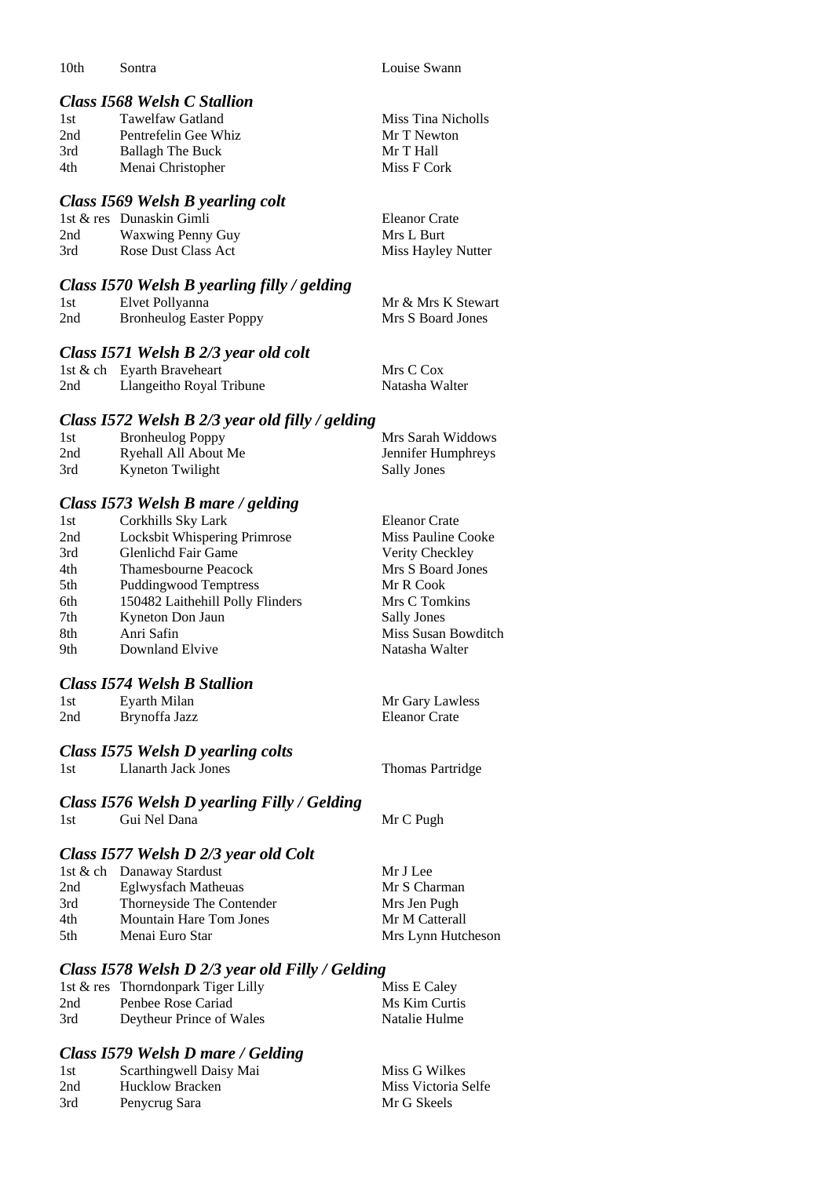| | | |
|---|---|---|
| 10th | Sontra | Louise Swann |

### *Class I568 Welsh C Stallion*

| | | |
|---|---|---|
| 1st | Tawelfaw Gatland | Miss Tina Nicholls |
| 2nd | Pentrefelin Gee Whiz | Mr T Newton |
| 3rd | Ballagh The Buck | Mr T Hall |
| 4th | Menai Christopher | Miss F Cork |

### *Class I569 Welsh B yearling colt*

| | | |
|---|---|---|
| 1st & res | Dunaskin Gimli | Eleanor Crate |
| 2nd | Waxwing Penny Guy | Mrs L Burt |
| 3rd | Rose Dust Class Act | Miss Hayley Nutter |

### *Class I570 Welsh B yearling filly / gelding*

| | | |
|---|---|---|
| 1st | Elvet Pollyanna | Mr & Mrs K Stewart |
| 2nd | Bronheulog Easter Poppy | Mrs S Board Jones |

### *Class I571 Welsh B 2/3 year old colt*

| | | |
|---|---|---|
| 1st & ch | Eyarth Braveheart | Mrs C Cox |
| 2nd | Llangeitho Royal Tribune | Natasha Walter |

### *Class I572 Welsh B 2/3 year old filly / gelding*

| | | |
|---|---|---|
| 1st | Bronheulog Poppy | Mrs Sarah Widdows |
| 2nd | Ryehall All About Me | Jennifer Humphreys |
| 3rd | Kyneton Twilight | Sally Jones |

### *Class I573 Welsh B mare / gelding*

| | | |
|---|---|---|
| 1st | Corkhills Sky Lark | Eleanor Crate |
| 2nd | Locksbit Whispering Primrose | Miss Pauline Cooke |
| 3rd | Glenlichd Fair Game | Verity Checkley |
| 4th | Thamesbourne Peacock | Mrs S Board Jones |
| 5th | Puddingwood Temptress | Mr R Cook |
| 6th | 150482 Laithehill Polly Flinders | Mrs C Tomkins |
| 7th | Kyneton Don Jaun | Sally Jones |
| 8th | Anri Safin | Miss Susan Bowditch |
| 9th | Downland Elvive | Natasha Walter |

### *Class I574 Welsh B Stallion*

| | | |
|---|---|---|
| 1st | Eyarth Milan | Mr Gary Lawless |
| 2nd | Brynoffa Jazz | Eleanor Crate |

### *Class I575 Welsh D yearling colts*

| | | |
|---|---|---|
| 1st | Llanarth Jack Jones | Thomas Partridge |

### *Class I576 Welsh D yearling Filly / Gelding*

| | | |
|---|---|---|
| 1st | Gui Nel Dana | Mr C Pugh |

### *Class I577 Welsh D 2/3 year old Colt*

| | | |
|---|---|---|
| 1st & ch | Danaway Stardust | Mr J Lee |
| 2nd | Eglwysfach Matheuas | Mr S Charman |
| 3rd | Thorneyside The Contender | Mrs Jen Pugh |
| 4th | Mountain Hare Tom Jones | Mr M Catterall |
| 5th | Menai Euro Star | Mrs Lynn Hutcheson |

### *Class I578 Welsh D 2/3 year old Filly / Gelding*

| | | |
|---|---|---|
| 1st & res | Thorndonpark Tiger Lilly | Miss E Caley |
| 2nd | Penbee Rose Cariad | Ms Kim Curtis |
| 3rd | Deytheur Prince of Wales | Natalie Hulme |

### *Class I579 Welsh D mare / Gelding*

| | | |
|---|---|---|
| 1st | Scarthingwell Daisy Mai | Miss G Wilkes |
| 2nd | Hucklow Bracken | Miss Victoria Selfe |
| 3rd | Penycrug Sara | Mr G Skeels |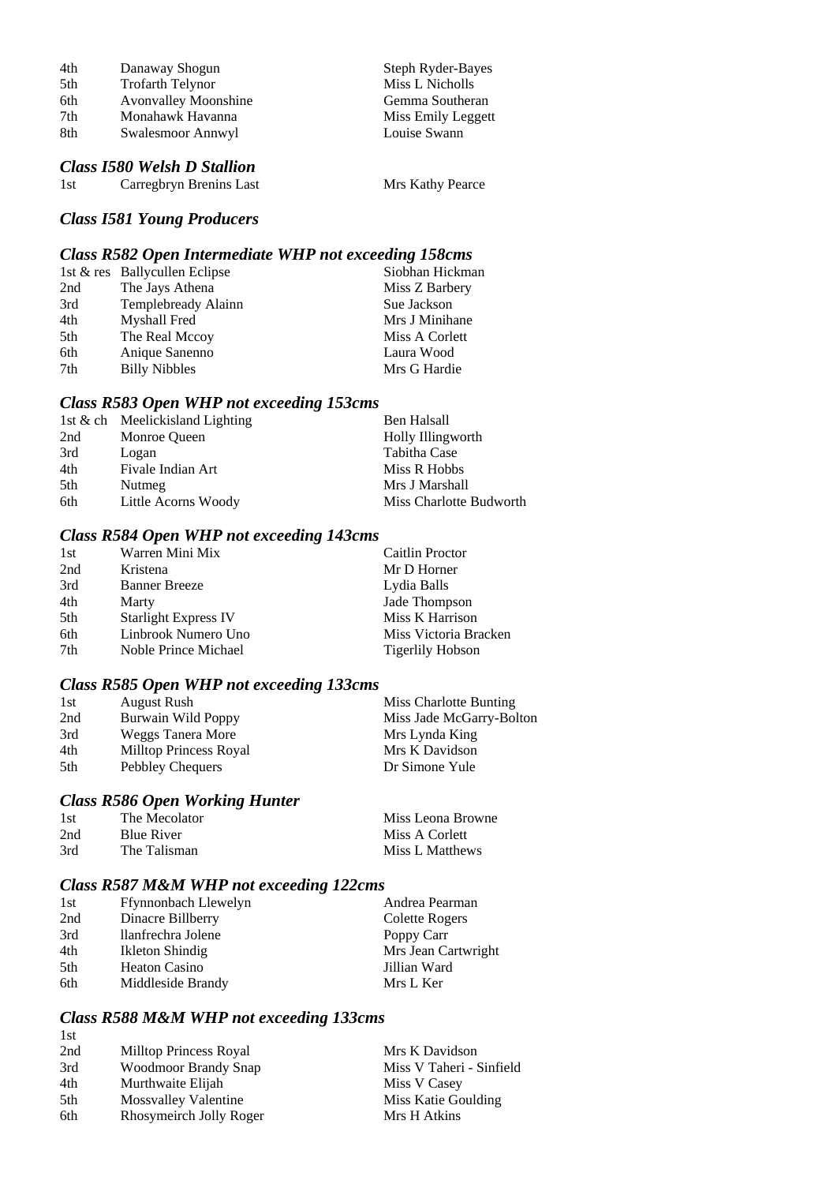| | | |
|---|---|---|
| 4th | Danaway Shogun | Steph Ryder-Bayes |
| 5th | Trofarth Telynor | Miss L Nicholls |
| 6th | Avonvalley Moonshine | Gemma Southeran |
| 7th | Monahawk Havanna | Miss Emily Leggett |
| 8th | Swalesmoor Annwyl | Louise Swann |

### *Class I580 Welsh D Stallion*

| | | |
|---|---|---|
| 1st | Carregbryn Brenins Last | Mrs Kathy Pearce |

### *Class I581 Young Producers*

### *Class R582 Open Intermediate WHP not exceeding 158cms*

| | | |
|---|---|---|
| 1st & res | Ballycullen Eclipse | Siobhan Hickman |
| 2nd | The Jays Athena | Miss Z Barbery |
| 3rd | Templebready Alainn | Sue Jackson |
| 4th | Myshall Fred | Mrs J Minihane |
| 5th | The Real Mccoy | Miss A Corlett |
| 6th | Anique Sanenno | Laura Wood |
| 7th | Billy Nibbles | Mrs G Hardie |

### *Class R583 Open WHP not exceeding 153cms*

| | | |
|---|---|---|
| 1st & ch | Meelickisland Lighting | Ben Halsall |
| 2nd | Monroe Queen | Holly Illingworth |
| 3rd | Logan | Tabitha Case |
| 4th | Fivale Indian Art | Miss R Hobbs |
| 5th | Nutmeg | Mrs J Marshall |
| 6th | Little Acorns Woody | Miss Charlotte Budworth |

### *Class R584 Open WHP not exceeding 143cms*

| | | |
|---|---|---|
| 1st | Warren Mini Mix | Caitlin Proctor |
| 2nd | Kristena | Mr D Horner |
| 3rd | Banner Breeze | Lydia Balls |
| 4th | Marty | Jade Thompson |
| 5th | Starlight Express IV | Miss K Harrison |
| 6th | Linbrook Numero Uno | Miss Victoria Bracken |
| 7th | Noble Prince Michael | Tigerlily Hobson |

### *Class R585 Open WHP not exceeding 133cms*

| | | |
|---|---|---|
| 1st | August Rush | Miss Charlotte Bunting |
| 2nd | Burwain Wild Poppy | Miss Jade McGarry-Bolton |
| 3rd | Weggs Tanera More | Mrs Lynda King |
| 4th | Milltop Princess Royal | Mrs K Davidson |
| 5th | Pebbley Chequers | Dr Simone Yule |

### *Class R586 Open Working Hunter*

| | | |
|---|---|---|
| 1st | The Mecolator | Miss Leona Browne |
| 2nd | Blue River | Miss A Corlett |
| 3rd | The Talisman | Miss L Matthews |

### *Class R587 M&M WHP not exceeding 122cms*

| | | |
|---|---|---|
| 1st | Ffynnonbach Llewelyn | Andrea Pearman |
| 2nd | Dinacre Billberry | Colette Rogers |
| 3rd | llanfrechra Jolene | Poppy Carr |
| 4th | Ikleton Shindig | Mrs Jean Cartwright |
| 5th | Heaton Casino | Jillian Ward |
| 6th | Middleside Brandy | Mrs L Ker |

### *Class R588 M&M WHP not exceeding 133cms*

| | | |
|---|---|---|
| 1st | | |
| 2nd | Milltop Princess Royal | Mrs K Davidson |
| 3rd | Woodmoor Brandy Snap | Miss V Taheri - Sinfield |
| 4th | Murthwaite Elijah | Miss V Casey |
| 5th | Mossvalley Valentine | Miss Katie Goulding |
| 6th | Rhosymeirch Jolly Roger | Mrs H Atkins |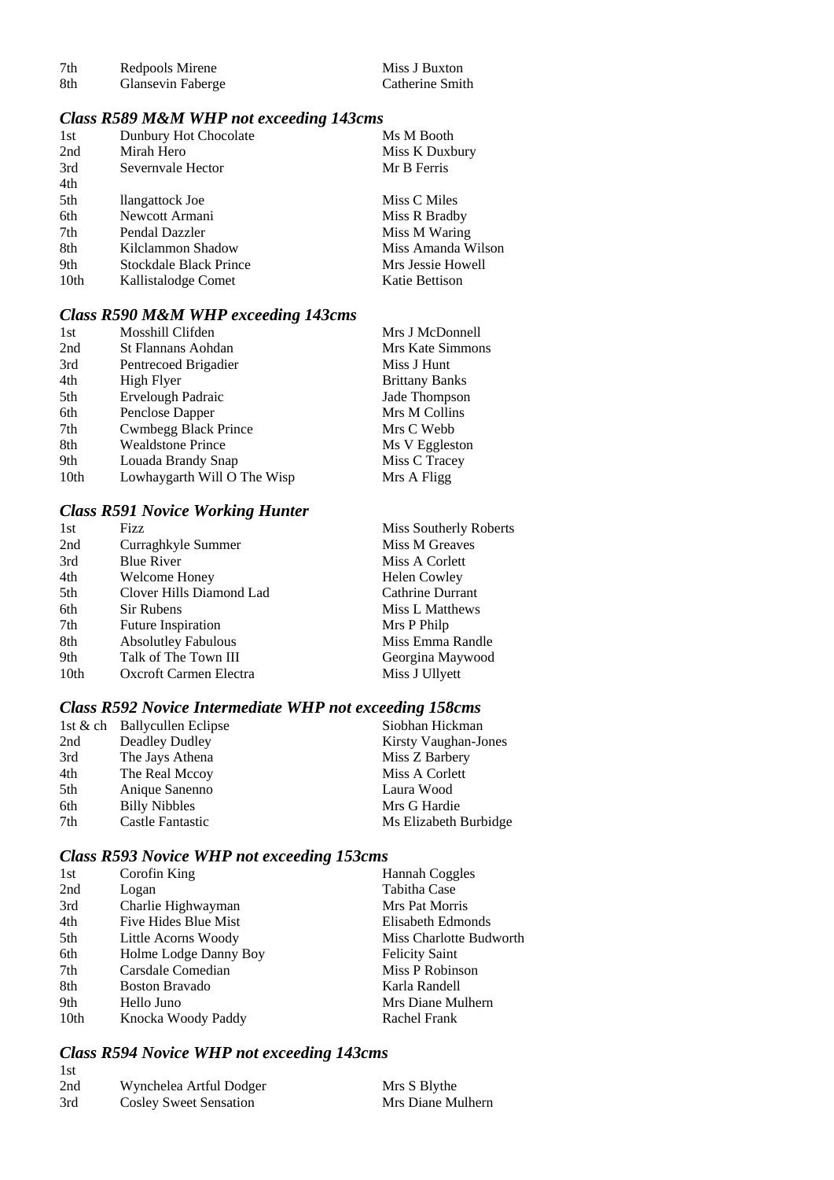| | | |
|---|---|---|
| 7th | Redpools Mirene | Miss J Buxton |
| 8th | Glansevin Faberge | Catherine Smith |

### *Class R589 M&M WHP not exceeding 143cms*

| | | |
|---|---|---|
| 1st | Dunbury Hot Chocolate | Ms M Booth |
| 2nd | Mirah Hero | Miss K Duxbury |
| 3rd | Severnvale Hector | Mr B Ferris |
| 4th | | |
| 5th | llangattock Joe | Miss C Miles |
| 6th | Newcott Armani | Miss R Bradby |
| 7th | Pendal Dazzler | Miss M Waring |
| 8th | Kilclammon Shadow | Miss Amanda Wilson |
| 9th | Stockdale Black Prince | Mrs Jessie Howell |
| 10th | Kallistalodge Comet | Katie Bettison |

### *Class R590 M&M WHP exceeding 143cms*

| | | |
|---|---|---|
| 1st | Mosshill Clifden | Mrs J McDonnell |
| 2nd | St Flannans Aohdan | Mrs Kate Simmons |
| 3rd | Pentrecoed Brigadier | Miss J Hunt |
| 4th | High Flyer | Brittany Banks |
| 5th | Ervelough Padraic | Jade Thompson |
| 6th | Penclose Dapper | Mrs M Collins |
| 7th | Cwmbegg Black Prince | Mrs C Webb |
| 8th | Wealdstone Prince | Ms V Eggleston |
| 9th | Louada Brandy Snap | Miss C Tracey |
| 10th | Lowhaygarth Will O The Wisp | Mrs A Fligg |

### *Class R591 Novice Working Hunter*

| | | |
|---|---|---|
| 1st | Fizz | Miss Southerly Roberts |
| 2nd | Curraghkyle Summer | Miss M Greaves |
| 3rd | Blue River | Miss A Corlett |
| 4th | Welcome Honey | Helen Cowley |
| 5th | Clover Hills Diamond Lad | Cathrine Durrant |
| 6th | Sir Rubens | Miss L Matthews |
| 7th | Future Inspiration | Mrs P Philp |
| 8th | Absolutley Fabulous | Miss Emma Randle |
| 9th | Talk of The Town III | Georgina Maywood |
| 10th | Oxcroft Carmen Electra | Miss J Ullyett |

### *Class R592 Novice Intermediate WHP not exceeding 158cms*

| | | |
|---|---|---|
| 1st & ch | Ballycullen Eclipse | Siobhan Hickman |
| 2nd | Deadley Dudley | Kirsty Vaughan-Jones |
| 3rd | The Jays Athena | Miss Z Barbery |
| 4th | The Real Mccoy | Miss A Corlett |
| 5th | Anique Sanenno | Laura Wood |
| 6th | Billy Nibbles | Mrs G Hardie |
| 7th | Castle Fantastic | Ms Elizabeth Burbidge |

### *Class R593 Novice WHP not exceeding 153cms*

| | | |
|---|---|---|
| 1st | Corofin King | Hannah Coggles |
| 2nd | Logan | Tabitha Case |
| 3rd | Charlie Highwayman | Mrs Pat Morris |
| 4th | Five Hides Blue Mist | Elisabeth Edmonds |
| 5th | Little Acorns Woody | Miss Charlotte Budworth |
| 6th | Holme Lodge Danny Boy | Felicity Saint |
| 7th | Carsdale Comedian | Miss P Robinson |
| 8th | Boston Bravado | Karla Randell |
| 9th | Hello Juno | Mrs Diane Mulhern |
| 10th | Knocka Woody Paddy | Rachel Frank |

### *Class R594 Novice WHP not exceeding 143cms*

| | | |
|---|---|---|
| 1st | | |
| 2nd | Wynchelea Artful Dodger | Mrs S Blythe |
| 3rd | Cosley Sweet Sensation | Mrs Diane Mulhern |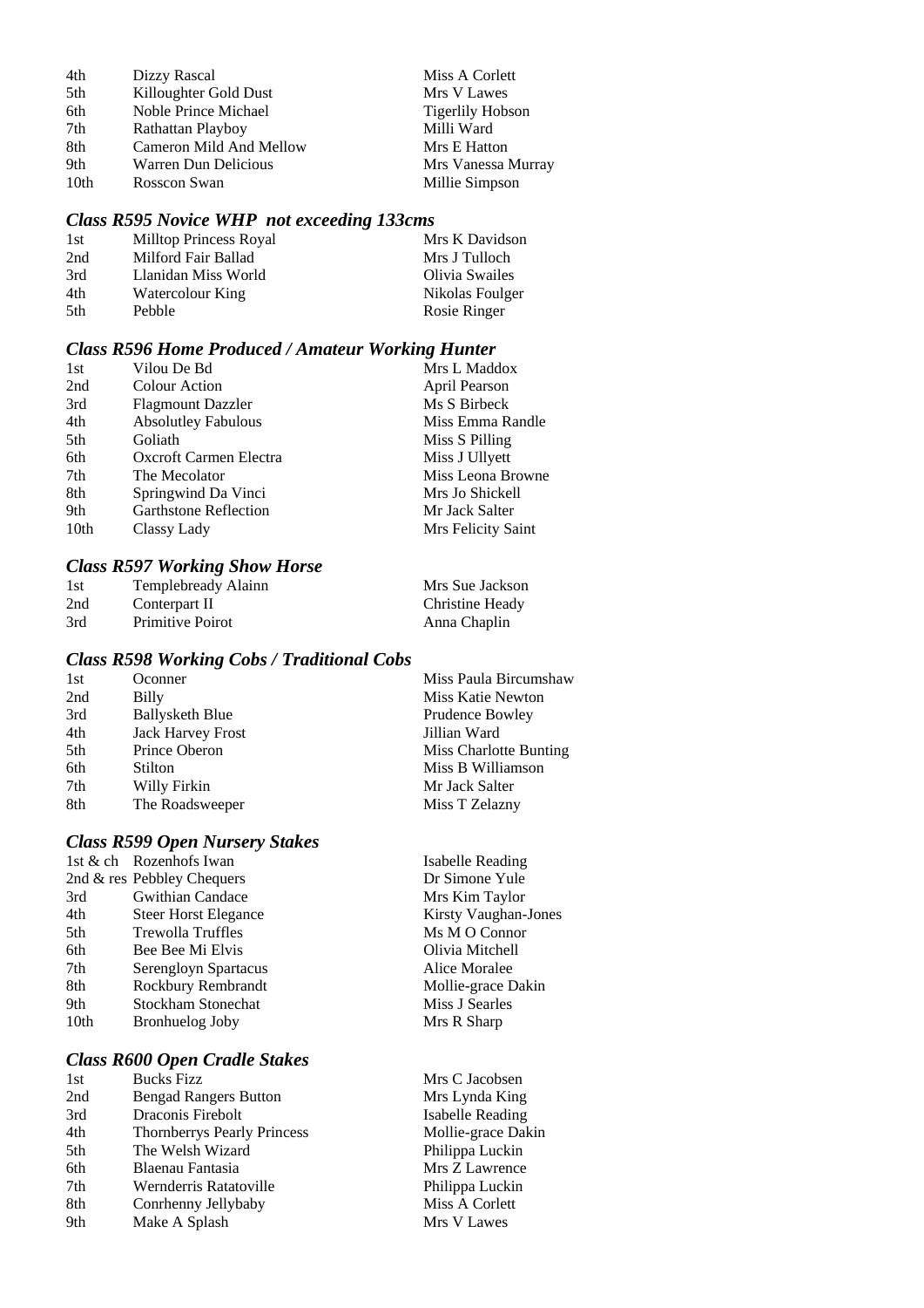| | | |
|---|---|---|
| 4th | Dizzy Rascal | Miss A Corlett |
| 5th | Killoughter Gold Dust | Mrs V Lawes |
| 6th | Noble Prince Michael | Tigerlily Hobson |
| 7th | Rathattan Playboy | Milli Ward |
| 8th | Cameron Mild And Mellow | Mrs E Hatton |
| 9th | Warren Dun Delicious | Mrs Vanessa Murray |
| 10th | Rosscon Swan | Millie Simpson |

### *Class R595 Novice WHP not exceeding 133cms*

| | | |
|---|---|---|
| 1st | Milltop Princess Royal | Mrs K Davidson |
| 2nd | Milford Fair Ballad | Mrs J Tulloch |
| 3rd | Llanidan Miss World | Olivia Swailes |
| 4th | Watercolour King | Nikolas Foulger |
| 5th | Pebble | Rosie Ringer |

### *Class R596 Home Produced / Amateur Working Hunter*

| | | |
|---|---|---|
| 1st | Vilou De Bd | Mrs L Maddox |
| 2nd | Colour Action | April Pearson |
| 3rd | Flagmount Dazzler | Ms S Birbeck |
| 4th | Absolutley Fabulous | Miss Emma Randle |
| 5th | Goliath | Miss S Pilling |
| 6th | Oxcroft Carmen Electra | Miss J Ullyett |
| 7th | The Mecolator | Miss Leona Browne |
| 8th | Springwind Da Vinci | Mrs Jo Shickell |
| 9th | Garthstone Reflection | Mr Jack Salter |
| 10th | Classy Lady | Mrs Felicity Saint |

### *Class R597 Working Show Horse*

| | | |
|---|---|---|
| 1st | Templebready Alainn | Mrs Sue Jackson |
| 2nd | Conterpart II | Christine Heady |
| 3rd | Primitive Poirot | Anna Chaplin |

### *Class R598 Working Cobs / Traditional Cobs*

| | | |
|---|---|---|
| 1st | Oconner | Miss Paula Bircumshaw |
| 2nd | Billy | Miss Katie Newton |
| 3rd | Ballysketh Blue | Prudence Bowley |
| 4th | Jack Harvey Frost | Jillian Ward |
| 5th | Prince Oberon | Miss Charlotte Bunting |
| 6th | Stilton | Miss B Williamson |
| 7th | Willy Firkin | Mr Jack Salter |
| 8th | The Roadsweeper | Miss T Zelazny |

### *Class R599 Open Nursery Stakes*

| | | |
|---|---|---|
| 1st & ch | Rozenhofs Iwan | Isabelle Reading |
| 2nd & res | Pebbley Chequers | Dr Simone Yule |
| 3rd | Gwithian Candace | Mrs Kim Taylor |
| 4th | Steer Horst Elegance | Kirsty Vaughan-Jones |
| 5th | Trewolla Truffles | Ms M O Connor |
| 6th | Bee Bee Mi Elvis | Olivia Mitchell |
| 7th | Serengloyn Spartacus | Alice Moralee |
| 8th | Rockbury Rembrandt | Mollie-grace Dakin |
| 9th | Stockham Stonechat | Miss J Searles |
| 10th | Bronhuelog Joby | Mrs R Sharp |

### *Class R600 Open Cradle Stakes*

| | | |
|---|---|---|
| 1st | Bucks Fizz | Mrs C Jacobsen |
| 2nd | Bengad Rangers Button | Mrs Lynda King |
| 3rd | Draconis Firebolt | Isabelle Reading |
| 4th | Thornberrys Pearly Princess | Mollie-grace Dakin |
| 5th | The Welsh Wizard | Philippa Luckin |
| 6th | Blaenau Fantasia | Mrs Z Lawrence |
| 7th | Wernderris Ratatoville | Philippa Luckin |
| 8th | Conrhenny Jellybaby | Miss A Corlett |
| 9th | Make A Splash | Mrs V Lawes |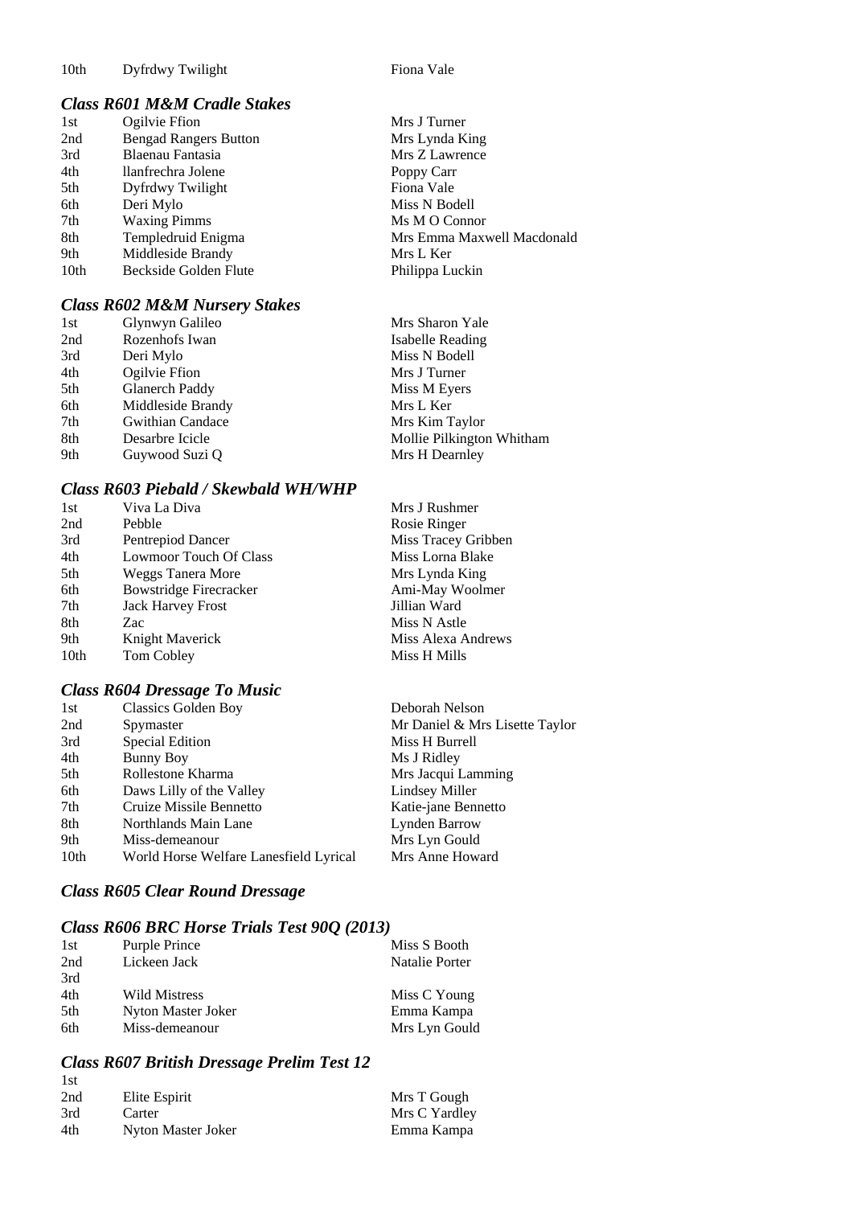| | | |
|---|---|---|
| 10th | Dyfrdwy Twilight | Fiona Vale |

### *Class R601 M&M Cradle Stakes*

| | | |
|---|---|---|
| 1st | Ogilvie Ffion | Mrs J Turner |
| 2nd | Bengad Rangers Button | Mrs Lynda King |
| 3rd | Blaenau Fantasia | Mrs Z Lawrence |
| 4th | llanfrechra Jolene | Poppy Carr |
| 5th | Dyfrdwy Twilight | Fiona Vale |
| 6th | Deri Mylo | Miss N Bodell |
| 7th | Waxing Pimms | Ms M O Connor |
| 8th | Templedruid Enigma | Mrs Emma Maxwell Macdonald |
| 9th | Middleside Brandy | Mrs L Ker |
| 10th | Beckside Golden Flute | Philippa Luckin |

### *Class R602 M&M Nursery Stakes*

| | | |
|---|---|---|
| 1st | Glynwyn Galileo | Mrs Sharon Yale |
| 2nd | Rozenhofs Iwan | Isabelle Reading |
| 3rd | Deri Mylo | Miss N Bodell |
| 4th | Ogilvie Ffion | Mrs J Turner |
| 5th | Glanerch Paddy | Miss M Eyers |
| 6th | Middleside Brandy | Mrs L Ker |
| 7th | Gwithian Candace | Mrs Kim Taylor |
| 8th | Desarbre Icicle | Mollie Pilkington Whitham |
| 9th | Guywood Suzi Q | Mrs H Dearnley |

### *Class R603 Piebald / Skewbald WH/WHP*

| | | |
|---|---|---|
| 1st | Viva La Diva | Mrs J Rushmer |
| 2nd | Pebble | Rosie Ringer |
| 3rd | Pentrepiod Dancer | Miss Tracey Gribben |
| 4th | Lowmoor Touch Of Class | Miss Lorna Blake |
| 5th | Weggs Tanera More | Mrs Lynda King |
| 6th | Bowstridge Firecracker | Ami-May Woolmer |
| 7th | Jack Harvey Frost | Jillian Ward |
| 8th | Zac | Miss N Astle |
| 9th | Knight Maverick | Miss Alexa Andrews |
| 10th | Tom Cobley | Miss H Mills |

### *Class R604 Dressage To Music*

| | | |
|---|---|---|
| 1st | Classics Golden Boy | Deborah Nelson |
| 2nd | Spymaster | Mr Daniel & Mrs Lisette Taylor |
| 3rd | Special Edition | Miss H Burrell |
| 4th | Bunny Boy | Ms J Ridley |
| 5th | Rollestone Kharma | Mrs Jacqui Lamming |
| 6th | Daws Lilly of the Valley | Lindsey Miller |
| 7th | Cruize Missile Bennetto | Katie-jane Bennetto |
| 8th | Northlands Main Lane | Lynden Barrow |
| 9th | Miss-demeanour | Mrs Lyn Gould |
| 10th | World Horse Welfare Lanesfield Lyrical | Mrs Anne Howard |

### *Class R605 Clear Round Dressage*

### *Class R606 BRC Horse Trials Test 90Q (2013)*

| | | |
|---|---|---|
| 1st | Purple Prince | Miss S Booth |
| 2nd | Lickeen Jack | Natalie Porter |
| 3rd | | |
| 4th | Wild Mistress | Miss C Young |
| 5th | Nyton Master Joker | Emma Kampa |
| 6th | Miss-demeanour | Mrs Lyn Gould |

### *Class R607 British Dressage Prelim Test 12*

| | | |
|---|---|---|
| 1st | | |
| 2nd | Elite Espirit | Mrs T Gough |
| 3rd | Carter | Mrs C Yardley |
| 4th | Nyton Master Joker | Emma Kampa |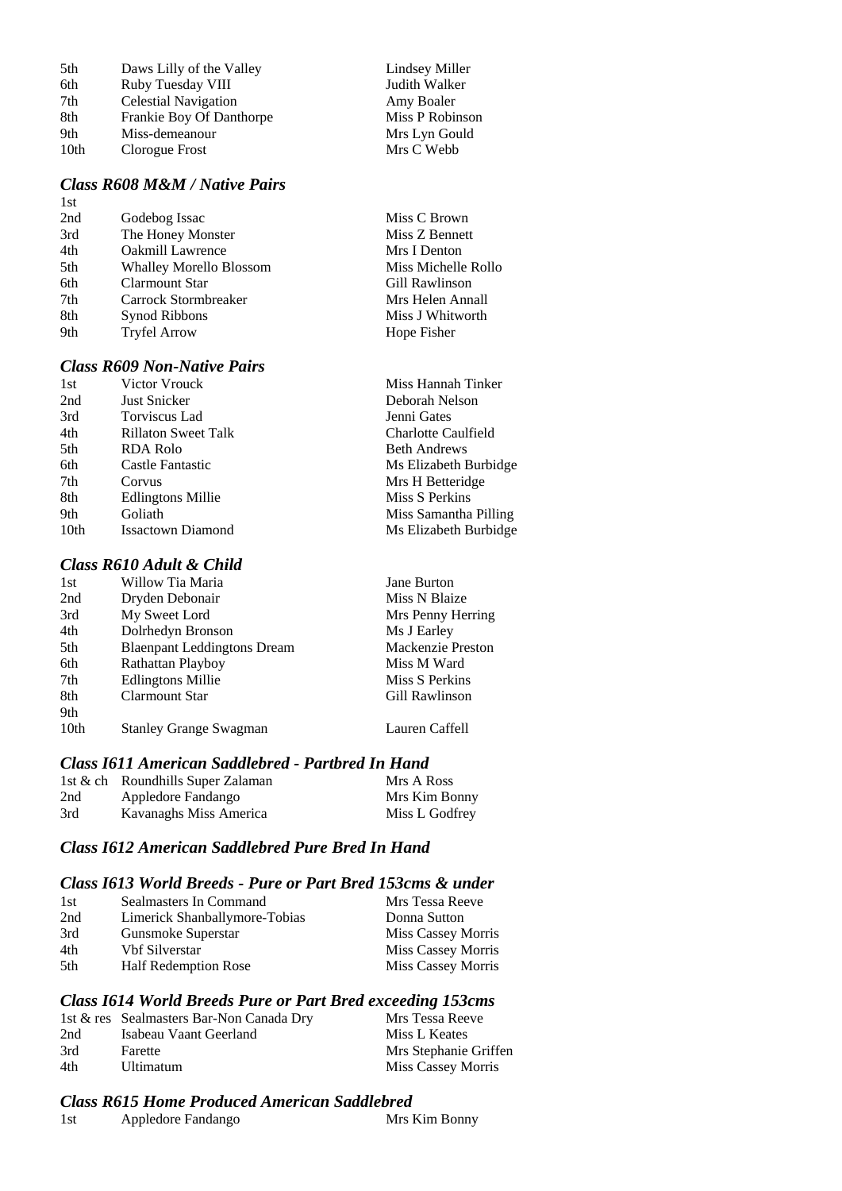| | | |
|---|---|---|
| 5th | Daws Lilly of the Valley | Lindsey Miller |
| 6th | Ruby Tuesday VIII | Judith Walker |
| 7th | Celestial Navigation | Amy Boaler |
| 8th | Frankie Boy Of Danthorpe | Miss P Robinson |
| 9th | Miss-demeanour | Mrs Lyn Gould |
| 10th | Clorogue Frost | Mrs C Webb |

### *Class R608 M&M / Native Pairs*

| | | |
|---|---|---|
| 1st | | |
| 2nd | Godebog Issac | Miss C Brown |
| 3rd | The Honey Monster | Miss Z Bennett |
| 4th | Oakmill Lawrence | Mrs I Denton |
| 5th | Whalley Morello Blossom | Miss Michelle Rollo |
| 6th | Clarmount Star | Gill Rawlinson |
| 7th | Carrock Stormbreaker | Mrs Helen Annall |
| 8th | Synod Ribbons | Miss J Whitworth |
| 9th | Tryfel Arrow | Hope Fisher |

### *Class R609 Non-Native Pairs*

| | | |
|---|---|---|
| 1st | Victor Vrouck | Miss Hannah Tinker |
| 2nd | Just Snicker | Deborah Nelson |
| 3rd | Torviscus Lad | Jenni Gates |
| 4th | Rillaton Sweet Talk | Charlotte Caulfield |
| 5th | RDA Rolo | Beth Andrews |
| 6th | Castle Fantastic | Ms Elizabeth Burbidge |
| 7th | Corvus | Mrs H Betteridge |
| 8th | Edlingtons Millie | Miss S Perkins |
| 9th | Goliath | Miss Samantha Pilling |
| 10th | Issactown Diamond | Ms Elizabeth Burbidge |

### *Class R610 Adult & Child*

| | | |
|---|---|---|
| 1st | Willow Tia Maria | Jane Burton |
| 2nd | Dryden Debonair | Miss N Blaize |
| 3rd | My Sweet Lord | Mrs Penny Herring |
| 4th | Dolrhedyn Bronson | Ms J Earley |
| 5th | Blaenpant Leddingtons Dream | Mackenzie Preston |
| 6th | Rathattan Playboy | Miss M Ward |
| 7th | Edlingtons Millie | Miss S Perkins |
| 8th | Clarmount Star | Gill Rawlinson |
| 9th | | |
| 10th | Stanley Grange Swagman | Lauren Caffell |

### *Class I611 American Saddlebred - Partbred In Hand*

| | | |
|---|---|---|
| 1st & ch | Roundhills Super Zalaman | Mrs A Ross |
| 2nd | Appledore Fandango | Mrs Kim Bonny |
| 3rd | Kavanaghs Miss America | Miss L Godfrey |

### *Class I612 American Saddlebred Pure Bred In Hand*

### *Class I613 World Breeds - Pure or Part Bred 153cms & under*

| | | |
|---|---|---|
| 1st | Sealmasters In Command | Mrs Tessa Reeve |
| 2nd | Limerick Shanballymore-Tobias | Donna Sutton |
| 3rd | Gunsmoke Superstar | Miss Cassey Morris |
| 4th | Vbf Silverstar | Miss Cassey Morris |
| 5th | Half Redemption Rose | Miss Cassey Morris |

### *Class I614 World Breeds Pure or Part Bred exceeding 153cms*

| | | |
|---|---|---|
| 1st & res | Sealmasters Bar-Non Canada Dry | Mrs Tessa Reeve |
| 2nd | Isabeau Vaant Geerland | Miss L Keates |
| 3rd | Farette | Mrs Stephanie Griffen |
| 4th | Ultimatum | Miss Cassey Morris |

### *Class R615 Home Produced American Saddlebred*

| | | |
|---|---|---|
| 1st | Appledore Fandango | Mrs Kim Bonny |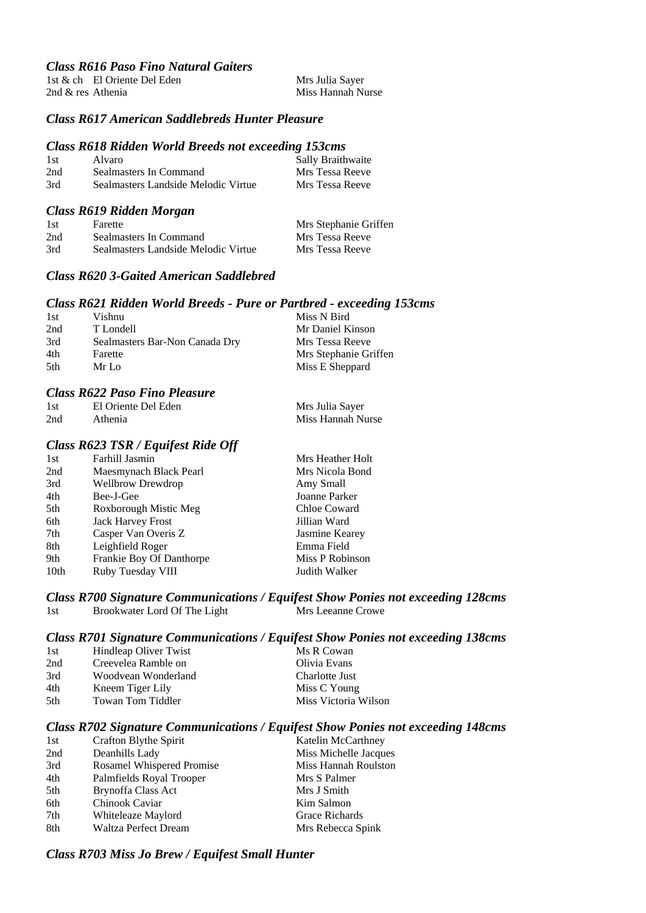### *Class R616 Paso Fino Natural Gaiters*

| | | |
|---|---|---|
| 1st & ch | El Oriente Del Eden | Mrs Julia Sayer |
| 2nd & res | Athenia | Miss Hannah Nurse |

### *Class R617 American Saddlebreds Hunter Pleasure*

### *Class R618 Ridden World Breeds not exceeding 153cms*

| | | |
|---|---|---|
| 1st | Alvaro | Sally Braithwaite |
| 2nd | Sealmasters In Command | Mrs Tessa Reeve |
| 3rd | Sealmasters Landside Melodic Virtue | Mrs Tessa Reeve |

### *Class R619 Ridden Morgan*

| | | |
|---|---|---|
| 1st | Farette | Mrs Stephanie Griffen |
| 2nd | Sealmasters In Command | Mrs Tessa Reeve |
| 3rd | Sealmasters Landside Melodic Virtue | Mrs Tessa Reeve |

### *Class R620 3-Gaited American Saddlebred*

### *Class R621 Ridden World Breeds - Pure or Partbred - exceeding 153cms*

| | | |
|---|---|---|
| 1st | Vishnu | Miss N Bird |
| 2nd | T Londell | Mr Daniel Kinson |
| 3rd | Sealmasters Bar-Non Canada Dry | Mrs Tessa Reeve |
| 4th | Farette | Mrs Stephanie Griffen |
| 5th | Mr Lo | Miss E Sheppard |

### *Class R622 Paso Fino Pleasure*

| | | |
|---|---|---|
| 1st | El Oriente Del Eden | Mrs Julia Sayer |
| 2nd | Athenia | Miss Hannah Nurse |

### *Class R623 TSR / Equifest Ride Off*

| | | |
|---|---|---|
| 1st | Farhill Jasmin | Mrs Heather Holt |
| 2nd | Maesmynach Black Pearl | Mrs Nicola Bond |
| 3rd | Wellbrow Drewdrop | Amy Small |
| 4th | Bee-J-Gee | Joanne Parker |
| 5th | Roxborough Mistic Meg | Chloe Coward |
| 6th | Jack Harvey Frost | Jillian Ward |
| 7th | Casper Van Overis Z | Jasmine Kearey |
| 8th | Leighfield Roger | Emma Field |
| 9th | Frankie Boy Of Danthorpe | Miss P Robinson |
| 10th | Ruby Tuesday VIII | Judith Walker |

### *Class R700 Signature Communications / Equifest Show Ponies not exceeding 128cms*

| | | |
|---|---|---|
| 1st | Brookwater Lord Of The Light | Mrs Leeanne Crowe |

### *Class R701 Signature Communications / Equifest Show Ponies not exceeding 138cms*

| | | |
|---|---|---|
| 1st | Hindleap Oliver Twist | Ms R Cowan |
| 2nd | Creevelea Ramble on | Olivia Evans |
| 3rd | Woodvean Wonderland | Charlotte Just |
| 4th | Kneem Tiger Lily | Miss C Young |
| 5th | Towan Tom Tiddler | Miss Victoria Wilson |

### *Class R702 Signature Communications / Equifest Show Ponies not exceeding 148cms*

| | | |
|---|---|---|
| 1st | Crafton Blythe Spirit | Katelin McCarthney |
| 2nd | Deanhills Lady | Miss Michelle Jacques |
| 3rd | Rosamel Whispered Promise | Miss Hannah Roulston |
| 4th | Palmfields Royal Trooper | Mrs S Palmer |
| 5th | Brynoffa Class Act | Mrs J Smith |
| 6th | Chinook Caviar | Kim Salmon |
| 7th | Whiteleaze Maylord | Grace Richards |
| 8th | Waltza Perfect Dream | Mrs Rebecca Spink |

### *Class R703 Miss Jo Brew / Equifest Small Hunter*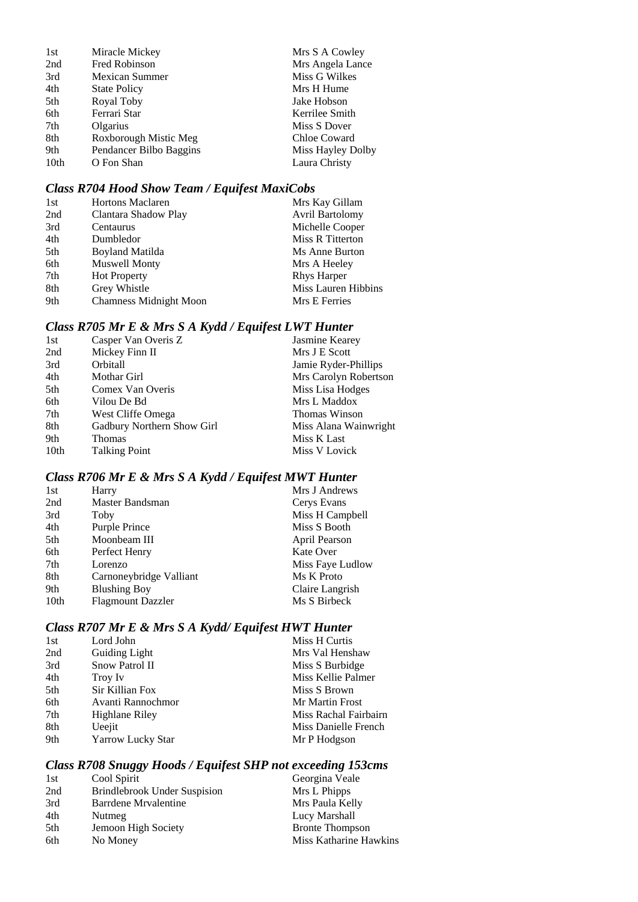| | | |
|---|---|---|
| 1st | Miracle Mickey | Mrs S A Cowley |
| 2nd | Fred Robinson | Mrs Angela Lance |
| 3rd | Mexican Summer | Miss G Wilkes |
| 4th | State Policy | Mrs H Hume |
| 5th | Royal Toby | Jake Hobson |
| 6th | Ferrari Star | Kerrilee Smith |
| 7th | Olgarius | Miss S Dover |
| 8th | Roxborough Mistic Meg | Chloe Coward |
| 9th | Pendancer Bilbo Baggins | Miss Hayley Dolby |
| 10th | O Fon Shan | Laura Christy |

### *Class R704 Hood Show Team / Equifest MaxiCobs*

| | | |
|---|---|---|
| 1st | Hortons Maclaren | Mrs Kay Gillam |
| 2nd | Clantara Shadow Play | Avril Bartolomy |
| 3rd | Centaurus | Michelle Cooper |
| 4th | Dumbledor | Miss R Titterton |
| 5th | Boyland Matilda | Ms Anne Burton |
| 6th | Muswell Monty | Mrs A Heeley |
| 7th | Hot Property | Rhys Harper |
| 8th | Grey Whistle | Miss Lauren Hibbins |
| 9th | Chamness Midnight Moon | Mrs E Ferries |

### *Class R705 Mr E & Mrs S A Kydd / Equifest LWT Hunter*

| | | |
|---|---|---|
| 1st | Casper Van Overis Z | Jasmine Kearey |
| 2nd | Mickey Finn II | Mrs J E Scott |
| 3rd | Orbitall | Jamie Ryder-Phillips |
| 4th | Mothar Girl | Mrs Carolyn Robertson |
| 5th | Comex Van Overis | Miss Lisa Hodges |
| 6th | Vilou De Bd | Mrs L Maddox |
| 7th | West Cliffe Omega | Thomas Winson |
| 8th | Gadbury Northern Show Girl | Miss Alana Wainwright |
| 9th | Thomas | Miss K Last |
| 10th | Talking Point | Miss V Lovick |

### *Class R706 Mr E & Mrs S A Kydd / Equifest MWT Hunter*

| | | |
|---|---|---|
| 1st | Harry | Mrs J Andrews |
| 2nd | Master Bandsman | Cerys Evans |
| 3rd | Toby | Miss H Campbell |
| 4th | Purple Prince | Miss S Booth |
| 5th | Moonbeam III | April Pearson |
| 6th | Perfect Henry | Kate Over |
| 7th | Lorenzo | Miss Faye Ludlow |
| 8th | Carnoneybridge Valliant | Ms K Proto |
| 9th | Blushing Boy | Claire Langrish |
| 10th | Flagmount Dazzler | Ms S Birbeck |

### *Class R707 Mr E & Mrs S A Kydd/ Equifest HWT Hunter*

| | | |
|---|---|---|
| 1st | Lord John | Miss H Curtis |
| 2nd | Guiding Light | Mrs Val Henshaw |
| 3rd | Snow Patrol II | Miss S Burbidge |
| 4th | Troy Iv | Miss Kellie Palmer |
| 5th | Sir Killian Fox | Miss S Brown |
| 6th | Avanti Rannochmor | Mr Martin Frost |
| 7th | Highlane Riley | Miss Rachal Fairbairn |
| 8th | Ueejit | Miss Danielle French |
| 9th | Yarrow Lucky Star | Mr P Hodgson |

### *Class R708 Snuggy Hoods / Equifest SHP not exceeding 153cms*

| | | |
|---|---|---|
| 1st | Cool Spirit | Georgina Veale |
| 2nd | Brindlebrook Under Suspision | Mrs L Phipps |
| 3rd | Barrdene Mrvalentine | Mrs Paula Kelly |
| 4th | Nutmeg | Lucy Marshall |
| 5th | Jemoon High Society | Bronte Thompson |
| 6th | No Money | Miss Katharine Hawkins |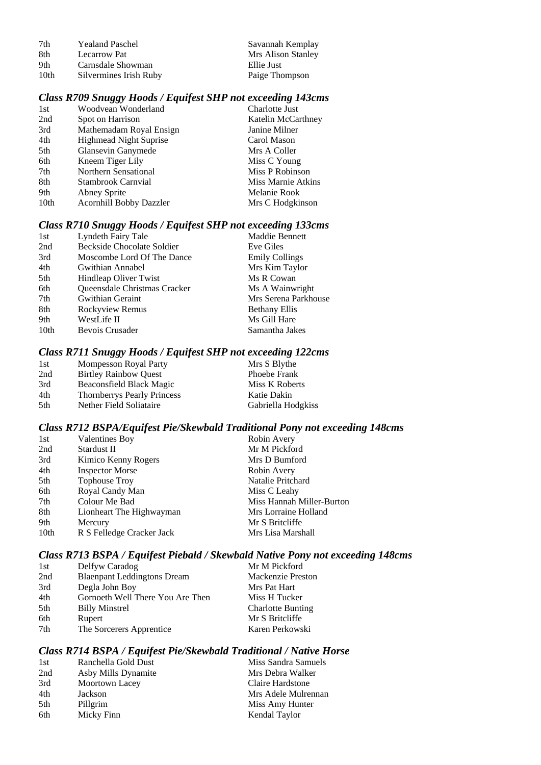| | | |
|---|---|---|
| 7th | Yealand Paschel | Savannah Kemplay |
| 8th | Lecarrow Pat | Mrs Alison Stanley |
| 9th | Carnsdale Showman | Ellie Just |
| 10th | Silvermines Irish Ruby | Paige Thompson |

### *Class R709 Snuggy Hoods / Equifest SHP not exceeding 143cms*

| | | |
|---|---|---|
| 1st | Woodvean Wonderland | Charlotte Just |
| 2nd | Spot on Harrison | Katelin McCarthney |
| 3rd | Mathemadam Royal Ensign | Janine Milner |
| 4th | Highmead Night Suprise | Carol Mason |
| 5th | Glansevin Ganymede | Mrs A Coller |
| 6th | Kneem Tiger Lily | Miss C Young |
| 7th | Northern Sensational | Miss P Robinson |
| 8th | Stambrook Carnvial | Miss Marnie Atkins |
| 9th | Abney Sprite | Melanie Rook |
| 10th | Acornhill Bobby Dazzler | Mrs C Hodgkinson |

### *Class R710 Snuggy Hoods / Equifest SHP not exceeding 133cms*

| | | |
|---|---|---|
| 1st | Lyndeth Fairy Tale | Maddie Bennett |
| 2nd | Beckside Chocolate Soldier | Eve Giles |
| 3rd | Moscombe Lord Of The Dance | Emily Collings |
| 4th | Gwithian Annabel | Mrs Kim Taylor |
| 5th | Hindleap Oliver Twist | Ms R Cowan |
| 6th | Queensdale Christmas Cracker | Ms A Wainwright |
| 7th | Gwithian Geraint | Mrs Serena Parkhouse |
| 8th | Rockyview Remus | Bethany Ellis |
| 9th | WestLife II | Ms Gill Hare |
| 10th | Bevois Crusader | Samantha Jakes |

### *Class R711 Snuggy Hoods / Equifest SHP not exceeding 122cms*

| | | |
|---|---|---|
| 1st | Mompesson Royal Party | Mrs S Blythe |
| 2nd | Birtley Rainbow Quest | Phoebe Frank |
| 3rd | Beaconsfield Black Magic | Miss K Roberts |
| 4th | Thornberrys Pearly Princess | Katie Dakin |
| 5th | Nether Field Soliataire | Gabriella Hodgkiss |

### *Class R712 BSPA/Equifest Pie/Skewbald Traditional Pony not exceeding 148cms*

| | | |
|---|---|---|
| 1st | Valentines Boy | Robin Avery |
| 2nd | Stardust II | Mr M Pickford |
| 3rd | Kimico Kenny Rogers | Mrs D Bumford |
| 4th | Inspector Morse | Robin Avery |
| 5th | Tophouse Troy | Natalie Pritchard |
| 6th | Royal Candy Man | Miss C Leahy |
| 7th | Colour Me Bad | Miss Hannah Miller-Burton |
| 8th | Lionheart The Highwayman | Mrs Lorraine Holland |
| 9th | Mercury | Mr S Britcliffe |
| 10th | R S Felledge Cracker Jack | Mrs Lisa Marshall |

### *Class R713 BSPA / Equifest Piebald / Skewbald Native Pony not exceeding 148cms*

| | | |
|---|---|---|
| 1st | Delfyw Caradog | Mr M Pickford |
| 2nd | Blaenpant Leddingtons Dream | Mackenzie Preston |
| 3rd | Degla John Boy | Mrs Pat Hart |
| 4th | Gornoeth Well There You Are Then | Miss H Tucker |
| 5th | Billy Minstrel | Charlotte Bunting |
| 6th | Rupert | Mr S Britcliffe |
| 7th | The Sorcerers Apprentice | Karen Perkowski |

### *Class R714 BSPA / Equifest Pie/Skewbald Traditional / Native Horse*

| | | |
|---|---|---|
| 1st | Ranchella Gold Dust | Miss Sandra Samuels |
| 2nd | Asby Mills Dynamite | Mrs Debra Walker |
| 3rd | Moortown Lacey | Claire Hardstone |
| 4th | Jackson | Mrs Adele Mulrennan |
| 5th | Pillgrim | Miss Amy Hunter |
| 6th | Micky Finn | Kendal Taylor |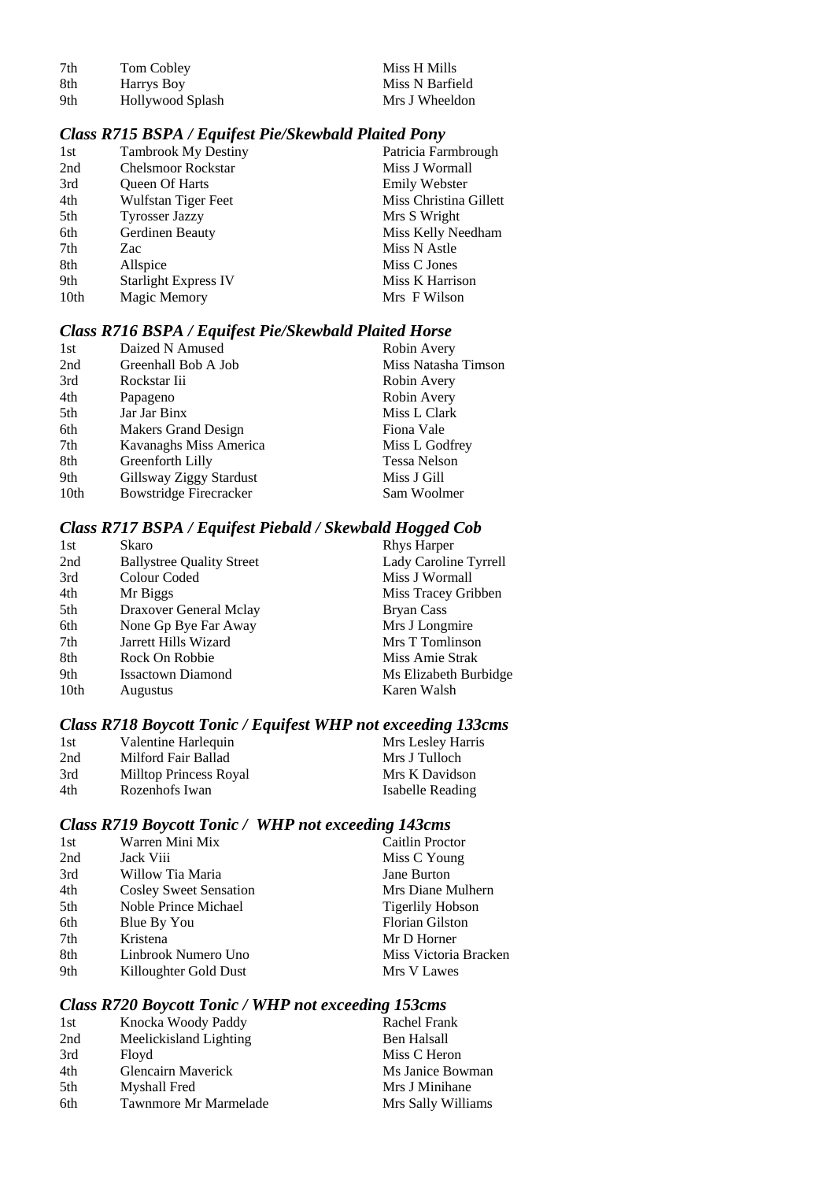| | | |
|---|---|---|
| 7th | Tom Cobley | Miss H Mills |
| 8th | Harrys Boy | Miss N Barfield |
| 9th | Hollywood Splash | Mrs J Wheeldon |

### *Class R715 BSPA / Equifest Pie/Skewbald Plaited Pony*

| | | |
|---|---|---|
| 1st | Tambrook My Destiny | Patricia Farmbrough |
| 2nd | Chelsmoor Rockstar | Miss J Wormall |
| 3rd | Queen Of Harts | Emily Webster |
| 4th | Wulfstan Tiger Feet | Miss Christina Gillett |
| 5th | Tyrosser Jazzy | Mrs S Wright |
| 6th | Gerdinen Beauty | Miss Kelly Needham |
| 7th | Zac | Miss N Astle |
| 8th | Allspice | Miss C Jones |
| 9th | Starlight Express IV | Miss K Harrison |
| 10th | Magic Memory | Mrs F Wilson |

### *Class R716 BSPA / Equifest Pie/Skewbald Plaited Horse*

| | | |
|---|---|---|
| 1st | Daized N Amused | Robin Avery |
| 2nd | Greenhall Bob A Job | Miss Natasha Timson |
| 3rd | Rockstar Iii | Robin Avery |
| 4th | Papageno | Robin Avery |
| 5th | Jar Jar Binx | Miss L Clark |
| 6th | Makers Grand Design | Fiona Vale |
| 7th | Kavanaghs Miss America | Miss L Godfrey |
| 8th | Greenforth Lilly | Tessa Nelson |
| 9th | Gillsway Ziggy Stardust | Miss J Gill |
| 10th | Bowstridge Firecracker | Sam Woolmer |

### *Class R717 BSPA / Equifest Piebald / Skewbald Hogged Cob*

| | | |
|---|---|---|
| 1st | Skaro | Rhys Harper |
| 2nd | Ballystree Quality Street | Lady Caroline Tyrrell |
| 3rd | Colour Coded | Miss J Wormall |
| 4th | Mr Biggs | Miss Tracey Gribben |
| 5th | Draxover General Mclay | Bryan Cass |
| 6th | None Gp Bye Far Away | Mrs J Longmire |
| 7th | Jarrett Hills Wizard | Mrs T Tomlinson |
| 8th | Rock On Robbie | Miss Amie Strak |
| 9th | Issactown Diamond | Ms Elizabeth Burbidge |
| 10th | Augustus | Karen Walsh |

### *Class R718 Boycott Tonic / Equifest WHP not exceeding 133cms*

| | | |
|---|---|---|
| 1st | Valentine Harlequin | Mrs Lesley Harris |
| 2nd | Milford Fair Ballad | Mrs J Tulloch |
| 3rd | Milltop Princess Royal | Mrs K Davidson |
| 4th | Rozenhofs Iwan | Isabelle Reading |

### *Class R719 Boycott Tonic / WHP not exceeding 143cms*

| | | |
|---|---|---|
| 1st | Warren Mini Mix | Caitlin Proctor |
| 2nd | Jack Viii | Miss C Young |
| 3rd | Willow Tia Maria | Jane Burton |
| 4th | Cosley Sweet Sensation | Mrs Diane Mulhern |
| 5th | Noble Prince Michael | Tigerlily Hobson |
| 6th | Blue By You | Florian Gilston |
| 7th | Kristena | Mr D Horner |
| 8th | Linbrook Numero Uno | Miss Victoria Bracken |
| 9th | Killoughter Gold Dust | Mrs V Lawes |

### *Class R720 Boycott Tonic / WHP not exceeding 153cms*

| | | |
|---|---|---|
| 1st | Knocka Woody Paddy | Rachel Frank |
| 2nd | Meelickisland Lighting | Ben Halsall |
| 3rd | Floyd | Miss C Heron |
| 4th | Glencairn Maverick | Ms Janice Bowman |
| 5th | Myshall Fred | Mrs J Minihane |
| 6th | Tawnmore Mr Marmelade | Mrs Sally Williams |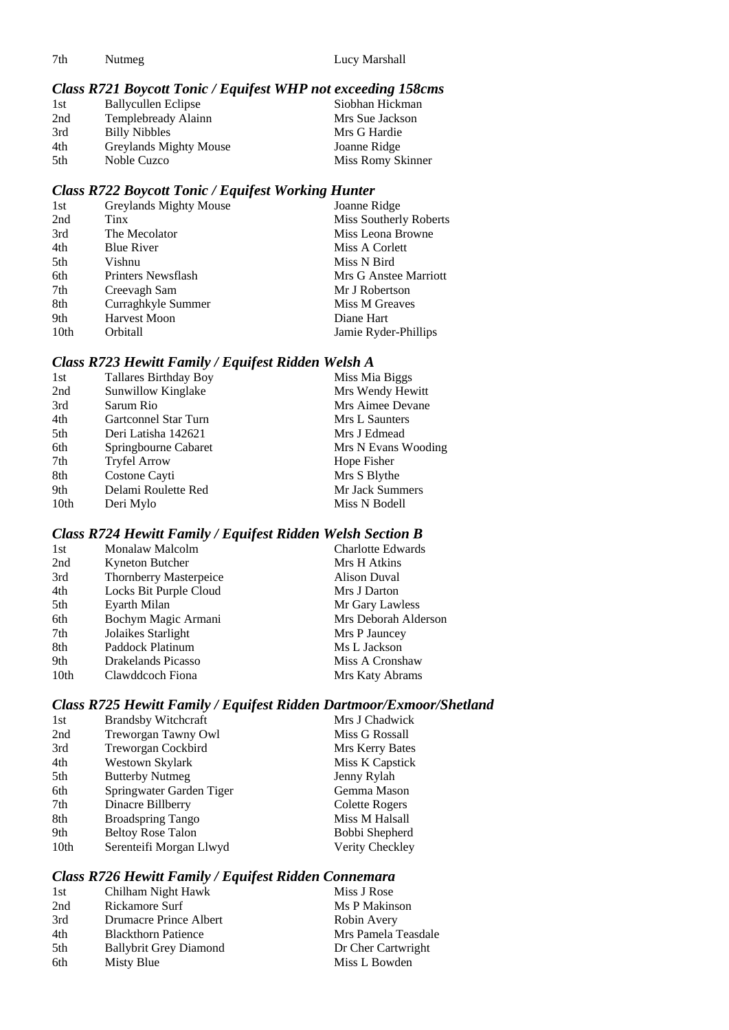| | | |
|---|---|---|
| 7th | Nutmeg | Lucy Marshall |

### *Class R721 Boycott Tonic / Equifest WHP not exceeding 158cms*

| | | |
|---|---|---|
| 1st | Ballycullen Eclipse | Siobhan Hickman |
| 2nd | Templebready Alainn | Mrs Sue Jackson |
| 3rd | Billy Nibbles | Mrs G Hardie |
| 4th | Greylands Mighty Mouse | Joanne Ridge |
| 5th | Noble Cuzco | Miss Romy Skinner |

### *Class R722 Boycott Tonic / Equifest Working Hunter*

| | | |
|---|---|---|
| 1st | Greylands Mighty Mouse | Joanne Ridge |
| 2nd | Tinx | Miss Southerly Roberts |
| 3rd | The Mecolator | Miss Leona Browne |
| 4th | Blue River | Miss A Corlett |
| 5th | Vishnu | Miss N Bird |
| 6th | Printers Newsflash | Mrs G Anstee Marriott |
| 7th | Creevagh Sam | Mr J Robertson |
| 8th | Curraghkyle Summer | Miss M Greaves |
| 9th | Harvest Moon | Diane Hart |
| 10th | Orbitall | Jamie Ryder-Phillips |

### *Class R723 Hewitt Family / Equifest Ridden Welsh A*

| | | |
|---|---|---|
| 1st | Tallares Birthday Boy | Miss Mia Biggs |
| 2nd | Sunwillow Kinglake | Mrs Wendy Hewitt |
| 3rd | Sarum Rio | Mrs Aimee Devane |
| 4th | Gartconnel Star Turn | Mrs L Saunters |
| 5th | Deri Latisha 142621 | Mrs J Edmead |
| 6th | Springbourne Cabaret | Mrs N Evans Wooding |
| 7th | Tryfel Arrow | Hope Fisher |
| 8th | Costone Cayti | Mrs S Blythe |
| 9th | Delami Roulette Red | Mr Jack Summers |
| 10th | Deri Mylo | Miss N Bodell |

### *Class R724 Hewitt Family / Equifest Ridden Welsh Section B*

| | | |
|---|---|---|
| 1st | Monalaw Malcolm | Charlotte Edwards |
| 2nd | Kyneton Butcher | Mrs H Atkins |
| 3rd | Thornberry Masterpeice | Alison Duval |
| 4th | Locks Bit Purple Cloud | Mrs J Darton |
| 5th | Eyarth Milan | Mr Gary Lawless |
| 6th | Bochym Magic Armani | Mrs Deborah Alderson |
| 7th | Jolaikes Starlight | Mrs P Jauncey |
| 8th | Paddock Platinum | Ms L Jackson |
| 9th | Drakelands Picasso | Miss A Cronshaw |
| 10th | Clawddcoch Fiona | Mrs Katy Abrams |

### *Class R725 Hewitt Family / Equifest Ridden Dartmoor/Exmoor/Shetland*

| | | |
|---|---|---|
| 1st | Brandsby Witchcraft | Mrs J Chadwick |
| 2nd | Treworgan Tawny Owl | Miss G Rossall |
| 3rd | Treworgan Cockbird | Mrs Kerry Bates |
| 4th | Westown Skylark | Miss K Capstick |
| 5th | Butterby Nutmeg | Jenny Rylah |
| 6th | Springwater Garden Tiger | Gemma Mason |
| 7th | Dinacre Billberry | Colette Rogers |
| 8th | Broadspring Tango | Miss M Halsall |
| 9th | Beltoy Rose Talon | Bobbi Shepherd |
| 10th | Serenteifi Morgan Llwyd | Verity Checkley |

### *Class R726 Hewitt Family / Equifest Ridden Connemara*

| | | |
|---|---|---|
| 1st | Chilham Night Hawk | Miss J Rose |
| 2nd | Rickamore Surf | Ms P Makinson |
| 3rd | Drumacre Prince Albert | Robin Avery |
| 4th | Blackthorn Patience | Mrs Pamela Teasdale |
| 5th | Ballybrit Grey Diamond | Dr Cher Cartwright |
| 6th | Misty Blue | Miss L Bowden |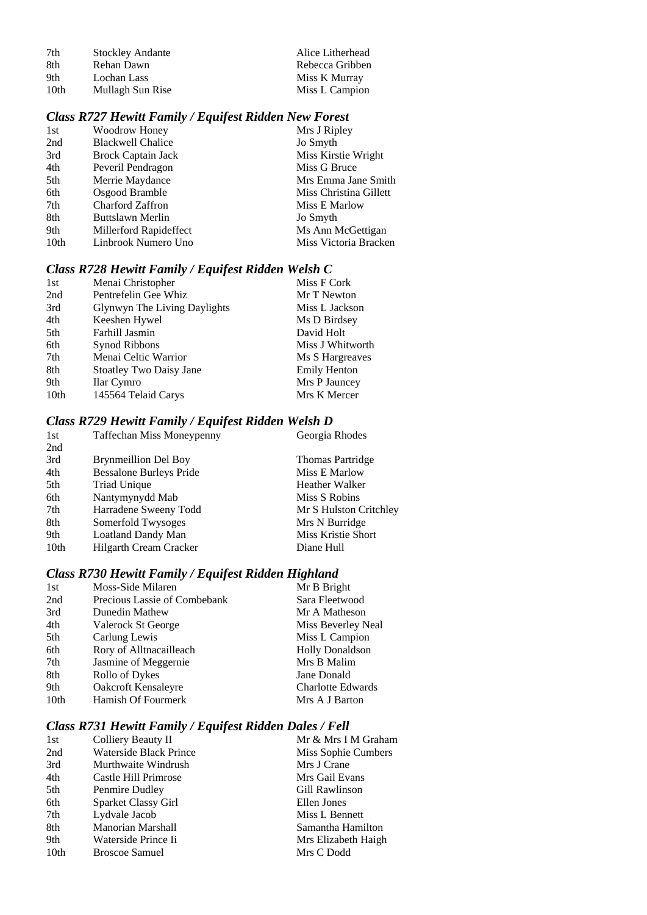| | | |
|---|---|---|
| 7th | Stockley Andante | Alice Litherhead |
| 8th | Rehan Dawn | Rebecca Gribben |
| 9th | Lochan Lass | Miss K Murray |
| 10th | Mullagh Sun Rise | Miss L Campion |

### *Class R727 Hewitt Family / Equifest Ridden New Forest*

| | | |
|---|---|---|
| 1st | Woodrow Honey | Mrs J Ripley |
| 2nd | Blackwell Chalice | Jo Smyth |
| 3rd | Brock Captain Jack | Miss Kirstie Wright |
| 4th | Peveril Pendragon | Miss G Bruce |
| 5th | Merrie Maydance | Mrs Emma Jane Smith |
| 6th | Osgood Bramble | Miss Christina Gillett |
| 7th | Charford Zaffron | Miss E Marlow |
| 8th | Buttslawn Merlin | Jo Smyth |
| 9th | Millerford Rapideffect | Ms Ann McGettigan |
| 10th | Linbrook Numero Uno | Miss Victoria Bracken |

### *Class R728 Hewitt Family / Equifest Ridden Welsh C*

| | | |
|---|---|---|
| 1st | Menai Christopher | Miss F Cork |
| 2nd | Pentrefelin Gee Whiz | Mr T Newton |
| 3rd | Glynwyn The Living Daylights | Miss L Jackson |
| 4th | Keeshen Hywel | Ms D Birdsey |
| 5th | Farhill Jasmin | David Holt |
| 6th | Synod Ribbons | Miss J Whitworth |
| 7th | Menai Celtic Warrior | Ms S Hargreaves |
| 8th | Stoatley Two Daisy Jane | Emily Henton |
| 9th | Ilar Cymro | Mrs P Jauncey |
| 10th | 145564 Telaid Carys | Mrs K Mercer |

### *Class R729 Hewitt Family / Equifest Ridden Welsh D*

| | | |
|---|---|---|
| 1st | Taffechan Miss Moneypenny | Georgia Rhodes |
| 2nd | | |
| 3rd | Brynmeillion Del Boy | Thomas Partridge |
| 4th | Bessalone Burleys Pride | Miss E Marlow |
| 5th | Triad Unique | Heather Walker |
| 6th | Nantymynydd Mab | Miss S Robins |
| 7th | Harradene Sweeny Todd | Mr S Hulston Critchley |
| 8th | Somerfold Twysoges | Mrs N Burridge |
| 9th | Loatland Dandy Man | Miss Kristie Short |
| 10th | Hilgarth Cream Cracker | Diane Hull |

### *Class R730 Hewitt Family / Equifest Ridden Highland*

| | | |
|---|---|---|
| 1st | Moss-Side Milaren | Mr B Bright |
| 2nd | Precious Lassie of Combebank | Sara Fleetwood |
| 3rd | Dunedin Mathew | Mr A Matheson |
| 4th | Valerock St George | Miss Beverley Neal |
| 5th | Carlung Lewis | Miss L Campion |
| 6th | Rory of Alltnacailleach | Holly Donaldson |
| 7th | Jasmine of Meggernie | Mrs B Malim |
| 8th | Rollo of Dykes | Jane Donald |
| 9th | Oakcroft Kensaleyre | Charlotte Edwards |
| 10th | Hamish Of Fourmerk | Mrs A J Barton |

### *Class R731 Hewitt Family / Equifest Ridden Dales / Fell*

| | | |
|---|---|---|
| 1st | Colliery Beauty II | Mr & Mrs I M Graham |
| 2nd | Waterside Black Prince | Miss Sophie Cumbers |
| 3rd | Murthwaite Windrush | Mrs J Crane |
| 4th | Castle Hill Primrose | Mrs Gail Evans |
| 5th | Penmire Dudley | Gill Rawlinson |
| 6th | Sparket Classy Girl | Ellen Jones |
| 7th | Lydvale Jacob | Miss L Bennett |
| 8th | Manorian Marshall | Samantha Hamilton |
| 9th | Waterside Prince Ii | Mrs Elizabeth Haigh |
| 10th | Broscoe Samuel | Mrs C Dodd |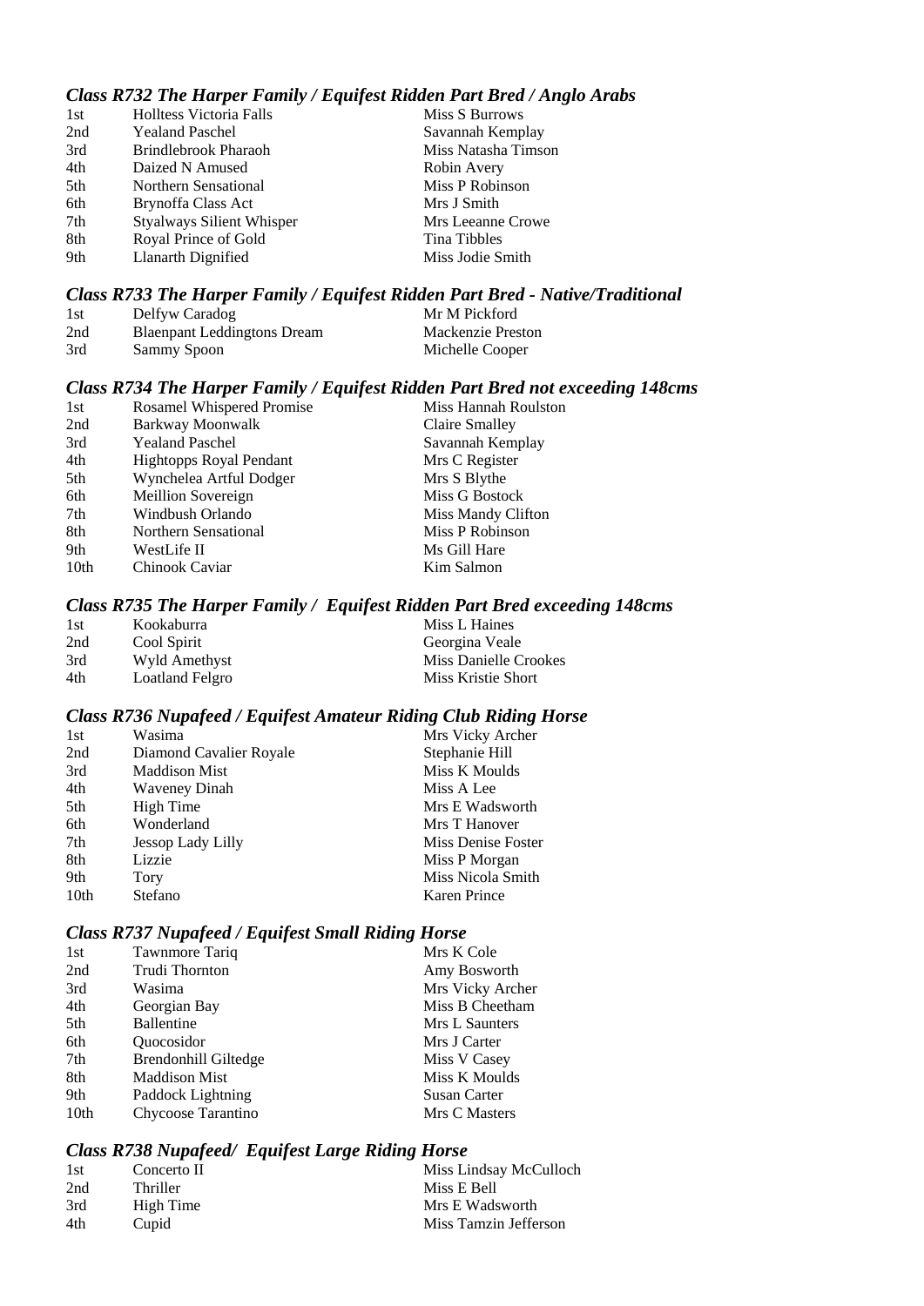### *Class R732 The Harper Family / Equifest Ridden Part Bred / Anglo Arabs*

| | | |
|---|---|---|
| 1st | Holltess Victoria Falls | Miss S Burrows |
| 2nd | Yealand Paschel | Savannah Kemplay |
| 3rd | Brindlebrook Pharaoh | Miss Natasha Timson |
| 4th | Daized N Amused | Robin Avery |
| 5th | Northern Sensational | Miss P Robinson |
| 6th | Brynoffa Class Act | Mrs J Smith |
| 7th | Styalways Silient Whisper | Mrs Leeanne Crowe |
| 8th | Royal Prince of Gold | Tina Tibbles |
| 9th | Llanarth Dignified | Miss Jodie Smith |

### *Class R733 The Harper Family / Equifest Ridden Part Bred - Native/Traditional*

| | | |
|---|---|---|
| 1st | Delfyw Caradog | Mr M Pickford |
| 2nd | Blaenpant Leddingtons Dream | Mackenzie Preston |
| 3rd | Sammy Spoon | Michelle Cooper |

### *Class R734 The Harper Family / Equifest Ridden Part Bred not exceeding 148cms*

| | | |
|---|---|---|
| 1st | Rosamel Whispered Promise | Miss Hannah Roulston |
| 2nd | Barkway Moonwalk | Claire Smalley |
| 3rd | Yealand Paschel | Savannah Kemplay |
| 4th | Hightopps Royal Pendant | Mrs C Register |
| 5th | Wynchelea Artful Dodger | Mrs S Blythe |
| 6th | Meillion Sovereign | Miss G Bostock |
| 7th | Windbush Orlando | Miss Mandy Clifton |
| 8th | Northern Sensational | Miss P Robinson |
| 9th | WestLife II | Ms Gill Hare |
| 10th | Chinook Caviar | Kim Salmon |

### *Class R735 The Harper Family / Equifest Ridden Part Bred exceeding 148cms*

| | | |
|---|---|---|
| 1st | Kookaburra | Miss L Haines |
| 2nd | Cool Spirit | Georgina Veale |
| 3rd | Wyld Amethyst | Miss Danielle Crookes |
| 4th | Loatland Felgro | Miss Kristie Short |

### *Class R736 Nupafeed / Equifest Amateur Riding Club Riding Horse*

| | | |
|---|---|---|
| 1st | Wasima | Mrs Vicky Archer |
| 2nd | Diamond Cavalier Royale | Stephanie Hill |
| 3rd | Maddison Mist | Miss K Moulds |
| 4th | Waveney Dinah | Miss A Lee |
| 5th | High Time | Mrs E Wadsworth |
| 6th | Wonderland | Mrs T Hanover |
| 7th | Jessop Lady Lilly | Miss Denise Foster |
| 8th | Lizzie | Miss P Morgan |
| 9th | Tory | Miss Nicola Smith |
| 10th | Stefano | Karen Prince |

### *Class R737 Nupafeed / Equifest Small Riding Horse*

| | | |
|---|---|---|
| 1st | Tawnmore Tariq | Mrs K Cole |
| 2nd | Trudi Thornton | Amy Bosworth |
| 3rd | Wasima | Mrs Vicky Archer |
| 4th | Georgian Bay | Miss B Cheetham |
| 5th | Ballentine | Mrs L Saunters |
| 6th | Quocosidor | Mrs J Carter |
| 7th | Brendonhill Giltedge | Miss V Casey |
| 8th | Maddison Mist | Miss K Moulds |
| 9th | Paddock Lightning | Susan Carter |
| 10th | Chycoose Tarantino | Mrs C Masters |

### *Class R738 Nupafeed/ Equifest Large Riding Horse*

| | | |
|---|---|---|
| 1st | Concerto II | Miss Lindsay McCulloch |
| 2nd | Thriller | Miss E Bell |
| 3rd | High Time | Mrs E Wadsworth |
| 4th | Cupid | Miss Tamzin Jefferson |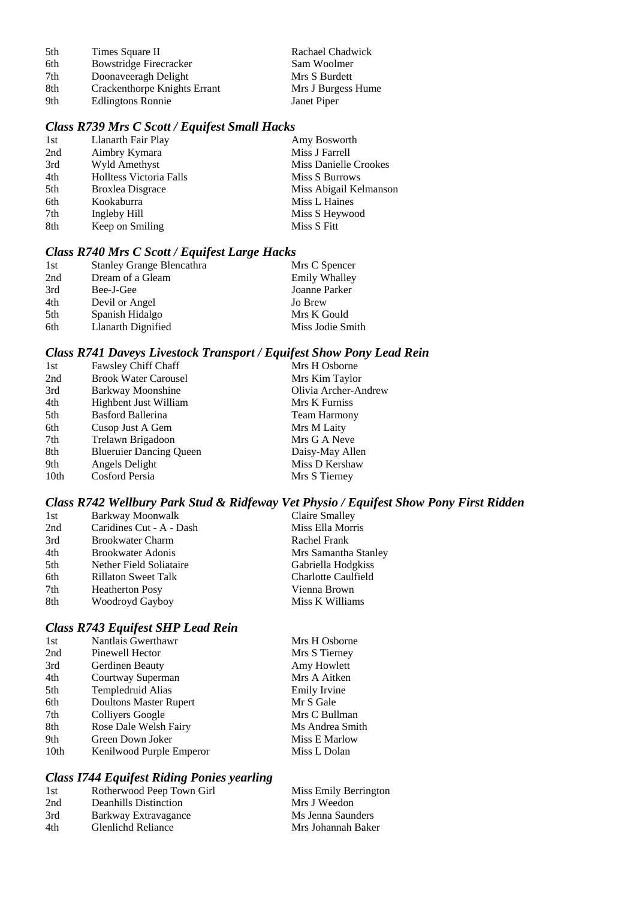| | | |
|---|---|---|
| 5th | Times Square II | Rachael Chadwick |
| 6th | Bowstridge Firecracker | Sam Woolmer |
| 7th | Doonaveeragh Delight | Mrs S Burdett |
| 8th | Crackenthorpe Knights Errant | Mrs J Burgess Hume |
| 9th | Edlingtons Ronnie | Janet Piper |

### *Class R739 Mrs C Scott / Equifest Small Hacks*

| | | |
|---|---|---|
| 1st | Llanarth Fair Play | Amy Bosworth |
| 2nd | Aimbry Kymara | Miss J Farrell |
| 3rd | Wyld Amethyst | Miss Danielle Crookes |
| 4th | Holltess Victoria Falls | Miss S Burrows |
| 5th | Broxlea Disgrace | Miss Abigail Kelmanson |
| 6th | Kookaburra | Miss L Haines |
| 7th | Ingleby Hill | Miss S Heywood |
| 8th | Keep on Smiling | Miss S Fitt |

### *Class R740 Mrs C Scott / Equifest Large Hacks*

| | | |
|---|---|---|
| 1st | Stanley Grange Blencathra | Mrs C Spencer |
| 2nd | Dream of a Gleam | Emily Whalley |
| 3rd | Bee-J-Gee | Joanne Parker |
| 4th | Devil or Angel | Jo Brew |
| 5th | Spanish Hidalgo | Mrs K Gould |
| 6th | Llanarth Dignified | Miss Jodie Smith |

### *Class R741 Daveys Livestock Transport / Equifest Show Pony Lead Rein*

| | | |
|---|---|---|
| 1st | Fawsley Chiff Chaff | Mrs H Osborne |
| 2nd | Brook Water Carousel | Mrs Kim Taylor |
| 3rd | Barkway Moonshine | Olivia Archer-Andrew |
| 4th | Highbent Just William | Mrs K Furniss |
| 5th | Basford Ballerina | Team Harmony |
| 6th | Cusop Just A Gem | Mrs M Laity |
| 7th | Trelawn Brigadoon | Mrs G A Neve |
| 8th | Blueruier Dancing Queen | Daisy-May Allen |
| 9th | Angels Delight | Miss D Kershaw |
| 10th | Cosford Persia | Mrs S Tierney |

### *Class R742 Wellbury Park Stud & Ridfeway Vet Physio / Equifest Show Pony First Ridden*

| | | |
|---|---|---|
| 1st | Barkway Moonwalk | Claire Smalley |
| 2nd | Caridines Cut - A - Dash | Miss Ella Morris |
| 3rd | Brookwater Charm | Rachel Frank |
| 4th | Brookwater Adonis | Mrs Samantha Stanley |
| 5th | Nether Field Soliataire | Gabriella Hodgkiss |
| 6th | Rillaton Sweet Talk | Charlotte Caulfield |
| 7th | Heatherton Posy | Vienna Brown |
| 8th | Woodroyd Gayboy | Miss K Williams |

### *Class R743 Equifest SHP Lead Rein*

| | | |
|---|---|---|
| 1st | Nantlais Gwerthawr | Mrs H Osborne |
| 2nd | Pinewell Hector | Mrs S Tierney |
| 3rd | Gerdinen Beauty | Amy Howlett |
| 4th | Courtway Superman | Mrs A Aitken |
| 5th | Templedruid Alias | Emily Irvine |
| 6th | Doultons Master Rupert | Mr S Gale |
| 7th | Colliyers Google | Mrs C Bullman |
| 8th | Rose Dale Welsh Fairy | Ms Andrea Smith |
| 9th | Green Down Joker | Miss E Marlow |
| 10th | Kenilwood Purple Emperor | Miss L Dolan |

### *Class I744 Equifest Riding Ponies yearling*

| | | |
|---|---|---|
| 1st | Rotherwood Peep Town Girl | Miss Emily Berrington |
| 2nd | Deanhills Distinction | Mrs J Weedon |
| 3rd | Barkway Extravagance | Ms Jenna Saunders |
| 4th | Glenlichd Reliance | Mrs Johannah Baker |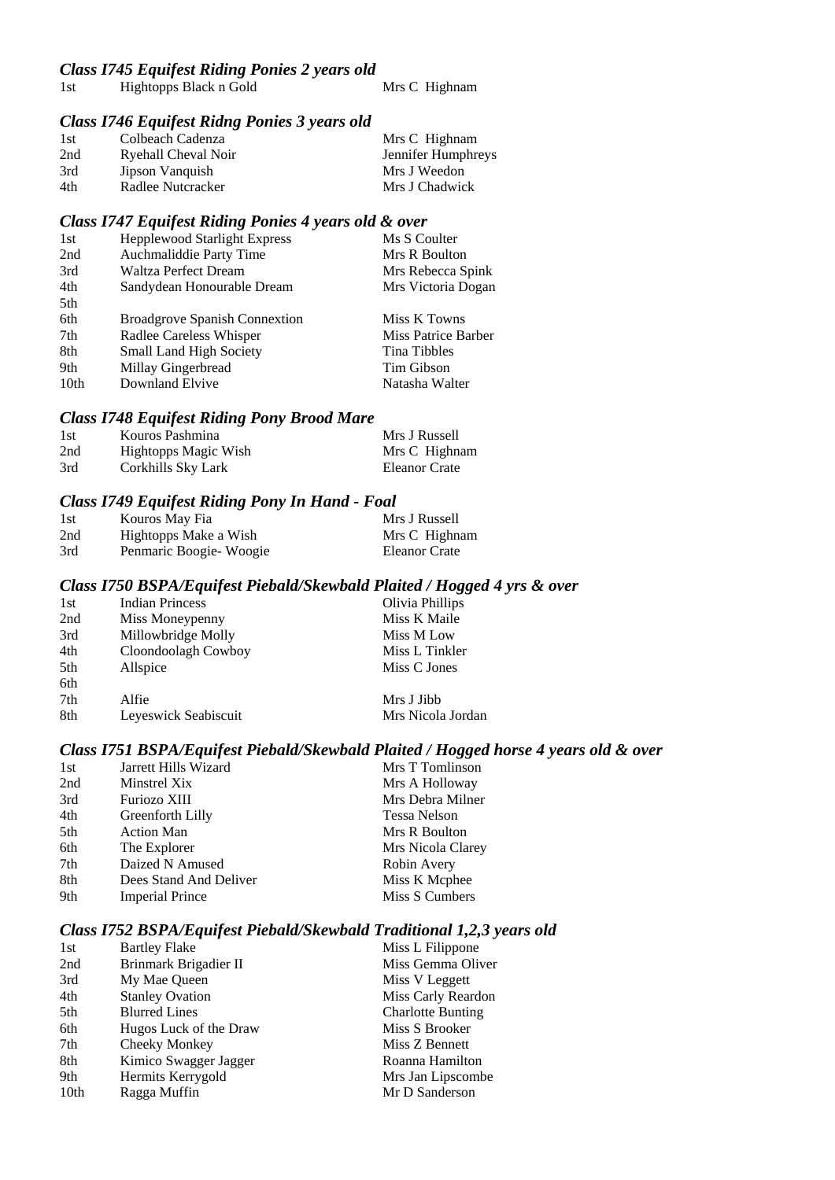### *Class I745 Equifest Riding Ponies 2 years old*

| | | |
|---|---|---|
| 1st | Hightopps Black n Gold | Mrs C Highnam |

### *Class I746 Equifest Ridng Ponies 3 years old*

| | | |
|---|---|---|
| 1st | Colbeach Cadenza | Mrs C Highnam |
| 2nd | Ryehall Cheval Noir | Jennifer Humphreys |
| 3rd | Jipson Vanquish | Mrs J Weedon |
| 4th | Radlee Nutcracker | Mrs J Chadwick |

### *Class I747 Equifest Riding Ponies 4 years old & over*

| | | |
|---|---|---|
| 1st | Hepplewood Starlight Express | Ms S Coulter |
| 2nd | Auchmaliddie Party Time | Mrs R Boulton |
| 3rd | Waltza Perfect Dream | Mrs Rebecca Spink |
| 4th | Sandydean Honourable Dream | Mrs Victoria Dogan |
| 5th | | |
| 6th | Broadgrove Spanish Connextion | Miss K Towns |
| 7th | Radlee Careless Whisper | Miss Patrice Barber |
| 8th | Small Land High Society | Tina Tibbles |
| 9th | Millay Gingerbread | Tim Gibson |
| 10th | Downland Elvive | Natasha Walter |

### *Class I748 Equifest Riding Pony Brood Mare*

| | | |
|---|---|---|
| 1st | Kouros Pashmina | Mrs J Russell |
| 2nd | Hightopps Magic Wish | Mrs C Highnam |
| 3rd | Corkhills Sky Lark | Eleanor Crate |

### *Class I749 Equifest Riding Pony In Hand - Foal*

| | | |
|---|---|---|
| 1st | Kouros May Fia | Mrs J Russell |
| 2nd | Hightopps Make a Wish | Mrs C Highnam |
| 3rd | Penmaric Boogie- Woogie | Eleanor Crate |

### *Class I750 BSPA/Equifest Piebald/Skewbald Plaited / Hogged 4 yrs & over*

| | | |
|---|---|---|
| 1st | Indian Princess | Olivia Phillips |
| 2nd | Miss Moneypenny | Miss K Maile |
| 3rd | Millowbridge Molly | Miss M Low |
| 4th | Cloondoolagh Cowboy | Miss L Tinkler |
| 5th | Allspice | Miss C Jones |
| 6th | | |
| 7th | Alfie | Mrs J Jibb |
| 8th | Leyeswick Seabiscuit | Mrs Nicola Jordan |

### *Class I751 BSPA/Equifest Piebald/Skewbald Plaited / Hogged horse 4 years old & over*

| | | |
|---|---|---|
| 1st | Jarrett Hills Wizard | Mrs T Tomlinson |
| 2nd | Minstrel Xix | Mrs A Holloway |
| 3rd | Furiozo XIII | Mrs Debra Milner |
| 4th | Greenforth Lilly | Tessa Nelson |
| 5th | Action Man | Mrs R Boulton |
| 6th | The Explorer | Mrs Nicola Clarey |
| 7th | Daized N Amused | Robin Avery |
| 8th | Dees Stand And Deliver | Miss K Mcphee |
| 9th | Imperial Prince | Miss S Cumbers |

### *Class I752 BSPA/Equifest Piebald/Skewbald Traditional 1,2,3 years old*

| | | |
|---|---|---|
| 1st | Bartley Flake | Miss L Filippone |
| 2nd | Brinmark Brigadier II | Miss Gemma Oliver |
| 3rd | My Mae Queen | Miss V Leggett |
| 4th | Stanley Ovation | Miss Carly Reardon |
| 5th | Blurred Lines | Charlotte Bunting |
| 6th | Hugos Luck of the Draw | Miss S Brooker |
| 7th | Cheeky Monkey | Miss Z Bennett |
| 8th | Kimico Swagger Jagger | Roanna Hamilton |
| 9th | Hermits Kerrygold | Mrs Jan Lipscombe |
| 10th | Ragga Muffin | Mr D Sanderson |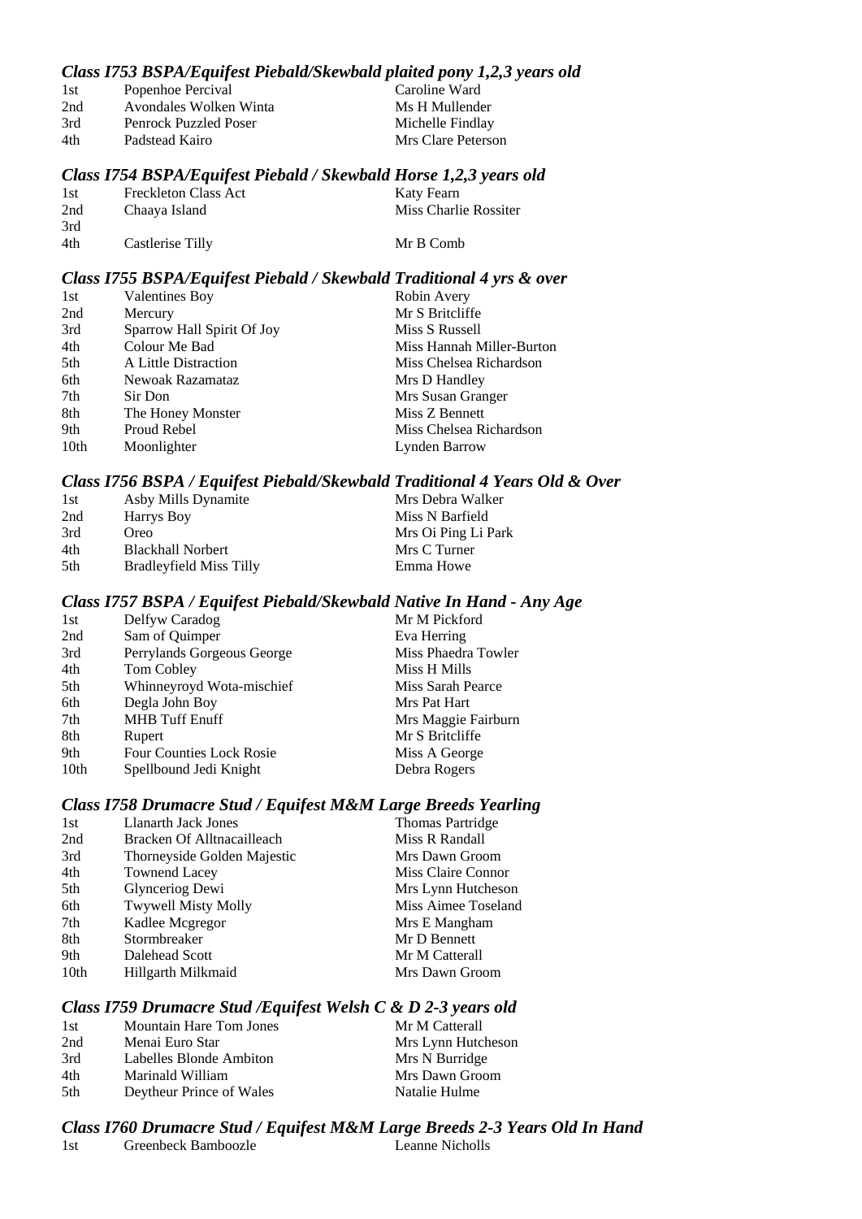### *Class I753 BSPA/Equifest Piebald/Skewbald plaited pony 1,2,3 years old*

| | | |
|---|---|---|
| 1st | Popenhoe Percival | Caroline Ward |
| 2nd | Avondales Wolken Winta | Ms H Mullender |
| 3rd | Penrock Puzzled Poser | Michelle Findlay |
| 4th | Padstead Kairo | Mrs Clare Peterson |

### *Class I754 BSPA/Equifest Piebald / Skewbald Horse 1,2,3 years old*

| | | |
|---|---|---|
| 1st | Freckleton Class Act | Katy Fearn |
| 2nd | Chaaya Island | Miss Charlie Rossiter |
| 3rd | | |
| 4th | Castlerise Tilly | Mr B Comb |

### *Class I755 BSPA/Equifest Piebald / Skewbald Traditional 4 yrs & over*

| | | |
|---|---|---|
| 1st | Valentines Boy | Robin Avery |
| 2nd | Mercury | Mr S Britcliffe |
| 3rd | Sparrow Hall Spirit Of Joy | Miss S Russell |
| 4th | Colour Me Bad | Miss Hannah Miller-Burton |
| 5th | A Little Distraction | Miss Chelsea Richardson |
| 6th | Newoak Razamataz | Mrs D Handley |
| 7th | Sir Don | Mrs Susan Granger |
| 8th | The Honey Monster | Miss Z Bennett |
| 9th | Proud Rebel | Miss Chelsea Richardson |
| 10th | Moonlighter | Lynden Barrow |

### *Class I756 BSPA / Equifest Piebald/Skewbald Traditional 4 Years Old & Over*

| | | |
|---|---|---|
| 1st | Asby Mills Dynamite | Mrs Debra Walker |
| 2nd | Harrys Boy | Miss N Barfield |
| 3rd | Oreo | Mrs Oi Ping Li Park |
| 4th | Blackhall Norbert | Mrs C Turner |
| 5th | Bradleyfield Miss Tilly | Emma Howe |

### *Class I757 BSPA / Equifest Piebald/Skewbald Native In Hand - Any Age*

| | | |
|---|---|---|
| 1st | Delfyw Caradog | Mr M Pickford |
| 2nd | Sam of Quimper | Eva Herring |
| 3rd | Perrylands Gorgeous George | Miss Phaedra Towler |
| 4th | Tom Cobley | Miss H Mills |
| 5th | Whinneyroyd Wota-mischief | Miss Sarah Pearce |
| 6th | Degla John Boy | Mrs Pat Hart |
| 7th | MHB Tuff Enuff | Mrs Maggie Fairburn |
| 8th | Rupert | Mr S Britcliffe |
| 9th | Four Counties Lock Rosie | Miss A George |
| 10th | Spellbound Jedi Knight | Debra Rogers |

### *Class I758 Drumacre Stud / Equifest M&M Large Breeds Yearling*

| | | |
|---|---|---|
| 1st | Llanarth Jack Jones | Thomas Partridge |
| 2nd | Bracken Of Alltnacailleach | Miss R Randall |
| 3rd | Thorneyside Golden Majestic | Mrs Dawn Groom |
| 4th | Townend Lacey | Miss Claire Connor |
| 5th | Glynceriog Dewi | Mrs Lynn Hutcheson |
| 6th | Twywell Misty Molly | Miss Aimee Toseland |
| 7th | Kadlee Mcgregor | Mrs E Mangham |
| 8th | Stormbreaker | Mr D Bennett |
| 9th | Dalehead Scott | Mr M Catterall |
| 10th | Hillgarth Milkmaid | Mrs Dawn Groom |

### *Class I759 Drumacre Stud /Equifest Welsh C & D 2-3 years old*

| | | |
|---|---|---|
| 1st | Mountain Hare Tom Jones | Mr M Catterall |
| 2nd | Menai Euro Star | Mrs Lynn Hutcheson |
| 3rd | Labelles Blonde Ambiton | Mrs N Burridge |
| 4th | Marinald William | Mrs Dawn Groom |
| 5th | Deytheur Prince of Wales | Natalie Hulme |

### *Class I760 Drumacre Stud / Equifest M&M Large Breeds 2-3 Years Old In Hand*

| | | |
|---|---|---|
| 1st | Greenbeck Bamboozle | Leanne Nicholls |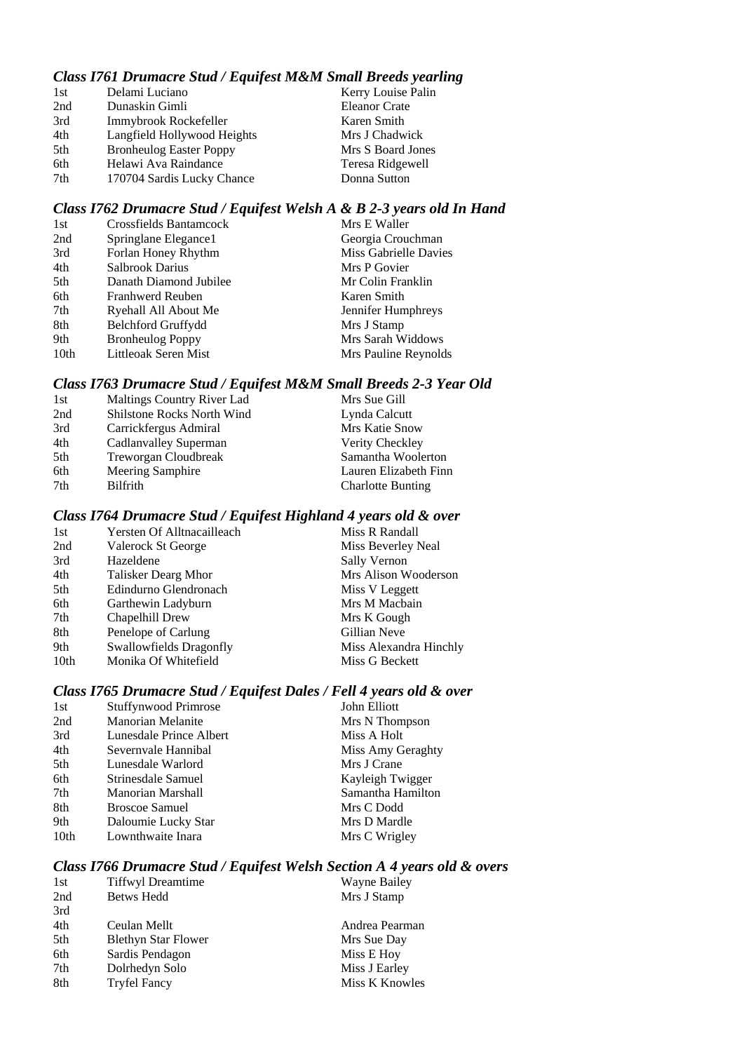### *Class I761 Drumacre Stud / Equifest M&M Small Breeds yearling*

| | | |
|---|---|---|
| 1st | Delami Luciano | Kerry Louise Palin |
| 2nd | Dunaskin Gimli | Eleanor Crate |
| 3rd | Immybrook Rockefeller | Karen Smith |
| 4th | Langfield Hollywood Heights | Mrs J Chadwick |
| 5th | Bronheulog Easter Poppy | Mrs S Board Jones |
| 6th | Helawi Ava Raindance | Teresa Ridgewell |
| 7th | 170704 Sardis Lucky Chance | Donna Sutton |

### *Class I762 Drumacre Stud / Equifest Welsh A & B 2-3 years old In Hand*

| | | |
|---|---|---|
| 1st | Crossfields Bantamcock | Mrs E Waller |
| 2nd | Springlane Elegance1 | Georgia Crouchman |
| 3rd | Forlan Honey Rhythm | Miss Gabrielle Davies |
| 4th | Salbrook Darius | Mrs P Govier |
| 5th | Danath Diamond Jubilee | Mr Colin Franklin |
| 6th | Franhwerd Reuben | Karen Smith |
| 7th | Ryehall All About Me | Jennifer Humphreys |
| 8th | Belchford Gruffydd | Mrs J Stamp |
| 9th | Bronheulog Poppy | Mrs Sarah Widdows |
| 10th | Littleoak Seren Mist | Mrs Pauline Reynolds |

### *Class I763 Drumacre Stud / Equifest M&M Small Breeds 2-3 Year Old*

| | | |
|---|---|---|
| 1st | Maltings Country River Lad | Mrs Sue Gill |
| 2nd | Shilstone Rocks North Wind | Lynda Calcutt |
| 3rd | Carrickfergus Admiral | Mrs Katie Snow |
| 4th | Cadlanvalley Superman | Verity Checkley |
| 5th | Treworgan Cloudbreak | Samantha Woolerton |
| 6th | Meering Samphire | Lauren Elizabeth Finn |
| 7th | Bilfrith | Charlotte Bunting |

### *Class I764 Drumacre Stud / Equifest Highland 4 years old & over*

| | | |
|---|---|---|
| 1st | Yersten Of Alltnacailleach | Miss R Randall |
| 2nd | Valerock St George | Miss Beverley Neal |
| 3rd | Hazeldene | Sally Vernon |
| 4th | Talisker Dearg Mhor | Mrs Alison Wooderson |
| 5th | Edindurno Glendronach | Miss V Leggett |
| 6th | Garthewin Ladyburn | Mrs M Macbain |
| 7th | Chapelhill Drew | Mrs K Gough |
| 8th | Penelope of Carlung | Gillian Neve |
| 9th | Swallowfields Dragonfly | Miss Alexandra Hinchly |
| 10th | Monika Of Whitefield | Miss G Beckett |

### *Class I765 Drumacre Stud / Equifest Dales / Fell 4 years old & over*

| | | |
|---|---|---|
| 1st | Stuffynwood Primrose | John Elliott |
| 2nd | Manorian Melanite | Mrs N Thompson |
| 3rd | Lunesdale Prince Albert | Miss A Holt |
| 4th | Severnvale Hannibal | Miss Amy Geraghty |
| 5th | Lunesdale Warlord | Mrs J Crane |
| 6th | Strinesdale Samuel | Kayleigh Twigger |
| 7th | Manorian Marshall | Samantha Hamilton |
| 8th | Broscoe Samuel | Mrs C Dodd |
| 9th | Daloumie Lucky Star | Mrs D Mardle |
| 10th | Lownthwaite Inara | Mrs C Wrigley |

### *Class I766 Drumacre Stud / Equifest Welsh Section A 4 years old & overs*

| | | |
|---|---|---|
| 1st | Tiffwyl Dreamtime | Wayne Bailey |
| 2nd | Betws Hedd | Mrs J Stamp |
| 3rd | | |
| 4th | Ceulan Mellt | Andrea Pearman |
| 5th | Blethyn Star Flower | Mrs Sue Day |
| 6th | Sardis Pendagon | Miss E Hoy |
| 7th | Dolrhedyn Solo | Miss J Earley |
| 8th | Tryfel Fancy | Miss K Knowles |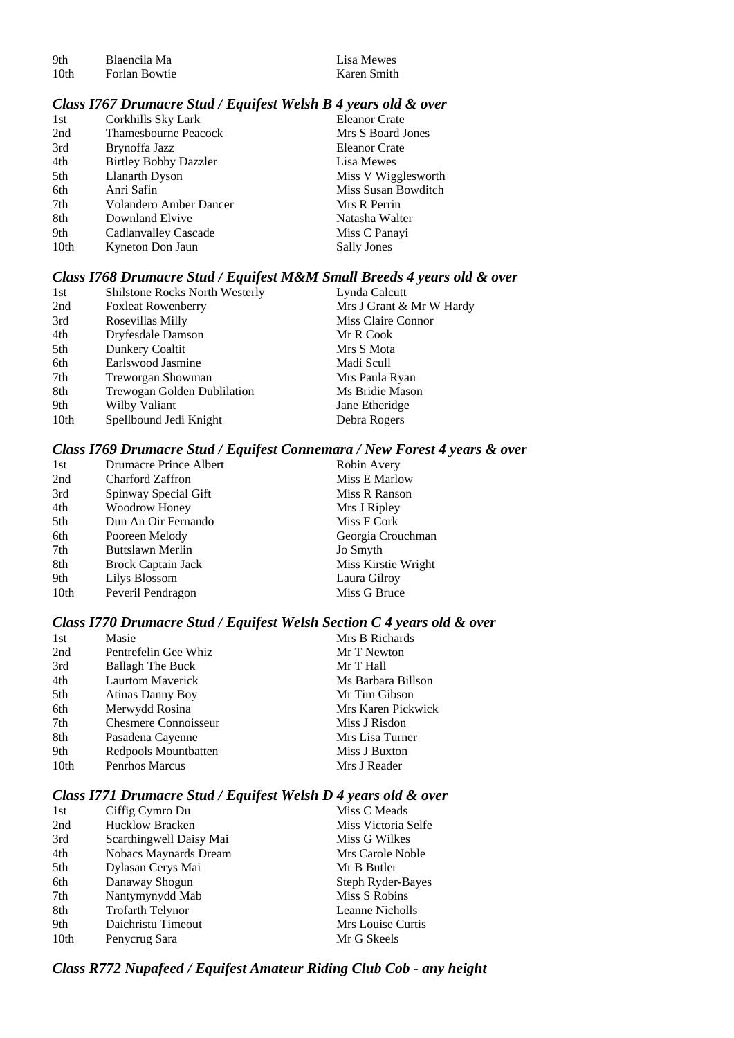| | | |
|---|---|---|
| 9th | Blaencila Ma | Lisa Mewes |
| 10th | Forlan Bowtie | Karen Smith |

### *Class I767 Drumacre Stud / Equifest Welsh B 4 years old & over*

| | | |
|---|---|---|
| 1st | Corkhills Sky Lark | Eleanor Crate |
| 2nd | Thamesbourne Peacock | Mrs S Board Jones |
| 3rd | Brynoffa Jazz | Eleanor Crate |
| 4th | Birtley Bobby Dazzler | Lisa Mewes |
| 5th | Llanarth Dyson | Miss V Wigglesworth |
| 6th | Anri Safin | Miss Susan Bowditch |
| 7th | Volandero Amber Dancer | Mrs R Perrin |
| 8th | Downland Elvive | Natasha Walter |
| 9th | Cadlanvalley Cascade | Miss C Panayi |
| 10th | Kyneton Don Jaun | Sally Jones |

### *Class I768 Drumacre Stud / Equifest M&M Small Breeds 4 years old & over*

| | | |
|---|---|---|
| 1st | Shilstone Rocks North Westerly | Lynda Calcutt |
| 2nd | Foxleat Rowenberry | Mrs J Grant & Mr W Hardy |
| 3rd | Rosevillas Milly | Miss Claire Connor |
| 4th | Dryfesdale Damson | Mr R Cook |
| 5th | Dunkery Coaltit | Mrs S Mota |
| 6th | Earlswood Jasmine | Madi Scull |
| 7th | Treworgan Showman | Mrs Paula Ryan |
| 8th | Trewogan Golden Dublilation | Ms Bridie Mason |
| 9th | Wilby Valiant | Jane Etheridge |
| 10th | Spellbound Jedi Knight | Debra Rogers |

### *Class I769 Drumacre Stud / Equifest Connemara / New Forest 4 years & over*

| | | |
|---|---|---|
| 1st | Drumacre Prince Albert | Robin Avery |
| 2nd | Charford Zaffron | Miss E Marlow |
| 3rd | Spinway Special Gift | Miss R Ranson |
| 4th | Woodrow Honey | Mrs J Ripley |
| 5th | Dun An Oir Fernando | Miss F Cork |
| 6th | Pooreen Melody | Georgia Crouchman |
| 7th | Buttslawn Merlin | Jo Smyth |
| 8th | Brock Captain Jack | Miss Kirstie Wright |
| 9th | Lilys Blossom | Laura Gilroy |
| 10th | Peveril Pendragon | Miss G Bruce |

### *Class I770 Drumacre Stud / Equifest Welsh Section C 4 years old & over*

| | | |
|---|---|---|
| 1st | Masie | Mrs B Richards |
| 2nd | Pentrefelin Gee Whiz | Mr T Newton |
| 3rd | Ballagh The Buck | Mr T Hall |
| 4th | Laurtom Maverick | Ms Barbara Billson |
| 5th | Atinas Danny Boy | Mr Tim Gibson |
| 6th | Merwydd Rosina | Mrs Karen Pickwick |
| 7th | Chesmere Connoisseur | Miss J Risdon |
| 8th | Pasadena Cayenne | Mrs Lisa Turner |
| 9th | Redpools Mountbatten | Miss J Buxton |
| 10th | Penrhos Marcus | Mrs J Reader |

### *Class I771 Drumacre Stud / Equifest Welsh D 4 years old & over*

| | | |
|---|---|---|
| 1st | Ciffig Cymro Du | Miss C Meads |
| 2nd | Hucklow Bracken | Miss Victoria Selfe |
| 3rd | Scarthingwell Daisy Mai | Miss G Wilkes |
| 4th | Nobacs Maynards Dream | Mrs Carole Noble |
| 5th | Dylasan Cerys Mai | Mr B Butler |
| 6th | Danaway Shogun | Steph Ryder-Bayes |
| 7th | Nantymynydd Mab | Miss S Robins |
| 8th | Trofarth Telynor | Leanne Nicholls |
| 9th | Daichristu Timeout | Mrs Louise Curtis |
| 10th | Penycrug Sara | Mr G Skeels |

### *Class R772 Nupafeed / Equifest Amateur Riding Club Cob - any height*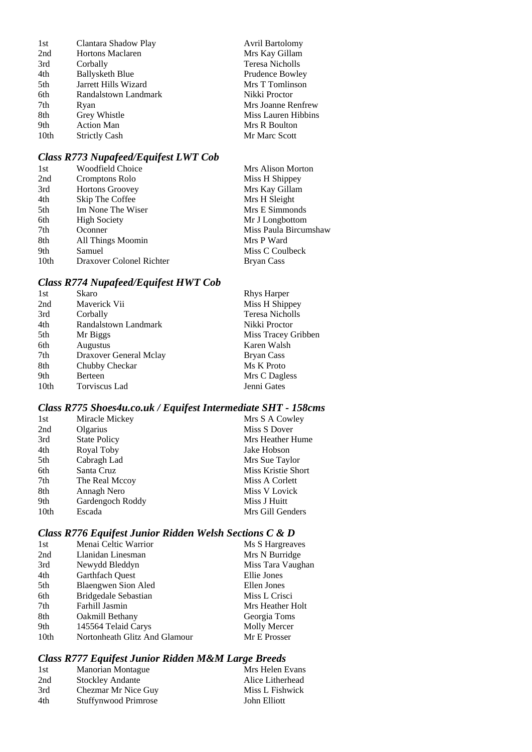| | | |
|---|---|---|
| 1st | Clantara Shadow Play | Avril Bartolomy |
| 2nd | Hortons Maclaren | Mrs Kay Gillam |
| 3rd | Corbally | Teresa Nicholls |
| 4th | Ballysketh Blue | Prudence Bowley |
| 5th | Jarrett Hills Wizard | Mrs T Tomlinson |
| 6th | Randalstown Landmark | Nikki Proctor |
| 7th | Ryan | Mrs Joanne Renfrew |
| 8th | Grey Whistle | Miss Lauren Hibbins |
| 9th | Action Man | Mrs R Boulton |
| 10th | Strictly Cash | Mr Marc Scott |

### *Class R773 Nupafeed/Equifest LWT Cob*

| | | |
|---|---|---|
| 1st | Woodfield Choice | Mrs Alison Morton |
| 2nd | Cromptons Rolo | Miss H Shippey |
| 3rd | Hortons Groovey | Mrs Kay Gillam |
| 4th | Skip The Coffee | Mrs H Sleight |
| 5th | Im None The Wiser | Mrs E Simmonds |
| 6th | High Society | Mr J Longbottom |
| 7th | Oconner | Miss Paula Bircumshaw |
| 8th | All Things Moomin | Mrs P Ward |
| 9th | Samuel | Miss C Coulbeck |
| 10th | Draxover Colonel Richter | Bryan Cass |

### *Class R774 Nupafeed/Equifest HWT Cob*

| | | |
|---|---|---|
| 1st | Skaro | Rhys Harper |
| 2nd | Maverick Vii | Miss H Shippey |
| 3rd | Corbally | Teresa Nicholls |
| 4th | Randalstown Landmark | Nikki Proctor |
| 5th | Mr Biggs | Miss Tracey Gribben |
| 6th | Augustus | Karen Walsh |
| 7th | Draxover General Mclay | Bryan Cass |
| 8th | Chubby Checkar | Ms K Proto |
| 9th | Berteen | Mrs C Dagless |
| 10th | Torviscus Lad | Jenni Gates |

### *Class R775 Shoes4u.co.uk / Equifest Intermediate SHT - 158cms*

| | | |
|---|---|---|
| 1st | Miracle Mickey | Mrs S A Cowley |
| 2nd | Olgarius | Miss S Dover |
| 3rd | State Policy | Mrs Heather Hume |
| 4th | Royal Toby | Jake Hobson |
| 5th | Cabragh Lad | Mrs Sue Taylor |
| 6th | Santa Cruz | Miss Kristie Short |
| 7th | The Real Mccoy | Miss A Corlett |
| 8th | Annagh Nero | Miss V Lovick |
| 9th | Gardengoch Roddy | Miss J Huitt |
| 10th | Escada | Mrs Gill Genders |

### *Class R776 Equifest Junior Ridden Welsh Sections C & D*

| | | |
|---|---|---|
| 1st | Menai Celtic Warrior | Ms S Hargreaves |
| 2nd | Llanidan Linesman | Mrs N Burridge |
| 3rd | Newydd Bleddyn | Miss Tara Vaughan |
| 4th | Garthfach Quest | Ellie Jones |
| 5th | Blaengwen Sion Aled | Ellen Jones |
| 6th | Bridgedale Sebastian | Miss L Crisci |
| 7th | Farhill Jasmin | Mrs Heather Holt |
| 8th | Oakmill Bethany | Georgia Toms |
| 9th | 145564 Telaid Carys | Molly Mercer |
| 10th | Nortonheath Glitz And Glamour | Mr E Prosser |

### *Class R777 Equifest Junior Ridden M&M Large Breeds*

| | | |
|---|---|---|
| 1st | Manorian Montague | Mrs Helen Evans |
| 2nd | Stockley Andante | Alice Litherhead |
| 3rd | Chezmar Mr Nice Guy | Miss L Fishwick |
| 4th | Stuffynwood Primrose | John Elliott |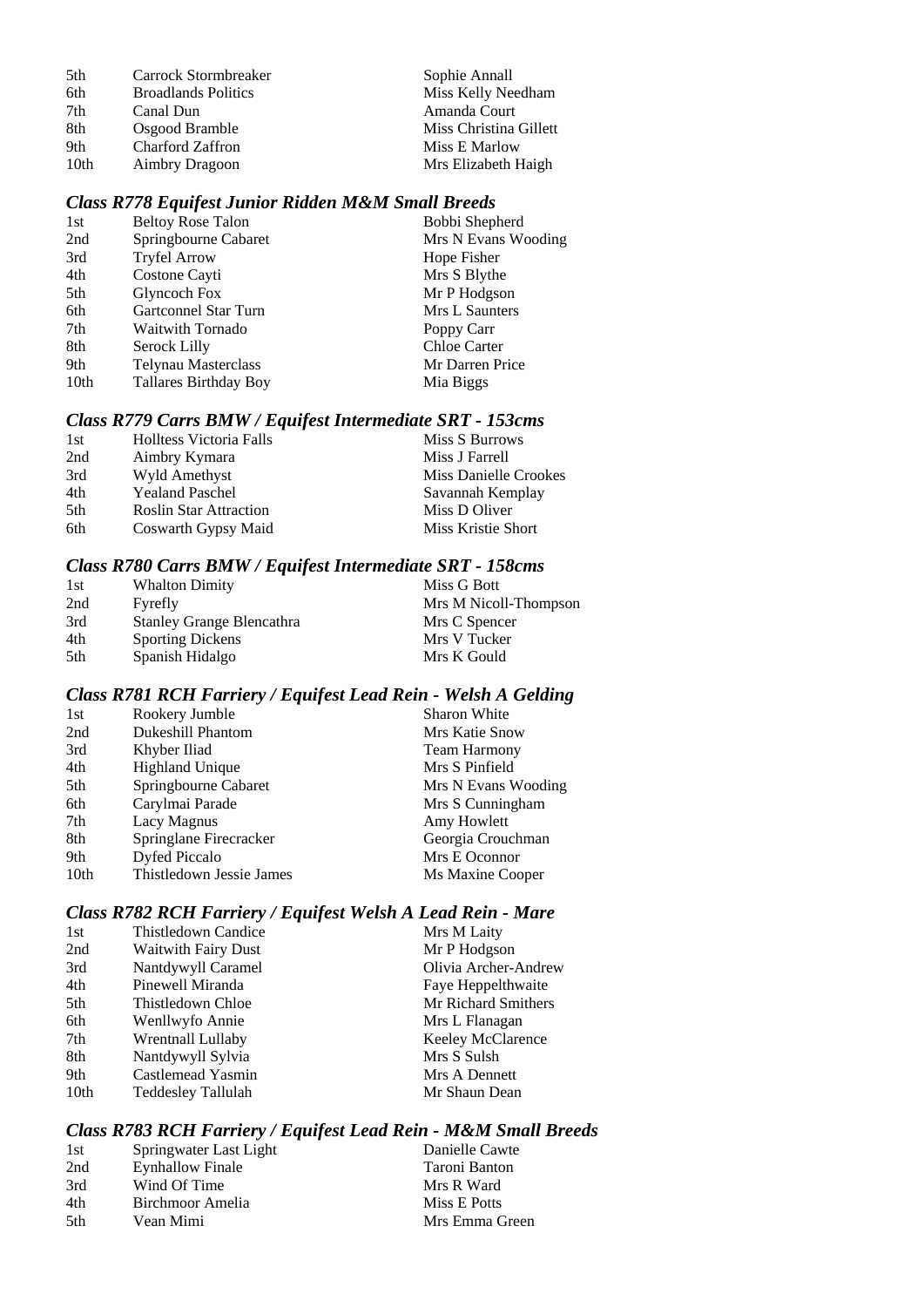| | | |
|---|---|---|
| 5th | Carrock Stormbreaker | Sophie Annall |
| 6th | Broadlands Politics | Miss Kelly Needham |
| 7th | Canal Dun | Amanda Court |
| 8th | Osgood Bramble | Miss Christina Gillett |
| 9th | Charford Zaffron | Miss E Marlow |
| 10th | Aimbry Dragoon | Mrs Elizabeth Haigh |

### *Class R778 Equifest Junior Ridden M&M Small Breeds*

| | | |
|---|---|---|
| 1st | Beltoy Rose Talon | Bobbi Shepherd |
| 2nd | Springbourne Cabaret | Mrs N Evans Wooding |
| 3rd | Tryfel Arrow | Hope Fisher |
| 4th | Costone Cayti | Mrs S Blythe |
| 5th | Glyncoch Fox | Mr P Hodgson |
| 6th | Gartconnel Star Turn | Mrs L Saunters |
| 7th | Waitwith Tornado | Poppy Carr |
| 8th | Serock Lilly | Chloe Carter |
| 9th | Telynau Masterclass | Mr Darren Price |
| 10th | Tallares Birthday Boy | Mia Biggs |

### *Class R779 Carrs BMW / Equifest Intermediate SRT - 153cms*

| | | |
|---|---|---|
| 1st | Holltess Victoria Falls | Miss S Burrows |
| 2nd | Aimbry Kymara | Miss J Farrell |
| 3rd | Wyld Amethyst | Miss Danielle Crookes |
| 4th | Yealand Paschel | Savannah Kemplay |
| 5th | Roslin Star Attraction | Miss D Oliver |
| 6th | Coswarth Gypsy Maid | Miss Kristie Short |

### *Class R780 Carrs BMW / Equifest Intermediate SRT - 158cms*

| | | |
|---|---|---|
| 1st | Whalton Dimity | Miss G Bott |
| 2nd | Fyrefly | Mrs M Nicoll-Thompson |
| 3rd | Stanley Grange Blencathra | Mrs C Spencer |
| 4th | Sporting Dickens | Mrs V Tucker |
| 5th | Spanish Hidalgo | Mrs K Gould |

### *Class R781 RCH Farriery / Equifest Lead Rein - Welsh A Gelding*

| | | |
|---|---|---|
| 1st | Rookery Jumble | Sharon White |
| 2nd | Dukeshill Phantom | Mrs Katie Snow |
| 3rd | Khyber Iliad | Team Harmony |
| 4th | Highland Unique | Mrs S Pinfield |
| 5th | Springbourne Cabaret | Mrs N Evans Wooding |
| 6th | Carylmai Parade | Mrs S Cunningham |
| 7th | Lacy Magnus | Amy Howlett |
| 8th | Springlane Firecracker | Georgia Crouchman |
| 9th | Dyfed Piccalo | Mrs E Oconnor |
| 10th | Thistledown Jessie James | Ms Maxine Cooper |

### *Class R782 RCH Farriery / Equifest Welsh A Lead Rein - Mare*

| | | |
|---|---|---|
| 1st | Thistledown Candice | Mrs M Laity |
| 2nd | Waitwith Fairy Dust | Mr P Hodgson |
| 3rd | Nantdywyll Caramel | Olivia Archer-Andrew |
| 4th | Pinewell Miranda | Faye Heppelthwaite |
| 5th | Thistledown Chloe | Mr Richard Smithers |
| 6th | Wenllwyfo Annie | Mrs L Flanagan |
| 7th | Wrentnall Lullaby | Keeley McClarence |
| 8th | Nantdywyll Sylvia | Mrs S Sulsh |
| 9th | Castlemead Yasmin | Mrs A Dennett |
| 10th | Teddesley Tallulah | Mr Shaun Dean |

### *Class R783 RCH Farriery / Equifest Lead Rein - M&M Small Breeds*

| | | |
|---|---|---|
| 1st | Springwater Last Light | Danielle Cawte |
| 2nd | Eynhallow Finale | Taroni Banton |
| 3rd | Wind Of Time | Mrs R Ward |
| 4th | Birchmoor Amelia | Miss E Potts |
| 5th | Vean Mimi | Mrs Emma Green |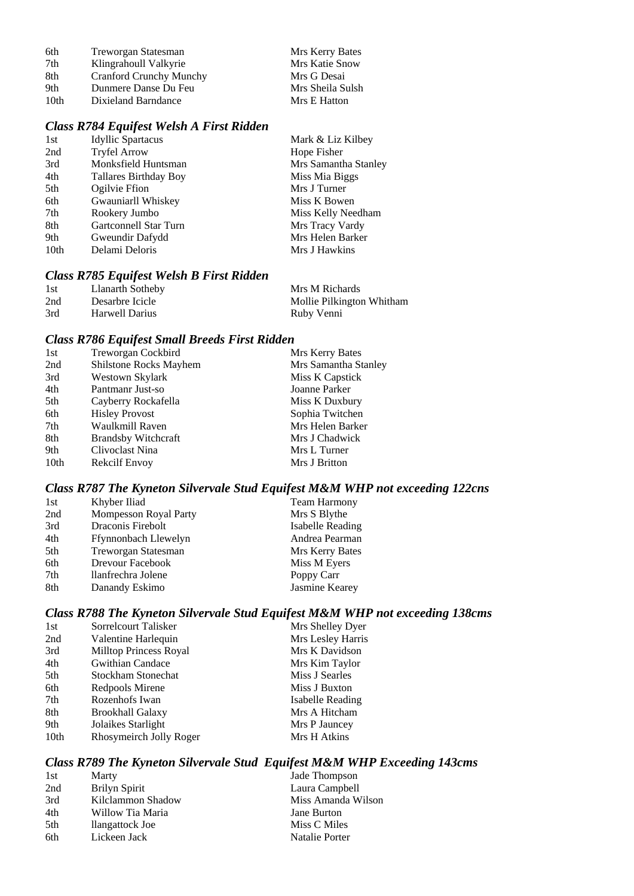| | | |
|---|---|---|
| 6th | Treworgan Statesman | Mrs Kerry Bates |
| 7th | Klingrahoull Valkyrie | Mrs Katie Snow |
| 8th | Cranford Crunchy Munchy | Mrs G Desai |
| 9th | Dunmere Danse Du Feu | Mrs Sheila Sulsh |
| 10th | Dixieland Barndance | Mrs E Hatton |

### *Class R784 Equifest Welsh A First Ridden*

| | | |
|---|---|---|
| 1st | Idyllic Spartacus | Mark & Liz Kilbey |
| 2nd | Tryfel Arrow | Hope Fisher |
| 3rd | Monksfield Huntsman | Mrs Samantha Stanley |
| 4th | Tallares Birthday Boy | Miss Mia Biggs |
| 5th | Ogilvie Ffion | Mrs J Turner |
| 6th | Gwauniarll Whiskey | Miss K Bowen |
| 7th | Rookery Jumbo | Miss Kelly Needham |
| 8th | Gartconnell Star Turn | Mrs Tracy Vardy |
| 9th | Gweundir Dafydd | Mrs Helen Barker |
| 10th | Delami Deloris | Mrs J Hawkins |

### *Class R785 Equifest Welsh B First Ridden*

| | | |
|---|---|---|
| 1st | Llanarth Sotheby | Mrs M Richards |
| 2nd | Desarbre Icicle | Mollie Pilkington Whitham |
| 3rd | Harwell Darius | Ruby Venni |

### *Class R786 Equifest Small Breeds First Ridden*

| | | |
|---|---|---|
| 1st | Treworgan Cockbird | Mrs Kerry Bates |
| 2nd | Shilstone Rocks Mayhem | Mrs Samantha Stanley |
| 3rd | Westown Skylark | Miss K Capstick |
| 4th | Pantmanr Just-so | Joanne Parker |
| 5th | Cayberry Rockafella | Miss K Duxbury |
| 6th | Hisley Provost | Sophia Twitchen |
| 7th | Waulkmill Raven | Mrs Helen Barker |
| 8th | Brandsby Witchcraft | Mrs J Chadwick |
| 9th | Clivoclast Nina | Mrs L Turner |
| 10th | Rekcilf Envoy | Mrs J Britton |

### *Class R787 The Kyneton Silvervale Stud Equifest M&M WHP not exceeding 122cns*

| | | |
|---|---|---|
| 1st | Khyber Iliad | Team Harmony |
| 2nd | Mompesson Royal Party | Mrs S Blythe |
| 3rd | Draconis Firebolt | Isabelle Reading |
| 4th | Ffynnonbach Llewelyn | Andrea Pearman |
| 5th | Treworgan Statesman | Mrs Kerry Bates |
| 6th | Drevour Facebook | Miss M Eyers |
| 7th | llanfrechra Jolene | Poppy Carr |
| 8th | Danandy Eskimo | Jasmine Kearey |

### *Class R788 The Kyneton Silvervale Stud Equifest M&M WHP not exceeding 138cms*

| | | |
|---|---|---|
| 1st | Sorrelcourt Talisker | Mrs Shelley Dyer |
| 2nd | Valentine Harlequin | Mrs Lesley Harris |
| 3rd | Milltop Princess Royal | Mrs K Davidson |
| 4th | Gwithian Candace | Mrs Kim Taylor |
| 5th | Stockham Stonechat | Miss J Searles |
| 6th | Redpools Mirene | Miss J Buxton |
| 7th | Rozenhofs Iwan | Isabelle Reading |
| 8th | Brookhall Galaxy | Mrs A Hitcham |
| 9th | Jolaikes Starlight | Mrs P Jauncey |
| 10th | Rhosymeirch Jolly Roger | Mrs H Atkins |

### *Class R789 The Kyneton Silvervale Stud Equifest M&M WHP Exceeding 143cms*

| | | |
|---|---|---|
| 1st | Marty | Jade Thompson |
| 2nd | Brilyn Spirit | Laura Campbell |
| 3rd | Kilclammon Shadow | Miss Amanda Wilson |
| 4th | Willow Tia Maria | Jane Burton |
| 5th | llangattock Joe | Miss C Miles |
| 6th | Lickeen Jack | Natalie Porter |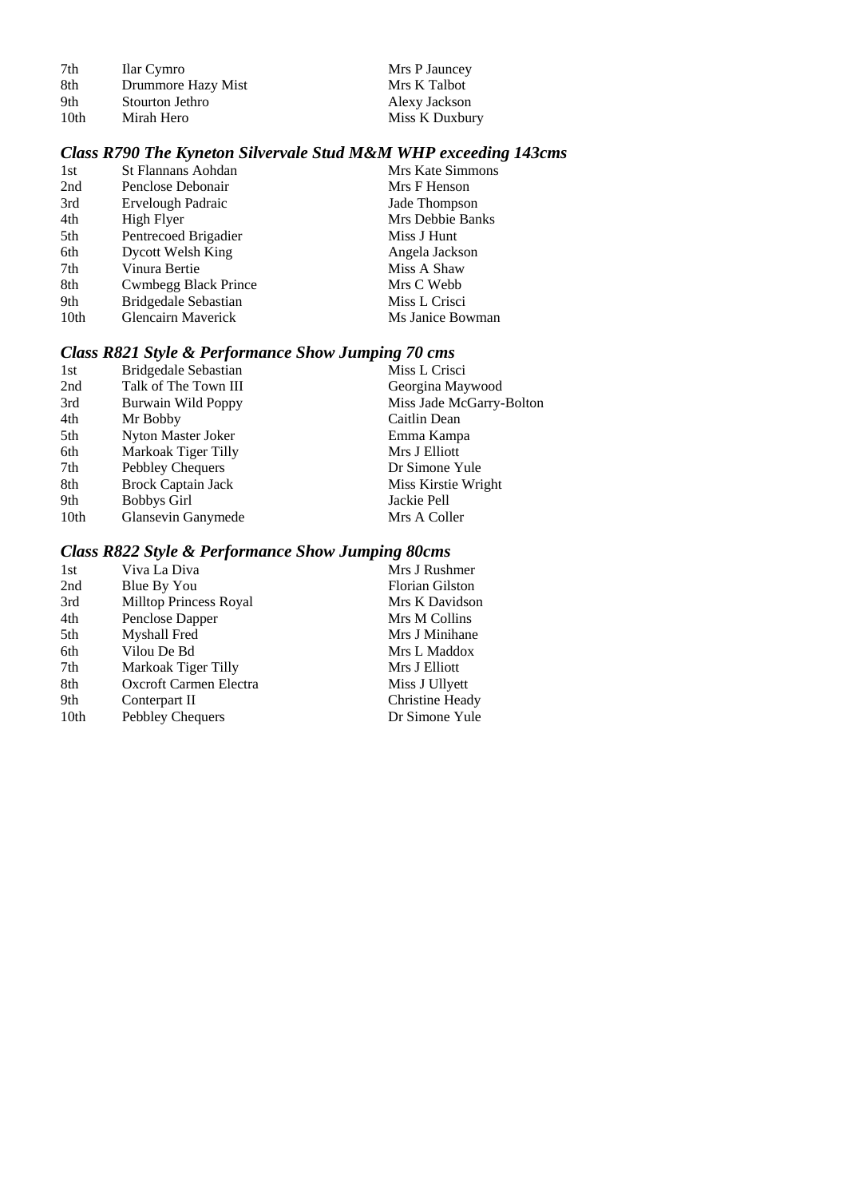| | | |
|---|---|---|
| 7th | Ilar Cymro | Mrs P Jauncey |
| 8th | Drummore Hazy Mist | Mrs K Talbot |
| 9th | Stourton Jethro | Alexy Jackson |
| 10th | Mirah Hero | Miss K Duxbury |

### *Class R790 The Kyneton Silvervale Stud M&M WHP exceeding 143cms*

| | | |
|---|---|---|
| 1st | St Flannans Aohdan | Mrs Kate Simmons |
| 2nd | Penclose Debonair | Mrs F Henson |
| 3rd | Ervelough Padraic | Jade Thompson |
| 4th | High Flyer | Mrs Debbie Banks |
| 5th | Pentrecoed Brigadier | Miss J Hunt |
| 6th | Dycott Welsh King | Angela Jackson |
| 7th | Vinura Bertie | Miss A Shaw |
| 8th | Cwmbegg Black Prince | Mrs C Webb |
| 9th | Bridgedale Sebastian | Miss L Crisci |
| 10th | Glencairn Maverick | Ms Janice Bowman |

### *Class R821 Style & Performance Show Jumping 70 cms*

| | | |
|---|---|---|
| 1st | Bridgedale Sebastian | Miss L Crisci |
| 2nd | Talk of The Town III | Georgina Maywood |
| 3rd | Burwain Wild Poppy | Miss Jade McGarry-Bolton |
| 4th | Mr Bobby | Caitlin Dean |
| 5th | Nyton Master Joker | Emma Kampa |
| 6th | Markoak Tiger Tilly | Mrs J Elliott |
| 7th | Pebbley Chequers | Dr Simone Yule |
| 8th | Brock Captain Jack | Miss Kirstie Wright |
| 9th | Bobbys Girl | Jackie Pell |
| 10th | Glansevin Ganymede | Mrs A Coller |

### *Class R822 Style & Performance Show Jumping 80cms*

| | | |
|---|---|---|
| 1st | Viva La Diva | Mrs J Rushmer |
| 2nd | Blue By You | Florian Gilston |
| 3rd | Milltop Princess Royal | Mrs K Davidson |
| 4th | Penclose Dapper | Mrs M Collins |
| 5th | Myshall Fred | Mrs J Minihane |
| 6th | Vilou De Bd | Mrs L Maddox |
| 7th | Markoak Tiger Tilly | Mrs J Elliott |
| 8th | Oxcroft Carmen Electra | Miss J Ullyett |
| 9th | Conterpart II | Christine Heady |
| 10th | Pebbley Chequers | Dr Simone Yule |